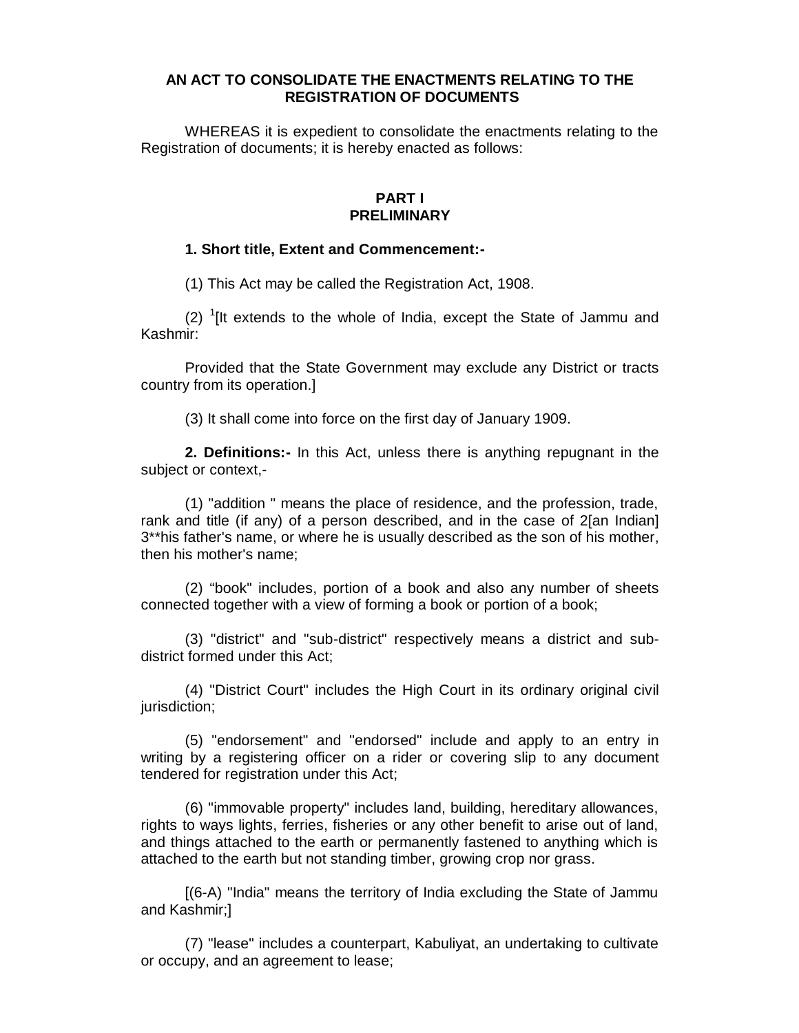**AN ACT TO CONSOLIDATE THE ENACTMENTS RELATING TO THE REGISTRATION OF DOCUMENTS**

WHEREAS it is expedient to consolidate the enactments relating to the Registration of documents; it is hereby enacted as follows:

## PART I
## PRELIMINARY

**1. Short title, Extent and Commencement:-**

(1) This Act may be called the Registration Act, 1908.

(2) [1][It extends to the whole of India, except the State of Jammu and Kashmir:

Provided that the State Government may exclude any District or tracts country from its operation.]

(3) It shall come into force on the first day of January 1909.

**2. Definitions:-** In this Act, unless there is anything repugnant in the subject or context,-

(1) "addition " means the place of residence, and the profession, trade, rank and title (if any) of a person described, and in the case of 2[an Indian] 3**his father's name, or where he is usually described as the son of his mother, then his mother's name;

(2) "book" includes, portion of a book and also any number of sheets connected together with a view of forming a book or portion of a book;

(3) "district" and "sub-district" respectively means a district and sub-district formed under this Act;

(4) "District Court" includes the High Court in its ordinary original civil jurisdiction;

(5) "endorsement" and "endorsed" include and apply to an entry in writing by a registering officer on a rider or covering slip to any document tendered for registration under this Act;

(6) "immovable property" includes land, building, hereditary allowances, rights to ways lights, ferries, fisheries or any other benefit to arise out of land, and things attached to the earth or permanently fastened to anything which is attached to the earth but not standing timber, growing crop nor grass.

[(6-A) "India" means the territory of India excluding the State of Jammu and Kashmir;]

(7) "lease" includes a counterpart, Kabuliyat, an undertaking to cultivate or occupy, and an agreement to lease;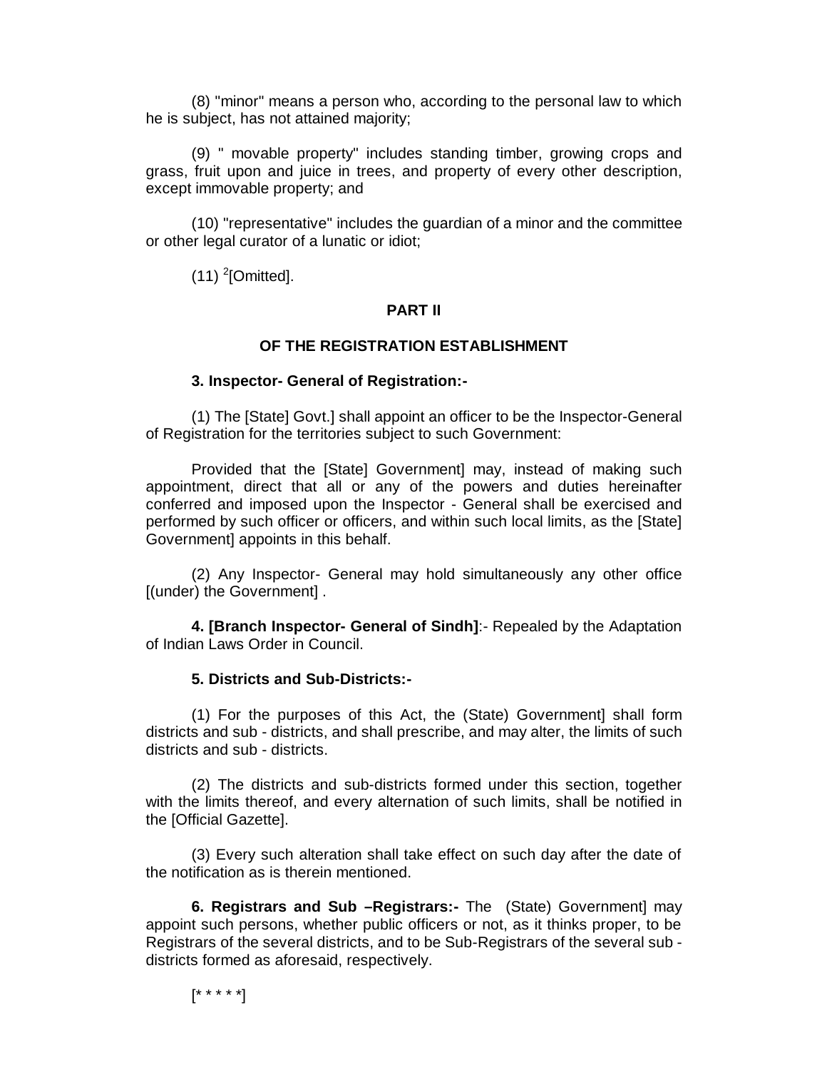(8) "minor" means a person who, according to the personal law to which he is subject, has not attained majority;

(9) " movable property" includes standing timber, growing crops and grass, fruit upon and juice in trees, and property of every other description, except immovable property; and

(10) "representative" includes the guardian of a minor and the committee or other legal curator of a lunatic or idiot;

(11) [2][Omitted].

## PART II

## OF THE REGISTRATION ESTABLISHMENT

**3. Inspector- General of Registration:-**

(1) The [State] Govt.] shall appoint an officer to be the Inspector-General of Registration for the territories subject to such Government:

Provided that the [State] Government] may, instead of making such appointment, direct that all or any of the powers and duties hereinafter conferred and imposed upon the Inspector - General shall be exercised and performed by such officer or officers, and within such local limits, as the [State] Government] appoints in this behalf.

(2) Any Inspector- General may hold simultaneously any other office [(under) the Government] .

**4. [Branch Inspector- General of Sindh]**:- Repealed by the Adaptation of Indian Laws Order in Council.

**5. Districts and Sub-Districts:-**

(1) For the purposes of this Act, the (State) Government] shall form districts and sub - districts, and shall prescribe, and may alter, the limits of such districts and sub - districts.

(2) The districts and sub-districts formed under this section, together with the limits thereof, and every alternation of such limits, shall be notified in the [Official Gazette].

(3) Every such alteration shall take effect on such day after the date of the notification as is therein mentioned.

**6. Registrars and Sub –Registrars:-** The (State) Government] may appoint such persons, whether public officers or not, as it thinks proper, to be Registrars of the several districts, and to be Sub-Registrars of the several sub - districts formed as aforesaid, respectively.

[* * * * *]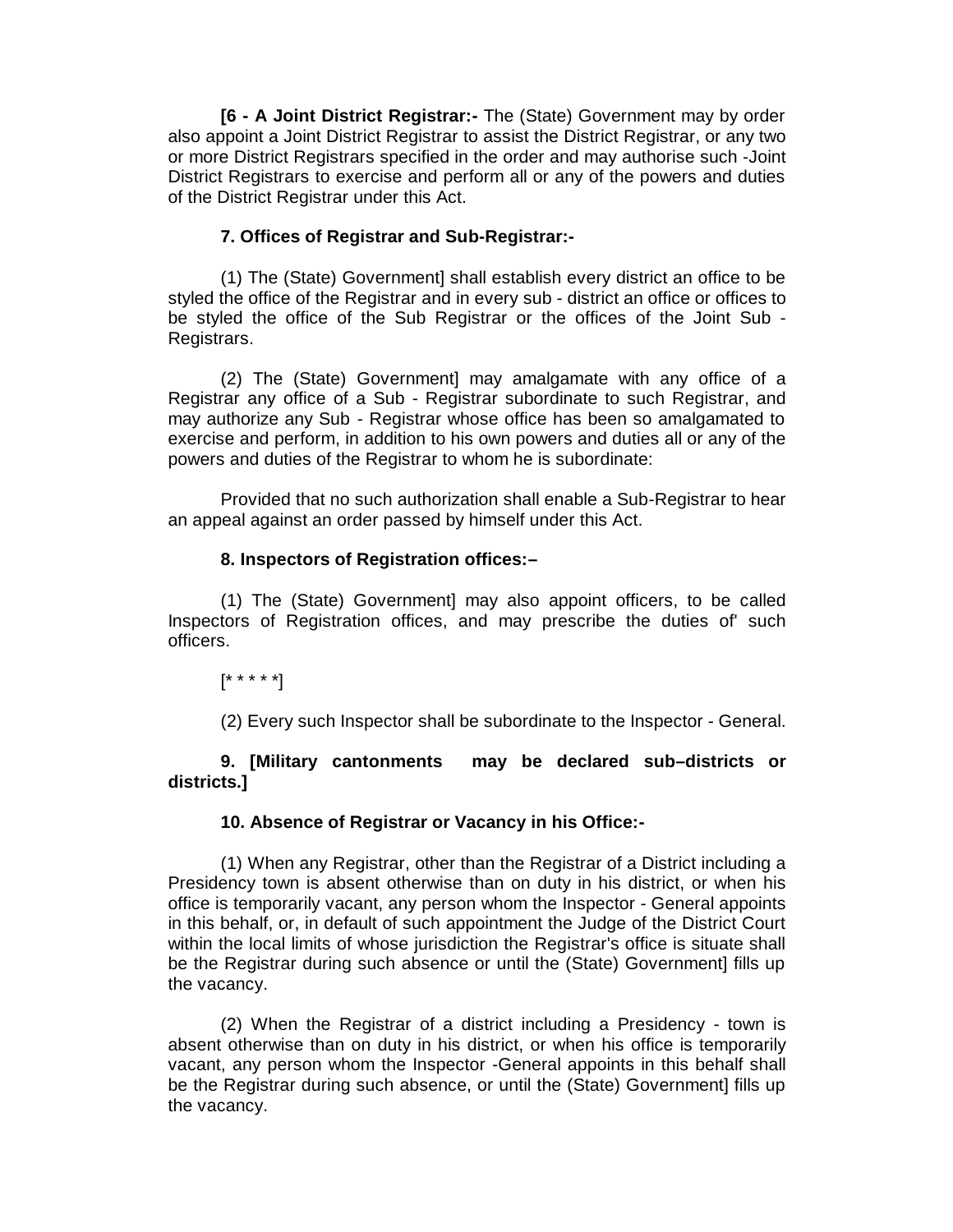**[6 - A Joint District Registrar:-** The (State) Government may by order also appoint a Joint District Registrar to assist the District Registrar, or any two or more District Registrars specified in the order and may authorise such -Joint District Registrars to exercise and perform all or any of the powers and duties of the District Registrar under this Act.

**7. Offices of Registrar and Sub-Registrar:-**

(1) The (State) Government] shall establish every district an office to be styled the office of the Registrar and in every sub - district an office or offices to be styled the office of the Sub Registrar or the offices of the Joint Sub - Registrars.

(2) The (State) Government] may amalgamate with any office of a Registrar any office of a Sub - Registrar subordinate to such Registrar, and may authorize any Sub - Registrar whose office has been so amalgamated to exercise and perform, in addition to his own powers and duties all or any of the powers and duties of the Registrar to whom he is subordinate:

Provided that no such authorization shall enable a Sub-Registrar to hear an appeal against an order passed by himself under this Act.

**8. Inspectors of Registration offices:–**

(1) The (State) Government] may also appoint officers, to be called Inspectors of Registration offices, and may prescribe the duties of' such officers.

[* * * * *]

(2) Every such Inspector shall be subordinate to the Inspector - General.

**9. [Military cantonments may be declared sub–districts or districts.]**

**10. Absence of Registrar or Vacancy in his Office:-**

(1) When any Registrar, other than the Registrar of a District including a Presidency town is absent otherwise than on duty in his district, or when his office is temporarily vacant, any person whom the Inspector - General appoints in this behalf, or, in default of such appointment the Judge of the District Court within the local limits of whose jurisdiction the Registrar's office is situate shall be the Registrar during such absence or until the (State) Government] fills up the vacancy.

(2) When the Registrar of a district including a Presidency - town is absent otherwise than on duty in his district, or when his office is temporarily vacant, any person whom the Inspector -General appoints in this behalf shall be the Registrar during such absence, or until the (State) Government] fills up the vacancy.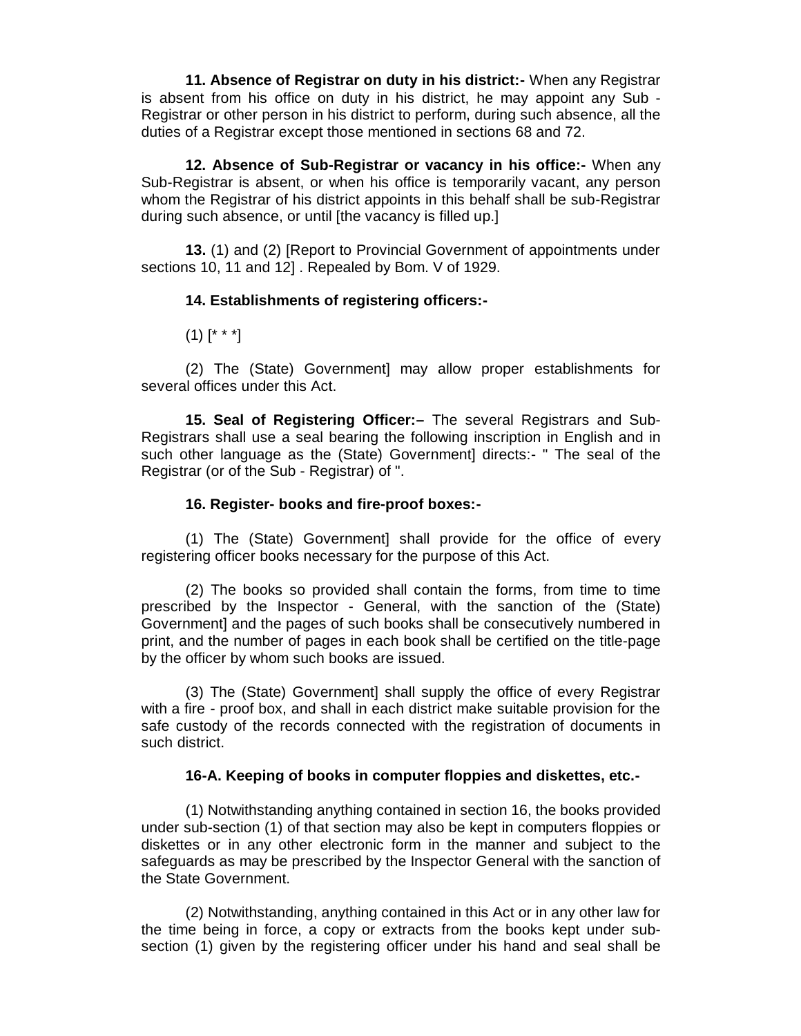**11. Absence of Registrar on duty in his district:-** When any Registrar is absent from his office on duty in his district, he may appoint any Sub - Registrar or other person in his district to perform, during such absence, all the duties of a Registrar except those mentioned in sections 68 and 72.

**12. Absence of Sub-Registrar or vacancy in his office:-** When any Sub-Registrar is absent, or when his office is temporarily vacant, any person whom the Registrar of his district appoints in this behalf shall be sub-Registrar during such absence, or until [the vacancy is filled up.]

**13.** (1) and (2) [Report to Provincial Government of appointments under sections 10, 11 and 12] . Repealed by Bom. V of 1929.

**14. Establishments of registering officers:-**

(1) [* * *]

(2) The (State) Government] may allow proper establishments for several offices under this Act.

**15. Seal of Registering Officer:–** The several Registrars and Sub-Registrars shall use a seal bearing the following inscription in English and in such other language as the (State) Government] directs:- " The seal of the Registrar (or of the Sub - Registrar) of ".

**16. Register- books and fire-proof boxes:-**

(1) The (State) Government] shall provide for the office of every registering officer books necessary for the purpose of this Act.

(2) The books so provided shall contain the forms, from time to time prescribed by the Inspector - General, with the sanction of the (State) Government] and the pages of such books shall be consecutively numbered in print, and the number of pages in each book shall be certified on the title-page by the officer by whom such books are issued.

(3) The (State) Government] shall supply the office of every Registrar with a fire - proof box, and shall in each district make suitable provision for the safe custody of the records connected with the registration of documents in such district.

**16-A. Keeping of books in computer floppies and diskettes, etc.-**

(1) Notwithstanding anything contained in section 16, the books provided under sub-section (1) of that section may also be kept in computers floppies or diskettes or in any other electronic form in the manner and subject to the safeguards as may be prescribed by the Inspector General with the sanction of the State Government.

(2) Notwithstanding, anything contained in this Act or in any other law for the time being in force, a copy or extracts from the books kept under sub-section (1) given by the registering officer under his hand and seal shall be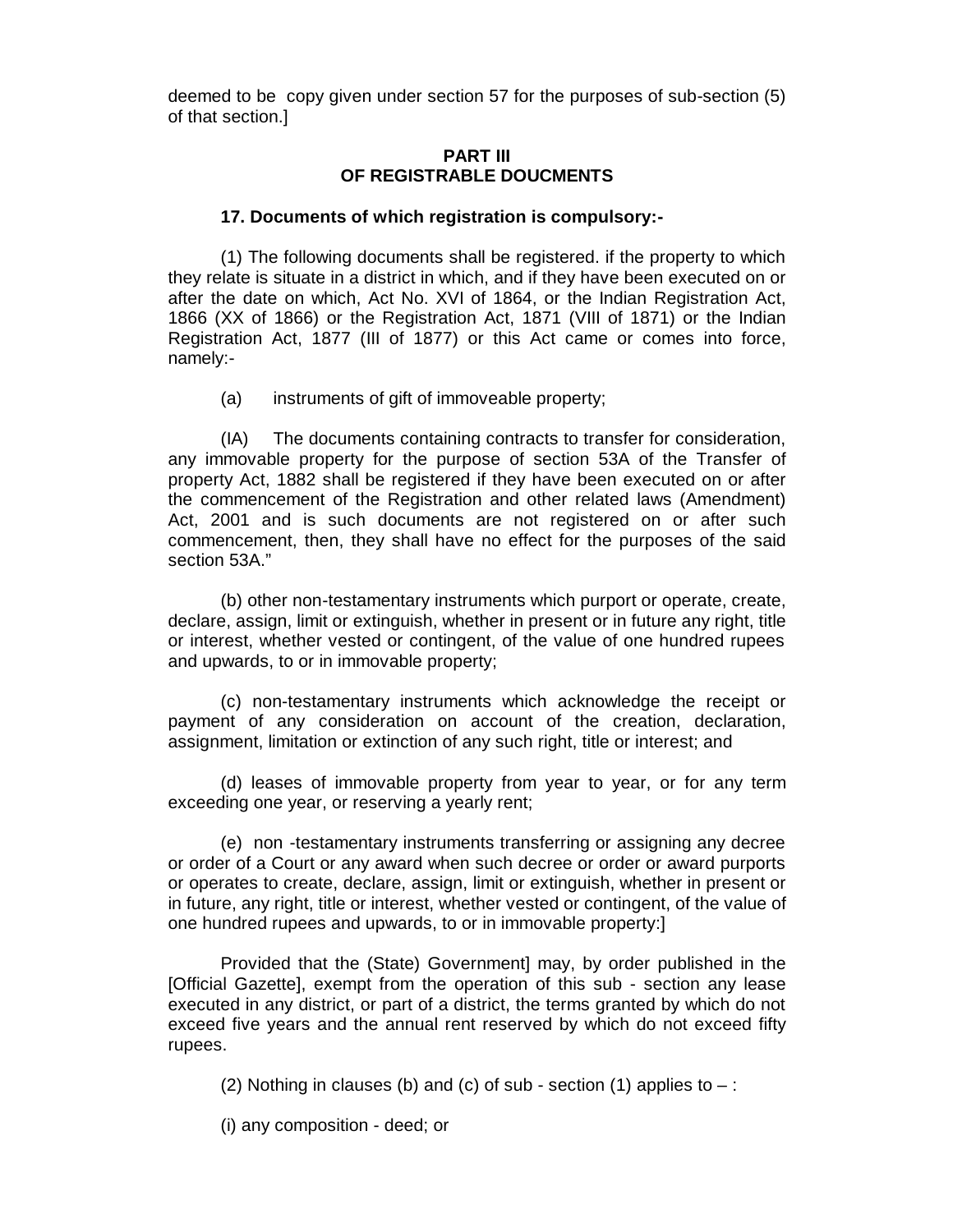deemed to be copy given under section 57 for the purposes of sub-section (5) of that section.]

## PART III
## OF REGISTRABLE DOUCMENTS

### 17. Documents of which registration is compulsory:-

(1) The following documents shall be registered. if the property to which they relate is situate in a district in which, and if they have been executed on or after the date on which, Act No. XVI of 1864, or the Indian Registration Act, 1866 (XX of 1866) or the Registration Act, 1871 (VIII of 1871) or the Indian Registration Act, 1877 (III of 1877) or this Act came or comes into force, namely:-

(a) instruments of gift of immoveable property;

(IA) The documents containing contracts to transfer for consideration, any immovable property for the purpose of section 53A of the Transfer of property Act, 1882 shall be registered if they have been executed on or after the commencement of the Registration and other related laws (Amendment) Act, 2001 and is such documents are not registered on or after such commencement, then, they shall have no effect for the purposes of the said section 53A."

(b) other non-testamentary instruments which purport or operate, create, declare, assign, limit or extinguish, whether in present or in future any right, title or interest, whether vested or contingent, of the value of one hundred rupees and upwards, to or in immovable property;

(c) non-testamentary instruments which acknowledge the receipt or payment of any consideration on account of the creation, declaration, assignment, limitation or extinction of any such right, title or interest; and

(d) leases of immovable property from year to year, or for any term exceeding one year, or reserving a yearly rent;

(e) non -testamentary instruments transferring or assigning any decree or order of a Court or any award when such decree or order or award purports or operates to create, declare, assign, limit or extinguish, whether in present or in future, any right, title or interest, whether vested or contingent, of the value of one hundred rupees and upwards, to or in immovable property:]

Provided that the (State) Government] may, by order published in the [Official Gazette], exempt from the operation of this sub - section any lease executed in any district, or part of a district, the terms granted by which do not exceed five years and the annual rent reserved by which do not exceed fifty rupees.

(2) Nothing in clauses (b) and (c) of sub - section (1) applies to – :

(i) any composition - deed; or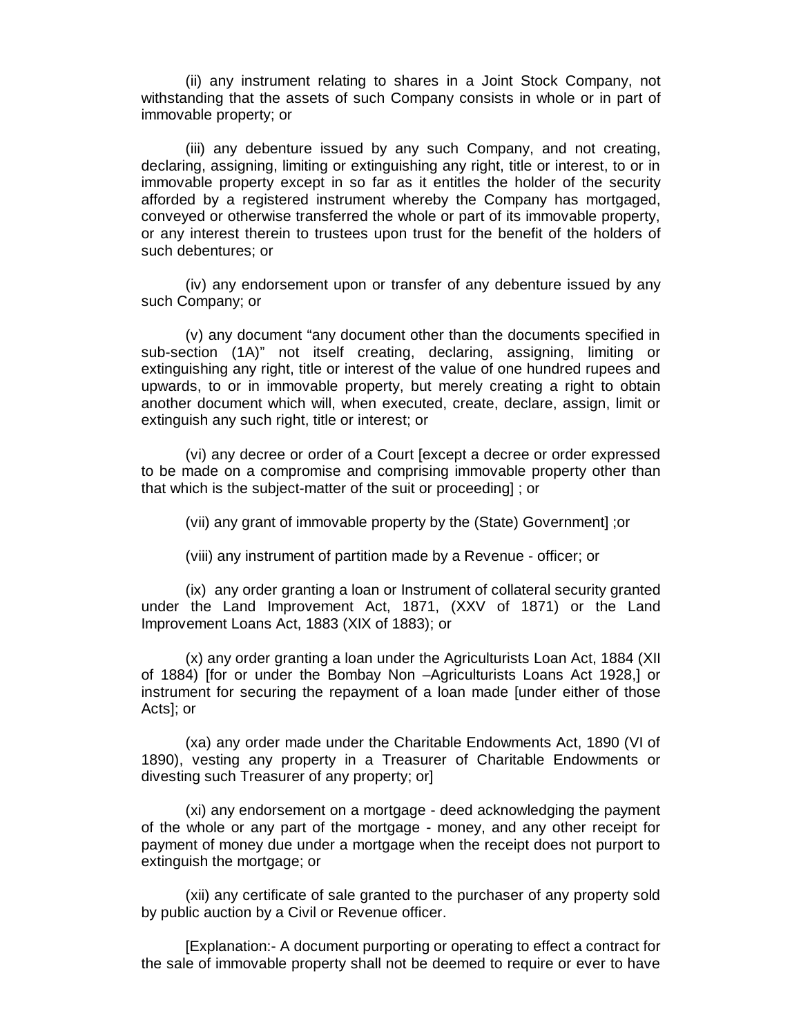(ii) any instrument relating to shares in a Joint Stock Company, not withstanding that the assets of such Company consists in whole or in part of immovable property; or

(iii) any debenture issued by any such Company, and not creating, declaring, assigning, limiting or extinguishing any right, title or interest, to or in immovable property except in so far as it entitles the holder of the security afforded by a registered instrument whereby the Company has mortgaged, conveyed or otherwise transferred the whole or part of its immovable property, or any interest therein to trustees upon trust for the benefit of the holders of such debentures; or

(iv) any endorsement upon or transfer of any debenture issued by any such Company; or

(v) any document "any document other than the documents specified in sub-section (1A)" not itself creating, declaring, assigning, limiting or extinguishing any right, title or interest of the value of one hundred rupees and upwards, to or in immovable property, but merely creating a right to obtain another document which will, when executed, create, declare, assign, limit or extinguish any such right, title or interest; or

(vi) any decree or order of a Court [except a decree or order expressed to be made on a compromise and comprising immovable property other than that which is the subject-matter of the suit or proceeding] ; or

(vii) any grant of immovable property by the (State) Government] ;or

(viii) any instrument of partition made by a Revenue - officer; or

(ix) any order granting a loan or Instrument of collateral security granted under the Land Improvement Act, 1871, (XXV of 1871) or the Land Improvement Loans Act, 1883 (XIX of 1883); or

(x) any order granting a loan under the Agriculturists Loan Act, 1884 (XII of 1884) [for or under the Bombay Non –Agriculturists Loans Act 1928,] or instrument for securing the repayment of a loan made [under either of those Acts]; or

(xa) any order made under the Charitable Endowments Act, 1890 (VI of 1890), vesting any property in a Treasurer of Charitable Endowments or divesting such Treasurer of any property; or]

(xi) any endorsement on a mortgage - deed acknowledging the payment of the whole or any part of the mortgage - money, and any other receipt for payment of money due under a mortgage when the receipt does not purport to extinguish the mortgage; or

(xii) any certificate of sale granted to the purchaser of any property sold by public auction by a Civil or Revenue officer.

[Explanation:- A document purporting or operating to effect a contract for the sale of immovable property shall not be deemed to require or ever to have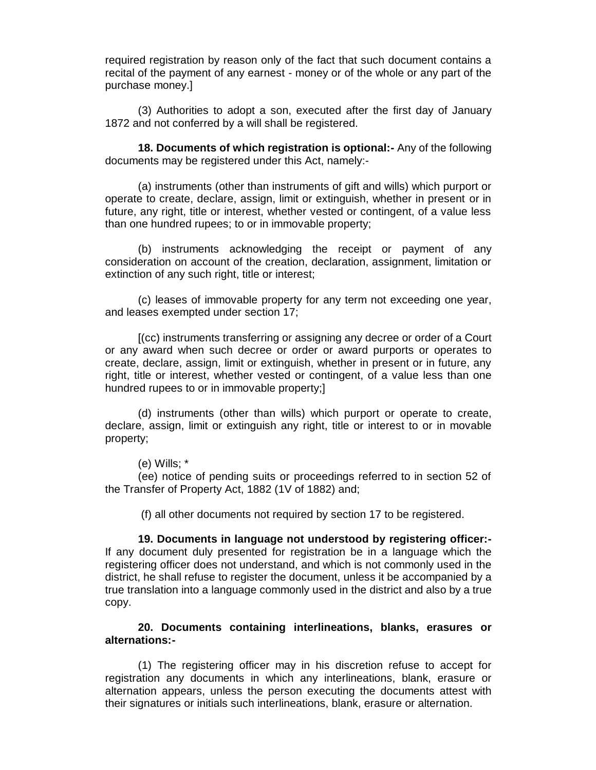required registration by reason only of the fact that such document contains a recital of the payment of any earnest - money or of the whole or any part of the purchase money.]

(3) Authorities to adopt a son, executed after the first day of January 1872 and not conferred by a will shall be registered.

**18. Documents of which registration is optional:-** Any of the following documents may be registered under this Act, namely:-

(a) instruments (other than instruments of gift and wills) which purport or operate to create, declare, assign, limit or extinguish, whether in present or in future, any right, title or interest, whether vested or contingent, of a value less than one hundred rupees; to or in immovable property;

(b) instruments acknowledging the receipt or payment of any consideration on account of the creation, declaration, assignment, limitation or extinction of any such right, title or interest;

(c) leases of immovable property for any term not exceeding one year, and leases exempted under section 17;

[(cc) instruments transferring or assigning any decree or order of a Court or any award when such decree or order or award purports or operates to create, declare, assign, limit or extinguish, whether in present or in future, any right, title or interest, whether vested or contingent, of a value less than one hundred rupees to or in immovable property;]

(d) instruments (other than wills) which purport or operate to create, declare, assign, limit or extinguish any right, title or interest to or in movable property;

(e) Wills; *

(ee) notice of pending suits or proceedings referred to in section 52 of the Transfer of Property Act, 1882 (1V of 1882) and;

(f) all other documents not required by section 17 to be registered.

**19. Documents in language not understood by registering officer:-** If any document duly presented for registration be in a language which the registering officer does not understand, and which is not commonly used in the district, he shall refuse to register the document, unless it be accompanied by a true translation into a language commonly used in the district and also by a true copy.

**20. Documents containing interlineations, blanks, erasures or alternations:-**

(1) The registering officer may in his discretion refuse to accept for registration any documents in which any interlineations, blank, erasure or alternation appears, unless the person executing the documents attest with their signatures or initials such interlineations, blank, erasure or alternation.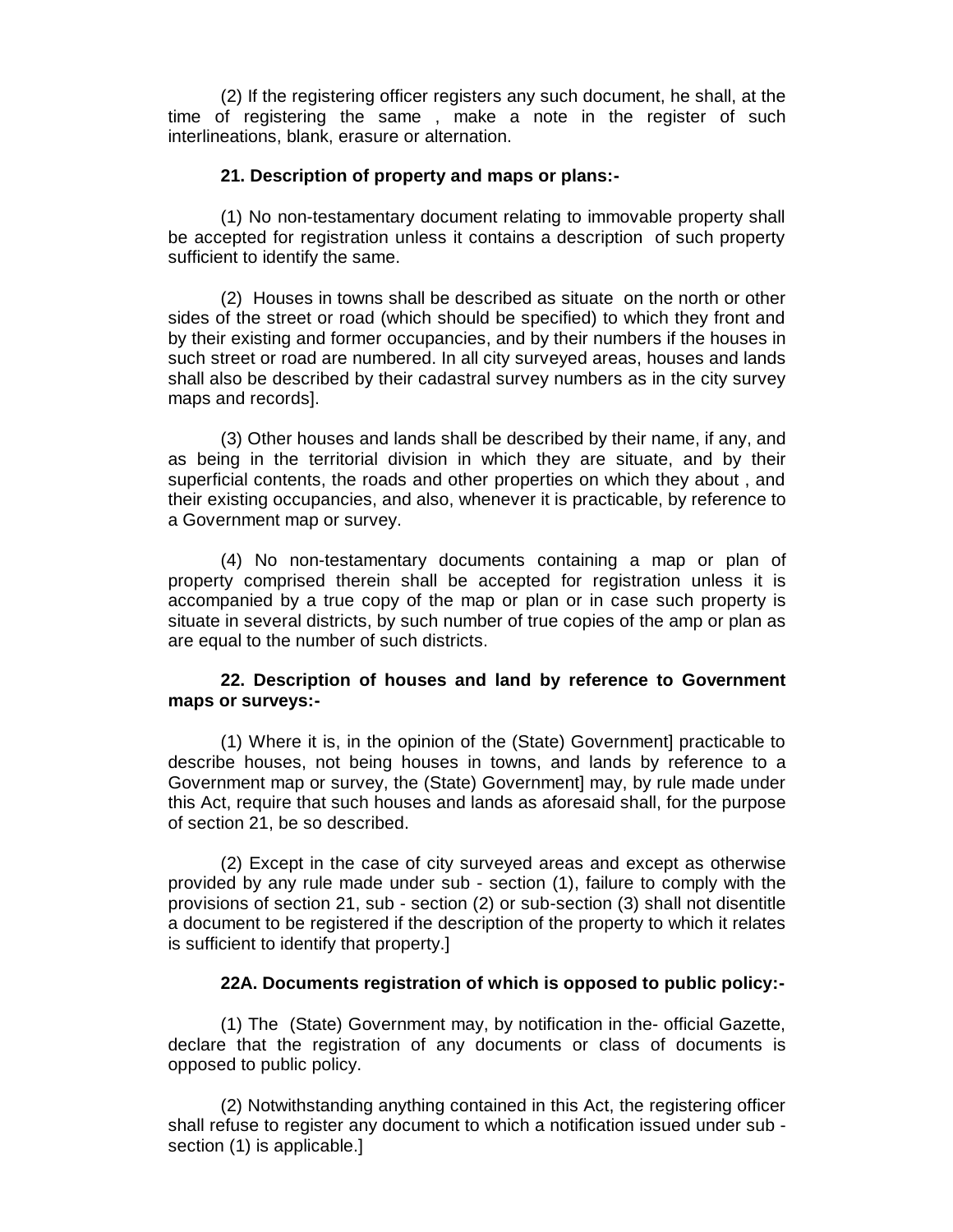(2) If the registering officer registers any such document, he shall, at the time of registering the same , make a note in the register of such interlineations, blank, erasure or alternation.

**21. Description of property and maps or plans:-**

(1) No non-testamentary document relating to immovable property shall be accepted for registration unless it contains a description of such property sufficient to identify the same.

(2) Houses in towns shall be described as situate on the north or other sides of the street or road (which should be specified) to which they front and by their existing and former occupancies, and by their numbers if the houses in such street or road are numbered. In all city surveyed areas, houses and lands shall also be described by their cadastral survey numbers as in the city survey maps and records].

(3) Other houses and lands shall be described by their name, if any, and as being in the territorial division in which they are situate, and by their superficial contents, the roads and other properties on which they about , and their existing occupancies, and also, whenever it is practicable, by reference to a Government map or survey.

(4) No non-testamentary documents containing a map or plan of property comprised therein shall be accepted for registration unless it is accompanied by a true copy of the map or plan or in case such property is situate in several districts, by such number of true copies of the amp or plan as are equal to the number of such districts.

**22. Description of houses and land by reference to Government maps or surveys:-**

(1) Where it is, in the opinion of the (State) Government] practicable to describe houses, not being houses in towns, and lands by reference to a Government map or survey, the (State) Government] may, by rule made under this Act, require that such houses and lands as aforesaid shall, for the purpose of section 21, be so described.

(2) Except in the case of city surveyed areas and except as otherwise provided by any rule made under sub - section (1), failure to comply with the provisions of section 21, sub - section (2) or sub-section (3) shall not disentitle a document to be registered if the description of the property to which it relates is sufficient to identify that property.]

**22A. Documents registration of which is opposed to public policy:-**

(1) The (State) Government may, by notification in the- official Gazette, declare that the registration of any documents or class of documents is opposed to public policy.

(2) Notwithstanding anything contained in this Act, the registering officer shall refuse to register any document to which a notification issued under sub - section (1) is applicable.]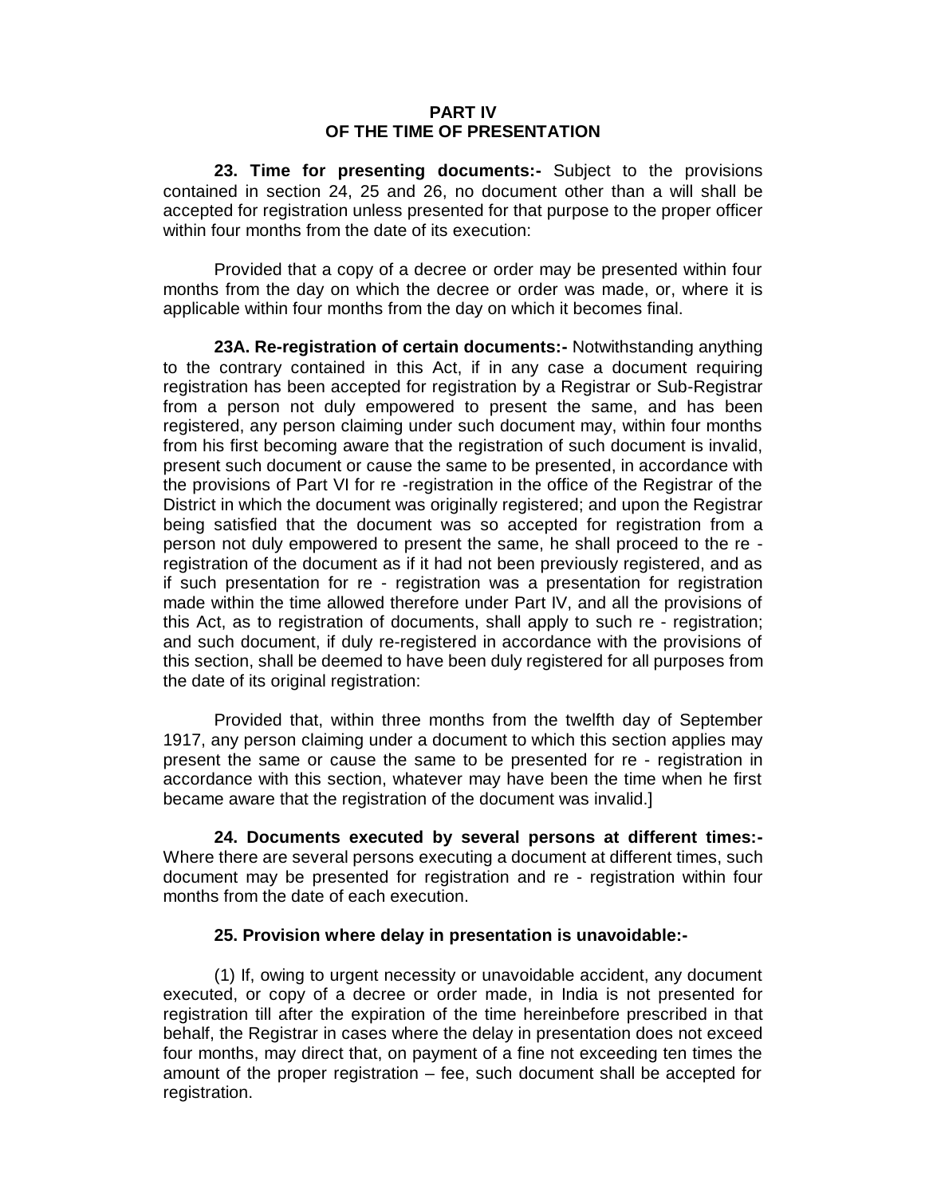## PART IV
## OF THE TIME OF PRESENTATION

**23. Time for presenting documents:-** Subject to the provisions contained in section 24, 25 and 26, no document other than a will shall be accepted for registration unless presented for that purpose to the proper officer within four months from the date of its execution:

Provided that a copy of a decree or order may be presented within four months from the day on which the decree or order was made, or, where it is applicable within four months from the day on which it becomes final.

**23A. Re-registration of certain documents:-** Notwithstanding anything to the contrary contained in this Act, if in any case a document requiring registration has been accepted for registration by a Registrar or Sub-Registrar from a person not duly empowered to present the same, and has been registered, any person claiming under such document may, within four months from his first becoming aware that the registration of such document is invalid, present such document or cause the same to be presented, in accordance with the provisions of Part VI for re -registration in the office of the Registrar of the District in which the document was originally registered; and upon the Registrar being satisfied that the document was so accepted for registration from a person not duly empowered to present the same, he shall proceed to the re - registration of the document as if it had not been previously registered, and as if such presentation for re - registration was a presentation for registration made within the time allowed therefore under Part IV, and all the provisions of this Act, as to registration of documents, shall apply to such re - registration; and such document, if duly re-registered in accordance with the provisions of this section, shall be deemed to have been duly registered for all purposes from the date of its original registration:

Provided that, within three months from the twelfth day of September 1917, any person claiming under a document to which this section applies may present the same or cause the same to be presented for re - registration in accordance with this section, whatever may have been the time when he first became aware that the registration of the document was invalid.]

**24. Documents executed by several persons at different times:-** Where there are several persons executing a document at different times, such document may be presented for registration and re - registration within four months from the date of each execution.

**25. Provision where delay in presentation is unavoidable:-**

(1) If, owing to urgent necessity or unavoidable accident, any document executed, or copy of a decree or order made, in India is not presented for registration till after the expiration of the time hereinbefore prescribed in that behalf, the Registrar in cases where the delay in presentation does not exceed four months, may direct that, on payment of a fine not exceeding ten times the amount of the proper registration – fee, such document shall be accepted for registration.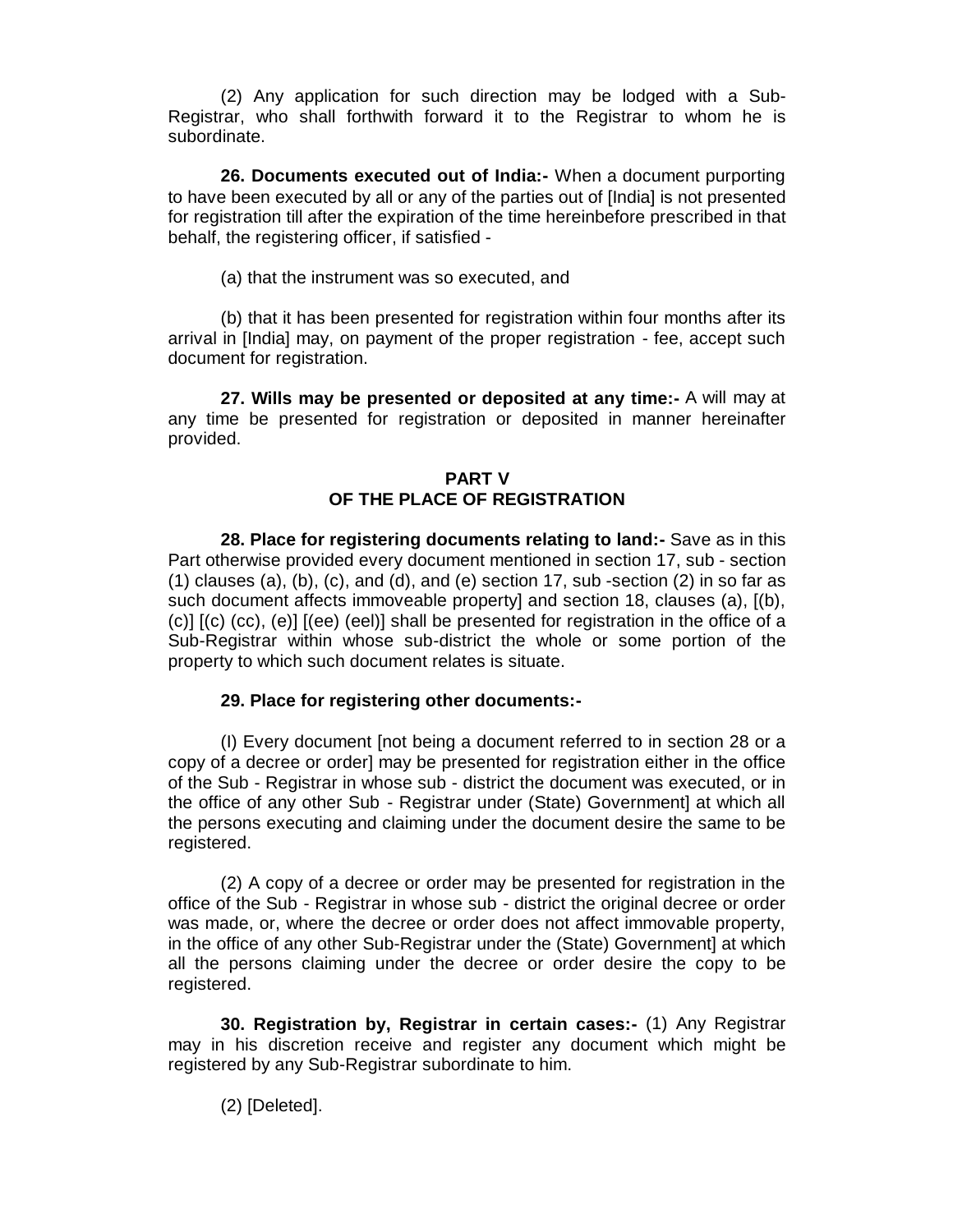(2) Any application for such direction may be lodged with a Sub-Registrar, who shall forthwith forward it to the Registrar to whom he is subordinate.

**26. Documents executed out of India:-** When a document purporting to have been executed by all or any of the parties out of [India] is not presented for registration till after the expiration of the time hereinbefore prescribed in that behalf, the registering officer, if satisfied -

(a) that the instrument was so executed, and

(b) that it has been presented for registration within four months after its arrival in [India] may, on payment of the proper registration - fee, accept such document for registration.

**27. Wills may be presented or deposited at any time:-** A will may at any time be presented for registration or deposited in manner hereinafter provided.

## PART V
## OF THE PLACE OF REGISTRATION

**28. Place for registering documents relating to land:-** Save as in this Part otherwise provided every document mentioned in section 17, sub - section (1) clauses (a), (b), (c), and (d), and (e) section 17, sub -section (2) in so far as such document affects immoveable property] and section 18, clauses (a), [(b), (c)] [(c) (cc), (e)] [(ee) (eel)] shall be presented for registration in the office of a Sub-Registrar within whose sub-district the whole or some portion of the property to which such document relates is situate.

**29. Place for registering other documents:-**

(I) Every document [not being a document referred to in section 28 or a copy of a decree or order] may be presented for registration either in the office of the Sub - Registrar in whose sub - district the document was executed, or in the office of any other Sub - Registrar under (State) Government] at which all the persons executing and claiming under the document desire the same to be registered.

(2) A copy of a decree or order may be presented for registration in the office of the Sub - Registrar in whose sub - district the original decree or order was made, or, where the decree or order does not affect immovable property, in the office of any other Sub-Registrar under the (State) Government] at which all the persons claiming under the decree or order desire the copy to be registered.

**30. Registration by, Registrar in certain cases:-** (1) Any Registrar may in his discretion receive and register any document which might be registered by any Sub-Registrar subordinate to him.

(2) [Deleted].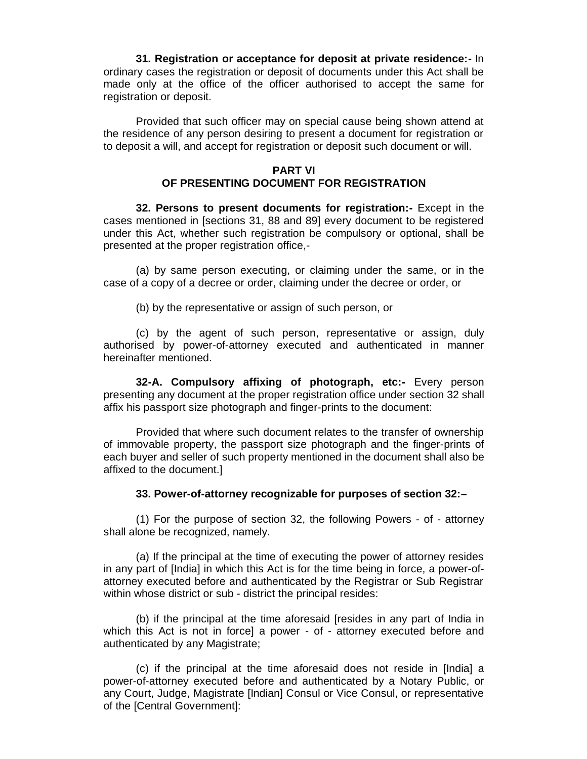**31. Registration or acceptance for deposit at private residence:-** In ordinary cases the registration or deposit of documents under this Act shall be made only at the office of the officer authorised to accept the same for registration or deposit.

Provided that such officer may on special cause being shown attend at the residence of any person desiring to present a document for registration or to deposit a will, and accept for registration or deposit such document or will.

## PART VI
## OF PRESENTING DOCUMENT FOR REGISTRATION

**32. Persons to present documents for registration:-** Except in the cases mentioned in [sections 31, 88 and 89] every document to be registered under this Act, whether such registration be compulsory or optional, shall be presented at the proper registration office,-

(a) by same person executing, or claiming under the same, or in the case of a copy of a decree or order, claiming under the decree or order, or

(b) by the representative or assign of such person, or

(c) by the agent of such person, representative or assign, duly authorised by power-of-attorney executed and authenticated in manner hereinafter mentioned.

**32-A. Compulsory affixing of photograph, etc:-** Every person presenting any document at the proper registration office under section 32 shall affix his passport size photograph and finger-prints to the document:

Provided that where such document relates to the transfer of ownership of immovable property, the passport size photograph and the finger-prints of each buyer and seller of such property mentioned in the document shall also be affixed to the document.]

**33. Power-of-attorney recognizable for purposes of section 32:–**

(1) For the purpose of section 32, the following Powers - of - attorney shall alone be recognized, namely.

(a) If the principal at the time of executing the power of attorney resides in any part of [India] in which this Act is for the time being in force, a power-of-attorney executed before and authenticated by the Registrar or Sub Registrar within whose district or sub - district the principal resides:

(b) if the principal at the time aforesaid [resides in any part of India in which this Act is not in force] a power - of - attorney executed before and authenticated by any Magistrate;

(c) if the principal at the time aforesaid does not reside in [India] a power-of-attorney executed before and authenticated by a Notary Public, or any Court, Judge, Magistrate [Indian] Consul or Vice Consul, or representative of the [Central Government]: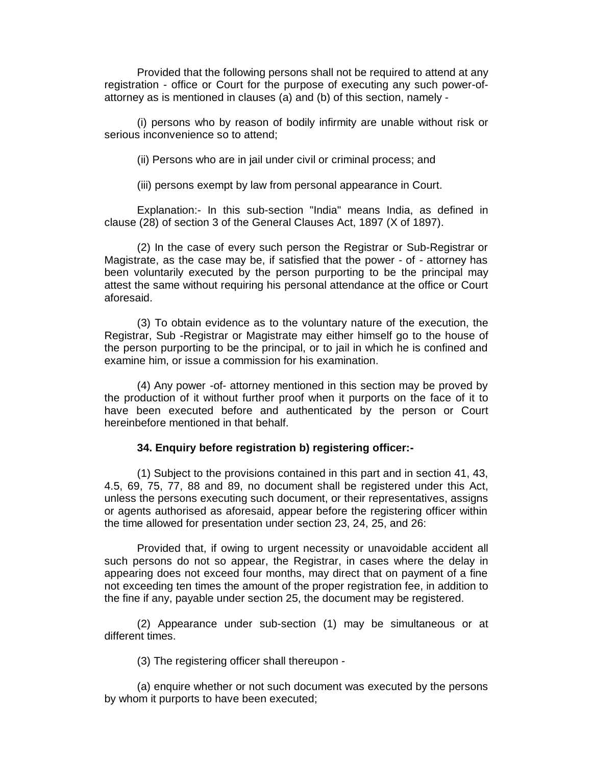Provided that the following persons shall not be required to attend at any registration - office or Court for the purpose of executing any such power-of-attorney as is mentioned in clauses (a) and (b) of this section, namely -

(i) persons who by reason of bodily infirmity are unable without risk or serious inconvenience so to attend;

(ii) Persons who are in jail under civil or criminal process; and

(iii) persons exempt by law from personal appearance in Court.

Explanation:- In this sub-section "India" means India, as defined in clause (28) of section 3 of the General Clauses Act, 1897 (X of 1897).

(2) In the case of every such person the Registrar or Sub-Registrar or Magistrate, as the case may be, if satisfied that the power - of - attorney has been voluntarily executed by the person purporting to be the principal may attest the same without requiring his personal attendance at the office or Court aforesaid.

(3) To obtain evidence as to the voluntary nature of the execution, the Registrar, Sub -Registrar or Magistrate may either himself go to the house of the person purporting to be the principal, or to jail in which he is confined and examine him, or issue a commission for his examination.

(4) Any power -of- attorney mentioned in this section may be proved by the production of it without further proof when it purports on the face of it to have been executed before and authenticated by the person or Court hereinbefore mentioned in that behalf.

**34. Enquiry before registration b) registering officer:-**

(1) Subject to the provisions contained in this part and in section 41, 43, 4.5, 69, 75, 77, 88 and 89, no document shall be registered under this Act, unless the persons executing such document, or their representatives, assigns or agents authorised as aforesaid, appear before the registering officer within the time allowed for presentation under section 23, 24, 25, and 26:

Provided that, if owing to urgent necessity or unavoidable accident all such persons do not so appear, the Registrar, in cases where the delay in appearing does not exceed four months, may direct that on payment of a fine not exceeding ten times the amount of the proper registration fee, in addition to the fine if any, payable under section 25, the document may be registered.

(2) Appearance under sub-section (1) may be simultaneous or at different times.

(3) The registering officer shall thereupon -

(a) enquire whether or not such document was executed by the persons by whom it purports to have been executed;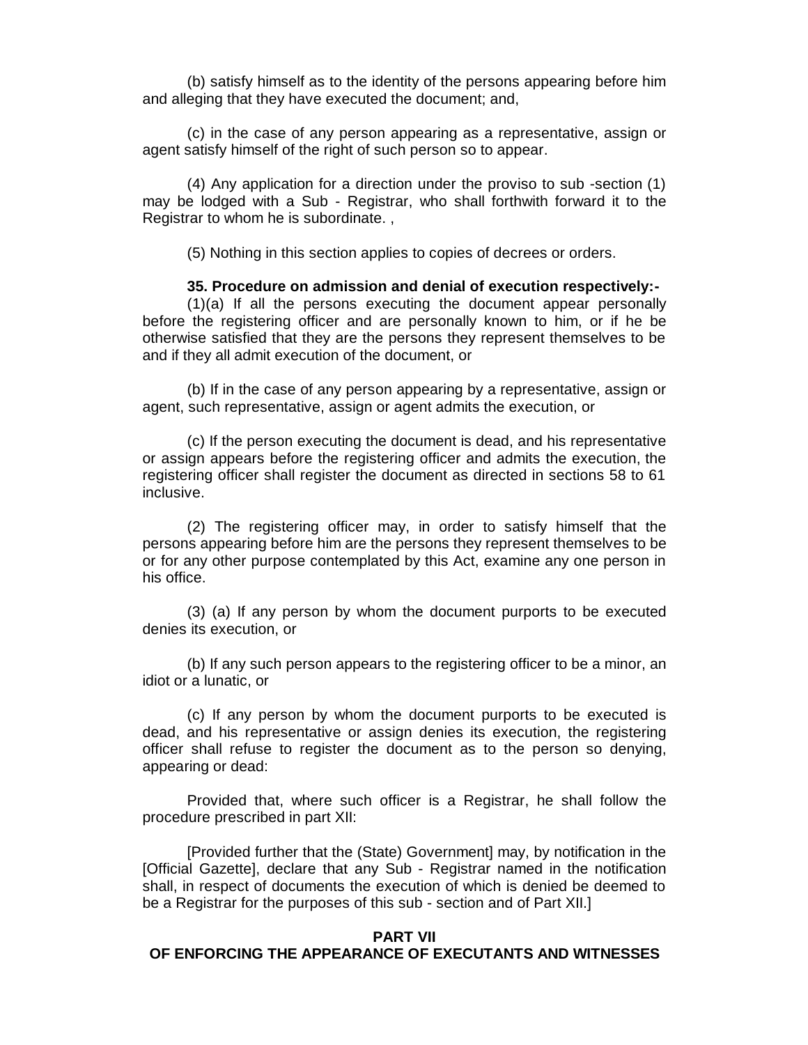(b) satisfy himself as to the identity of the persons appearing before him and alleging that they have executed the document; and,

(c) in the case of any person appearing as a representative, assign or agent satisfy himself of the right of such person so to appear.

(4) Any application for a direction under the proviso to sub -section (1) may be lodged with a Sub - Registrar, who shall forthwith forward it to the Registrar to whom he is subordinate. ,

(5) Nothing in this section applies to copies of decrees or orders.

**35. Procedure on admission and denial of execution respectively:-**

(1)(a) If all the persons executing the document appear personally before the registering officer and are personally known to him, or if he be otherwise satisfied that they are the persons they represent themselves to be and if they all admit execution of the document, or

(b) If in the case of any person appearing by a representative, assign or agent, such representative, assign or agent admits the execution, or

(c) If the person executing the document is dead, and his representative or assign appears before the registering officer and admits the execution, the registering officer shall register the document as directed in sections 58 to 61 inclusive.

(2) The registering officer may, in order to satisfy himself that the persons appearing before him are the persons they represent themselves to be or for any other purpose contemplated by this Act, examine any one person in his office.

(3) (a) If any person by whom the document purports to be executed denies its execution, or

(b) If any such person appears to the registering officer to be a minor, an idiot or a lunatic, or

(c) If any person by whom the document purports to be executed is dead, and his representative or assign denies its execution, the registering officer shall refuse to register the document as to the person so denying, appearing or dead:

Provided that, where such officer is a Registrar, he shall follow the procedure prescribed in part XII:

[Provided further that the (State) Government] may, by notification in the [Official Gazette], declare that any Sub - Registrar named in the notification shall, in respect of documents the execution of which is denied be deemed to be a Registrar for the purposes of this sub - section and of Part XII.]

## PART VII
## OF ENFORCING THE APPEARANCE OF EXECUTANTS AND WITNESSES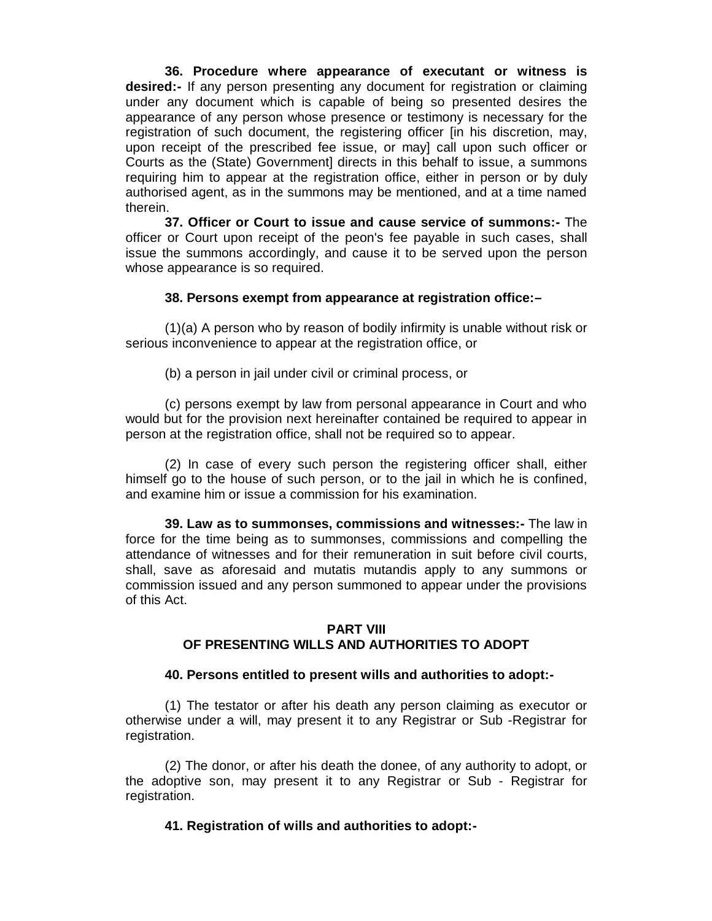**36. Procedure where appearance of executant or witness is desired:-** If any person presenting any document for registration or claiming under any document which is capable of being so presented desires the appearance of any person whose presence or testimony is necessary for the registration of such document, the registering officer [in his discretion, may, upon receipt of the prescribed fee issue, or may] call upon such officer or Courts as the (State) Government] directs in this behalf to issue, a summons requiring him to appear at the registration office, either in person or by duly authorised agent, as in the summons may be mentioned, and at a time named therein.

**37. Officer or Court to issue and cause service of summons:-** The officer or Court upon receipt of the peon's fee payable in such cases, shall issue the summons accordingly, and cause it to be served upon the person whose appearance is so required.

**38. Persons exempt from appearance at registration office:–**

(1)(a) A person who by reason of bodily infirmity is unable without risk or serious inconvenience to appear at the registration office, or

(b) a person in jail under civil or criminal process, or

(c) persons exempt by law from personal appearance in Court and who would but for the provision next hereinafter contained be required to appear in person at the registration office, shall not be required so to appear.

(2) In case of every such person the registering officer shall, either himself go to the house of such person, or to the jail in which he is confined, and examine him or issue a commission for his examination.

**39. Law as to summonses, commissions and witnesses:-** The law in force for the time being as to summonses, commissions and compelling the attendance of witnesses and for their remuneration in suit before civil courts, shall, save as aforesaid and mutatis mutandis apply to any summons or commission issued and any person summoned to appear under the provisions of this Act.

## PART VIII
## OF PRESENTING WILLS AND AUTHORITIES TO ADOPT

**40. Persons entitled to present wills and authorities to adopt:-**

(1) The testator or after his death any person claiming as executor or otherwise under a will, may present it to any Registrar or Sub -Registrar for registration.

(2) The donor, or after his death the donee, of any authority to adopt, or the adoptive son, may present it to any Registrar or Sub - Registrar for registration.

**41. Registration of wills and authorities to adopt:-**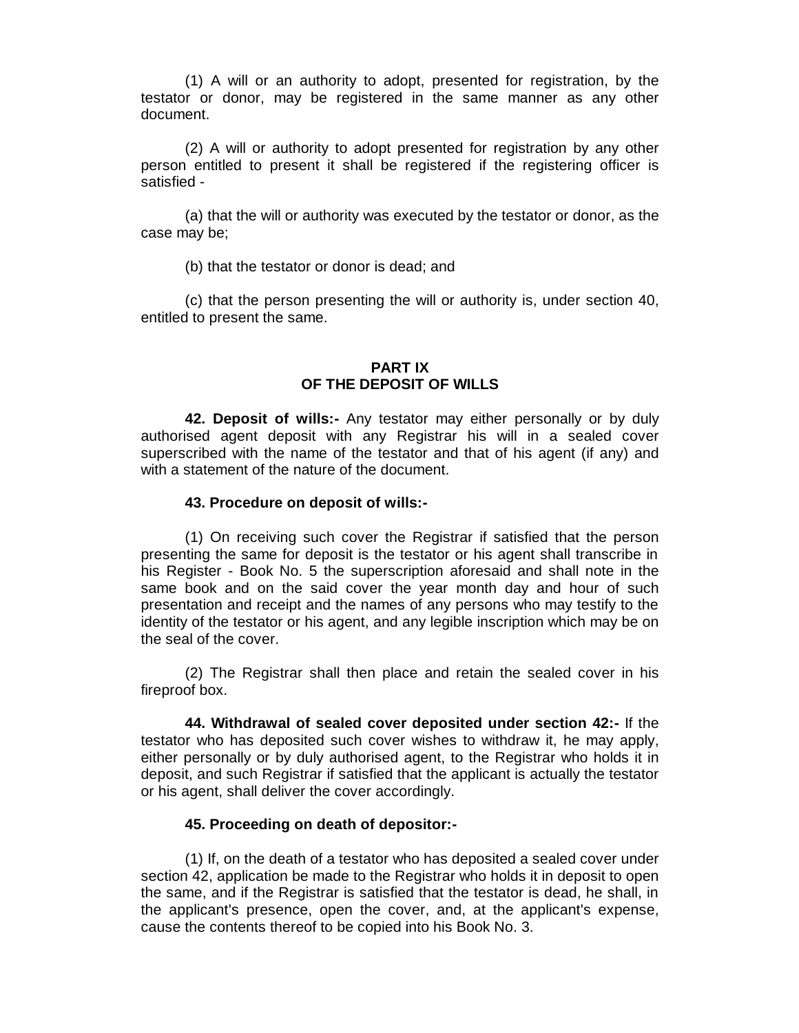(1) A will or an authority to adopt, presented for registration, by the testator or donor, may be registered in the same manner as any other document.

(2) A will or authority to adopt presented for registration by any other person entitled to present it shall be registered if the registering officer is satisfied -

(a) that the will or authority was executed by the testator or donor, as the case may be;

(b) that the testator or donor is dead; and

(c) that the person presenting the will or authority is, under section 40, entitled to present the same.

## PART IX
## OF THE DEPOSIT OF WILLS

**42. Deposit of wills:-** Any testator may either personally or by duly authorised agent deposit with any Registrar his will in a sealed cover superscribed with the name of the testator and that of his agent (if any) and with a statement of the nature of the document.

**43. Procedure on deposit of wills:-**

(1) On receiving such cover the Registrar if satisfied that the person presenting the same for deposit is the testator or his agent shall transcribe in his Register - Book No. 5 the superscription aforesaid and shall note in the same book and on the said cover the year month day and hour of such presentation and receipt and the names of any persons who may testify to the identity of the testator or his agent, and any legible inscription which may be on the seal of the cover.

(2) The Registrar shall then place and retain the sealed cover in his fireproof box.

**44. Withdrawal of sealed cover deposited under section 42:-** If the testator who has deposited such cover wishes to withdraw it, he may apply, either personally or by duly authorised agent, to the Registrar who holds it in deposit, and such Registrar if satisfied that the applicant is actually the testator or his agent, shall deliver the cover accordingly.

**45. Proceeding on death of depositor:-**

(1) If, on the death of a testator who has deposited a sealed cover under section 42, application be made to the Registrar who holds it in deposit to open the same, and if the Registrar is satisfied that the testator is dead, he shall, in the applicant's presence, open the cover, and, at the applicant's expense, cause the contents thereof to be copied into his Book No. 3.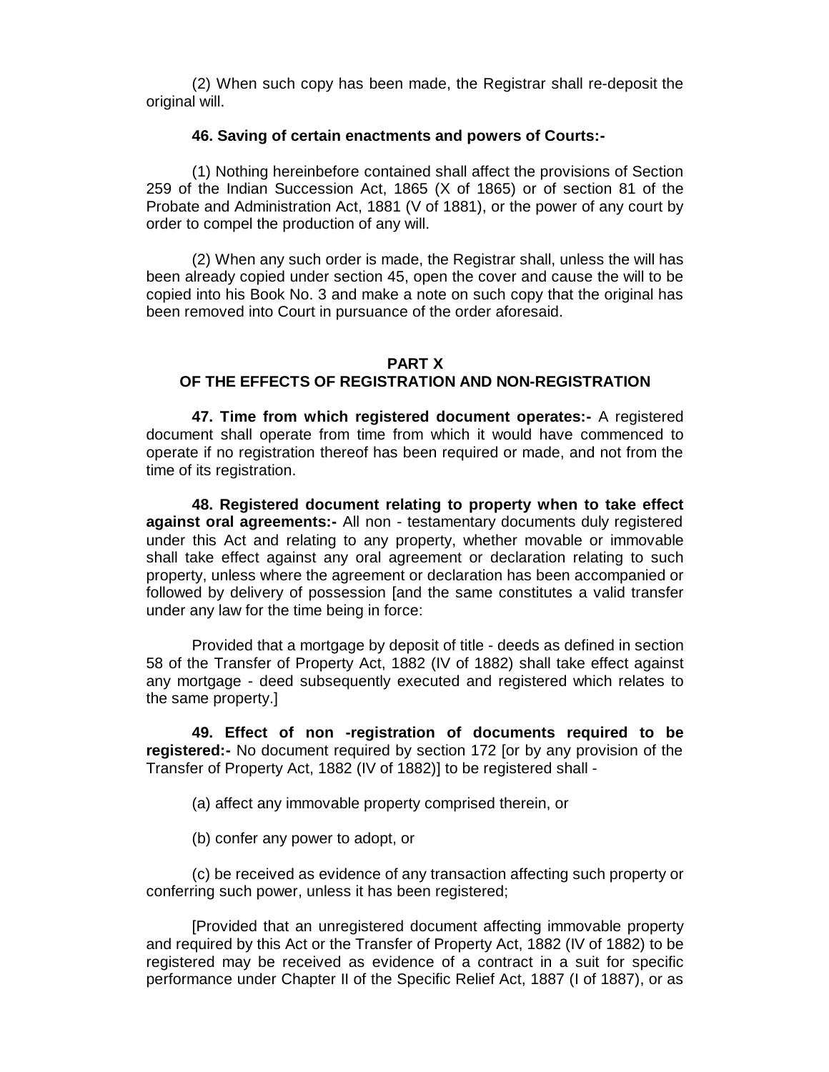(2) When such copy has been made, the Registrar shall re-deposit the original will.

**46. Saving of certain enactments and powers of Courts:-**

(1) Nothing hereinbefore contained shall affect the provisions of Section 259 of the Indian Succession Act, 1865 (X of 1865) or of section 81 of the Probate and Administration Act, 1881 (V of 1881), or the power of any court by order to compel the production of any will.

(2) When any such order is made, the Registrar shall, unless the will has been already copied under section 45, open the cover and cause the will to be copied into his Book No. 3 and make a note on such copy that the original has been removed into Court in pursuance of the order aforesaid.

## PART X
## OF THE EFFECTS OF REGISTRATION AND NON-REGISTRATION

**47. Time from which registered document operates:-** A registered document shall operate from time from which it would have commenced to operate if no registration thereof has been required or made, and not from the time of its registration.

**48. Registered document relating to property when to take effect against oral agreements:-** All non - testamentary documents duly registered under this Act and relating to any property, whether movable or immovable shall take effect against any oral agreement or declaration relating to such property, unless where the agreement or declaration has been accompanied or followed by delivery of possession [and the same constitutes a valid transfer under any law for the time being in force:

Provided that a mortgage by deposit of title - deeds as defined in section 58 of the Transfer of Property Act, 1882 (IV of 1882) shall take effect against any mortgage - deed subsequently executed and registered which relates to the same property.]

**49. Effect of non -registration of documents required to be registered:-** No document required by section 172 [or by any provision of the Transfer of Property Act, 1882 (IV of 1882)] to be registered shall -

(a) affect any immovable property comprised therein, or

(b) confer any power to adopt, or

(c) be received as evidence of any transaction affecting such property or conferring such power, unless it has been registered;

[Provided that an unregistered document affecting immovable property and required by this Act or the Transfer of Property Act, 1882 (IV of 1882) to be registered may be received as evidence of a contract in a suit for specific performance under Chapter II of the Specific Relief Act, 1887 (I of 1887), or as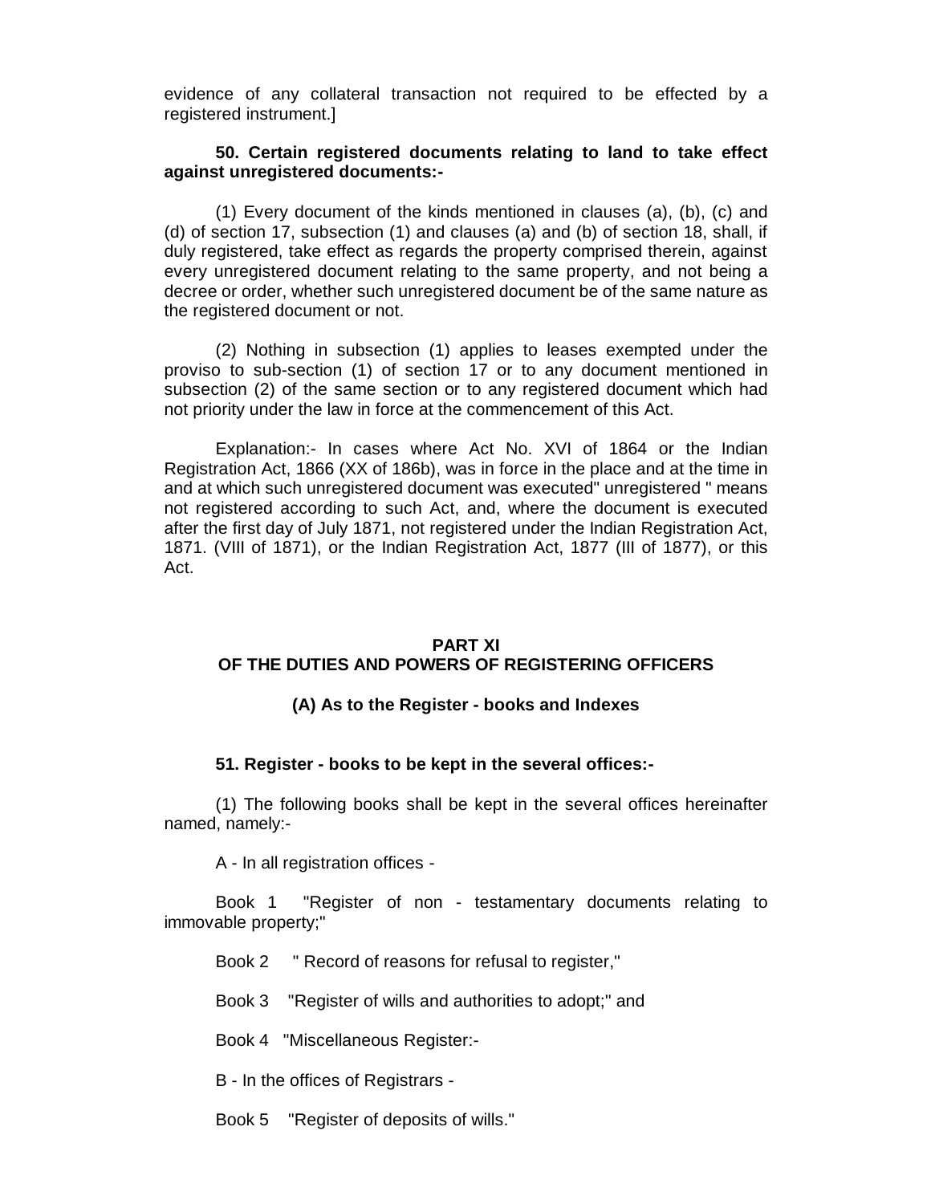evidence of any collateral transaction not required to be effected by a registered instrument.]

**50. Certain registered documents relating to land to take effect against unregistered documents:-**

(1) Every document of the kinds mentioned in clauses (a), (b), (c) and (d) of section 17, subsection (1) and clauses (a) and (b) of section 18, shall, if duly registered, take effect as regards the property comprised therein, against every unregistered document relating to the same property, and not being a decree or order, whether such unregistered document be of the same nature as the registered document or not.

(2) Nothing in subsection (1) applies to leases exempted under the proviso to sub-section (1) of section 17 or to any document mentioned in subsection (2) of the same section or to any registered document which had not priority under the law in force at the commencement of this Act.

Explanation:- In cases where Act No. XVI of 1864 or the Indian Registration Act, 1866 (XX of 186b), was in force in the place and at the time in and at which such unregistered document was executed" unregistered " means not registered according to such Act, and, where the document is executed after the first day of July 1871, not registered under the Indian Registration Act, 1871. (VIII of 1871), or the Indian Registration Act, 1877 (III of 1877), or this Act.

## PART XI
## OF THE DUTIES AND POWERS OF REGISTERING OFFICERS

### (A) As to the Register - books and Indexes

**51. Register - books to be kept in the several offices:-**

(1) The following books shall be kept in the several offices hereinafter named, namely:-

A - In all registration offices -

Book 1 "Register of non - testamentary documents relating to immovable property;"

Book 2 " Record of reasons for refusal to register,"

Book 3 "Register of wills and authorities to adopt;" and

Book 4 "Miscellaneous Register:-

B - In the offices of Registrars -

Book 5 "Register of deposits of wills."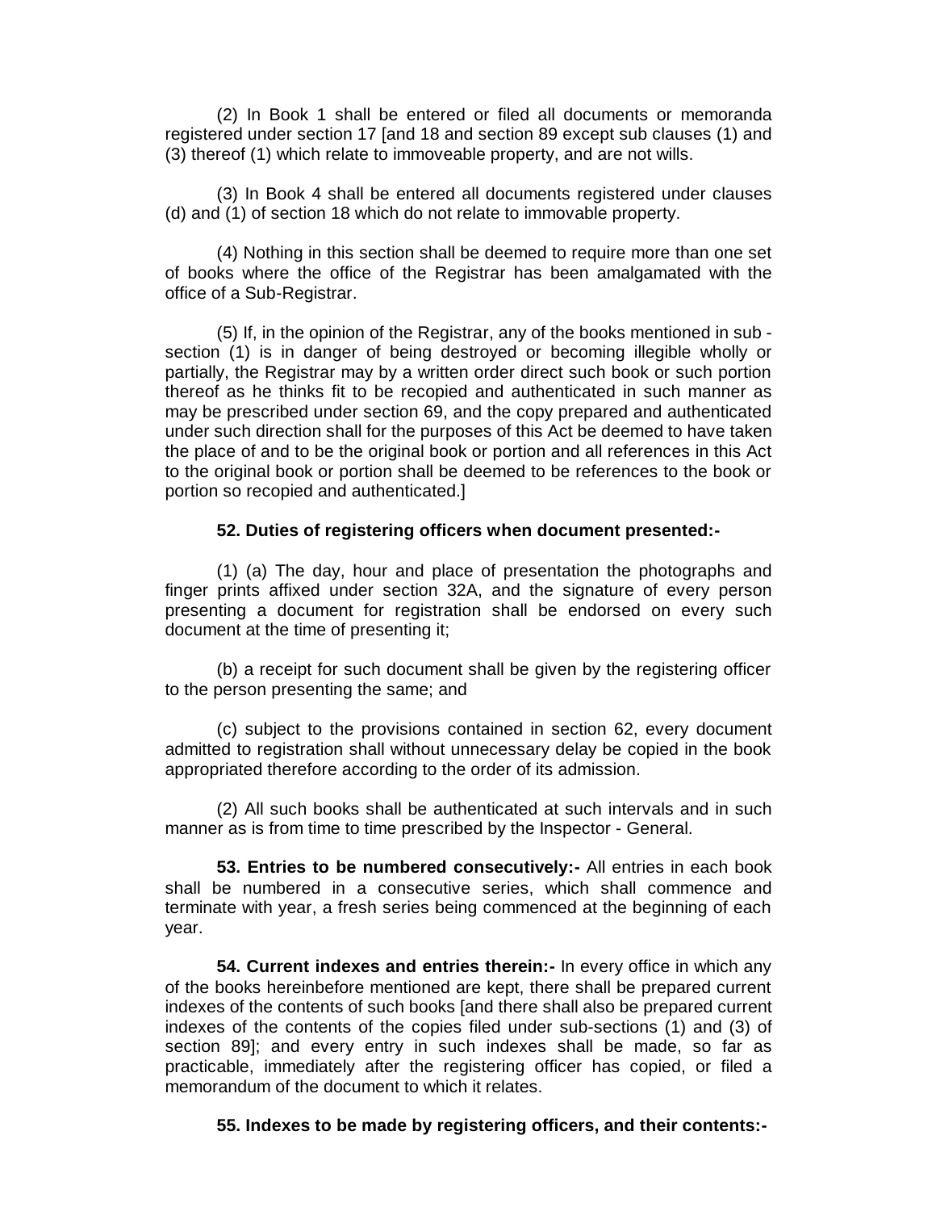(2) In Book 1 shall be entered or filed all documents or memoranda registered under section 17 [and 18 and section 89 except sub clauses (1) and (3) thereof (1) which relate to immoveable property, and are not wills.

(3) In Book 4 shall be entered all documents registered under clauses (d) and (1) of section 18 which do not relate to immovable property.

(4) Nothing in this section shall be deemed to require more than one set of books where the office of the Registrar has been amalgamated with the office of a Sub-Registrar.

(5) If, in the opinion of the Registrar, any of the books mentioned in sub - section (1) is in danger of being destroyed or becoming illegible wholly or partially, the Registrar may by a written order direct such book or such portion thereof as he thinks fit to be recopied and authenticated in such manner as may be prescribed under section 69, and the copy prepared and authenticated under such direction shall for the purposes of this Act be deemed to have taken the place of and to be the original book or portion and all references in this Act to the original book or portion shall be deemed to be references to the book or portion so recopied and authenticated.]

**52. Duties of registering officers when document presented:-**

(1) (a) The day, hour and place of presentation the photographs and finger prints affixed under section 32A, and the signature of every person presenting a document for registration shall be endorsed on every such document at the time of presenting it;

(b) a receipt for such document shall be given by the registering officer to the person presenting the same; and

(c) subject to the provisions contained in section 62, every document admitted to registration shall without unnecessary delay be copied in the book appropriated therefore according to the order of its admission.

(2) All such books shall be authenticated at such intervals and in such manner as is from time to time prescribed by the Inspector - General.

**53. Entries to be numbered consecutively:-** All entries in each book shall be numbered in a consecutive series, which shall commence and terminate with year, a fresh series being commenced at the beginning of each year.

**54. Current indexes and entries therein:-** In every office in which any of the books hereinbefore mentioned are kept, there shall be prepared current indexes of the contents of such books [and there shall also be prepared current indexes of the contents of the copies filed under sub-sections (1) and (3) of section 89]; and every entry in such indexes shall be made, so far as practicable, immediately after the registering officer has copied, or filed a memorandum of the document to which it relates.

**55. Indexes to be made by registering officers, and their contents:-**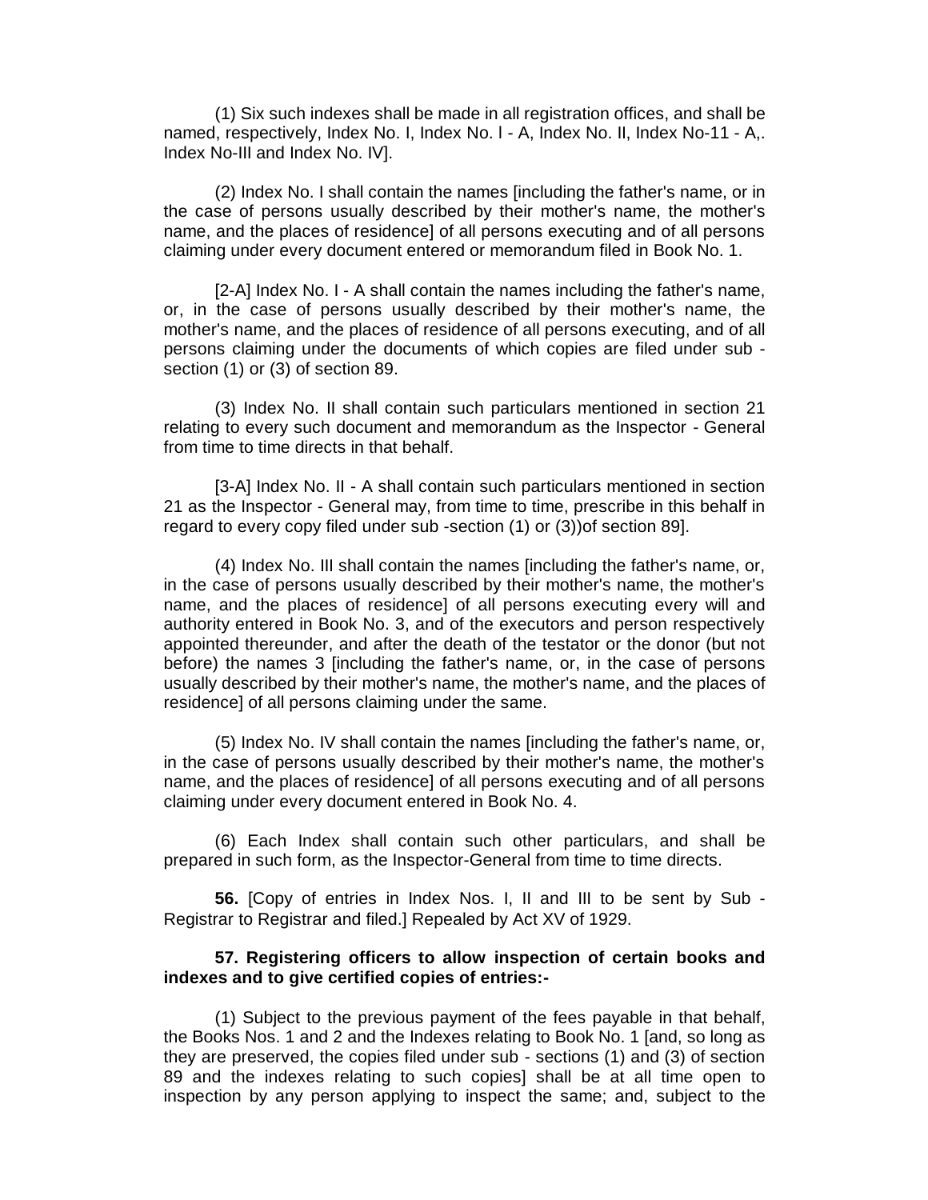(1) Six such indexes shall be made in all registration offices, and shall be named, respectively, Index No. I, Index No. l - A, Index No. II, Index No-11 - A,. Index No-III and Index No. IV].

(2) Index No. I shall contain the names [including the father's name, or in the case of persons usually described by their mother's name, the mother's name, and the places of residence] of all persons executing and of all persons claiming under every document entered or memorandum filed in Book No. 1.

[2-A] Index No. I - A shall contain the names including the father's name, or, in the case of persons usually described by their mother's name, the mother's name, and the places of residence of all persons executing, and of all persons claiming under the documents of which copies are filed under sub - section (1) or (3) of section 89.

(3) Index No. II shall contain such particulars mentioned in section 21 relating to every such document and memorandum as the Inspector - General from time to time directs in that behalf.

[3-A] Index No. II - A shall contain such particulars mentioned in section 21 as the Inspector - General may, from time to time, prescribe in this behalf in regard to every copy filed under sub -section (1) or (3))of section 89].

(4) Index No. III shall contain the names [including the father's name, or, in the case of persons usually described by their mother's name, the mother's name, and the places of residence] of all persons executing every will and authority entered in Book No. 3, and of the executors and person respectively appointed thereunder, and after the death of the testator or the donor (but not before) the names 3 [including the father's name, or, in the case of persons usually described by their mother's name, the mother's name, and the places of residence] of all persons claiming under the same.

(5) Index No. IV shall contain the names [including the father's name, or, in the case of persons usually described by their mother's name, the mother's name, and the places of residence] of all persons executing and of all persons claiming under every document entered in Book No. 4.

(6) Each Index shall contain such other particulars, and shall be prepared in such form, as the Inspector-General from time to time directs.

**56.** [Copy of entries in Index Nos. I, II and III to be sent by Sub - Registrar to Registrar and filed.] Repealed by Act XV of 1929.

**57. Registering officers to allow inspection of certain books and indexes and to give certified copies of entries:-**

(1) Subject to the previous payment of the fees payable in that behalf, the Books Nos. 1 and 2 and the Indexes relating to Book No. 1 [and, so long as they are preserved, the copies filed under sub - sections (1) and (3) of section 89 and the indexes relating to such copies] shall be at all time open to inspection by any person applying to inspect the same; and, subject to the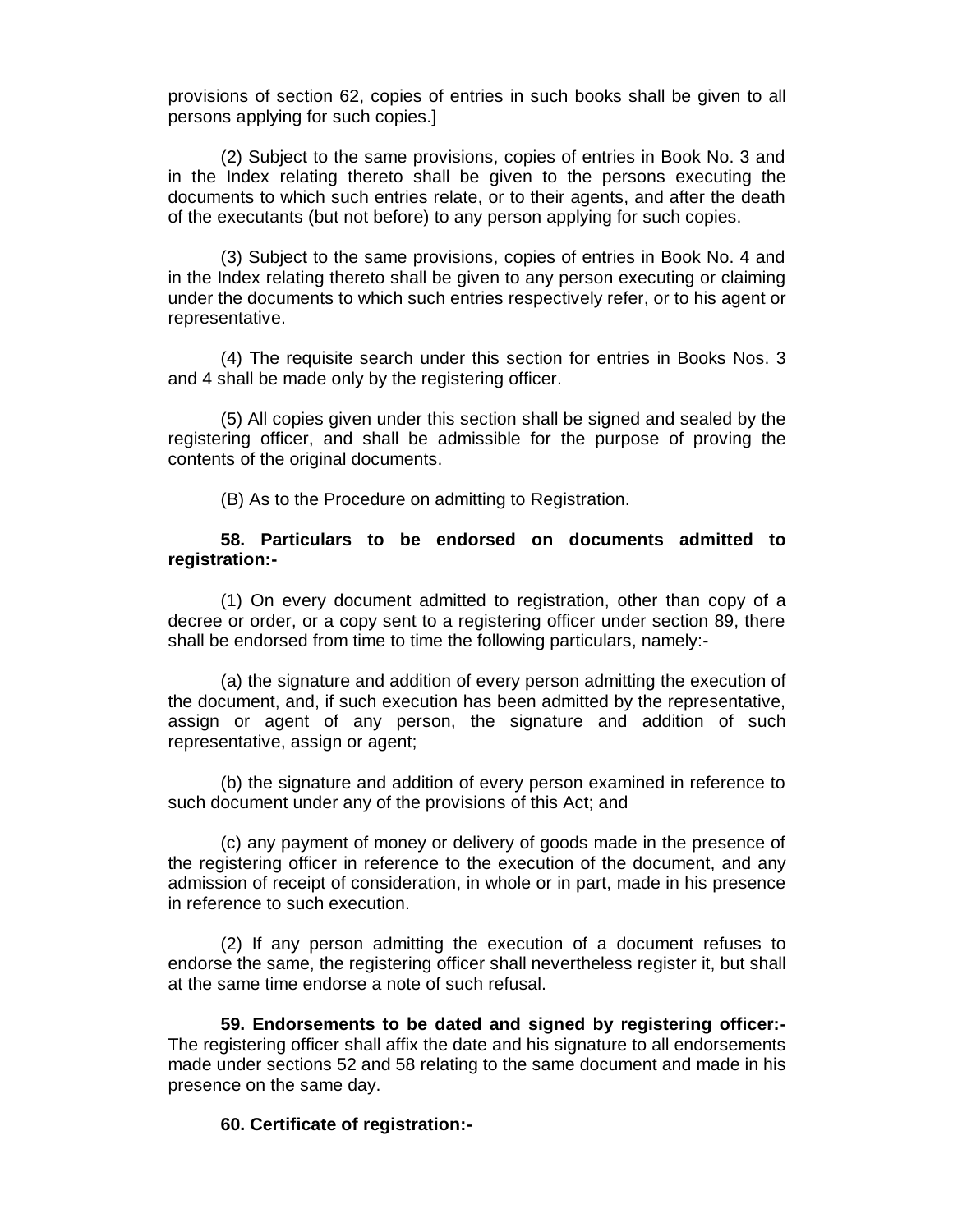provisions of section 62, copies of entries in such books shall be given to all persons applying for such copies.]

(2) Subject to the same provisions, copies of entries in Book No. 3 and in the Index relating thereto shall be given to the persons executing the documents to which such entries relate, or to their agents, and after the death of the executants (but not before) to any person applying for such copies.

(3) Subject to the same provisions, copies of entries in Book No. 4 and in the Index relating thereto shall be given to any person executing or claiming under the documents to which such entries respectively refer, or to his agent or representative.

(4) The requisite search under this section for entries in Books Nos. 3 and 4 shall be made only by the registering officer.

(5) All copies given under this section shall be signed and sealed by the registering officer, and shall be admissible for the purpose of proving the contents of the original documents.

(B) As to the Procedure on admitting to Registration.

**58. Particulars to be endorsed on documents admitted to registration:-**

(1) On every document admitted to registration, other than copy of a decree or order, or a copy sent to a registering officer under section 89, there shall be endorsed from time to time the following particulars, namely:-

(a) the signature and addition of every person admitting the execution of the document, and, if such execution has been admitted by the representative, assign or agent of any person, the signature and addition of such representative, assign or agent;

(b) the signature and addition of every person examined in reference to such document under any of the provisions of this Act; and

(c) any payment of money or delivery of goods made in the presence of the registering officer in reference to the execution of the document, and any admission of receipt of consideration, in whole or in part, made in his presence in reference to such execution.

(2) If any person admitting the execution of a document refuses to endorse the same, the registering officer shall nevertheless register it, but shall at the same time endorse a note of such refusal.

**59. Endorsements to be dated and signed by registering officer:-** The registering officer shall affix the date and his signature to all endorsements made under sections 52 and 58 relating to the same document and made in his presence on the same day.

**60. Certificate of registration:-**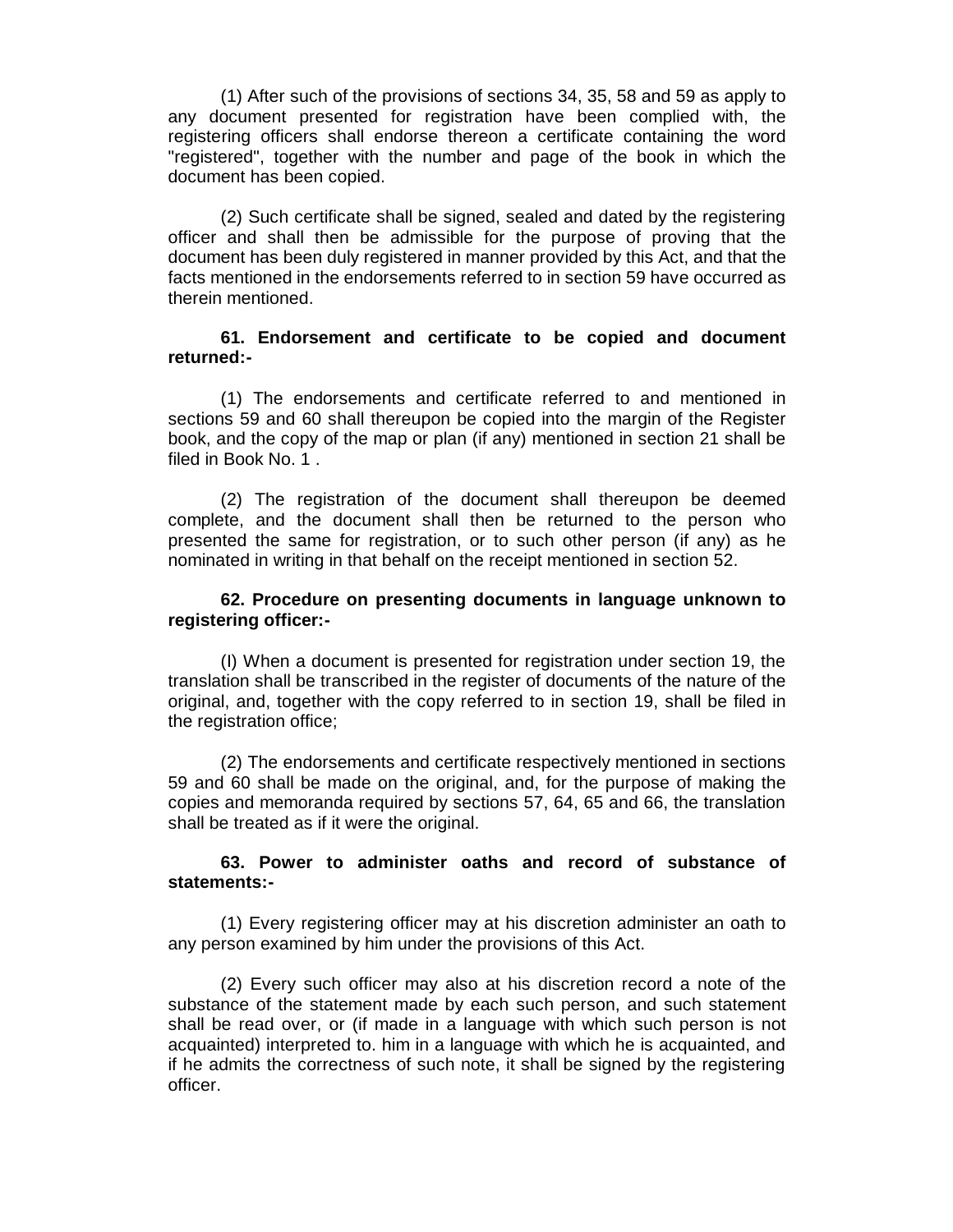(1) After such of the provisions of sections 34, 35, 58 and 59 as apply to any document presented for registration have been complied with, the registering officers shall endorse thereon a certificate containing the word "registered", together with the number and page of the book in which the document has been copied.

(2) Such certificate shall be signed, sealed and dated by the registering officer and shall then be admissible for the purpose of proving that the document has been duly registered in manner provided by this Act, and that the facts mentioned in the endorsements referred to in section 59 have occurred as therein mentioned.

**61. Endorsement and certificate to be copied and document returned:-**

(1) The endorsements and certificate referred to and mentioned in sections 59 and 60 shall thereupon be copied into the margin of the Register book, and the copy of the map or plan (if any) mentioned in section 21 shall be filed in Book No. 1 .

(2) The registration of the document shall thereupon be deemed complete, and the document shall then be returned to the person who presented the same for registration, or to such other person (if any) as he nominated in writing in that behalf on the receipt mentioned in section 52.

**62. Procedure on presenting documents in language unknown to registering officer:-**

(l) When a document is presented for registration under section 19, the translation shall be transcribed in the register of documents of the nature of the original, and, together with the copy referred to in section 19, shall be filed in the registration office;

(2) The endorsements and certificate respectively mentioned in sections 59 and 60 shall be made on the original, and, for the purpose of making the copies and memoranda required by sections 57, 64, 65 and 66, the translation shall be treated as if it were the original.

**63. Power to administer oaths and record of substance of statements:-**

(1) Every registering officer may at his discretion administer an oath to any person examined by him under the provisions of this Act.

(2) Every such officer may also at his discretion record a note of the substance of the statement made by each such person, and such statement shall be read over, or (if made in a language with which such person is not acquainted) interpreted to. him in a language with which he is acquainted, and if he admits the correctness of such note, it shall be signed by the registering officer.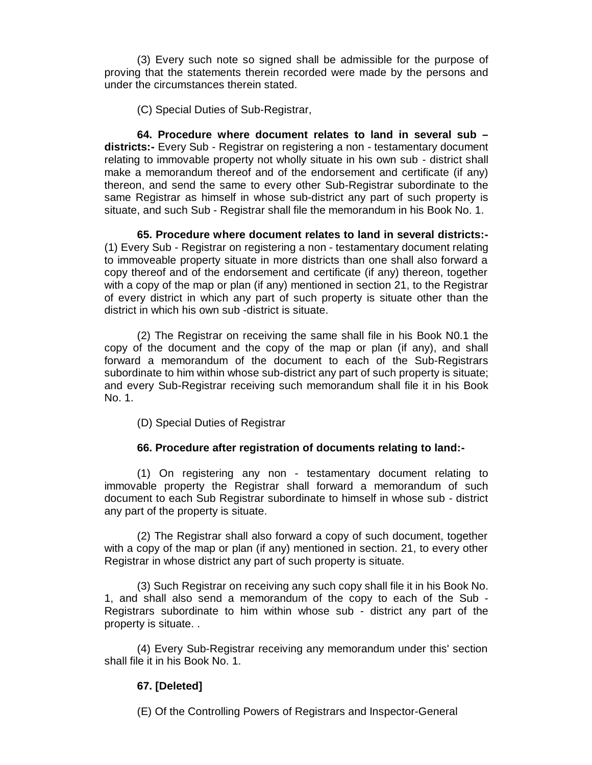(3) Every such note so signed shall be admissible for the purpose of proving that the statements therein recorded were made by the persons and under the circumstances therein stated.

(C) Special Duties of Sub-Registrar,

**64. Procedure where document relates to land in several sub – districts:-** Every Sub - Registrar on registering a non - testamentary document relating to immovable property not wholly situate in his own sub - district shall make a memorandum thereof and of the endorsement and certificate (if any) thereon, and send the same to every other Sub-Registrar subordinate to the same Registrar as himself in whose sub-district any part of such property is situate, and such Sub - Registrar shall file the memorandum in his Book No. 1.

**65. Procedure where document relates to land in several districts:-** (1) Every Sub - Registrar on registering a non - testamentary document relating to immoveable property situate in more districts than one shall also forward a copy thereof and of the endorsement and certificate (if any) thereon, together with a copy of the map or plan (if any) mentioned in section 21, to the Registrar of every district in which any part of such property is situate other than the district in which his own sub -district is situate.

(2) The Registrar on receiving the same shall file in his Book N0.1 the copy of the document and the copy of the map or plan (if any), and shall forward a memorandum of the document to each of the Sub-Registrars subordinate to him within whose sub-district any part of such property is situate; and every Sub-Registrar receiving such memorandum shall file it in his Book No. 1.

(D) Special Duties of Registrar

**66. Procedure after registration of documents relating to land:-**

(1) On registering any non - testamentary document relating to immovable property the Registrar shall forward a memorandum of such document to each Sub Registrar subordinate to himself in whose sub - district any part of the property is situate.

(2) The Registrar shall also forward a copy of such document, together with a copy of the map or plan (if any) mentioned in section. 21, to every other Registrar in whose district any part of such property is situate.

(3) Such Registrar on receiving any such copy shall file it in his Book No. 1, and shall also send a memorandum of the copy to each of the Sub - Registrars subordinate to him within whose sub - district any part of the property is situate. .

(4) Every Sub-Registrar receiving any memorandum under this' section shall file it in his Book No. 1.

**67. [Deleted]**

(E) Of the Controlling Powers of Registrars and Inspector-General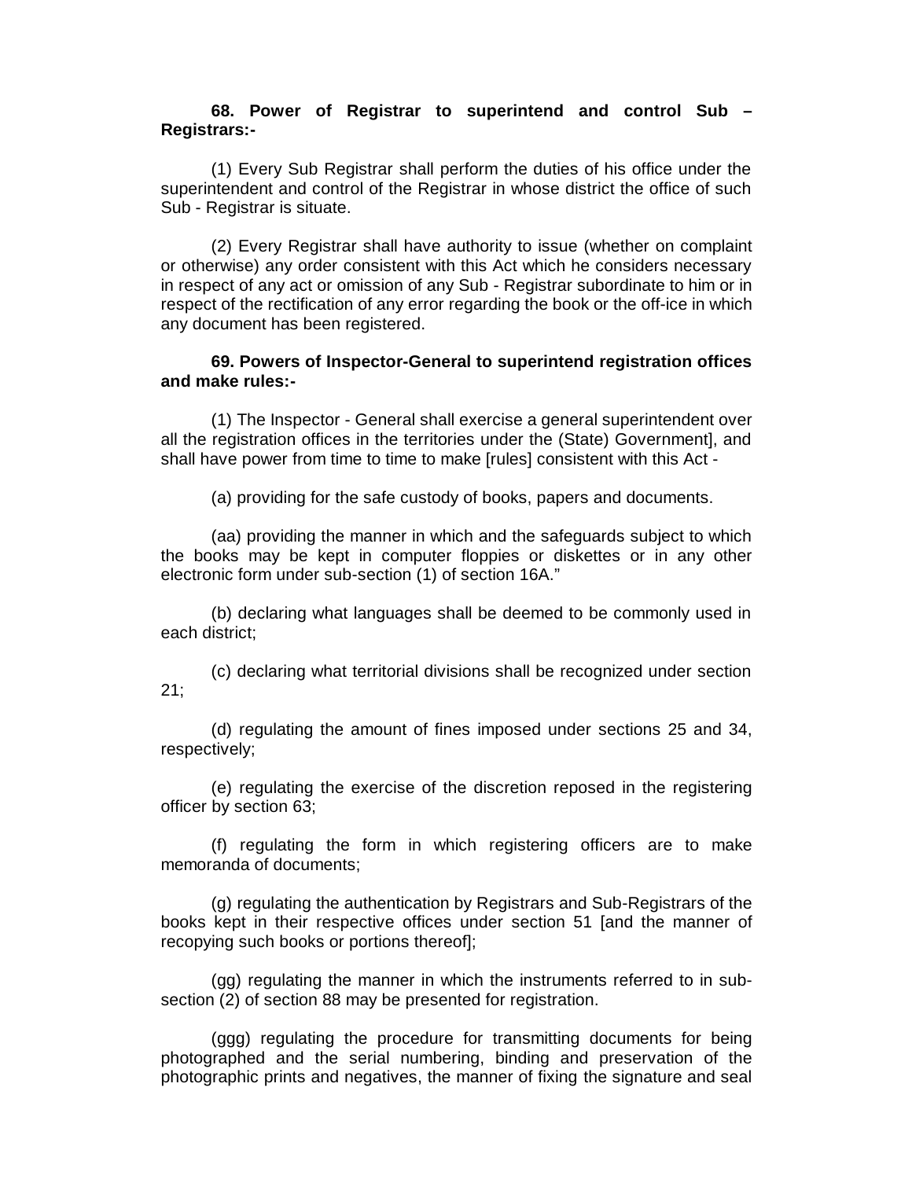**68. Power of Registrar to superintend and control Sub – Registrars:-**

(1) Every Sub Registrar shall perform the duties of his office under the superintendent and control of the Registrar in whose district the office of such Sub - Registrar is situate.

(2) Every Registrar shall have authority to issue (whether on complaint or otherwise) any order consistent with this Act which he considers necessary in respect of any act or omission of any Sub - Registrar subordinate to him or in respect of the rectification of any error regarding the book or the off-ice in which any document has been registered.

**69. Powers of Inspector-General to superintend registration offices and make rules:-**

(1) The Inspector - General shall exercise a general superintendent over all the registration offices in the territories under the (State) Government], and shall have power from time to time to make [rules] consistent with this Act -

(a) providing for the safe custody of books, papers and documents.

(aa) providing the manner in which and the safeguards subject to which the books may be kept in computer floppies or diskettes or in any other electronic form under sub-section (1) of section 16A."

(b) declaring what languages shall be deemed to be commonly used in each district;

(c) declaring what territorial divisions shall be recognized under section 21;

(d) regulating the amount of fines imposed under sections 25 and 34, respectively;

(e) regulating the exercise of the discretion reposed in the registering officer by section 63;

(f) regulating the form in which registering officers are to make memoranda of documents;

(g) regulating the authentication by Registrars and Sub-Registrars of the books kept in their respective offices under section 51 [and the manner of recopying such books or portions thereof];

(gg) regulating the manner in which the instruments referred to in sub-section (2) of section 88 may be presented for registration.

(ggg) regulating the procedure for transmitting documents for being photographed and the serial numbering, binding and preservation of the photographic prints and negatives, the manner of fixing the signature and seal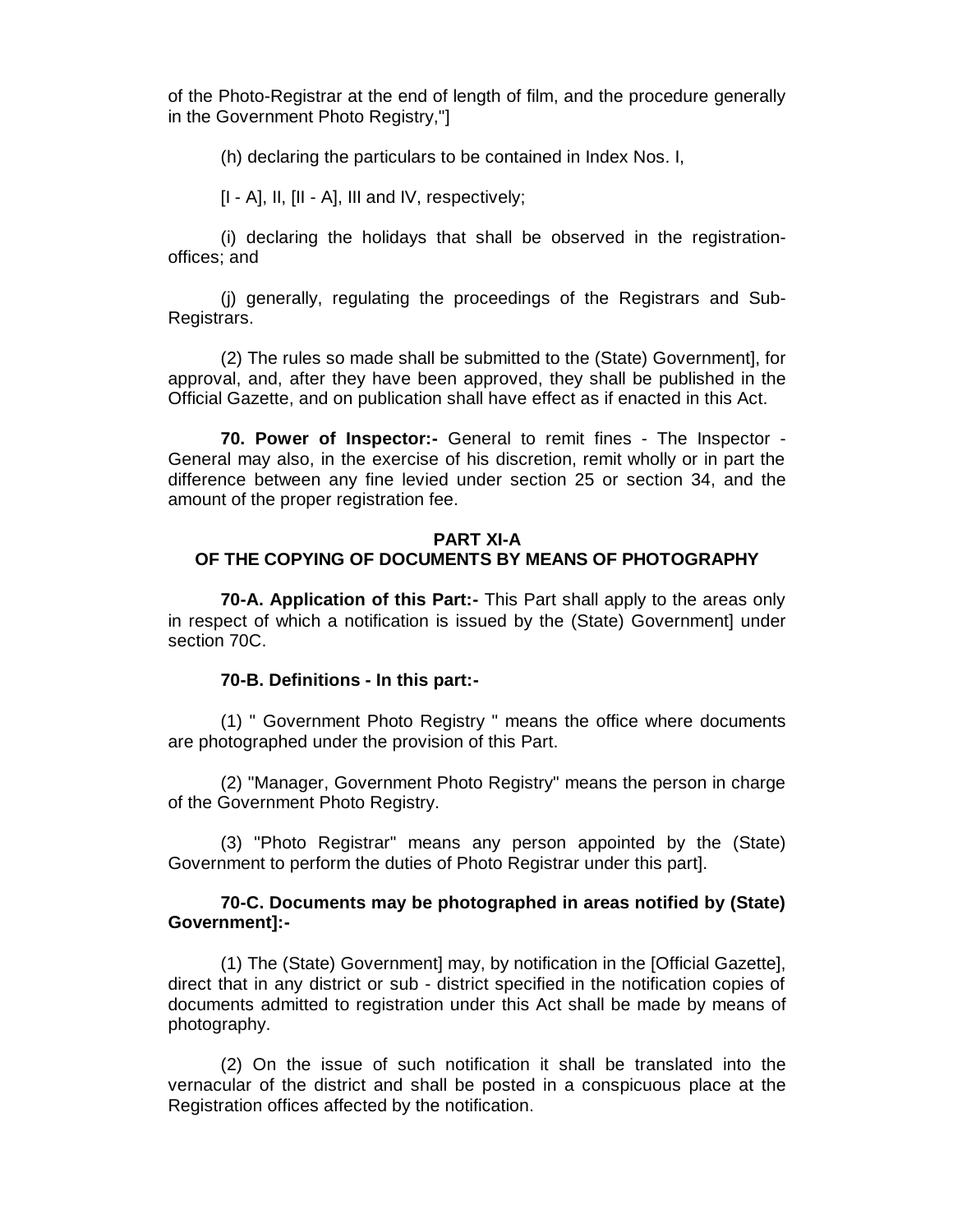of the Photo-Registrar at the end of length of film, and the procedure generally in the Government Photo Registry,"]

(h) declaring the particulars to be contained in Index Nos. I,

[I - A], II, [II - A], III and IV, respectively;

(i) declaring the holidays that shall be observed in the registration-offices; and

(j) generally, regulating the proceedings of the Registrars and Sub-Registrars.

(2) The rules so made shall be submitted to the (State) Government], for approval, and, after they have been approved, they shall be published in the Official Gazette, and on publication shall have effect as if enacted in this Act.

**70. Power of Inspector:-** General to remit fines - The Inspector - General may also, in the exercise of his discretion, remit wholly or in part the difference between any fine levied under section 25 or section 34, and the amount of the proper registration fee.

## PART XI-A
## OF THE COPYING OF DOCUMENTS BY MEANS OF PHOTOGRAPHY

**70-A. Application of this Part:-** This Part shall apply to the areas only in respect of which a notification is issued by the (State) Government] under section 70C.

**70-B. Definitions - In this part:-**

(1) " Government Photo Registry " means the office where documents are photographed under the provision of this Part.

(2) "Manager, Government Photo Registry" means the person in charge of the Government Photo Registry.

(3) "Photo Registrar" means any person appointed by the (State) Government to perform the duties of Photo Registrar under this part].

**70-C. Documents may be photographed in areas notified by (State) Government]:-**

(1) The (State) Government] may, by notification in the [Official Gazette], direct that in any district or sub - district specified in the notification copies of documents admitted to registration under this Act shall be made by means of photography.

(2) On the issue of such notification it shall be translated into the vernacular of the district and shall be posted in a conspicuous place at the Registration offices affected by the notification.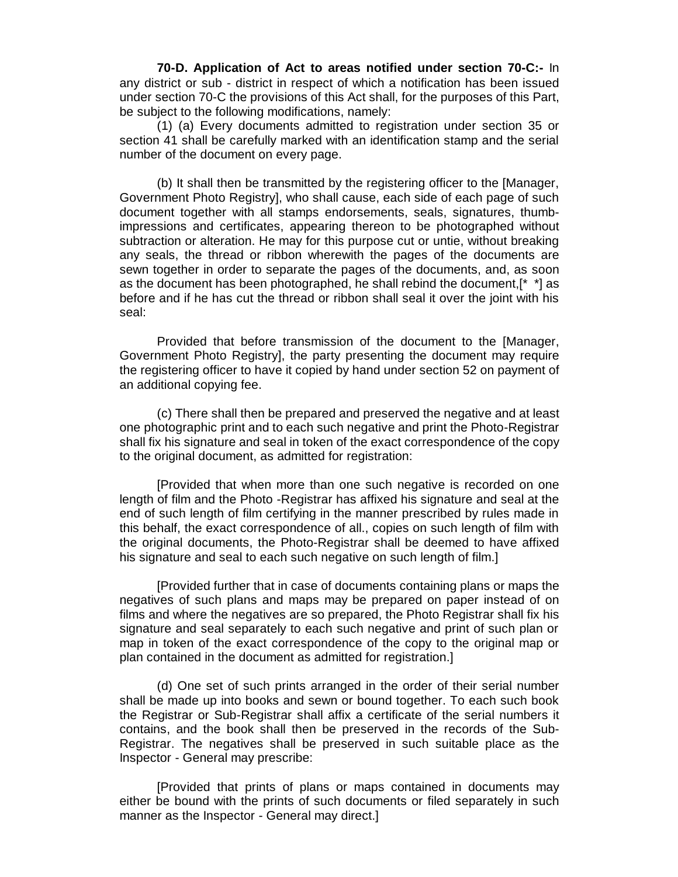**70-D. Application of Act to areas notified under section 70-C:-** In any district or sub - district in respect of which a notification has been issued under section 70-C the provisions of this Act shall, for the purposes of this Part, be subject to the following modifications, namely:

(1) (a) Every documents admitted to registration under section 35 or section 41 shall be carefully marked with an identification stamp and the serial number of the document on every page.

(b) It shall then be transmitted by the registering officer to the [Manager, Government Photo Registry], who shall cause, each side of each page of such document together with all stamps endorsements, seals, signatures, thumb-impressions and certificates, appearing thereon to be photographed without subtraction or alteration. He may for this purpose cut or untie, without breaking any seals, the thread or ribbon wherewith the pages of the documents are sewn together in order to separate the pages of the documents, and, as soon as the document has been photographed, he shall rebind the document,[* *] as before and if he has cut the thread or ribbon shall seal it over the joint with his seal:

Provided that before transmission of the document to the [Manager, Government Photo Registry], the party presenting the document may require the registering officer to have it copied by hand under section 52 on payment of an additional copying fee.

(c) There shall then be prepared and preserved the negative and at least one photographic print and to each such negative and print the Photo-Registrar shall fix his signature and seal in token of the exact correspondence of the copy to the original document, as admitted for registration:

[Provided that when more than one such negative is recorded on one length of film and the Photo -Registrar has affixed his signature and seal at the end of such length of film certifying in the manner prescribed by rules made in this behalf, the exact correspondence of all., copies on such length of film with the original documents, the Photo-Registrar shall be deemed to have affixed his signature and seal to each such negative on such length of film.]

[Provided further that in case of documents containing plans or maps the negatives of such plans and maps may be prepared on paper instead of on films and where the negatives are so prepared, the Photo Registrar shall fix his signature and seal separately to each such negative and print of such plan or map in token of the exact correspondence of the copy to the original map or plan contained in the document as admitted for registration.]

(d) One set of such prints arranged in the order of their serial number shall be made up into books and sewn or bound together. To each such book the Registrar or Sub-Registrar shall affix a certificate of the serial numbers it contains, and the book shall then be preserved in the records of the Sub-Registrar. The negatives shall be preserved in such suitable place as the Inspector - General may prescribe:

[Provided that prints of plans or maps contained in documents may either be bound with the prints of such documents or filed separately in such manner as the Inspector - General may direct.]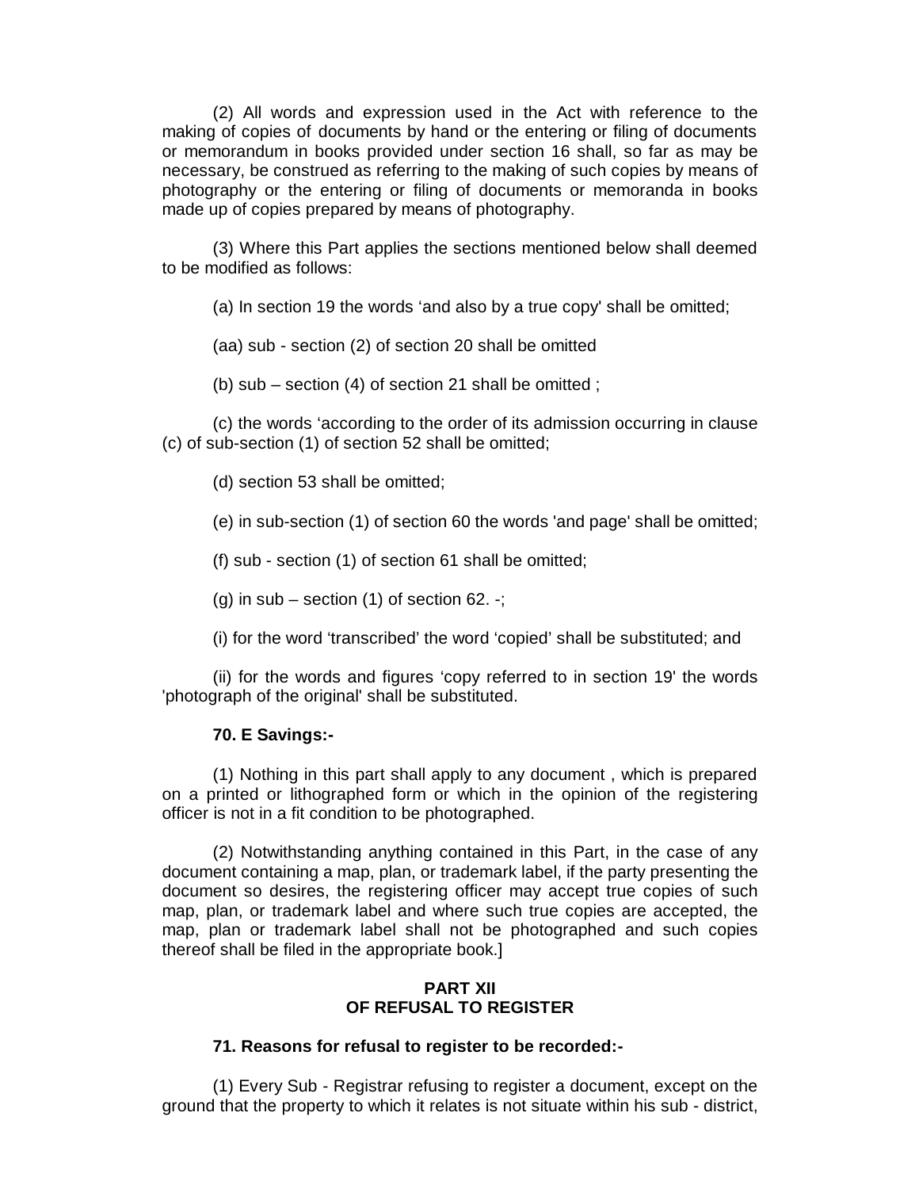(2) All words and expression used in the Act with reference to the making of copies of documents by hand or the entering or filing of documents or memorandum in books provided under section 16 shall, so far as may be necessary, be construed as referring to the making of such copies by means of photography or the entering or filing of documents or memoranda in books made up of copies prepared by means of photography.

(3) Where this Part applies the sections mentioned below shall deemed to be modified as follows:

(a) In section 19 the words 'and also by a true copy' shall be omitted;

(aa) sub - section (2) of section 20 shall be omitted

(b) sub – section (4) of section 21 shall be omitted ;

(c) the words 'according to the order of its admission occurring in clause (c) of sub-section (1) of section 52 shall be omitted;

(d) section 53 shall be omitted;

(e) in sub-section (1) of section 60 the words 'and page' shall be omitted;

(f) sub - section (1) of section 61 shall be omitted;

(g) in sub – section (1) of section 62. -;

(i) for the word 'transcribed' the word 'copied' shall be substituted; and

(ii) for the words and figures 'copy referred to in section 19' the words 'photograph of the original' shall be substituted.

**70. E Savings:-**

(1) Nothing in this part shall apply to any document , which is prepared on a printed or lithographed form or which in the opinion of the registering officer is not in a fit condition to be photographed.

(2) Notwithstanding anything contained in this Part, in the case of any document containing a map, plan, or trademark label, if the party presenting the document so desires, the registering officer may accept true copies of such map, plan, or trademark label and where such true copies are accepted, the map, plan or trademark label shall not be photographed and such copies thereof shall be filed in the appropriate book.]

## PART XII
## OF REFUSAL TO REGISTER

**71. Reasons for refusal to register to be recorded:-**

(1) Every Sub - Registrar refusing to register a document, except on the ground that the property to which it relates is not situate within his sub - district,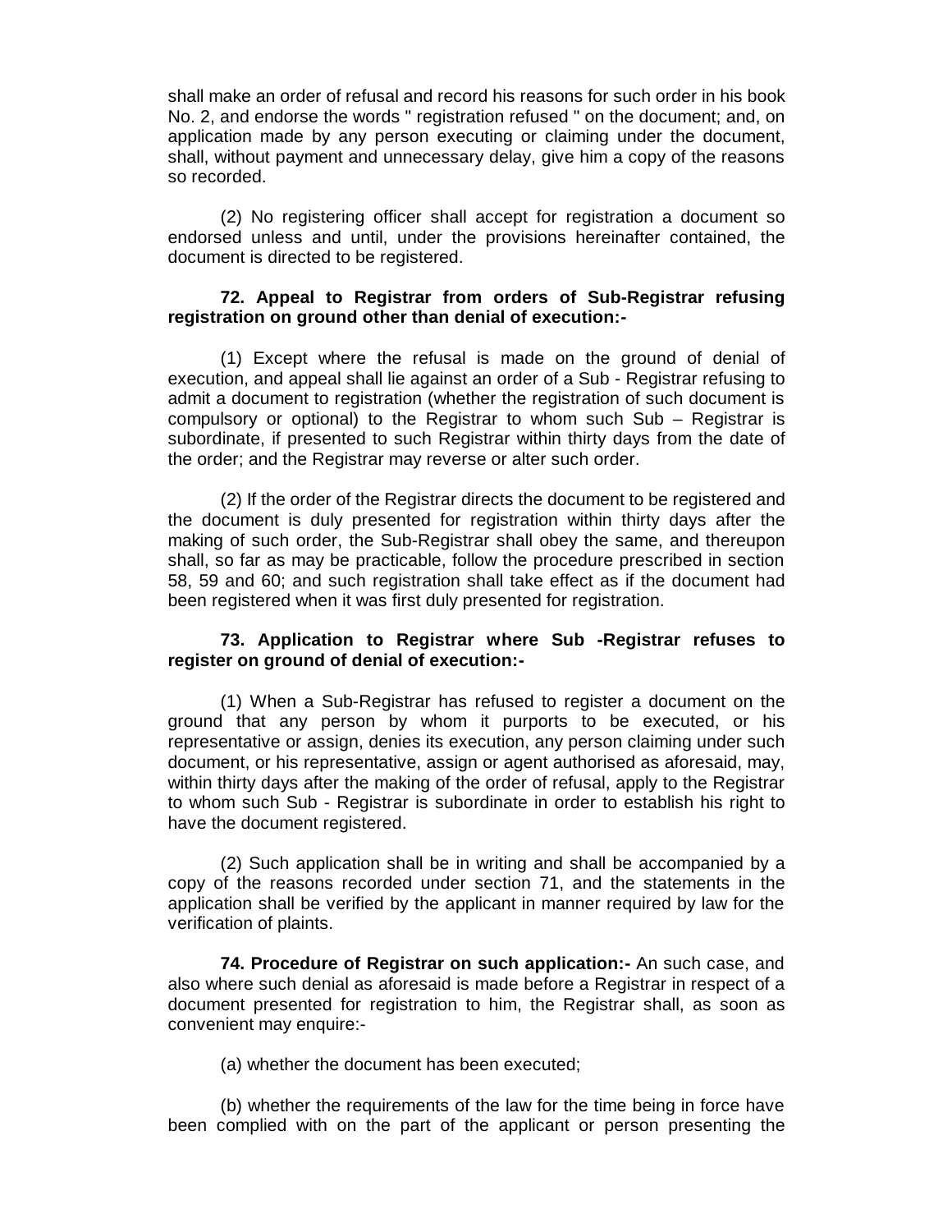shall make an order of refusal and record his reasons for such order in his book No. 2, and endorse the words " registration refused " on the document; and, on application made by any person executing or claiming under the document, shall, without payment and unnecessary delay, give him a copy of the reasons so recorded.

(2) No registering officer shall accept for registration a document so endorsed unless and until, under the provisions hereinafter contained, the document is directed to be registered.

**72. Appeal to Registrar from orders of Sub-Registrar refusing registration on ground other than denial of execution:-**

(1) Except where the refusal is made on the ground of denial of execution, and appeal shall lie against an order of a Sub - Registrar refusing to admit a document to registration (whether the registration of such document is compulsory or optional) to the Registrar to whom such Sub – Registrar is subordinate, if presented to such Registrar within thirty days from the date of the order; and the Registrar may reverse or alter such order.

(2) If the order of the Registrar directs the document to be registered and the document is duly presented for registration within thirty days after the making of such order, the Sub-Registrar shall obey the same, and thereupon shall, so far as may be practicable, follow the procedure prescribed in section 58, 59 and 60; and such registration shall take effect as if the document had been registered when it was first duly presented for registration.

**73. Application to Registrar where Sub -Registrar refuses to register on ground of denial of execution:-**

(1) When a Sub-Registrar has refused to register a document on the ground that any person by whom it purports to be executed, or his representative or assign, denies its execution, any person claiming under such document, or his representative, assign or agent authorised as aforesaid, may, within thirty days after the making of the order of refusal, apply to the Registrar to whom such Sub - Registrar is subordinate in order to establish his right to have the document registered.

(2) Such application shall be in writing and shall be accompanied by a copy of the reasons recorded under section 71, and the statements in the application shall be verified by the applicant in manner required by law for the verification of plaints.

**74. Procedure of Registrar on such application:-** An such case, and also where such denial as aforesaid is made before a Registrar in respect of a document presented for registration to him, the Registrar shall, as soon as convenient may enquire:-

(a) whether the document has been executed;

(b) whether the requirements of the law for the time being in force have been complied with on the part of the applicant or person presenting the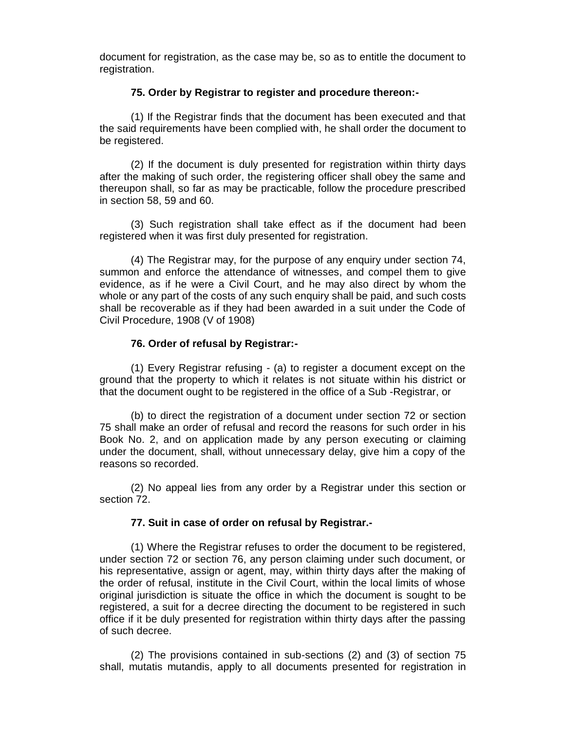document for registration, as the case may be, so as to entitle the document to registration.

**75. Order by Registrar to register and procedure thereon:-**

(1) If the Registrar finds that the document has been executed and that the said requirements have been complied with, he shall order the document to be registered.

(2) If the document is duly presented for registration within thirty days after the making of such order, the registering officer shall obey the same and thereupon shall, so far as may be practicable, follow the procedure prescribed in section 58, 59 and 60.

(3) Such registration shall take effect as if the document had been registered when it was first duly presented for registration.

(4) The Registrar may, for the purpose of any enquiry under section 74, summon and enforce the attendance of witnesses, and compel them to give evidence, as if he were a Civil Court, and he may also direct by whom the whole or any part of the costs of any such enquiry shall be paid, and such costs shall be recoverable as if they had been awarded in a suit under the Code of Civil Procedure, 1908 (V of 1908)

**76. Order of refusal by Registrar:-**

(1) Every Registrar refusing - (a) to register a document except on the ground that the property to which it relates is not situate within his district or that the document ought to be registered in the office of a Sub -Registrar, or

(b) to direct the registration of a document under section 72 or section 75 shall make an order of refusal and record the reasons for such order in his Book No. 2, and on application made by any person executing or claiming under the document, shall, without unnecessary delay, give him a copy of the reasons so recorded.

(2) No appeal lies from any order by a Registrar under this section or section 72.

**77. Suit in case of order on refusal by Registrar.-**

(1) Where the Registrar refuses to order the document to be registered, under section 72 or section 76, any person claiming under such document, or his representative, assign or agent, may, within thirty days after the making of the order of refusal, institute in the Civil Court, within the local limits of whose original jurisdiction is situate the office in which the document is sought to be registered, a suit for a decree directing the document to be registered in such office if it be duly presented for registration within thirty days after the passing of such decree.

(2) The provisions contained in sub-sections (2) and (3) of section 75 shall, mutatis mutandis, apply to all documents presented for registration in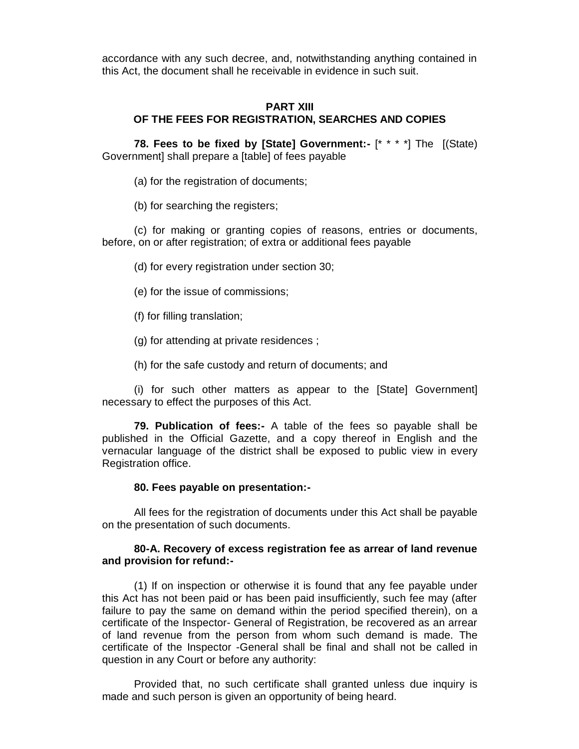accordance with any such decree, and, notwithstanding anything contained in this Act, the document shall he receivable in evidence in such suit.

## PART XIII
## OF THE FEES FOR REGISTRATION, SEARCHES AND COPIES

**78. Fees to be fixed by [State] Government:-** [* * * *] The [(State) Government] shall prepare a [table] of fees payable

(a) for the registration of documents;

(b) for searching the registers;

(c) for making or granting copies of reasons, entries or documents, before, on or after registration; of extra or additional fees payable

(d) for every registration under section 30;

(e) for the issue of commissions;

(f) for filling translation;

(g) for attending at private residences ;

(h) for the safe custody and return of documents; and

(i) for such other matters as appear to the [State] Government] necessary to effect the purposes of this Act.

**79. Publication of fees:-** A table of the fees so payable shall be published in the Official Gazette, and a copy thereof in English and the vernacular language of the district shall be exposed to public view in every Registration office.

**80. Fees payable on presentation:-**

All fees for the registration of documents under this Act shall be payable on the presentation of such documents.

**80-A. Recovery of excess registration fee as arrear of land revenue and provision for refund:-**

(1) If on inspection or otherwise it is found that any fee payable under this Act has not been paid or has been paid insufficiently, such fee may (after failure to pay the same on demand within the period specified therein), on a certificate of the Inspector- General of Registration, be recovered as an arrear of land revenue from the person from whom such demand is made. The certificate of the Inspector -General shall be final and shall not be called in question in any Court or before any authority:

Provided that, no such certificate shall granted unless due inquiry is made and such person is given an opportunity of being heard.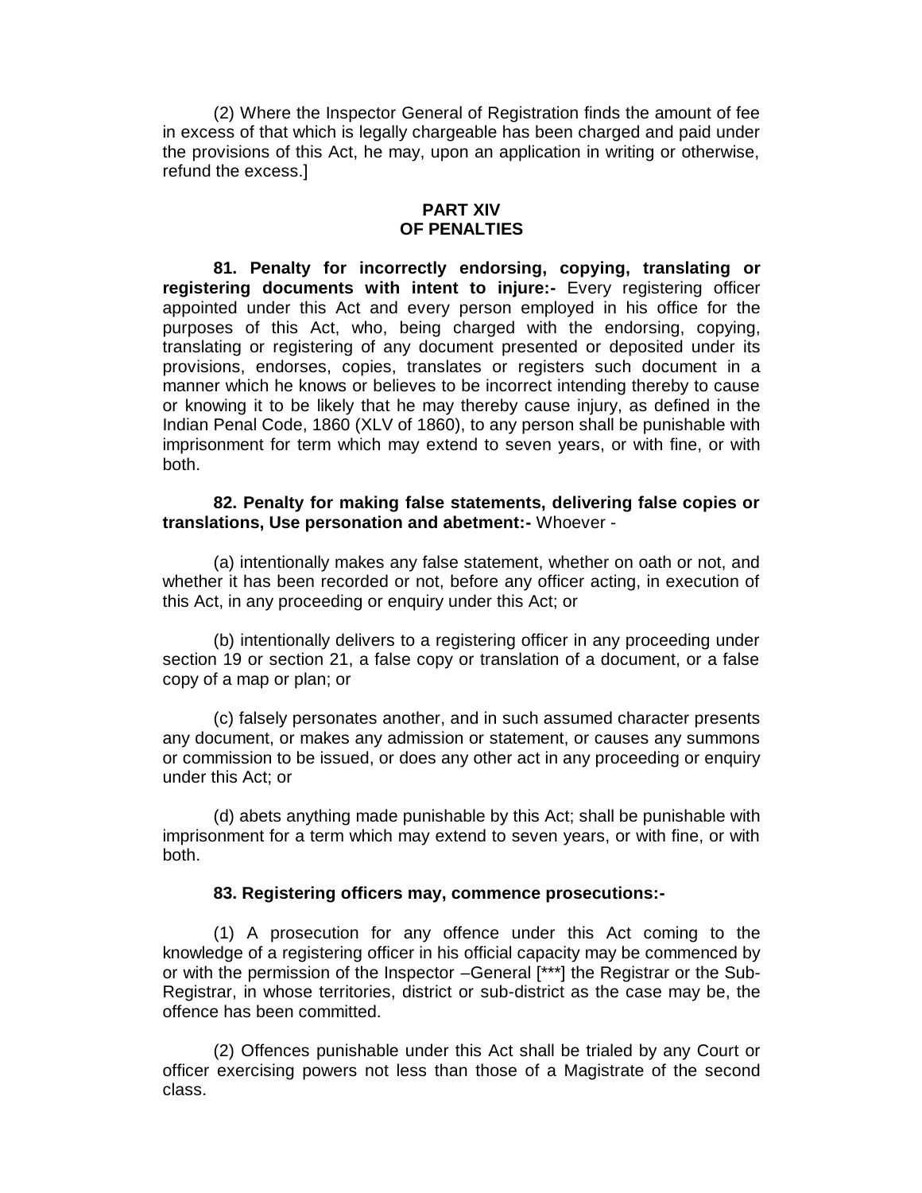(2) Where the Inspector General of Registration finds the amount of fee in excess of that which is legally chargeable has been charged and paid under the provisions of this Act, he may, upon an application in writing or otherwise, refund the excess.]

## PART XIV
## OF PENALTIES

**81. Penalty for incorrectly endorsing, copying, translating or registering documents with intent to injure:-** Every registering officer appointed under this Act and every person employed in his office for the purposes of this Act, who, being charged with the endorsing, copying, translating or registering of any document presented or deposited under its provisions, endorses, copies, translates or registers such document in a manner which he knows or believes to be incorrect intending thereby to cause or knowing it to be likely that he may thereby cause injury, as defined in the Indian Penal Code, 1860 (XLV of 1860), to any person shall be punishable with imprisonment for term which may extend to seven years, or with fine, or with both.

**82. Penalty for making false statements, delivering false copies or translations, Use personation and abetment:-** Whoever -

(a) intentionally makes any false statement, whether on oath or not, and whether it has been recorded or not, before any officer acting, in execution of this Act, in any proceeding or enquiry under this Act; or

(b) intentionally delivers to a registering officer in any proceeding under section 19 or section 21, a false copy or translation of a document, or a false copy of a map or plan; or

(c) falsely personates another, and in such assumed character presents any document, or makes any admission or statement, or causes any summons or commission to be issued, or does any other act in any proceeding or enquiry under this Act; or

(d) abets anything made punishable by this Act; shall be punishable with imprisonment for a term which may extend to seven years, or with fine, or with both.

**83. Registering officers may, commence prosecutions:-**

(1) A prosecution for any offence under this Act coming to the knowledge of a registering officer in his official capacity may be commenced by or with the permission of the Inspector –General [***] the Registrar or the Sub-Registrar, in whose territories, district or sub-district as the case may be, the offence has been committed.

(2) Offences punishable under this Act shall be trialed by any Court or officer exercising powers not less than those of a Magistrate of the second class.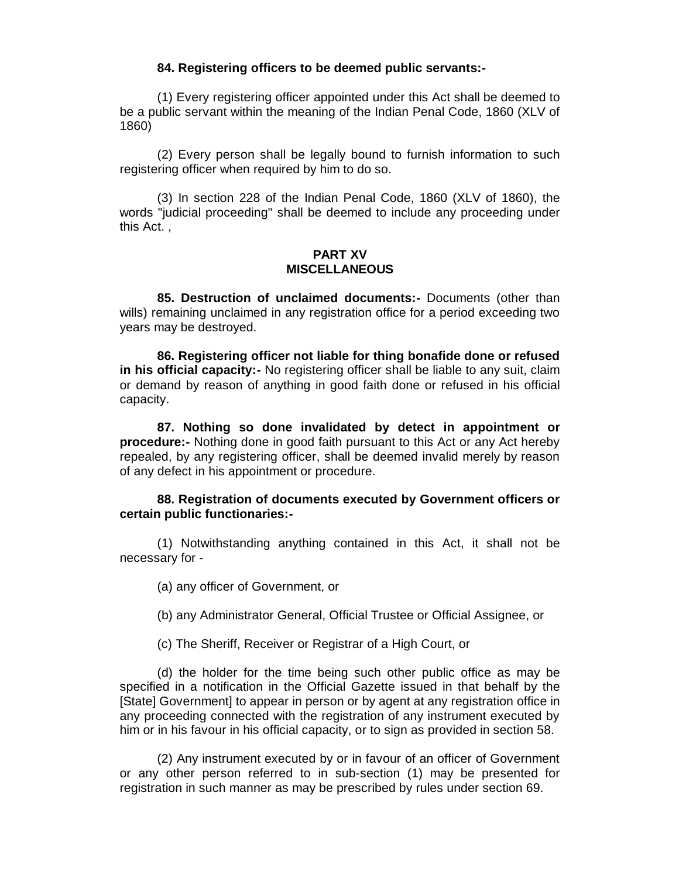**84. Registering officers to be deemed public servants:-**

(1) Every registering officer appointed under this Act shall be deemed to be a public servant within the meaning of the Indian Penal Code, 1860 (XLV of 1860)

(2) Every person shall be legally bound to furnish information to such registering officer when required by him to do so.

(3) In section 228 of the Indian Penal Code, 1860 (XLV of 1860), the words "judicial proceeding" shall be deemed to include any proceeding under this Act. ,

## PART XV
## MISCELLANEOUS

**85. Destruction of unclaimed documents:-** Documents (other than wills) remaining unclaimed in any registration office for a period exceeding two years may be destroyed.

**86. Registering officer not liable for thing bonafide done or refused in his official capacity:-** No registering officer shall be liable to any suit, claim or demand by reason of anything in good faith done or refused in his official capacity.

**87. Nothing so done invalidated by detect in appointment or procedure:-** Nothing done in good faith pursuant to this Act or any Act hereby repealed, by any registering officer, shall be deemed invalid merely by reason of any defect in his appointment or procedure.

**88. Registration of documents executed by Government officers or certain public functionaries:-**

(1) Notwithstanding anything contained in this Act, it shall not be necessary for -

(a) any officer of Government, or

(b) any Administrator General, Official Trustee or Official Assignee, or

(c) The Sheriff, Receiver or Registrar of a High Court, or

(d) the holder for the time being such other public office as may be specified in a notification in the Official Gazette issued in that behalf by the [State] Government] to appear in person or by agent at any registration office in any proceeding connected with the registration of any instrument executed by him or in his favour in his official capacity, or to sign as provided in section 58.

(2) Any instrument executed by or in favour of an officer of Government or any other person referred to in sub-section (1) may be presented for registration in such manner as may be prescribed by rules under section 69.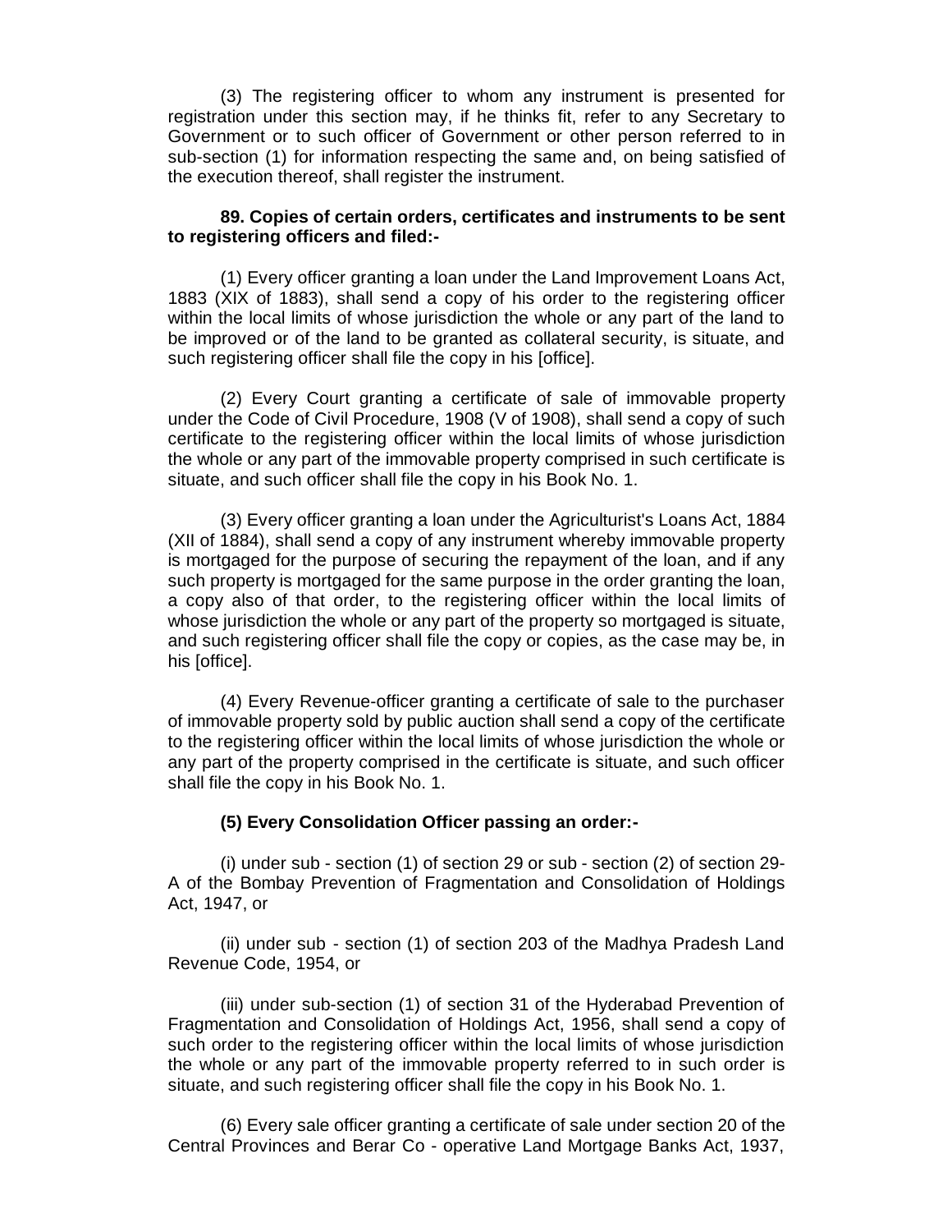(3) The registering officer to whom any instrument is presented for registration under this section may, if he thinks fit, refer to any Secretary to Government or to such officer of Government or other person referred to in sub-section (1) for information respecting the same and, on being satisfied of the execution thereof, shall register the instrument.

**89. Copies of certain orders, certificates and instruments to be sent to registering officers and filed:-**

(1) Every officer granting a loan under the Land Improvement Loans Act, 1883 (XIX of 1883), shall send a copy of his order to the registering officer within the local limits of whose jurisdiction the whole or any part of the land to be improved or of the land to be granted as collateral security, is situate, and such registering officer shall file the copy in his [office].

(2) Every Court granting a certificate of sale of immovable property under the Code of Civil Procedure, 1908 (V of 1908), shall send a copy of such certificate to the registering officer within the local limits of whose jurisdiction the whole or any part of the immovable property comprised in such certificate is situate, and such officer shall file the copy in his Book No. 1.

(3) Every officer granting a loan under the Agriculturist's Loans Act, 1884 (XII of 1884), shall send a copy of any instrument whereby immovable property is mortgaged for the purpose of securing the repayment of the loan, and if any such property is mortgaged for the same purpose in the order granting the loan, a copy also of that order, to the registering officer within the local limits of whose jurisdiction the whole or any part of the property so mortgaged is situate, and such registering officer shall file the copy or copies, as the case may be, in his [office].

(4) Every Revenue-officer granting a certificate of sale to the purchaser of immovable property sold by public auction shall send a copy of the certificate to the registering officer within the local limits of whose jurisdiction the whole or any part of the property comprised in the certificate is situate, and such officer shall file the copy in his Book No. 1.

**(5) Every Consolidation Officer passing an order:-**

(i) under sub - section (1) of section 29 or sub - section (2) of section 29-A of the Bombay Prevention of Fragmentation and Consolidation of Holdings Act, 1947, or

(ii) under sub - section (1) of section 203 of the Madhya Pradesh Land Revenue Code, 1954, or

(iii) under sub-section (1) of section 31 of the Hyderabad Prevention of Fragmentation and Consolidation of Holdings Act, 1956, shall send a copy of such order to the registering officer within the local limits of whose jurisdiction the whole or any part of the immovable property referred to in such order is situate, and such registering officer shall file the copy in his Book No. 1.

(6) Every sale officer granting a certificate of sale under section 20 of the Central Provinces and Berar Co - operative Land Mortgage Banks Act, 1937,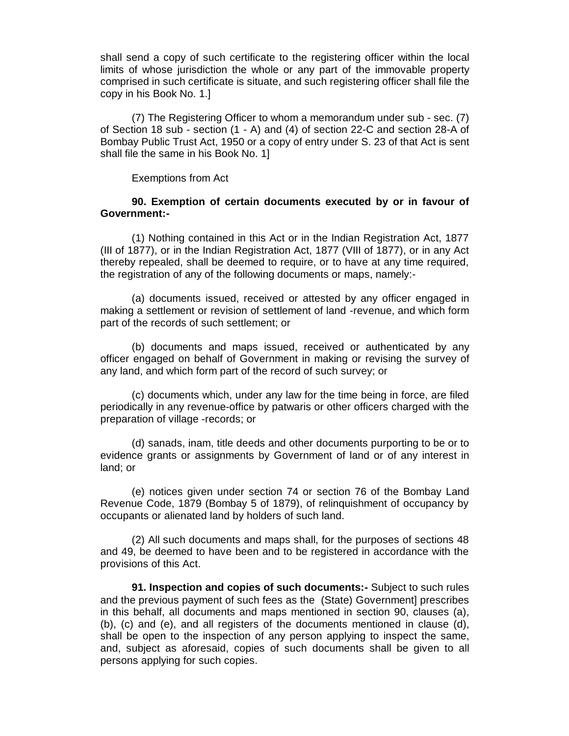shall send a copy of such certificate to the registering officer within the local limits of whose jurisdiction the whole or any part of the immovable property comprised in such certificate is situate, and such registering officer shall file the copy in his Book No. 1.]

(7) The Registering Officer to whom a memorandum under sub - sec. (7) of Section 18 sub - section (1 - A) and (4) of section 22-C and section 28-A of Bombay Public Trust Act, 1950 or a copy of entry under S. 23 of that Act is sent shall file the same in his Book No. 1]

Exemptions from Act

**90. Exemption of certain documents executed by or in favour of Government:-**

(1) Nothing contained in this Act or in the Indian Registration Act, 1877 (III of 1877), or in the Indian Registration Act, 1877 (VIII of 1877), or in any Act thereby repealed, shall be deemed to require, or to have at any time required, the registration of any of the following documents or maps, namely:-

(a) documents issued, received or attested by any officer engaged in making a settlement or revision of settlement of land -revenue, and which form part of the records of such settlement; or

(b) documents and maps issued, received or authenticated by any officer engaged on behalf of Government in making or revising the survey of any land, and which form part of the record of such survey; or

(c) documents which, under any law for the time being in force, are filed periodically in any revenue-office by patwaris or other officers charged with the preparation of village -records; or

(d) sanads, inam, title deeds and other documents purporting to be or to evidence grants or assignments by Government of land or of any interest in land; or

(e) notices given under section 74 or section 76 of the Bombay Land Revenue Code, 1879 (Bombay 5 of 1879), of relinquishment of occupancy by occupants or alienated land by holders of such land.

(2) All such documents and maps shall, for the purposes of sections 48 and 49, be deemed to have been and to be registered in accordance with the provisions of this Act.

**91. Inspection and copies of such documents:-** Subject to such rules and the previous payment of such fees as the (State) Government] prescribes in this behalf, all documents and maps mentioned in section 90, clauses (a), (b), (c) and (e), and all registers of the documents mentioned in clause (d), shall be open to the inspection of any person applying to inspect the same, and, subject as aforesaid, copies of such documents shall be given to all persons applying for such copies.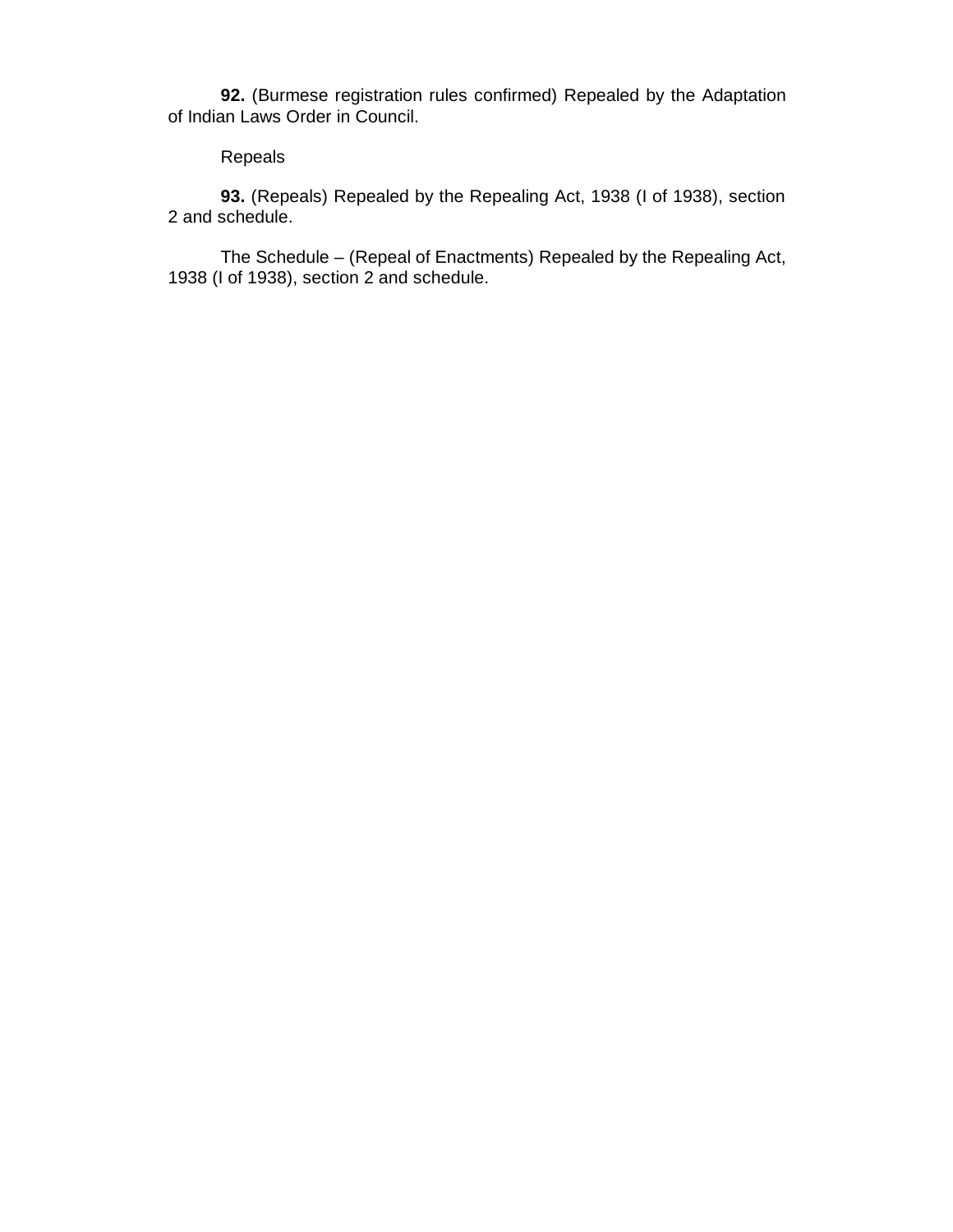**92.** (Burmese registration rules confirmed) Repealed by the Adaptation of Indian Laws Order in Council.

Repeals

**93.** (Repeals) Repealed by the Repealing Act, 1938 (I of 1938), section 2 and schedule.

The Schedule – (Repeal of Enactments) Repealed by the Repealing Act, 1938 (I of 1938), section 2 and schedule.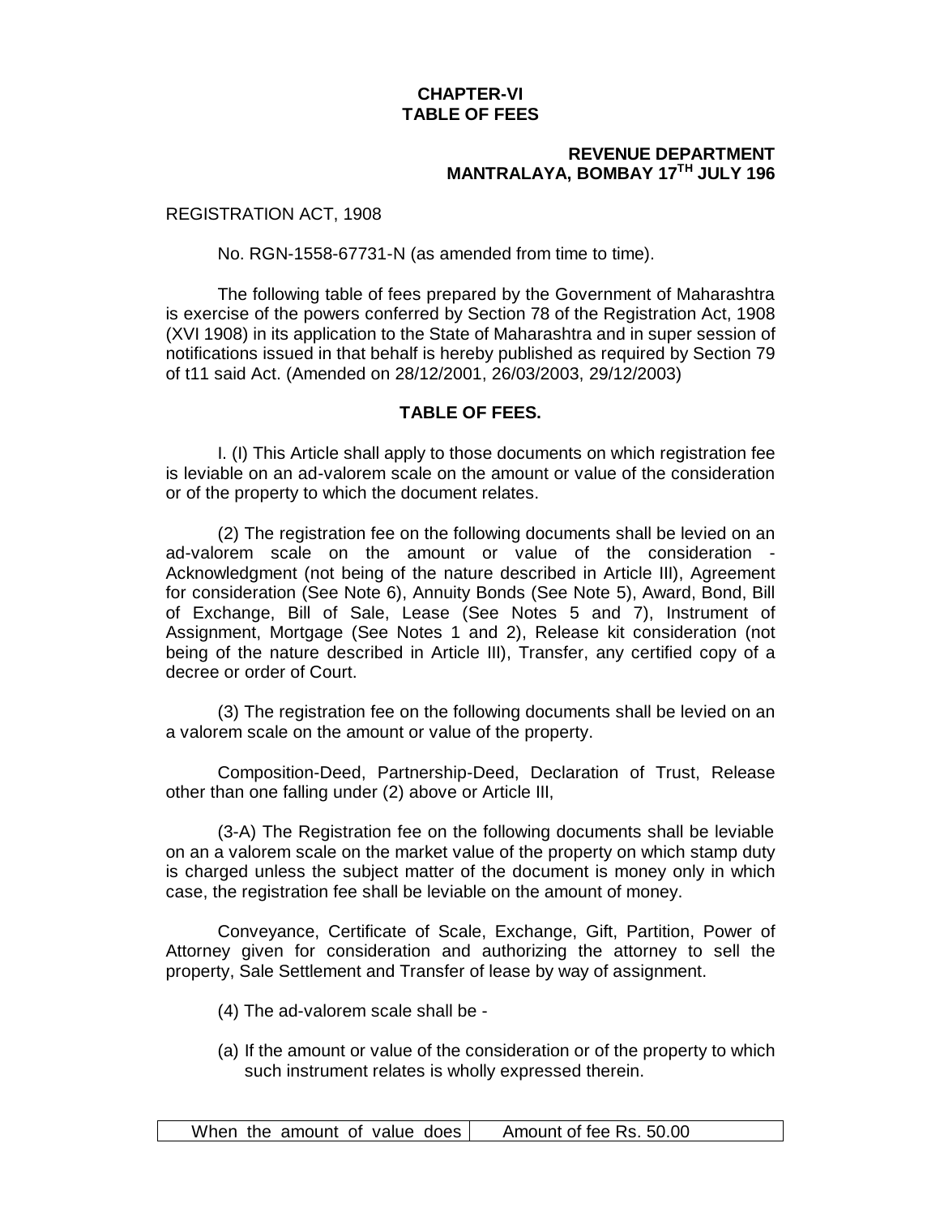## CHAPTER-VI
## TABLE OF FEES

**REVENUE DEPARTMENT**
**MANTRALAYA, BOMBAY 17TH JULY 196**

REGISTRATION ACT, 1908

No. RGN-1558-67731-N (as amended from time to time).

The following table of fees prepared by the Government of Maharashtra is exercise of the powers conferred by Section 78 of the Registration Act, 1908 (XVI 1908) in its application to the State of Maharashtra and in super session of notifications issued in that behalf is hereby published as required by Section 79 of t11 said Act. (Amended on 28/12/2001, 26/03/2003, 29/12/2003)

### TABLE OF FEES.

I. (I) This Article shall apply to those documents on which registration fee is leviable on an ad-valorem scale on the amount or value of the consideration or of the property to which the document relates.

(2) The registration fee on the following documents shall be levied on an ad-valorem scale on the amount or value of the consideration - Acknowledgment (not being of the nature described in Article III), Agreement for consideration (See Note 6), Annuity Bonds (See Note 5), Award, Bond, Bill of Exchange, Bill of Sale, Lease (See Notes 5 and 7), Instrument of Assignment, Mortgage (See Notes 1 and 2), Release kit consideration (not being of the nature described in Article III), Transfer, any certified copy of a decree or order of Court.

(3) The registration fee on the following documents shall be levied on an a valorem scale on the amount or value of the property.

Composition-Deed, Partnership-Deed, Declaration of Trust, Release other than one falling under (2) above or Article III,

(3-A) The Registration fee on the following documents shall be leviable on an a valorem scale on the market value of the property on which stamp duty is charged unless the subject matter of the document is money only in which case, the registration fee shall be leviable on the amount of money.

Conveyance, Certificate of Scale, Exchange, Gift, Partition, Power of Attorney given for consideration and authorizing the attorney to sell the property, Sale Settlement and Transfer of lease by way of assignment.

(4) The ad-valorem scale shall be -

(a) If the amount or value of the consideration or of the property to which such instrument relates is wholly expressed therein.

| When the amount of value does | Amount of fee Rs. 50.00 |
|---|---|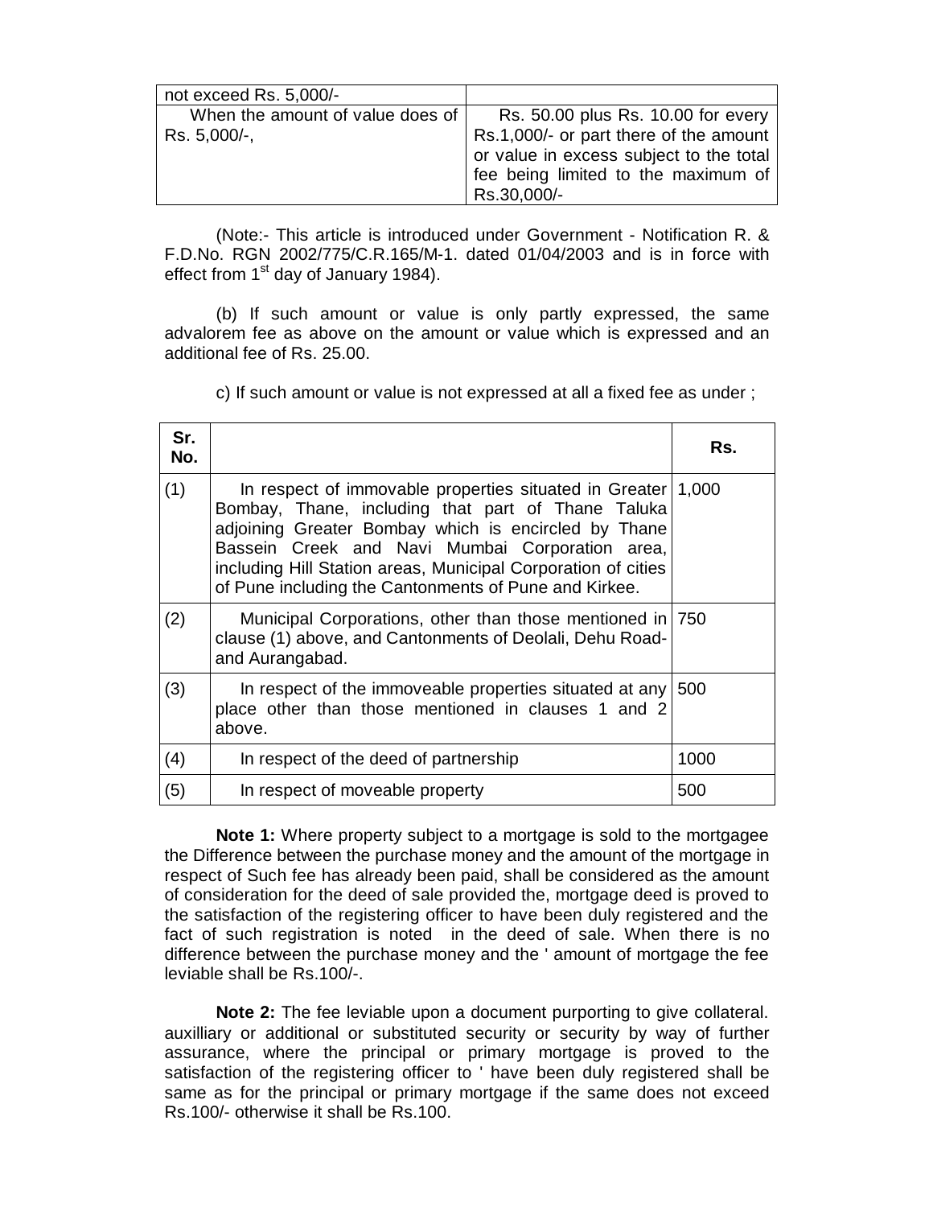| not exceed Rs. 5,000/- | |
|---|---|
| When the amount of value does of Rs. 5,000/-, | Rs. 50.00 plus Rs. 10.00 for every Rs.1,000/- or part there of the amount or value in excess subject to the total fee being limited to the maximum of Rs.30,000/- |

(Note:- This article is introduced under Government - Notification R. & F.D.No. RGN 2002/775/C.R.165/M-1. dated 01/04/2003 and is in force with effect from 1st day of January 1984).

(b) If such amount or value is only partly expressed, the same advalorem fee as above on the amount or value which is expressed and an additional fee of Rs. 25.00.

c) If such amount or value is not expressed at all a fixed fee as under ;

| Sr. No. | | Rs. |
|---|---|---|
| (1) | In respect of immovable properties situated in Greater Bombay, Thane, including that part of Thane Taluka adjoining Greater Bombay which is encircled by Thane Bassein Creek and Navi Mumbai Corporation area, including Hill Station areas, Municipal Corporation of cities of Pune including the Cantonments of Pune and Kirkee. | 1,000 |
| (2) | Municipal Corporations, other than those mentioned in clause (1) above, and Cantonments of Deolali, Dehu Road- and Aurangabad. | 750 |
| (3) | In respect of the immoveable properties situated at any place other than those mentioned in clauses 1 and 2 above. | 500 |
| (4) | In respect of the deed of partnership | 1000 |
| (5) | In respect of moveable property | 500 |

**Note 1:** Where property subject to a mortgage is sold to the mortgagee the Difference between the purchase money and the amount of the mortgage in respect of Such fee has already been paid, shall be considered as the amount of consideration for the deed of sale provided the, mortgage deed is proved to the satisfaction of the registering officer to have been duly registered and the fact of such registration is noted in the deed of sale. When there is no difference between the purchase money and the ' amount of mortgage the fee leviable shall be Rs.100/-.

**Note 2:** The fee leviable upon a document purporting to give collateral. auxilliary or additional or substituted security or security by way of further assurance, where the principal or primary mortgage is proved to the satisfaction of the registering officer to ' have been duly registered shall be same as for the principal or primary mortgage if the same does not exceed Rs.100/- otherwise it shall be Rs.100.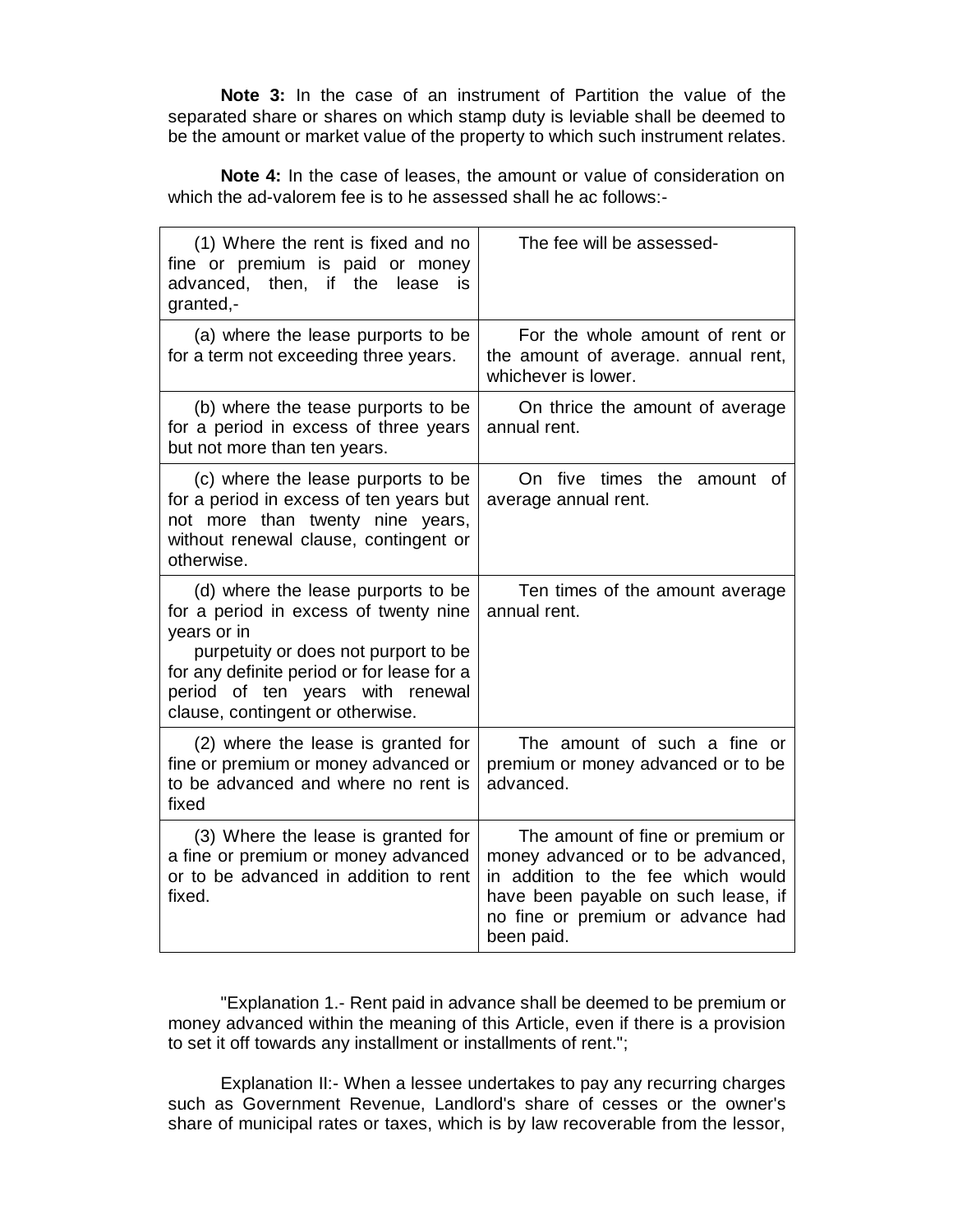**Note 3:** In the case of an instrument of Partition the value of the separated share or shares on which stamp duty is leviable shall be deemed to be the amount or market value of the property to which such instrument relates.

**Note 4:** In the case of leases, the amount or value of consideration on which the ad-valorem fee is to he assessed shall he ac follows:-

| (1) Where the rent is fixed and no fine or premium is paid or money advanced, then, if the lease is granted,- | The fee will be assessed- |
|---|---|
| (a) where the lease purports to be for a term not exceeding three years. | For the whole amount of rent or the amount of average. annual rent, whichever is lower. |
| (b) where the tease purports to be for a period in excess of three years but not more than ten years. | On thrice the amount of average annual rent. |
| (c) where the lease purports to be for a period in excess of ten years but not more than twenty nine years, without renewal clause, contingent or otherwise. | On five times the amount of average annual rent. |
| (d) where the lease purports to be for a period in excess of twenty nine years or in purpetuity or does not purport to be for any definite period or for lease for a period of ten years with renewal clause, contingent or otherwise. | Ten times of the amount average annual rent. |
| (2) where the lease is granted for fine or premium or money advanced or to be advanced and where no rent is fixed | The amount of such a fine or premium or money advanced or to be advanced. |
| (3) Where the lease is granted for a fine or premium or money advanced or to be advanced in addition to rent fixed. | The amount of fine or premium or money advanced or to be advanced, in addition to the fee which would have been payable on such lease, if no fine or premium or advance had been paid. |

"Explanation 1.- Rent paid in advance shall be deemed to be premium or money advanced within the meaning of this Article, even if there is a provision to set it off towards any installment or installments of rent.";

Explanation II:- When a lessee undertakes to pay any recurring charges such as Government Revenue, Landlord's share of cesses or the owner's share of municipal rates or taxes, which is by law recoverable from the lessor,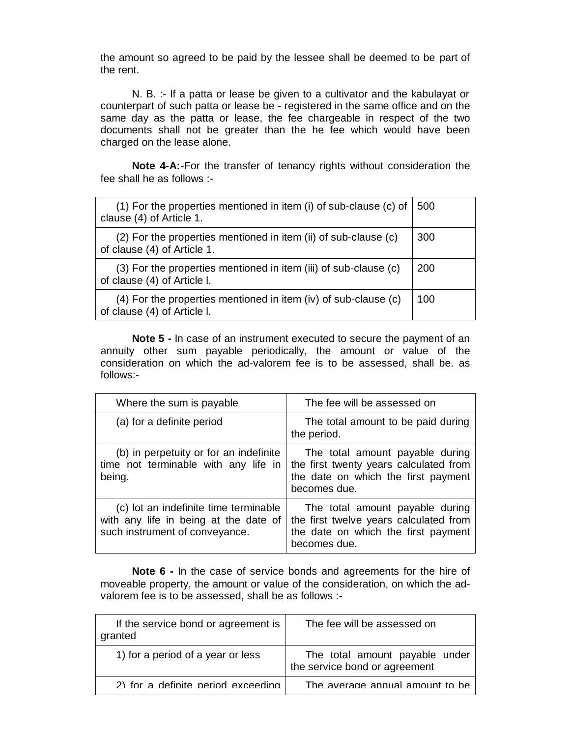the amount so agreed to be paid by the lessee shall be deemed to be part of the rent.

N. B. :- If a patta or lease be given to a cultivator and the kabulayat or counterpart of such patta or lease be - registered in the same office and on the same day as the patta or lease, the fee chargeable in respect of the two documents shall not be greater than the he fee which would have been charged on the lease alone.

**Note 4-A:-**For the transfer of tenancy rights without consideration the fee shall he as follows :-

| | |
|---|---|
| (1) For the properties mentioned in item (i) of sub-clause (c) of clause (4) of Article 1. | 500 |
| (2) For the properties mentioned in item (ii) of sub-clause (c) of clause (4) of Article 1. | 300 |
| (3) For the properties mentioned in item (iii) of sub-clause (c) of clause (4) of Article l. | 200 |
| (4) For the properties mentioned in item (iv) of sub-clause (c) of clause (4) of Article l. | 100 |

**Note 5 -** In case of an instrument executed to secure the payment of an annuity other sum payable periodically, the amount or value of the consideration on which the ad-valorem fee is to be assessed, shall be. as follows:-

| Where the sum is payable | The fee will be assessed on |
|---|---|
| (a) for a definite period | The total amount to be paid during the period. |
| (b) in perpetuity or for an indefinite time not terminable with any life in being. | The total amount payable during the first twenty years calculated from the date on which the first payment becomes due. |
| (c) lot an indefinite time terminable with any life in being at the date of such instrument of conveyance. | The total amount payable during the first twelve years calculated from the date on which the first payment becomes due. |

**Note 6 -** In the case of service bonds and agreements for the hire of moveable property, the amount or value of the consideration, on which the ad-valorem fee is to be assessed, shall be as follows :-

| If the service bond or agreement is granted | The fee will be assessed on |
|---|---|
| 1) for a period of a year or less | The total amount payable under the service bond or agreement |
| 2) for a definite period exceeding | The average annual amount to be |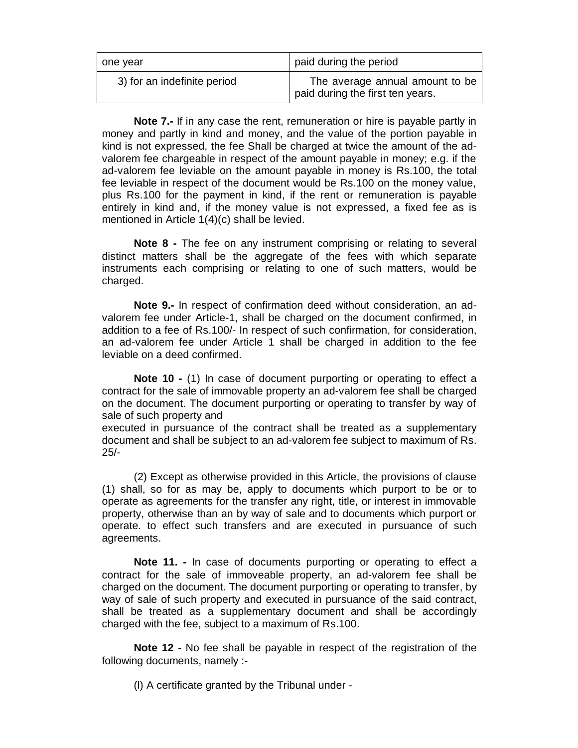| one year | paid during the period |
| --- | --- |
| 3) for an indefinite period | The average annual amount to be paid during the first ten years. |

**Note 7.-** If in any case the rent, remuneration or hire is payable partly in money and partly in kind and money, and the value of the portion payable in kind is not expressed, the fee Shall be charged at twice the amount of the ad-valorem fee chargeable in respect of the amount payable in money; e.g. if the ad-valorem fee leviable on the amount payable in money is Rs.100, the total fee leviable in respect of the document would be Rs.100 on the money value, plus Rs.100 for the payment in kind, if the rent or remuneration is payable entirely in kind and, if the money value is not expressed, a fixed fee as is mentioned in Article 1(4)(c) shall be levied.

**Note 8 -** The fee on any instrument comprising or relating to several distinct matters shall be the aggregate of the fees with which separate instruments each comprising or relating to one of such matters, would be charged.

**Note 9.-** In respect of confirmation deed without consideration, an ad-valorem fee under Article-1, shall be charged on the document confirmed, in addition to a fee of Rs.100/- In respect of such confirmation, for consideration, an ad-valorem fee under Article 1 shall be charged in addition to the fee leviable on a deed confirmed.

**Note 10 -** (1) In case of document purporting or operating to effect a contract for the sale of immovable property an ad-valorem fee shall be charged on the document. The document purporting or operating to transfer by way of sale of such property and
executed in pursuance of the contract shall be treated as a supplementary document and shall be subject to an ad-valorem fee subject to maximum of Rs. 25/-

(2) Except as otherwise provided in this Article, the provisions of clause (1) shall, so for as may be, apply to documents which purport to be or to operate as agreements for the transfer any right, title, or interest in immovable property, otherwise than an by way of sale and to documents which purport or operate. to effect such transfers and are executed in pursuance of such agreements.

**Note 11. -** In case of documents purporting or operating to effect a contract for the sale of immoveable property, an ad-valorem fee shall be charged on the document. The document purporting or operating to transfer, by way of sale of such property and executed in pursuance of the said contract, shall be treated as a supplementary document and shall be accordingly charged with the fee, subject to a maximum of Rs.100.

**Note 12 -** No fee shall be payable in respect of the registration of the following documents, namely :-

(l) A certificate granted by the Tribunal under -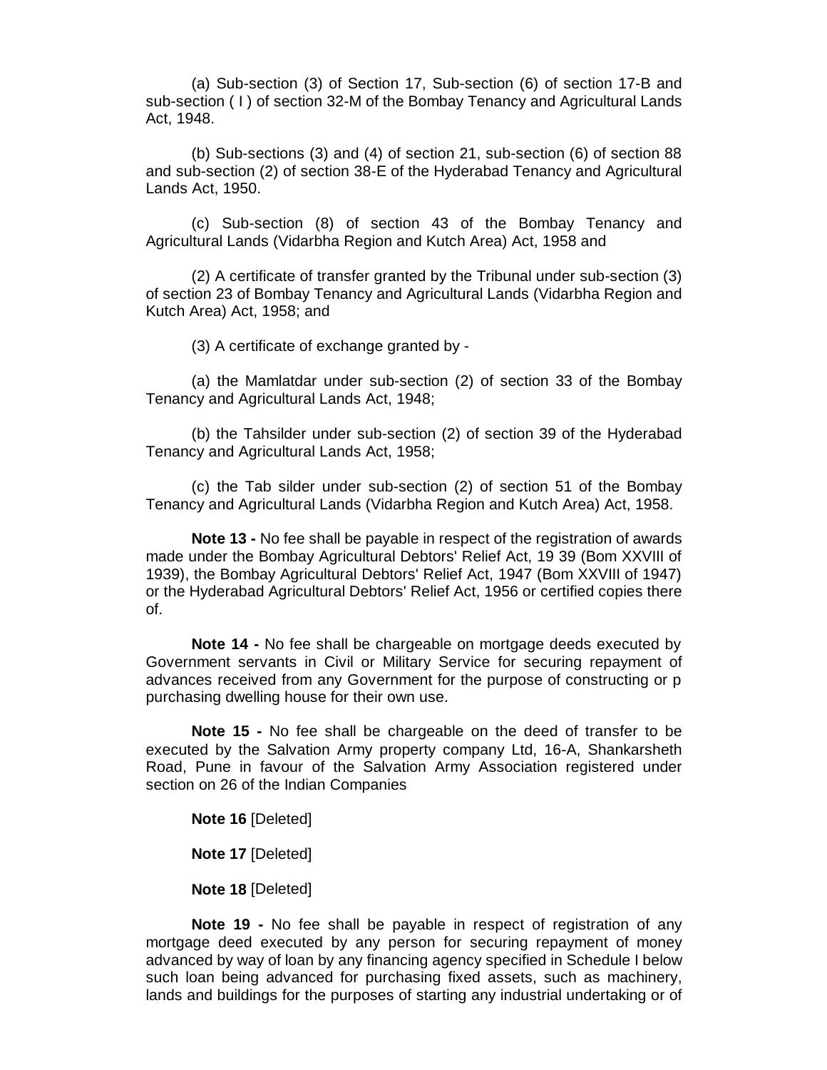(a) Sub-section (3) of Section 17, Sub-section (6) of section 17-B and sub-section ( I ) of section 32-M of the Bombay Tenancy and Agricultural Lands Act, 1948.

(b) Sub-sections (3) and (4) of section 21, sub-section (6) of section 88 and sub-section (2) of section 38-E of the Hyderabad Tenancy and Agricultural Lands Act, 1950.

(c) Sub-section (8) of section 43 of the Bombay Tenancy and Agricultural Lands (Vidarbha Region and Kutch Area) Act, 1958 and

(2) A certificate of transfer granted by the Tribunal under sub-section (3) of section 23 of Bombay Tenancy and Agricultural Lands (Vidarbha Region and Kutch Area) Act, 1958; and

(3) A certificate of exchange granted by -

(a) the Mamlatdar under sub-section (2) of section 33 of the Bombay Tenancy and Agricultural Lands Act, 1948;

(b) the Tahsilder under sub-section (2) of section 39 of the Hyderabad Tenancy and Agricultural Lands Act, 1958;

(c) the Tab silder under sub-section (2) of section 51 of the Bombay Tenancy and Agricultural Lands (Vidarbha Region and Kutch Area) Act, 1958.

**Note 13 -** No fee shall be payable in respect of the registration of awards made under the Bombay Agricultural Debtors' Relief Act, 19 39 (Bom XXVIII of 1939), the Bombay Agricultural Debtors' Relief Act, 1947 (Bom XXVIII of 1947) or the Hyderabad Agricultural Debtors' Relief Act, 1956 or certified copies there of.

**Note 14 -** No fee shall be chargeable on mortgage deeds executed by Government servants in Civil or Military Service for securing repayment of advances received from any Government for the purpose of constructing or p purchasing dwelling house for their own use.

**Note 15 -** No fee shall be chargeable on the deed of transfer to be executed by the Salvation Army property company Ltd, 16-A, Shankarsheth Road, Pune in favour of the Salvation Army Association registered under section on 26 of the Indian Companies

**Note 16** [Deleted]

**Note 17** [Deleted]

**Note 18** [Deleted]

**Note 19 -** No fee shall be payable in respect of registration of any mortgage deed executed by any person for securing repayment of money advanced by way of loan by any financing agency specified in Schedule I below such loan being advanced for purchasing fixed assets, such as machinery, lands and buildings for the purposes of starting any industrial undertaking or of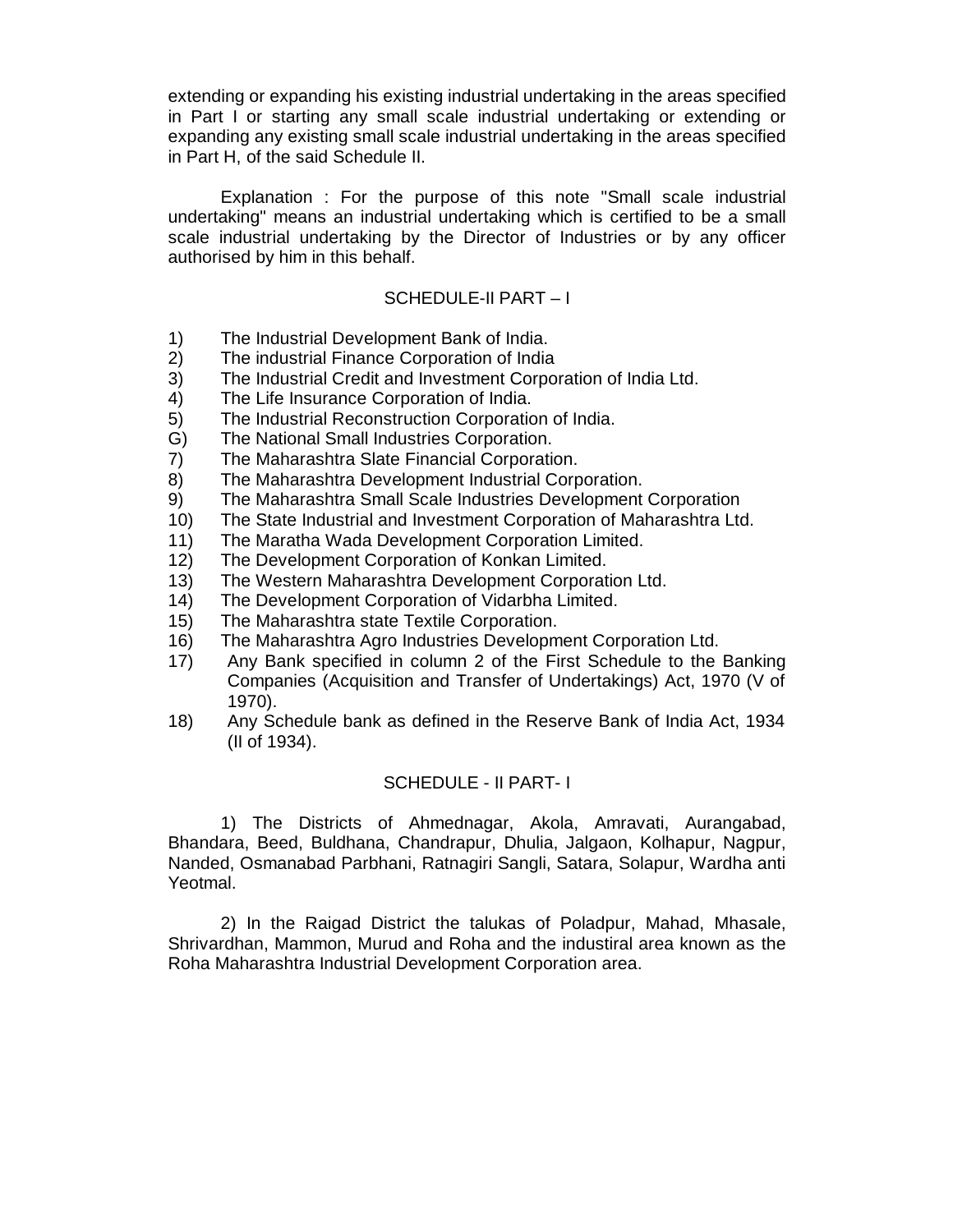extending or expanding his existing industrial undertaking in the areas specified in Part I or starting any small scale industrial undertaking or extending or expanding any existing small scale industrial undertaking in the areas specified in Part H, of the said Schedule II.

Explanation : For the purpose of this note "Small scale industrial undertaking" means an industrial undertaking which is certified to be a small scale industrial undertaking by the Director of Industries or by any officer authorised by him in this behalf.

SCHEDULE-II PART – I

1) The Industrial Development Bank of India.
2) The industrial Finance Corporation of India
3) The Industrial Credit and Investment Corporation of India Ltd.
4) The Life Insurance Corporation of India.
5) The Industrial Reconstruction Corporation of India.
G) The National Small Industries Corporation.
7) The Maharashtra Slate Financial Corporation.
8) The Maharashtra Development Industrial Corporation.
9) The Maharashtra Small Scale Industries Development Corporation
10) The State Industrial and Investment Corporation of Maharashtra Ltd.
11) The Maratha Wada Development Corporation Limited.
12) The Development Corporation of Konkan Limited.
13) The Western Maharashtra Development Corporation Ltd.
14) The Development Corporation of Vidarbha Limited.
15) The Maharashtra state Textile Corporation.
16) The Maharashtra Agro Industries Development Corporation Ltd.
17) Any Bank specified in column 2 of the First Schedule to the Banking Companies (Acquisition and Transfer of Undertakings) Act, 1970 (V of 1970).
18) Any Schedule bank as defined in the Reserve Bank of India Act, 1934 (II of 1934).

SCHEDULE - II PART- I

1) The Districts of Ahmednagar, Akola, Amravati, Aurangabad, Bhandara, Beed, Buldhana, Chandrapur, Dhulia, Jalgaon, Kolhapur, Nagpur, Nanded, Osmanabad Parbhani, Ratnagiri Sangli, Satara, Solapur, Wardha anti Yeotmal.

2) In the Raigad District the talukas of Poladpur, Mahad, Mhasale, Shrivardhan, Mammon, Murud and Roha and the industiral area known as the Roha Maharashtra Industrial Development Corporation area.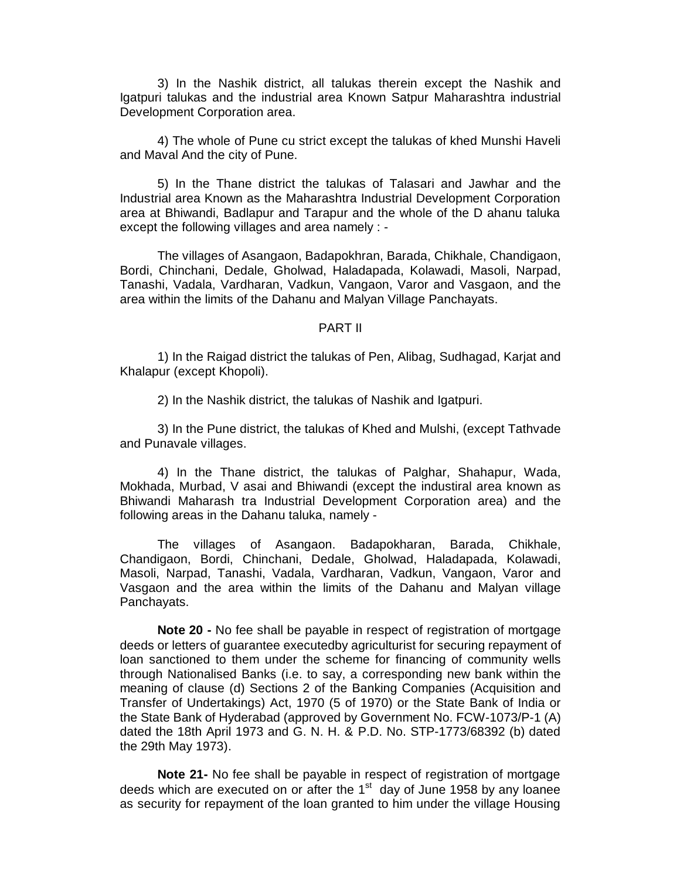3) In the Nashik district, all talukas therein except the Nashik and Igatpuri talukas and the industrial area Known Satpur Maharashtra industrial Development Corporation area.

4) The whole of Pune cu strict except the talukas of khed Munshi Haveli and Maval And the city of Pune.

5) In the Thane district the talukas of Talasari and Jawhar and the Industrial area Known as the Maharashtra Industrial Development Corporation area at Bhiwandi, Badlapur and Tarapur and the whole of the D ahanu taluka except the following villages and area namely : -

The villages of Asangaon, Badapokhran, Barada, Chikhale, Chandigaon, Bordi, Chinchani, Dedale, Gholwad, Haladapada, Kolawadi, Masoli, Narpad, Tanashi, Vadala, Vardharan, Vadkun, Vangaon, Varor and Vasgaon, and the area within the limits of the Dahanu and Malyan Village Panchayats.

PART II

1) In the Raigad district the talukas of Pen, Alibag, Sudhagad, Karjat and Khalapur (except Khopoli).

2) In the Nashik district, the talukas of Nashik and Igatpuri.

3) In the Pune district, the talukas of Khed and Mulshi, (except Tathvade and Punavale villages.

4) In the Thane district, the talukas of Palghar, Shahapur, Wada, Mokhada, Murbad, V asai and Bhiwandi (except the industiral area known as Bhiwandi Maharash tra Industrial Development Corporation area) and the following areas in the Dahanu taluka, namely -

The villages of Asangaon. Badapokharan, Barada, Chikhale, Chandigaon, Bordi, Chinchani, Dedale, Gholwad, Haladapada, Kolawadi, Masoli, Narpad, Tanashi, Vadala, Vardharan, Vadkun, Vangaon, Varor and Vasgaon and the area within the limits of the Dahanu and Malyan village Panchayats.

**Note 20 -** No fee shall be payable in respect of registration of mortgage deeds or letters of guarantee executedby agriculturist for securing repayment of loan sanctioned to them under the scheme for financing of community wells through Nationalised Banks (i.e. to say, a corresponding new bank within the meaning of clause (d) Sections 2 of the Banking Companies (Acquisition and Transfer of Undertakings) Act, 1970 (5 of 1970) or the State Bank of India or the State Bank of Hyderabad (approved by Government No. FCW-1073/P-1 (A) dated the 18th April 1973 and G. N. H. & P.D. No. STP-1773/68392 (b) dated the 29th May 1973).

**Note 21-** No fee shall be payable in respect of registration of mortgage deeds which are executed on or after the 1st day of June 1958 by any loanee as security for repayment of the loan granted to him under the village Housing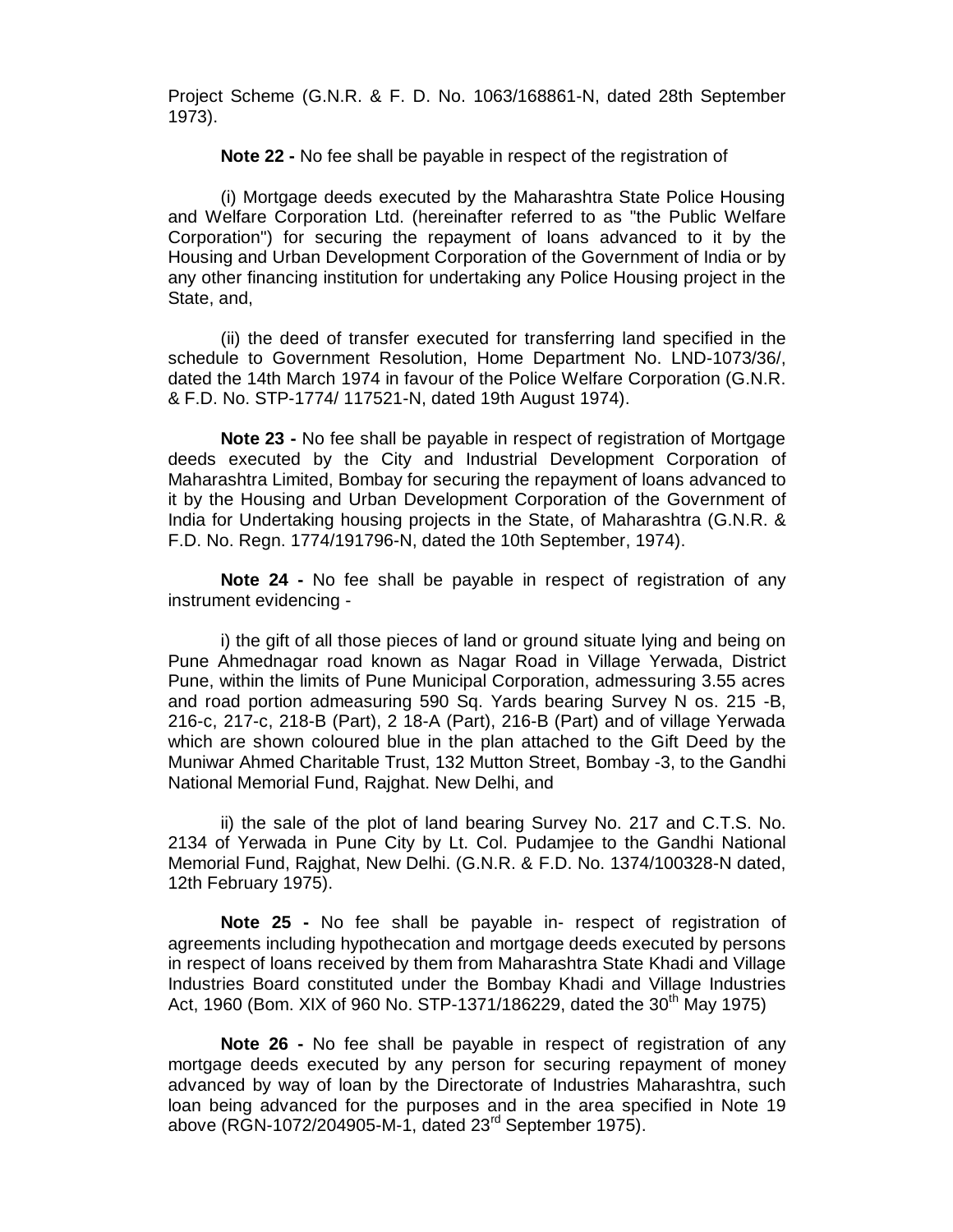Project Scheme (G.N.R. & F. D. No. 1063/168861-N, dated 28th September 1973).

**Note 22 -** No fee shall be payable in respect of the registration of

(i) Mortgage deeds executed by the Maharashtra State Police Housing and Welfare Corporation Ltd. (hereinafter referred to as "the Public Welfare Corporation") for securing the repayment of loans advanced to it by the Housing and Urban Development Corporation of the Government of India or by any other financing institution for undertaking any Police Housing project in the State, and,

(ii) the deed of transfer executed for transferring land specified in the schedule to Government Resolution, Home Department No. LND-1073/36/, dated the 14th March 1974 in favour of the Police Welfare Corporation (G.N.R. & F.D. No. STP-1774/ 117521-N, dated 19th August 1974).

**Note 23 -** No fee shall be payable in respect of registration of Mortgage deeds executed by the City and Industrial Development Corporation of Maharashtra Limited, Bombay for securing the repayment of loans advanced to it by the Housing and Urban Development Corporation of the Government of India for Undertaking housing projects in the State, of Maharashtra (G.N.R. & F.D. No. Regn. 1774/191796-N, dated the 10th September, 1974).

**Note 24 -** No fee shall be payable in respect of registration of any instrument evidencing -

i) the gift of all those pieces of land or ground situate lying and being on Pune Ahmednagar road known as Nagar Road in Village Yerwada, District Pune, within the limits of Pune Municipal Corporation, admessuring 3.55 acres and road portion admeasuring 590 Sq. Yards bearing Survey N os. 215 -B, 216-c, 217-c, 218-B (Part), 2 18-A (Part), 216-B (Part) and of village Yerwada which are shown coloured blue in the plan attached to the Gift Deed by the Muniwar Ahmed Charitable Trust, 132 Mutton Street, Bombay -3, to the Gandhi National Memorial Fund, Rajghat. New Delhi, and

ii) the sale of the plot of land bearing Survey No. 217 and C.T.S. No. 2134 of Yerwada in Pune City by Lt. Col. Pudamjee to the Gandhi National Memorial Fund, Rajghat, New Delhi. (G.N.R. & F.D. No. 1374/100328-N dated, 12th February 1975).

**Note 25 -** No fee shall be payable in- respect of registration of agreements including hypothecation and mortgage deeds executed by persons in respect of loans received by them from Maharashtra State Khadi and Village Industries Board constituted under the Bombay Khadi and Village Industries Act, 1960 (Bom. XIX of 960 No. STP-1371/186229, dated the 30th May 1975)

**Note 26 -** No fee shall be payable in respect of registration of any mortgage deeds executed by any person for securing repayment of money advanced by way of loan by the Directorate of Industries Maharashtra, such loan being advanced for the purposes and in the area specified in Note 19 above (RGN-1072/204905-M-1, dated 23rd September 1975).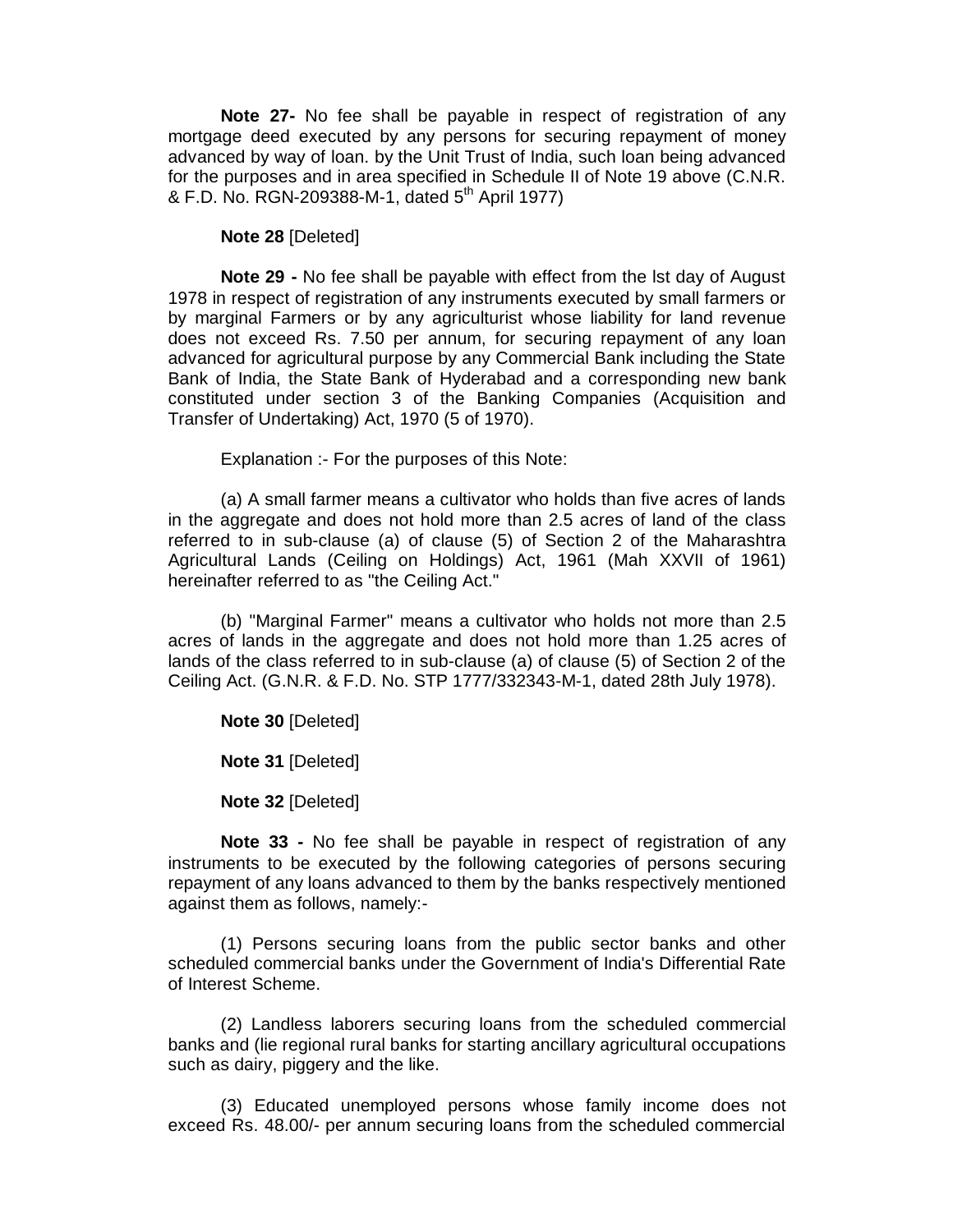**Note 27-** No fee shall be payable in respect of registration of any mortgage deed executed by any persons for securing repayment of money advanced by way of loan. by the Unit Trust of India, such loan being advanced for the purposes and in area specified in Schedule II of Note 19 above (C.N.R. & F.D. No. RGN-209388-M-1, dated 5th April 1977)

**Note 28** [Deleted]

**Note 29 -** No fee shall be payable with effect from the lst day of August 1978 in respect of registration of any instruments executed by small farmers or by marginal Farmers or by any agriculturist whose liability for land revenue does not exceed Rs. 7.50 per annum, for securing repayment of any loan advanced for agricultural purpose by any Commercial Bank including the State Bank of India, the State Bank of Hyderabad and a corresponding new bank constituted under section 3 of the Banking Companies (Acquisition and Transfer of Undertaking) Act, 1970 (5 of 1970).

Explanation :- For the purposes of this Note:

(a) A small farmer means a cultivator who holds than five acres of lands in the aggregate and does not hold more than 2.5 acres of land of the class referred to in sub-clause (a) of clause (5) of Section 2 of the Maharashtra Agricultural Lands (Ceiling on Holdings) Act, 1961 (Mah XXVII of 1961) hereinafter referred to as "the Ceiling Act."

(b) "Marginal Farmer" means a cultivator who holds not more than 2.5 acres of lands in the aggregate and does not hold more than 1.25 acres of lands of the class referred to in sub-clause (a) of clause (5) of Section 2 of the Ceiling Act. (G.N.R. & F.D. No. STP 1777/332343-M-1, dated 28th July 1978).

**Note 30** [Deleted]

**Note 31** [Deleted]

**Note 32** [Deleted]

**Note 33 -** No fee shall be payable in respect of registration of any instruments to be executed by the following categories of persons securing repayment of any loans advanced to them by the banks respectively mentioned against them as follows, namely:-

(1) Persons securing loans from the public sector banks and other scheduled commercial banks under the Government of India's Differential Rate of Interest Scheme.

(2) Landless laborers securing loans from the scheduled commercial banks and (lie regional rural banks for starting ancillary agricultural occupations such as dairy, piggery and the like.

(3) Educated unemployed persons whose family income does not exceed Rs. 48.00/- per annum securing loans from the scheduled commercial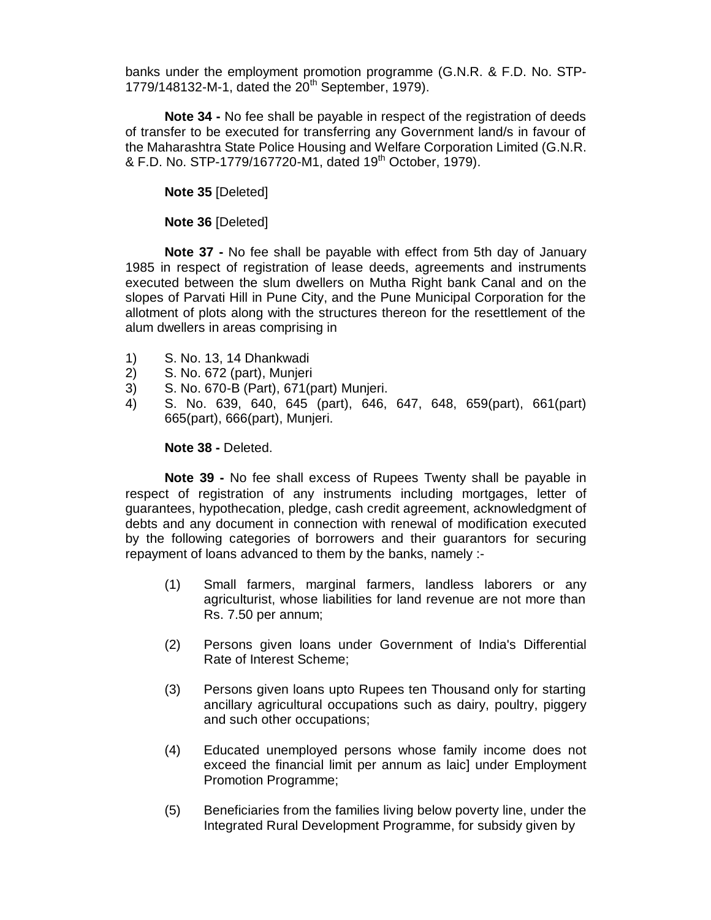banks under the employment promotion programme (G.N.R. & F.D. No. STP-1779/148132-M-1, dated the 20th September, 1979).

**Note 34 -** No fee shall be payable in respect of the registration of deeds of transfer to be executed for transferring any Government land/s in favour of the Maharashtra State Police Housing and Welfare Corporation Limited (G.N.R. & F.D. No. STP-1779/167720-M1, dated 19th October, 1979).

**Note 35** [Deleted]

**Note 36** [Deleted]

**Note 37 -** No fee shall be payable with effect from 5th day of January 1985 in respect of registration of lease deeds, agreements and instruments executed between the slum dwellers on Mutha Right bank Canal and on the slopes of Parvati Hill in Pune City, and the Pune Municipal Corporation for the allotment of plots along with the structures thereon for the resettlement of the alum dwellers in areas comprising in

1) S. No. 13, 14 Dhankwadi
2) S. No. 672 (part), Munjeri
3) S. No. 670-B (Part), 671(part) Munjeri.
4) S. No. 639, 640, 645 (part), 646, 647, 648, 659(part), 661(part) 665(part), 666(part), Munjeri.

**Note 38 -** Deleted.

**Note 39 -** No fee shall excess of Rupees Twenty shall be payable in respect of registration of any instruments including mortgages, letter of guarantees, hypothecation, pledge, cash credit agreement, acknowledgment of debts and any document in connection with renewal of modification executed by the following categories of borrowers and their guarantors for securing repayment of loans advanced to them by the banks, namely :-

(1) Small farmers, marginal farmers, landless laborers or any agriculturist, whose liabilities for land revenue are not more than Rs. 7.50 per annum;

(2) Persons given loans under Government of India's Differential Rate of Interest Scheme;

(3) Persons given loans upto Rupees ten Thousand only for starting ancillary agricultural occupations such as dairy, poultry, piggery and such other occupations;

(4) Educated unemployed persons whose family income does not exceed the financial limit per annum as laic] under Employment Promotion Programme;

(5) Beneficiaries from the families living below poverty line, under the Integrated Rural Development Programme, for subsidy given by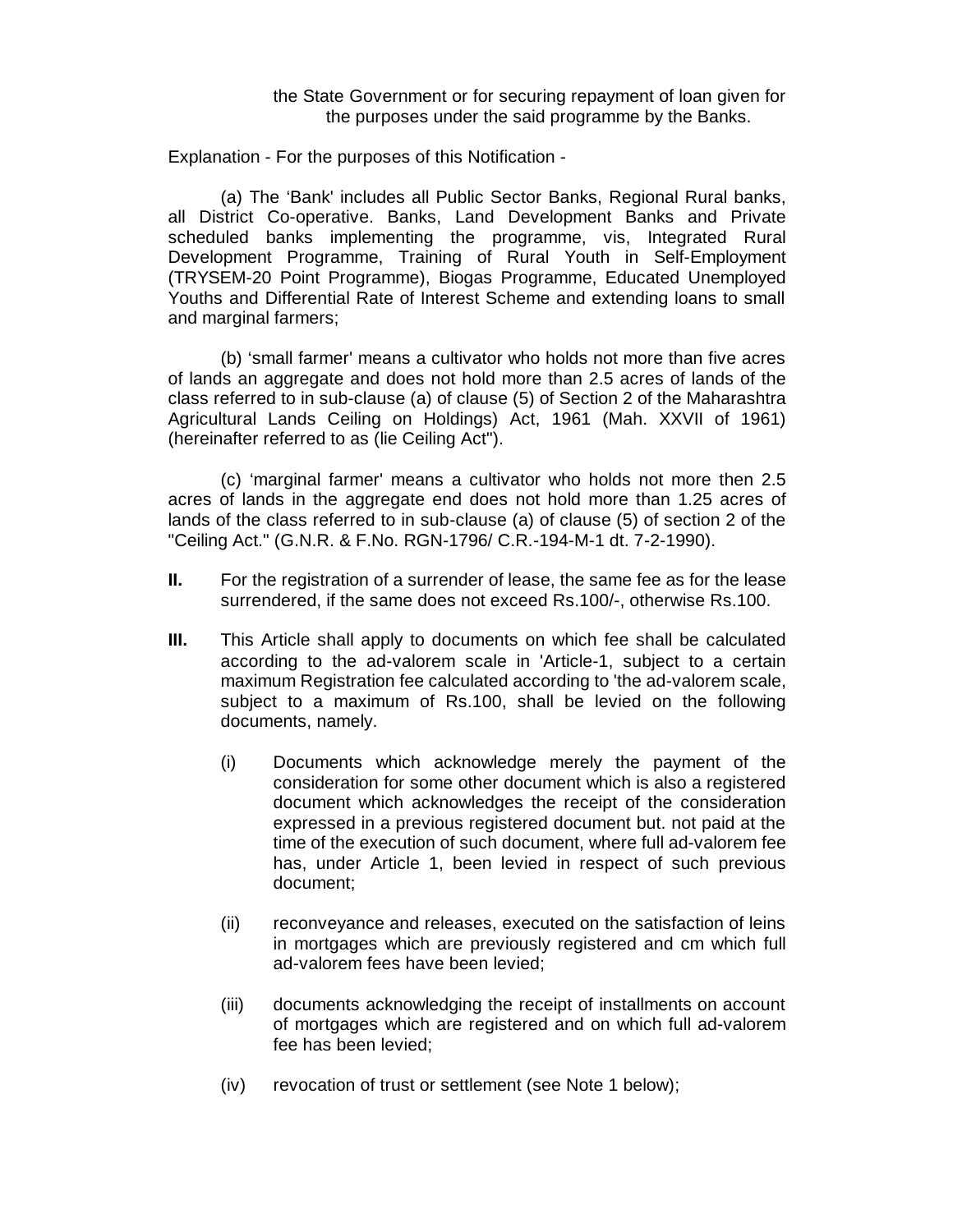the State Government or for securing repayment of loan given for the purposes under the said programme by the Banks.

Explanation - For the purposes of this Notification -

(a) The 'Bank' includes all Public Sector Banks, Regional Rural banks, all District Co-operative. Banks, Land Development Banks and Private scheduled banks implementing the programme, vis, Integrated Rural Development Programme, Training of Rural Youth in Self-Employment (TRYSEM-20 Point Programme), Biogas Programme, Educated Unemployed Youths and Differential Rate of Interest Scheme and extending loans to small and marginal farmers;

(b) 'small farmer' means a cultivator who holds not more than five acres of lands an aggregate and does not hold more than 2.5 acres of lands of the class referred to in sub-clause (a) of clause (5) of Section 2 of the Maharashtra Agricultural Lands Ceiling on Holdings) Act, 1961 (Mah. XXVII of 1961) (hereinafter referred to as (lie Ceiling Act").

(c) 'marginal farmer' means a cultivator who holds not more then 2.5 acres of lands in the aggregate end does not hold more than 1.25 acres of lands of the class referred to in sub-clause (a) of clause (5) of section 2 of the "Ceiling Act." (G.N.R. & F.No. RGN-1796/ C.R.-194-M-1 dt. 7-2-1990).

**II.** For the registration of a surrender of lease, the same fee as for the lease surrendered, if the same does not exceed Rs.100/-, otherwise Rs.100.

**III.** This Article shall apply to documents on which fee shall be calculated according to the ad-valorem scale in 'Article-1, subject to a certain maximum Registration fee calculated according to 'the ad-valorem scale, subject to a maximum of Rs.100, shall be levied on the following documents, namely.

(i) Documents which acknowledge merely the payment of the consideration for some other document which is also a registered document which acknowledges the receipt of the consideration expressed in a previous registered document but. not paid at the time of the execution of such document, where full ad-valorem fee has, under Article 1, been levied in respect of such previous document;

(ii) reconveyance and releases, executed on the satisfaction of leins in mortgages which are previously registered and cm which full ad-valorem fees have been levied;

(iii) documents acknowledging the receipt of installments on account of mortgages which are registered and on which full ad-valorem fee has been levied;

(iv) revocation of trust or settlement (see Note 1 below);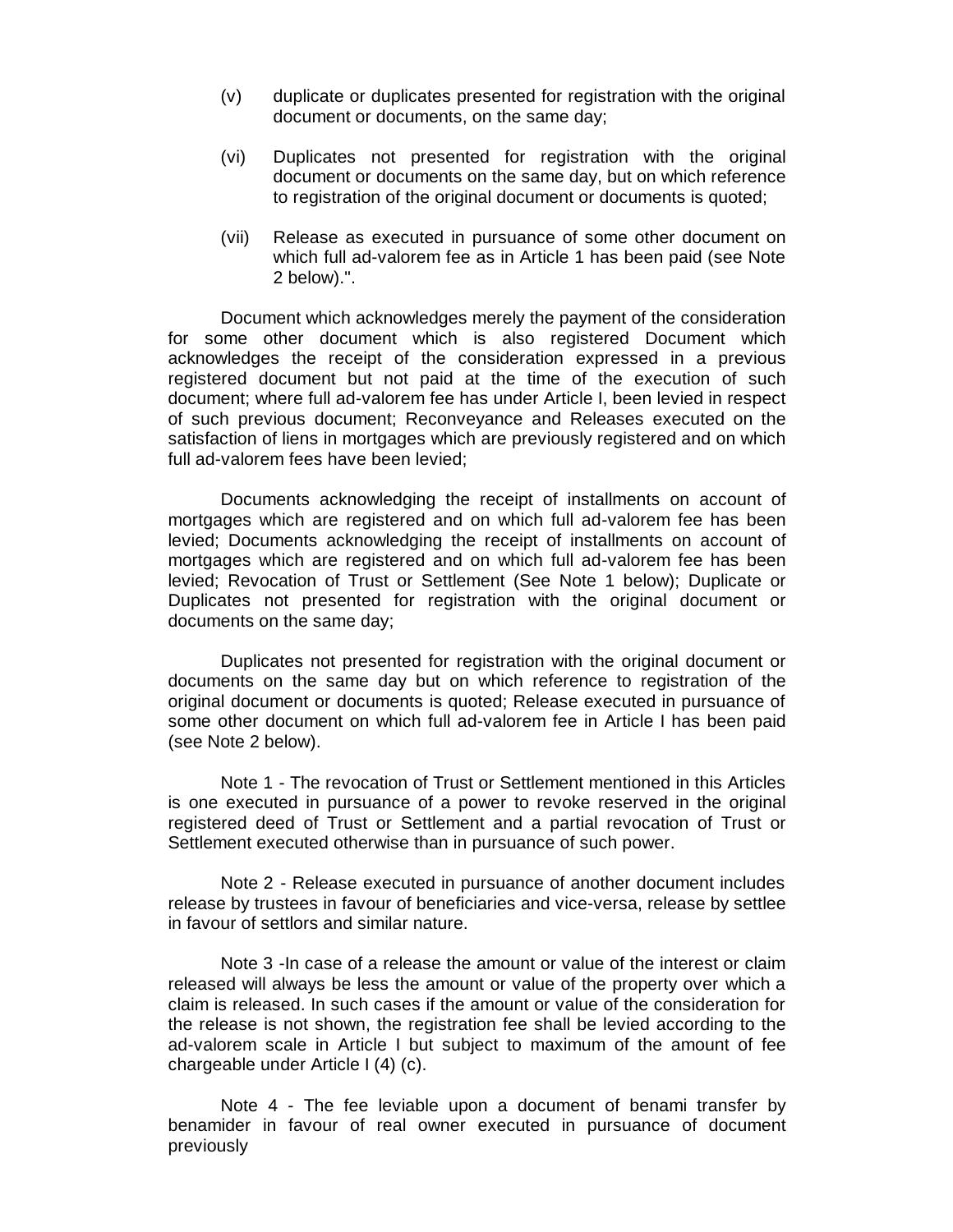(v) duplicate or duplicates presented for registration with the original document or documents, on the same day;

(vi) Duplicates not presented for registration with the original document or documents on the same day, but on which reference to registration of the original document or documents is quoted;

(vii) Release as executed in pursuance of some other document on which full ad-valorem fee as in Article 1 has been paid (see Note 2 below).".

Document which acknowledges merely the payment of the consideration for some other document which is also registered Document which acknowledges the receipt of the consideration expressed in a previous registered document but not paid at the time of the execution of such document; where full ad-valorem fee has under Article I, been levied in respect of such previous document; Reconveyance and Releases executed on the satisfaction of liens in mortgages which are previously registered and on which full ad-valorem fees have been levied;

Documents acknowledging the receipt of installments on account of mortgages which are registered and on which full ad-valorem fee has been levied; Documents acknowledging the receipt of installments on account of mortgages which are registered and on which full ad-valorem fee has been levied; Revocation of Trust or Settlement (See Note 1 below); Duplicate or Duplicates not presented for registration with the original document or documents on the same day;

Duplicates not presented for registration with the original document or documents on the same day but on which reference to registration of the original document or documents is quoted; Release executed in pursuance of some other document on which full ad-valorem fee in Article I has been paid (see Note 2 below).

Note 1 - The revocation of Trust or Settlement mentioned in this Articles is one executed in pursuance of a power to revoke reserved in the original registered deed of Trust or Settlement and a partial revocation of Trust or Settlement executed otherwise than in pursuance of such power.

Note 2 - Release executed in pursuance of another document includes release by trustees in favour of beneficiaries and vice-versa, release by settlee in favour of settlors and similar nature.

Note 3 -In case of a release the amount or value of the interest or claim released will always be less the amount or value of the property over which a claim is released. In such cases if the amount or value of the consideration for the release is not shown, the registration fee shall be levied according to the ad-valorem scale in Article I but subject to maximum of the amount of fee chargeable under Article I (4) (c).

Note 4 - The fee leviable upon a document of benami transfer by benamider in favour of real owner executed in pursuance of document previously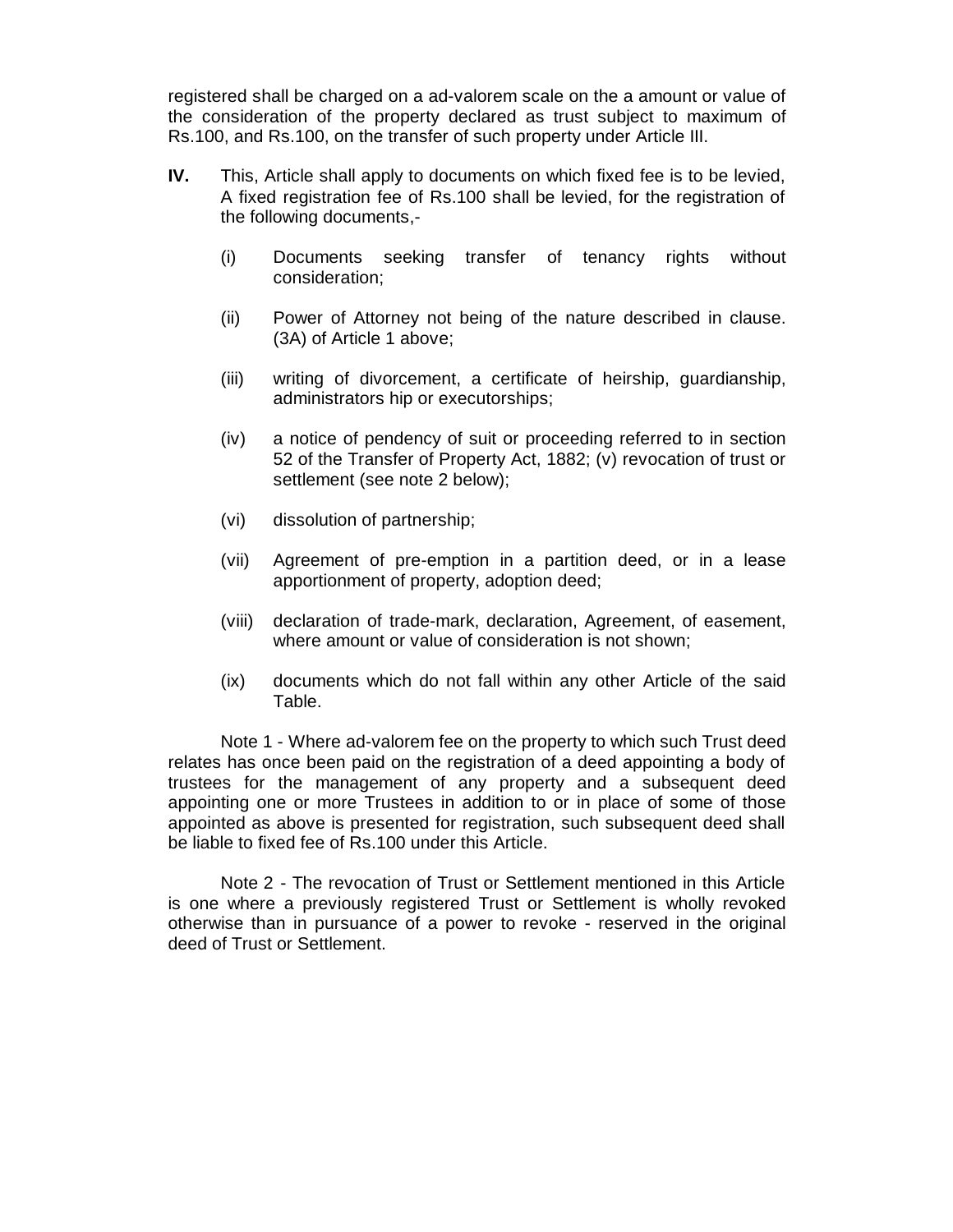registered shall be charged on a ad-valorem scale on the a amount or value of the consideration of the property declared as trust subject to maximum of Rs.100, and Rs.100, on the transfer of such property under Article III.

**IV.** This, Article shall apply to documents on which fixed fee is to be levied, A fixed registration fee of Rs.100 shall be levied, for the registration of the following documents,-

(i) Documents seeking transfer of tenancy rights without consideration;

(ii) Power of Attorney not being of the nature described in clause. (3A) of Article 1 above;

(iii) writing of divorcement, a certificate of heirship, guardianship, administrators hip or executorships;

(iv) a notice of pendency of suit or proceeding referred to in section 52 of the Transfer of Property Act, 1882; (v) revocation of trust or settlement (see note 2 below);

(vi) dissolution of partnership;

(vii) Agreement of pre-emption in a partition deed, or in a lease apportionment of property, adoption deed;

(viii) declaration of trade-mark, declaration, Agreement, of easement, where amount or value of consideration is not shown;

(ix) documents which do not fall within any other Article of the said Table.

Note 1 - Where ad-valorem fee on the property to which such Trust deed relates has once been paid on the registration of a deed appointing a body of trustees for the management of any property and a subsequent deed appointing one or more Trustees in addition to or in place of some of those appointed as above is presented for registration, such subsequent deed shall be liable to fixed fee of Rs.100 under this Article.

Note 2 - The revocation of Trust or Settlement mentioned in this Article is one where a previously registered Trust or Settlement is wholly revoked otherwise than in pursuance of a power to revoke - reserved in the original deed of Trust or Settlement.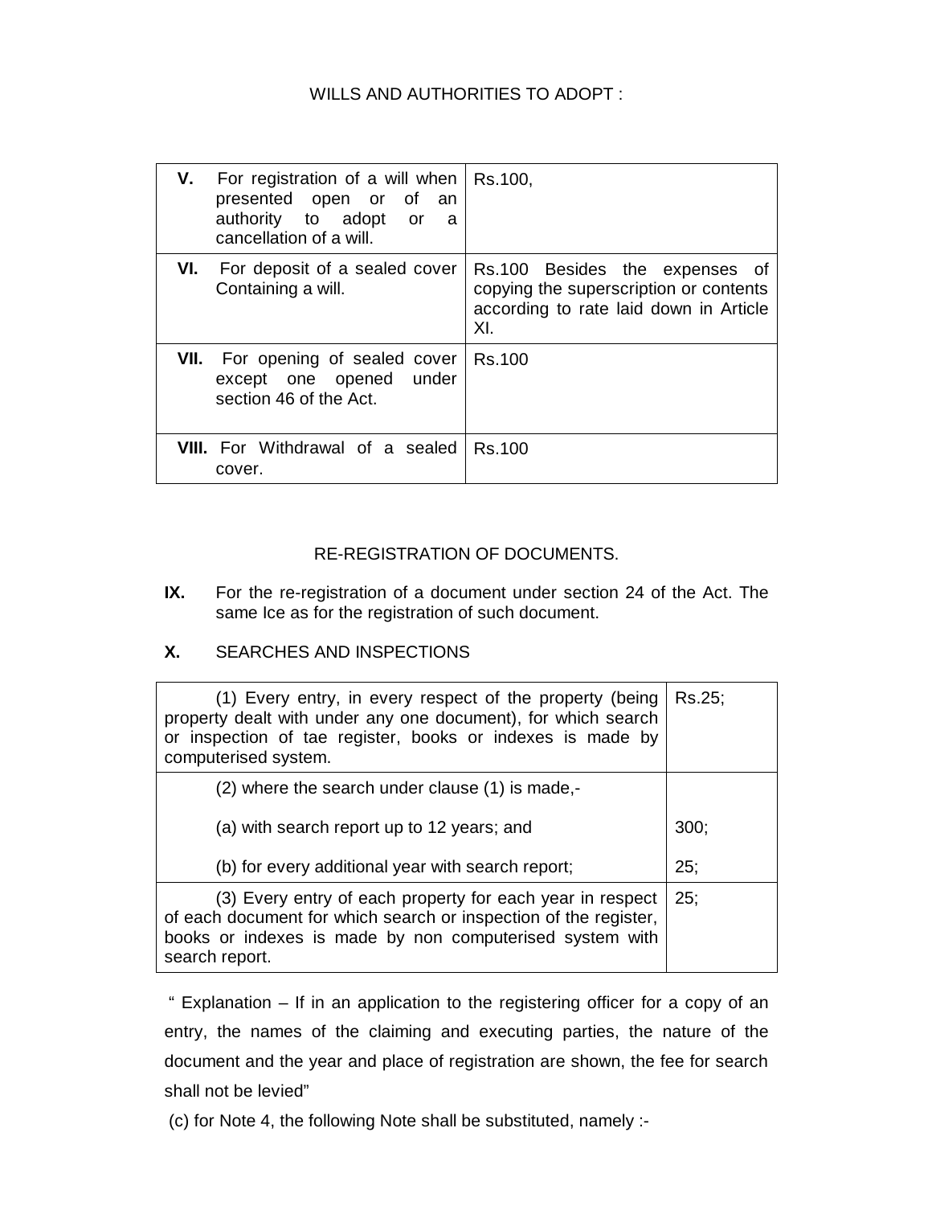WILLS AND AUTHORITIES TO ADOPT :

| | |
|---|---|
| **V.** For registration of a will when presented open or of an authority to adopt or a cancellation of a will. | Rs.100, |
| **VI.** For deposit of a sealed cover Containing a will. | Rs.100 Besides the expenses of copying the superscription or contents according to rate laid down in Article XI. |
| **VII.** For opening of sealed cover except one opened under section 46 of the Act. | Rs.100 |
| **VIII.** For Withdrawal of a sealed cover. | Rs.100 |

RE-REGISTRATION OF DOCUMENTS.

**IX.** For the re-registration of a document under section 24 of the Act. The same Ice as for the registration of such document.

**X.** SEARCHES AND INSPECTIONS

| | |
|---|---|
| (1) Every entry, in every respect of the property (being property dealt with under any one document), for which search or inspection of tae register, books or indexes is made by computerised system. | Rs.25; |
| (2) where the search under clause (1) is made,-<br><br>(a) with search report up to 12 years; and<br><br>(b) for every additional year with search report; | <br><br>300;<br><br>25; |
| (3) Every entry of each property for each year in respect of each document for which search or inspection of the register, books or indexes is made by non computerised system with search report. | 25; |

" Explanation – If in an application to the registering officer for a copy of an entry, the names of the claiming and executing parties, the nature of the document and the year and place of registration are shown, the fee for search shall not be levied"

(c) for Note 4, the following Note shall be substituted, namely :-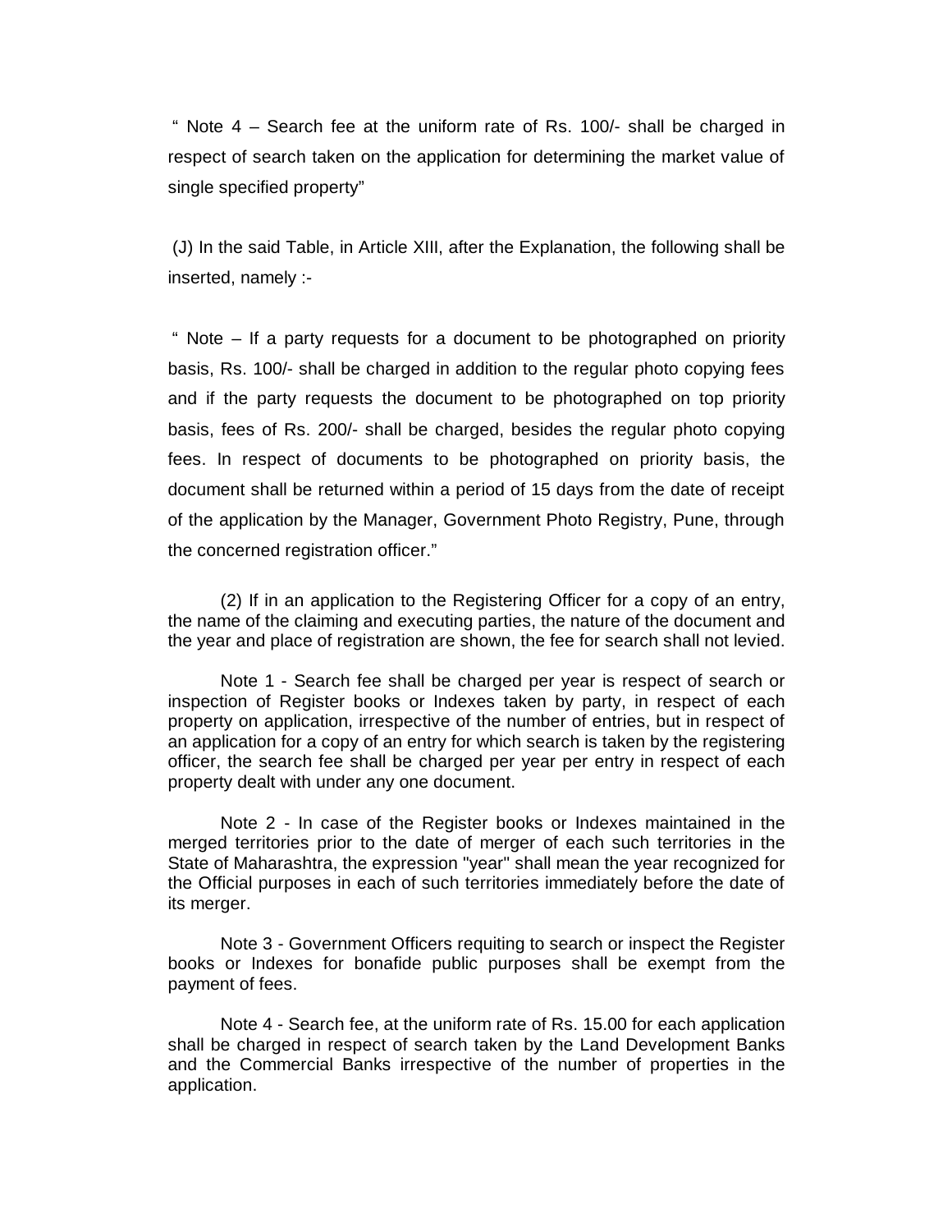" Note 4 – Search fee at the uniform rate of Rs. 100/- shall be charged in respect of search taken on the application for determining the market value of single specified property"

(J) In the said Table, in Article XIII, after the Explanation, the following shall be inserted, namely :-

" Note – If a party requests for a document to be photographed on priority basis, Rs. 100/- shall be charged in addition to the regular photo copying fees and if the party requests the document to be photographed on top priority basis, fees of Rs. 200/- shall be charged, besides the regular photo copying fees. In respect of documents to be photographed on priority basis, the document shall be returned within a period of 15 days from the date of receipt of the application by the Manager, Government Photo Registry, Pune, through the concerned registration officer."

(2) If in an application to the Registering Officer for a copy of an entry, the name of the claiming and executing parties, the nature of the document and the year and place of registration are shown, the fee for search shall not levied.

Note 1 - Search fee shall be charged per year is respect of search or inspection of Register books or Indexes taken by party, in respect of each property on application, irrespective of the number of entries, but in respect of an application for a copy of an entry for which search is taken by the registering officer, the search fee shall be charged per year per entry in respect of each property dealt with under any one document.

Note 2 - In case of the Register books or Indexes maintained in the merged territories prior to the date of merger of each such territories in the State of Maharashtra, the expression "year" shall mean the year recognized for the Official purposes in each of such territories immediately before the date of its merger.

Note 3 - Government Officers requiting to search or inspect the Register books or Indexes for bonafide public purposes shall be exempt from the payment of fees.

Note 4 - Search fee, at the uniform rate of Rs. 15.00 for each application shall be charged in respect of search taken by the Land Development Banks and the Commercial Banks irrespective of the number of properties in the application.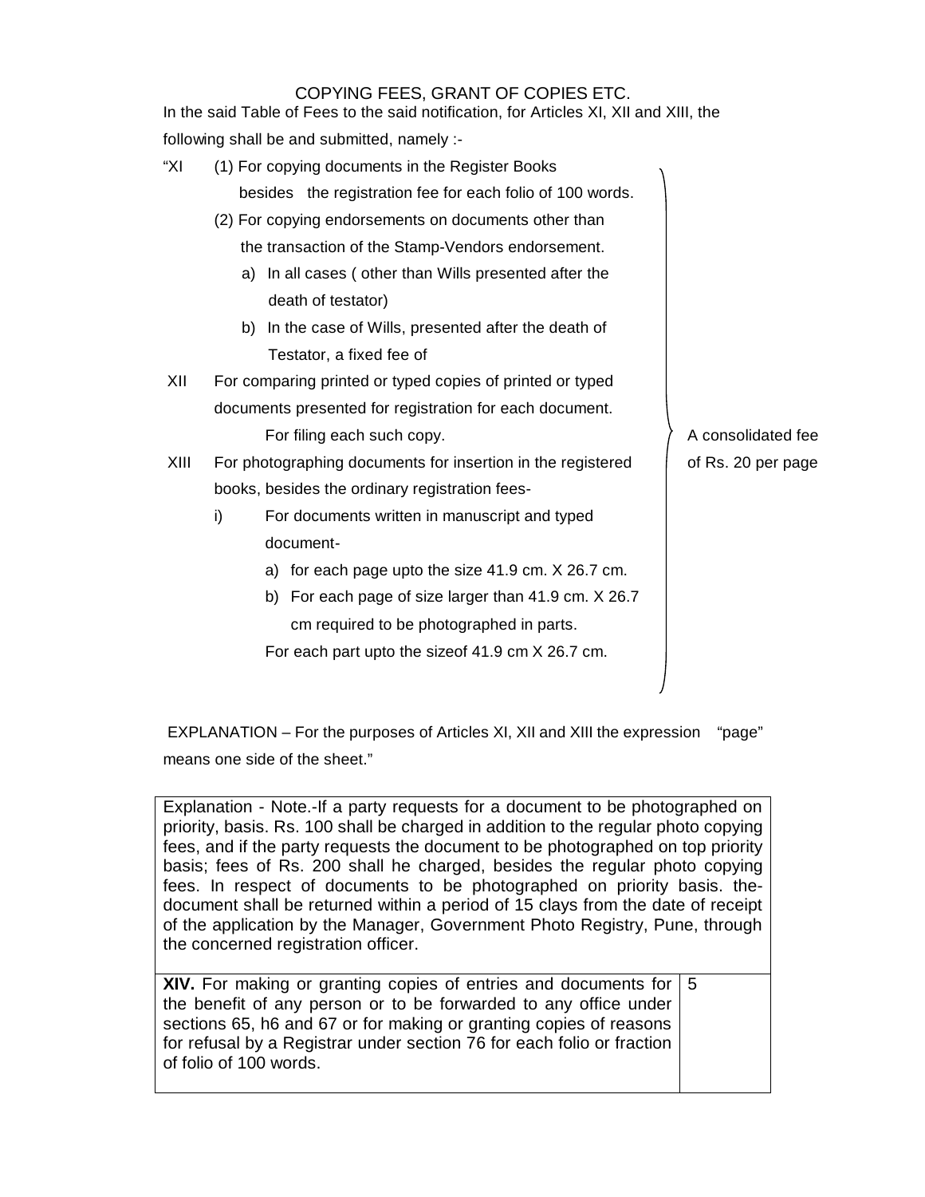## COPYING FEES, GRANT OF COPIES ETC.

In the said Table of Fees to the said notification, for Articles XI, XII and XIII, the following shall be and submitted, namely :-

| | | |
|---|---|---|
| "XI | (1) For copying documents in the Register Books besides the registration fee for each folio of 100 words. | A consolidated fee of Rs. 20 per page |
| | (2) For copying endorsements on documents other than the transaction of the Stamp-Vendors endorsement. | |
| | a) In all cases ( other than Wills presented after the death of testator) | |
| | b) In the case of Wills, presented after the death of Testator, a fixed fee of | |
| XII | For comparing printed or typed copies of printed or typed documents presented for registration for each document. | |
| | For filing each such copy. | |
| XIII | For photographing documents for insertion in the registered books, besides the ordinary registration fees- | |
| | i) For documents written in manuscript and typed document- | |
| | a) for each page upto the size 41.9 cm. X 26.7 cm. | |
| | b) For each page of size larger than 41.9 cm. X 26.7 cm required to be photographed in parts. | |
| | For each part upto the sizeof 41.9 cm X 26.7 cm. | |

EXPLANATION – For the purposes of Articles XI, XII and XIII the expression "page" means one side of the sheet."

| | |
|---|---|
| Explanation - Note.-If a party requests for a document to be photographed on priority, basis. Rs. 100 shall be charged in addition to the regular photo copying fees, and if the party requests the document to be photographed on top priority basis; fees of Rs. 200 shall he charged, besides the regular photo copying fees. In respect of documents to be photographed on priority basis. the-document shall be returned within a period of 15 clays from the date of receipt of the application by the Manager, Government Photo Registry, Pune, through the concerned registration officer. | |
| **XIV.** For making or granting copies of entries and documents for the benefit of any person or to be forwarded to any office under sections 65, h6 and 67 or for making or granting copies of reasons for refusal by a Registrar under section 76 for each folio or fraction of folio of 100 words. | 5 |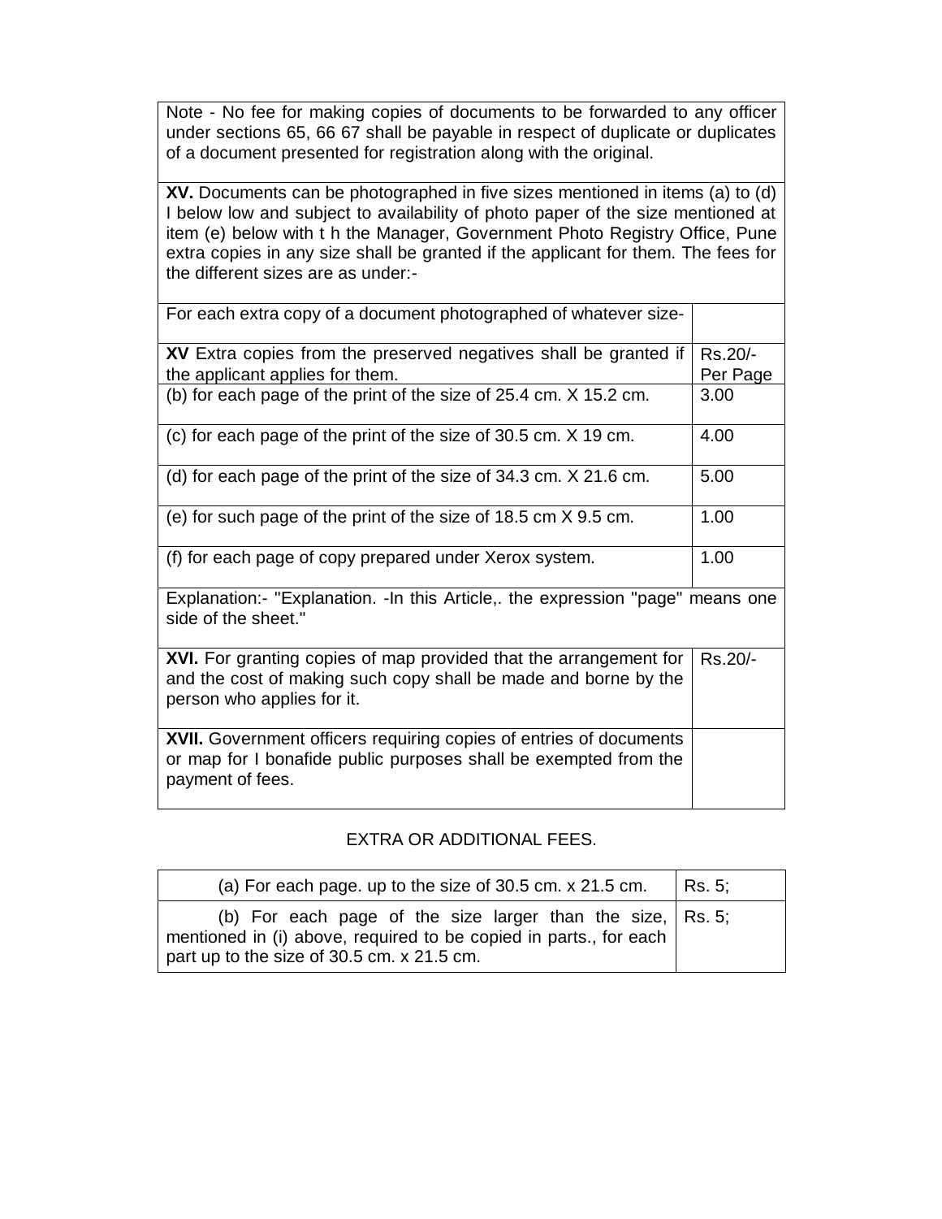| | |
|---|---|
| Note - No fee for making copies of documents to be forwarded to any officer under sections 65, 66 67 shall be payable in respect of duplicate or duplicates of a document presented for registration along with the original. | |
| **XV.** Documents can be photographed in five sizes mentioned in items (a) to (d) I below low and subject to availability of photo paper of the size mentioned at item (e) below with t h the Manager, Government Photo Registry Office, Pune extra copies in any size shall be granted if the applicant for them. The fees for the different sizes are as under:- | |
| For each extra copy of a document photographed of whatever size- | |
| **XV** Extra copies from the preserved negatives shall be granted if the applicant applies for them. | Rs.20/- Per Page |
| (b) for each page of the print of the size of 25.4 cm. X 15.2 cm. | 3.00 |
| (c) for each page of the print of the size of 30.5 cm. X 19 cm. | 4.00 |
| (d) for each page of the print of the size of 34.3 cm. X 21.6 cm. | 5.00 |
| (e) for such page of the print of the size of 18.5 cm X 9.5 cm. | 1.00 |
| (f) for each page of copy prepared under Xerox system. | 1.00 |
| Explanation:- "Explanation. -In this Article,. the expression "page" means one side of the sheet." | |
| **XVI.** For granting copies of map provided that the arrangement for and the cost of making such copy shall be made and borne by the person who applies for it. | Rs.20/- |
| **XVII.** Government officers requiring copies of entries of documents or map for I bonafide public purposes shall be exempted from the payment of fees. | |

EXTRA OR ADDITIONAL FEES.

| | |
|---|---|
| (a) For each page. up to the size of 30.5 cm. x 21.5 cm. | Rs. 5; |
| (b) For each page of the size larger than the size, mentioned in (i) above, required to be copied in parts., for each part up to the size of 30.5 cm. x 21.5 cm. | Rs. 5; |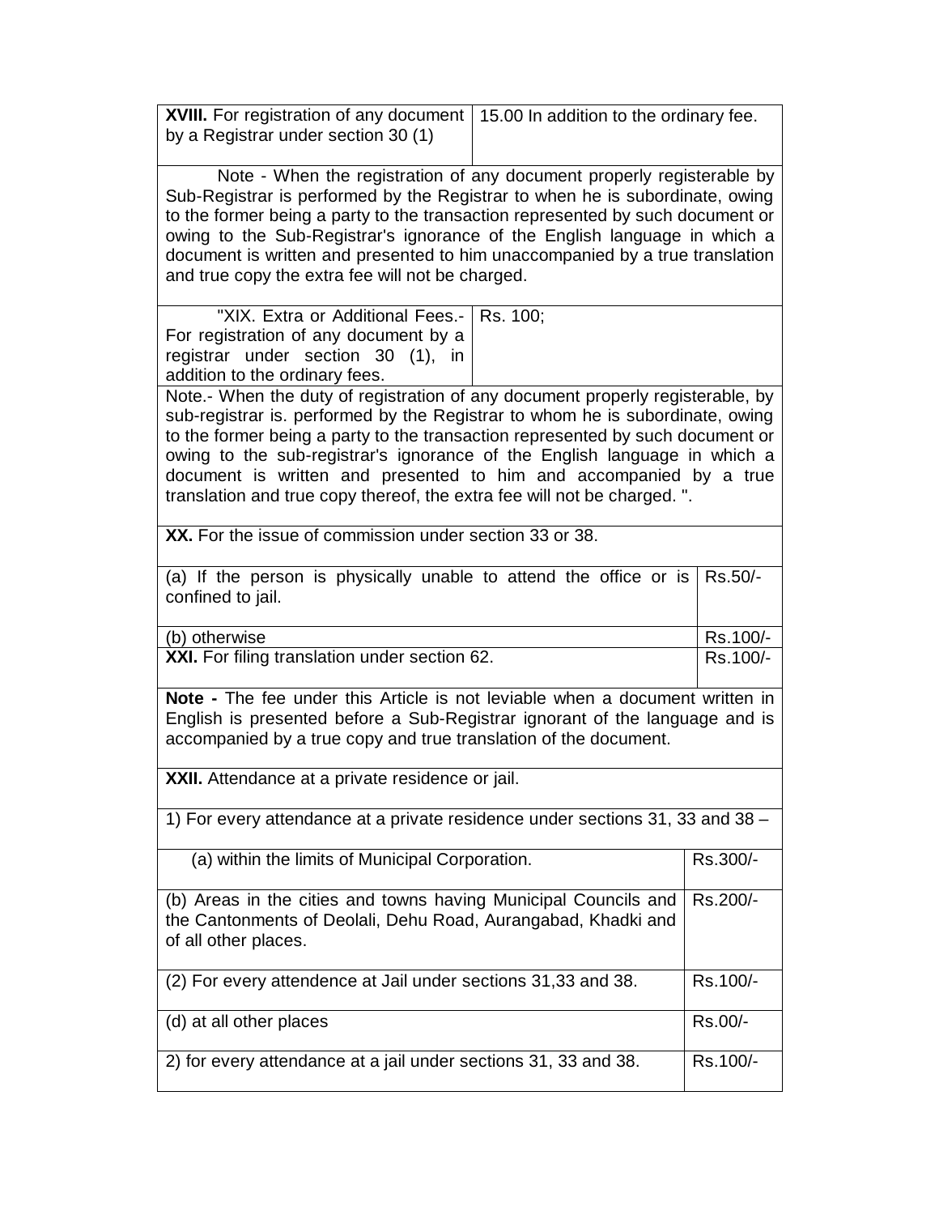| **XVIII.** For registration of any document by a Registrar under section 30 (1) | 15.00 In addition to the ordinary fee. |
|---|---|

Note - When the registration of any document properly registerable by Sub-Registrar is performed by the Registrar to when he is subordinate, owing to the former being a party to the transaction represented by such document or owing to the Sub-Registrar's ignorance of the English language in which a document is written and presented to him unaccompanied by a true translation and true copy the extra fee will not be charged.

| "XIX. Extra or Additional Fees.- For registration of any document by a registrar under section 30 (1), in addition to the ordinary fees. | Rs. 100; |
|---|---|

Note.- When the duty of registration of any document properly registerable, by sub-registrar is. performed by the Registrar to whom he is subordinate, owing to the former being a party to the transaction represented by such document or owing to the sub-registrar's ignorance of the English language in which a document is written and presented to him and accompanied by a true translation and true copy thereof, the extra fee will not be charged. ".

**XX.** For the issue of commission under section 33 or 38.

| | |
|---|---|
| (a) If the person is physically unable to attend the office or is confined to jail. | Rs.50/- |
| (b) otherwise | Rs.100/- |
| **XXI.** For filing translation under section 62. | Rs.100/- |

**Note -** The fee under this Article is not leviable when a document written in English is presented before a Sub-Registrar ignorant of the language and is accompanied by a true copy and true translation of the document.

**XXII.** Attendance at a private residence or jail.

1) For every attendance at a private residence under sections 31, 33 and 38 –

| | |
|---|---|
| (a) within the limits of Municipal Corporation. | Rs.300/- |
| (b) Areas in the cities and towns having Municipal Councils and the Cantonments of Deolali, Dehu Road, Aurangabad, Khadki and of all other places. | Rs.200/- |
| (2) For every attendence at Jail under sections 31,33 and 38. | Rs.100/- |
| (d) at all other places | Rs.00/- |
| 2) for every attendance at a jail under sections 31, 33 and 38. | Rs.100/- |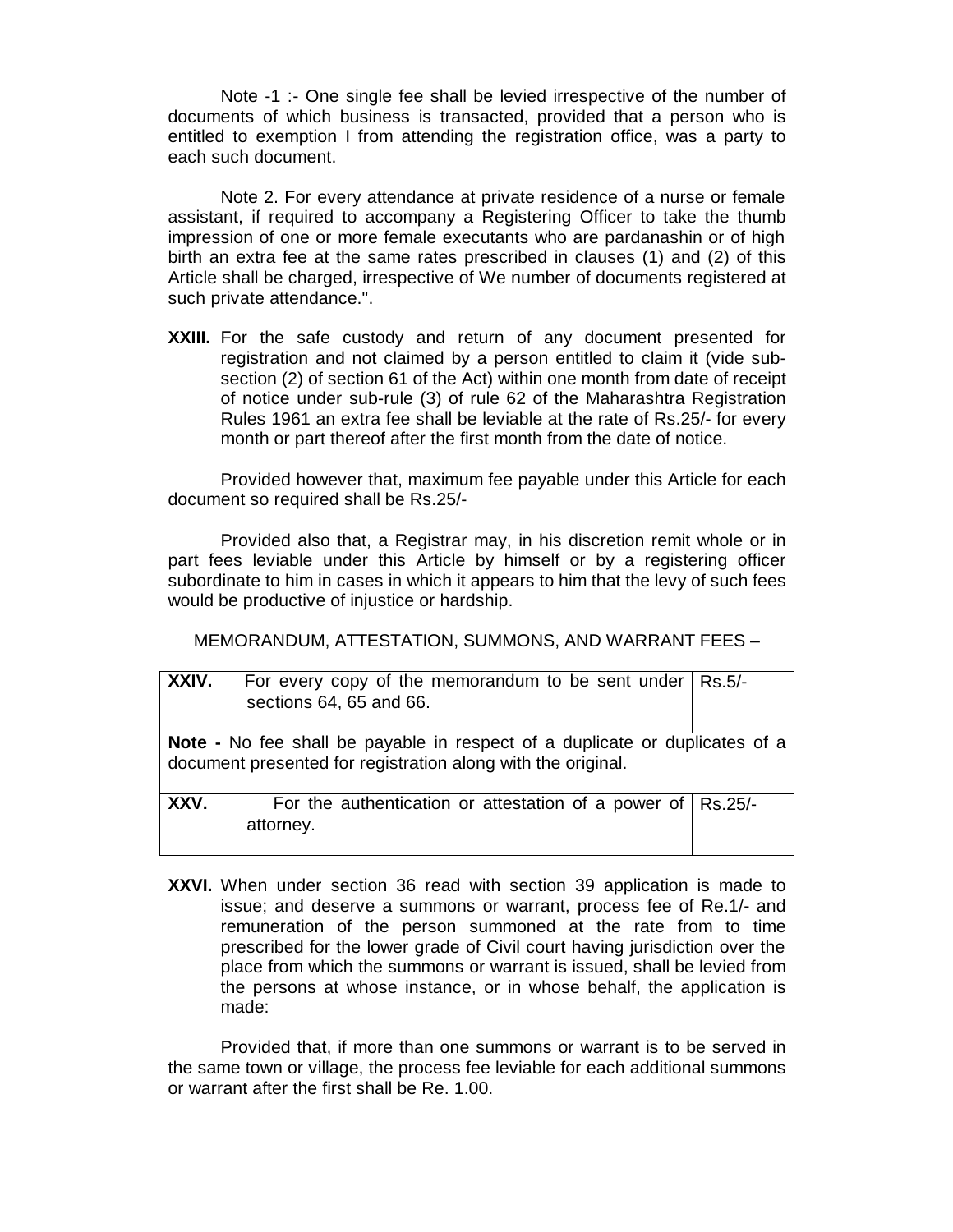Note -1 :- One single fee shall be levied irrespective of the number of documents of which business is transacted, provided that a person who is entitled to exemption I from attending the registration office, was a party to each such document.

Note 2. For every attendance at private residence of a nurse or female assistant, if required to accompany a Registering Officer to take the thumb impression of one or more female executants who are pardanashin or of high birth an extra fee at the same rates prescribed in clauses (1) and (2) of this Article shall be charged, irrespective of We number of documents registered at such private attendance.".

**XXIII.** For the safe custody and return of any document presented for registration and not claimed by a person entitled to claim it (vide sub-section (2) of section 61 of the Act) within one month from date of receipt of notice under sub-rule (3) of rule 62 of the Maharashtra Registration Rules 1961 an extra fee shall be leviable at the rate of Rs.25/- for every month or part thereof after the first month from the date of notice.

Provided however that, maximum fee payable under this Article for each document so required shall be Rs.25/-

Provided also that, a Registrar may, in his discretion remit whole or in part fees leviable under this Article by himself or by a registering officer subordinate to him in cases in which it appears to him that the levy of such fees would be productive of injustice or hardship.

MEMORANDUM, ATTESTATION, SUMMONS, AND WARRANT FEES –

| | |
|---|---|
| **XXIV.** For every copy of the memorandum to be sent under sections 64, 65 and 66. | Rs.5/- |
| **Note -** No fee shall be payable in respect of a duplicate or duplicates of a document presented for registration along with the original. | |
| **XXV.** For the authentication or attestation of a power of attorney. | Rs.25/- |

**XXVI.** When under section 36 read with section 39 application is made to issue; and deserve a summons or warrant, process fee of Re.1/- and remuneration of the person summoned at the rate from to time prescribed for the lower grade of Civil court having jurisdiction over the place from which the summons or warrant is issued, shall be levied from the persons at whose instance, or in whose behalf, the application is made:

Provided that, if more than one summons or warrant is to be served in the same town or village, the process fee leviable for each additional summons or warrant after the first shall be Re. 1.00.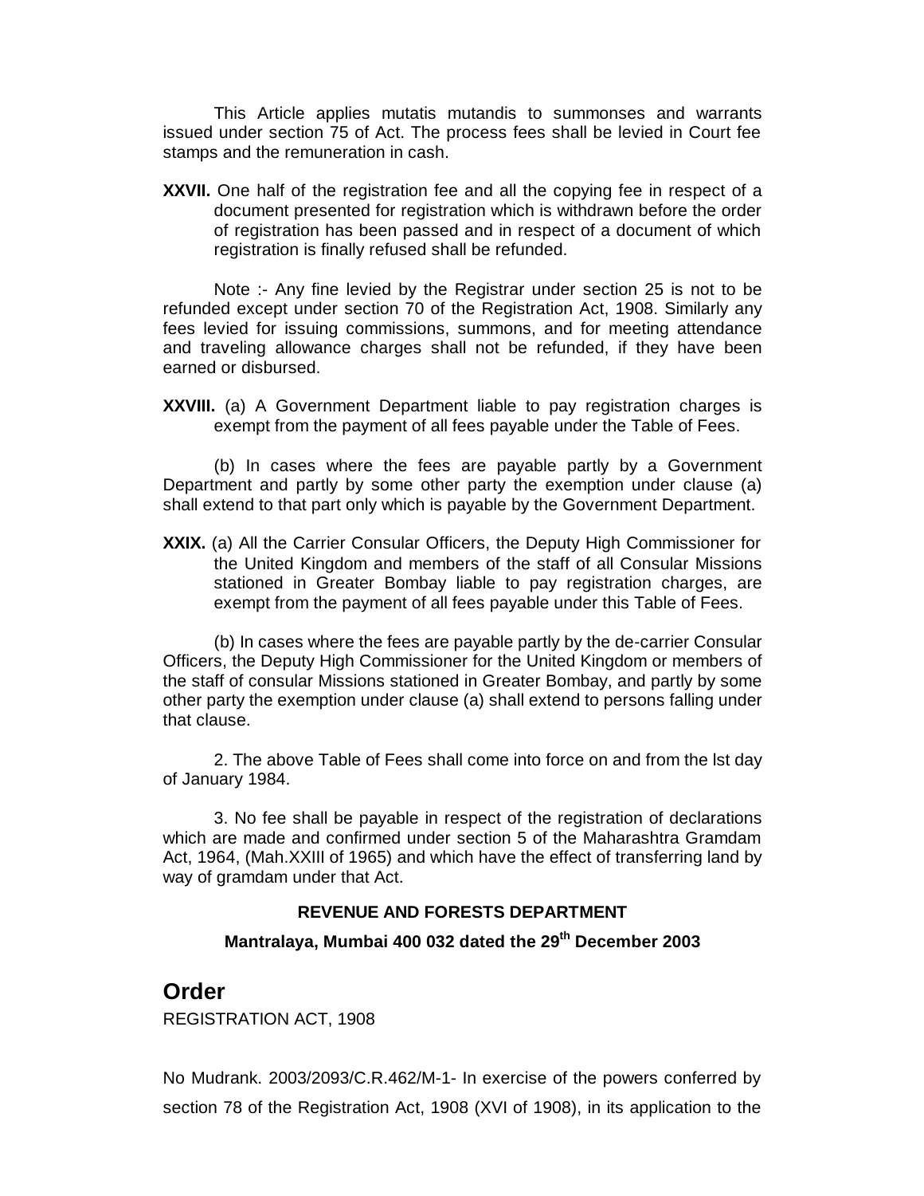This Article applies mutatis mutandis to summonses and warrants issued under section 75 of Act. The process fees shall be levied in Court fee stamps and the remuneration in cash.

**XXVII.** One half of the registration fee and all the copying fee in respect of a document presented for registration which is withdrawn before the order of registration has been passed and in respect of a document of which registration is finally refused shall be refunded.

Note :- Any fine levied by the Registrar under section 25 is not to be refunded except under section 70 of the Registration Act, 1908. Similarly any fees levied for issuing commissions, summons, and for meeting attendance and traveling allowance charges shall not be refunded, if they have been earned or disbursed.

**XXVIII.** (a) A Government Department liable to pay registration charges is exempt from the payment of all fees payable under the Table of Fees.

(b) In cases where the fees are payable partly by a Government Department and partly by some other party the exemption under clause (a) shall extend to that part only which is payable by the Government Department.

**XXIX.** (a) All the Carrier Consular Officers, the Deputy High Commissioner for the United Kingdom and members of the staff of all Consular Missions stationed in Greater Bombay liable to pay registration charges, are exempt from the payment of all fees payable under this Table of Fees.

(b) In cases where the fees are payable partly by the de-carrier Consular Officers, the Deputy High Commissioner for the United Kingdom or members of the staff of consular Missions stationed in Greater Bombay, and partly by some other party the exemption under clause (a) shall extend to persons falling under that clause.

2. The above Table of Fees shall come into force on and from the lst day of January 1984.

3. No fee shall be payable in respect of the registration of declarations which are made and confirmed under section 5 of the Maharashtra Gramdam Act, 1964, (Mah.XXIII of 1965) and which have the effect of transferring land by way of gramdam under that Act.

**REVENUE AND FORESTS DEPARTMENT**

**Mantralaya, Mumbai 400 032 dated the 29th December 2003**

## Order

REGISTRATION ACT, 1908

No Mudrank. 2003/2093/C.R.462/M-1- In exercise of the powers conferred by section 78 of the Registration Act, 1908 (XVI of 1908), in its application to the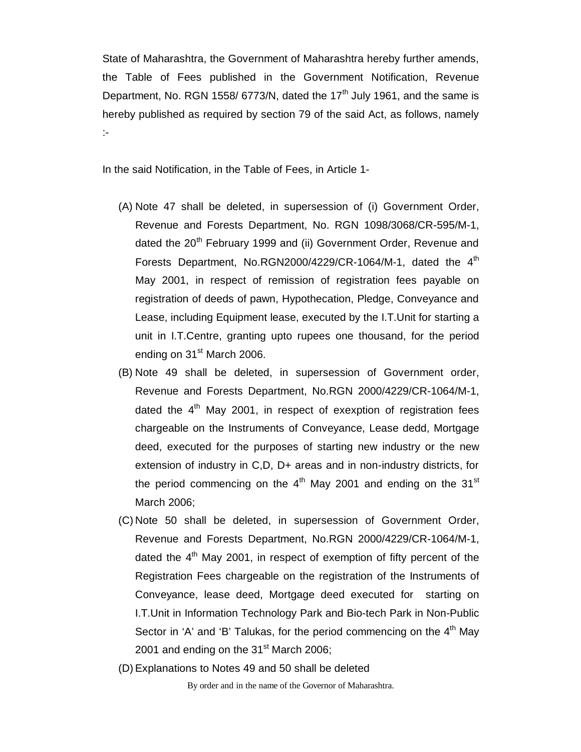State of Maharashtra, the Government of Maharashtra hereby further amends, the Table of Fees published in the Government Notification, Revenue Department, No. RGN 1558/ 6773/N, dated the 17th July 1961, and the same is hereby published as required by section 79 of the said Act, as follows, namely :-

In the said Notification, in the Table of Fees, in Article 1-

(A) Note 47 shall be deleted, in supersession of (i) Government Order, Revenue and Forests Department, No. RGN 1098/3068/CR-595/M-1, dated the 20th February 1999 and (ii) Government Order, Revenue and Forests Department, No.RGN2000/4229/CR-1064/M-1, dated the 4th May 2001, in respect of remission of registration fees payable on registration of deeds of pawn, Hypothecation, Pledge, Conveyance and Lease, including Equipment lease, executed by the I.T.Unit for starting a unit in I.T.Centre, granting upto rupees one thousand, for the period ending on 31st March 2006.

(B) Note 49 shall be deleted, in supersession of Government order, Revenue and Forests Department, No.RGN 2000/4229/CR-1064/M-1, dated the 4th May 2001, in respect of exexption of registration fees chargeable on the Instruments of Conveyance, Lease dedd, Mortgage deed, executed for the purposes of starting new industry or the new extension of industry in C,D, D+ areas and in non-industry districts, for the period commencing on the 4th May 2001 and ending on the 31st March 2006;

(C) Note 50 shall be deleted, in supersession of Government Order, Revenue and Forests Department, No.RGN 2000/4229/CR-1064/M-1, dated the 4th May 2001, in respect of exemption of fifty percent of the Registration Fees chargeable on the registration of the Instruments of Conveyance, lease deed, Mortgage deed executed for starting on I.T.Unit in Information Technology Park and Bio-tech Park in Non-Public Sector in 'A' and 'B' Talukas, for the period commencing on the 4th May 2001 and ending on the 31st March 2006;

(D) Explanations to Notes 49 and 50 shall be deleted

By order and in the name of the Governor of Maharashtra.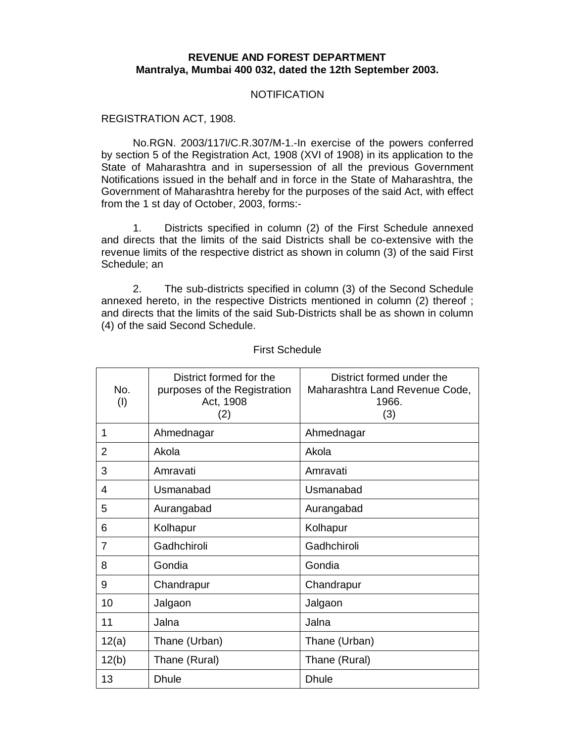**REVENUE AND FOREST DEPARTMENT**
**Mantralya, Mumbai 400 032, dated the 12th September 2003.**

NOTIFICATION

REGISTRATION ACT, 1908.

No.RGN. 2003/117I/C.R.307/M-1.-In exercise of the powers conferred by section 5 of the Registration Act, 1908 (XVI of 1908) in its application to the State of Maharashtra and in supersession of all the previous Government Notifications issued in the behalf and in force in the State of Maharashtra, the Government of Maharashtra hereby for the purposes of the said Act, with effect from the 1 st day of October, 2003, forms:-

1. Districts specified in column (2) of the First Schedule annexed and directs that the limits of the said Districts shall be co-extensive with the revenue limits of the respective district as shown in column (3) of the said First Schedule; an

2. The sub-districts specified in column (3) of the Second Schedule annexed hereto, in the respective Districts mentioned in column (2) thereof ; and directs that the limits of the said Sub-Districts shall be as shown in column (4) of the said Second Schedule.

First Schedule

| No. (I) | District formed for the purposes of the Registration Act, 1908 (2) | District formed under the Maharashtra Land Revenue Code, 1966. (3) |
|---|---|---|
| 1 | Ahmednagar | Ahmednagar |
| 2 | Akola | Akola |
| 3 | Amravati | Amravati |
| 4 | Usmanabad | Usmanabad |
| 5 | Aurangabad | Aurangabad |
| 6 | Kolhapur | Kolhapur |
| 7 | Gadhchiroli | Gadhchiroli |
| 8 | Gondia | Gondia |
| 9 | Chandrapur | Chandrapur |
| 10 | Jalgaon | Jalgaon |
| 11 | Jalna | Jalna |
| 12(a) | Thane (Urban) | Thane (Urban) |
| 12(b) | Thane (Rural) | Thane (Rural) |
| 13 | Dhule | Dhule |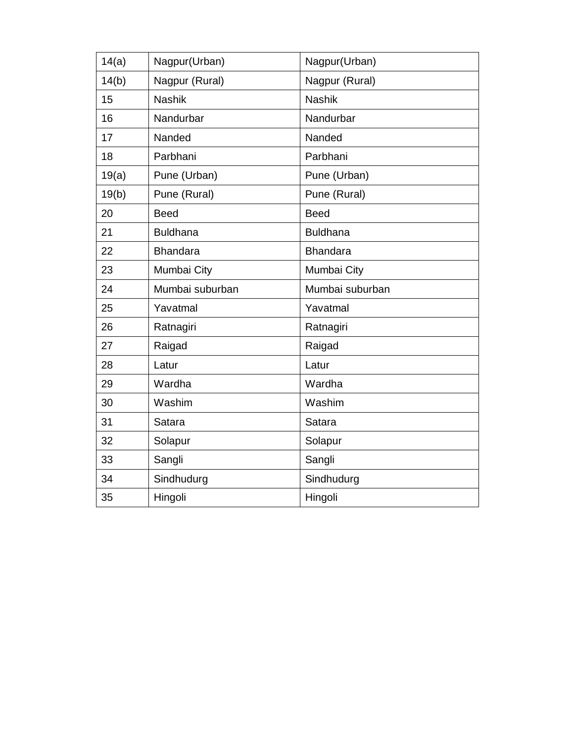| 14(a) | Nagpur(Urban) | Nagpur(Urban) |
| --- | --- | --- |
| 14(b) | Nagpur (Rural) | Nagpur (Rural) |
| 15 | Nashik | Nashik |
| 16 | Nandurbar | Nandurbar |
| 17 | Nanded | Nanded |
| 18 | Parbhani | Parbhani |
| 19(a) | Pune (Urban) | Pune (Urban) |
| 19(b) | Pune (Rural) | Pune (Rural) |
| 20 | Beed | Beed |
| 21 | Buldhana | Buldhana |
| 22 | Bhandara | Bhandara |
| 23 | Mumbai City | Mumbai City |
| 24 | Mumbai suburban | Mumbai suburban |
| 25 | Yavatmal | Yavatmal |
| 26 | Ratnagiri | Ratnagiri |
| 27 | Raigad | Raigad |
| 28 | Latur | Latur |
| 29 | Wardha | Wardha |
| 30 | Washim | Washim |
| 31 | Satara | Satara |
| 32 | Solapur | Solapur |
| 33 | Sangli | Sangli |
| 34 | Sindhudurg | Sindhudurg |
| 35 | Hingoli | Hingoli |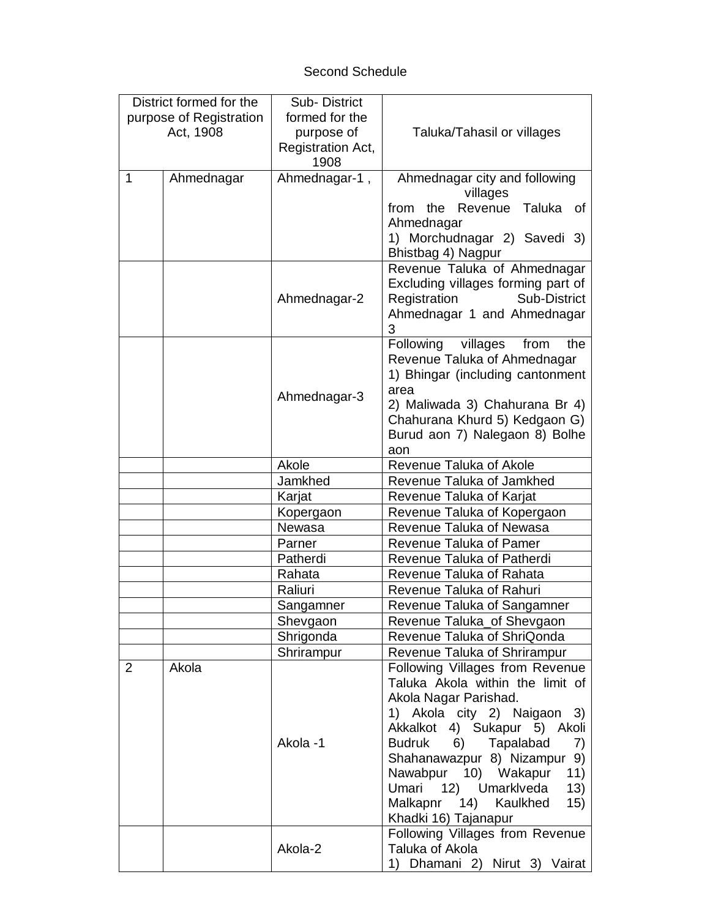Second Schedule

| District formed for the purpose of Registration Act, 1908 | | Sub- District formed for the purpose of Registration Act, 1908 | Taluka/Tahasil or villages |
|---|---|---|---|
| 1 | Ahmednagar | Ahmednagar-1 , | Ahmednagar city and following villages from the Revenue Taluka of Ahmednagar 1) Morchudnagar 2) Savedi 3) Bhistbag 4) Nagpur |
| | | Ahmednagar-2 | Revenue Taluka of Ahmednagar Excluding villages forming part of Registration Sub-District Ahmednagar 1 and Ahmednagar 3 |
| | | Ahmednagar-3 | Following villages from the Revenue Taluka of Ahmednagar 1) Bhingar (including cantonment area 2) Maliwada 3) Chahurana Br 4) Chahurana Khurd 5) Kedgaon G) Burud aon 7) Nalegaon 8) Bolhe aon |
| | | Akole | Revenue Taluka of Akole |
| | | Jamkhed | Revenue Taluka of Jamkhed |
| | | Karjat | Revenue Taluka of Karjat |
| | | Kopergaon | Revenue Taluka of Kopergaon |
| | | Newasa | Revenue Taluka of Newasa |
| | | Parner | Revenue Taluka of Pamer |
| | | Patherdi | Revenue Taluka of Patherdi |
| | | Rahata | Revenue Taluka of Rahata |
| | | Raliuri | Revenue Taluka of Rahuri |
| | | Sangamner | Revenue Taluka of Sangamner |
| | | Shevgaon | Revenue Taluka_of Shevgaon |
| | | Shrigonda | Revenue Taluka of ShriQonda |
| | | Shrirampur | Revenue Taluka of Shrirampur |
| 2 | Akola | Akola -1 | Following Villages from Revenue Taluka Akola within the limit of Akola Nagar Parishad. 1) Akola city 2) Naigaon 3) Akkalkot 4) Sukapur 5) Akoli Budruk 6) Tapalabad 7) Shahanawazpur 8) Nizampur 9) Nawabpur 10) Wakapur 11) Umari 12) Umarklveda 13) Malkapnr 14) Kaulkhed 15) Khadki 16) Tajanapur |
| | | Akola-2 | Following Villages from Revenue Taluka of Akola 1) Dhamani 2) Nirut 3) Vairat |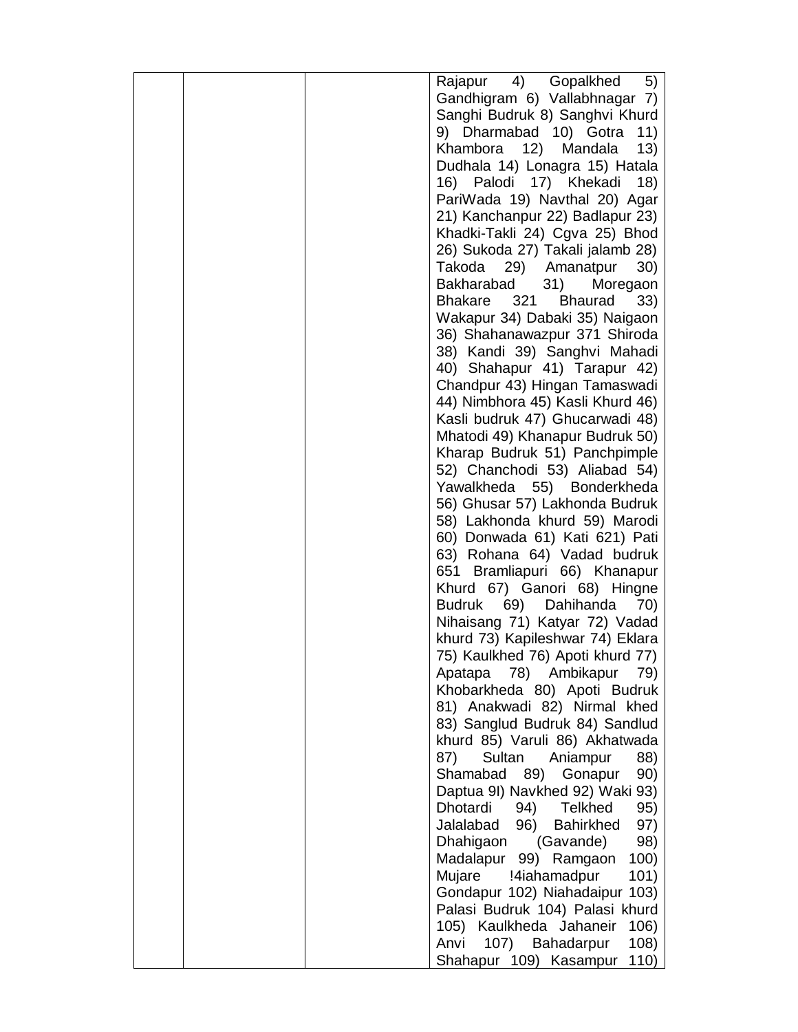|  |  |  | Rajapur 4) Gopalkhed 5) Gandhigram 6) Vallabhnagar 7) Sanghi Budruk 8) Sanghvi Khurd 9) Dharmabad 10) Gotra 11) Khambora 12) Mandala 13) Dudhala 14) Lonagra 15) Hatala 16) Palodi 17) Khekadi 18) PariWada 19) Navthal 20) Agar 21) Kanchanpur 22) Badlapur 23) Khadki-Takli 24) Cgva 25) Bhod 26) Sukoda 27) Takali jalamb 28) Takoda 29) Amanatpur 30) Bakharabad 31) Moregaon Bhakare 321 Bhaurad 33) Wakapur 34) Dabaki 35) Naigaon 36) Shahanawazpur 371 Shiroda 38) Kandi 39) Sanghvi Mahadi 40) Shahapur 41) Tarapur 42) Chandpur 43) Hingan Tamaswadi 44) Nimbhora 45) Kasli Khurd 46) Kasli budruk 47) Ghucarwadi 48) Mhatodi 49) Khanapur Budruk 50) Kharap Budruk 51) Panchpimple 52) Chanchodi 53) Aliabad 54) Yawalkheda 55) Bonderkheda 56) Ghusar 57) Lakhonda Budruk 58) Lakhonda khurd 59) Marodi 60) Donwada 61) Kati 621) Pati 63) Rohana 64) Vadad budruk 651 Bramliapuri 66) Khanapur Khurd 67) Ganori 68) Hingne Budruk 69) Dahihanda 70) Nihaisang 71) Katyar 72) Vadad khurd 73) Kapileshwar 74) Eklara 75) Kaulkhed 76) Apoti khurd 77) Apatapa 78) Ambikapur 79) Khobarkheda 80) Apoti Budruk 81) Anakwadi 82) Nirmal khed 83) Sanglud Budruk 84) Sandlud khurd 85) Varuli 86) Akhatwada 87) Sultan Aniampur 88) Shamabad 89) Gonapur 90) Daptua 9I) Navkhed 92) Waki 93) Dhotardi 94) Telkhed 95) Jalalabad 96) Bahirkhed 97) Dhahigaon (Gavande) 98) Madalapur 99) Ramgaon 100) Mujare !4iahamadpur 101) Gondapur 102) Niahadaipur 103) Palasi Budruk 104) Palasi khurd 105) Kaulkheda Jahaneir 106) Anvi 107) Bahadarpur 108) Shahapur 109) Kasampur 110) |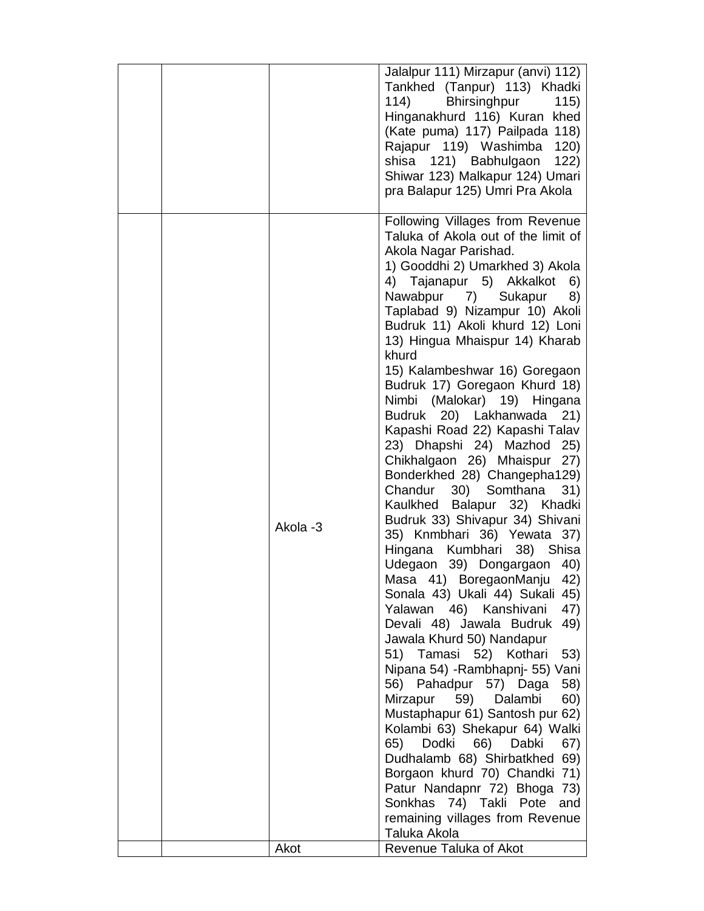| | | | |
|---|---|---|---|
| | | | Jalalpur 111) Mirzapur (anvi) 112) Tankhed (Tanpur) 113) Khadki 114) Bhirsinghpur 115) Hinganakhurd 116) Kuran khed (Kate puma) 117) Pailpada 118) Rajapur 119) Washimba 120) shisa 121) Babhulgaon 122) Shiwar 123) Malkapur 124) Umari pra Balapur 125) Umri Pra Akola |
| | | Akola -3 | Following Villages from Revenue Taluka of Akola out of the limit of Akola Nagar Parishad.<br>1) Gooddhi 2) Umarkhed 3) Akola 4) Tajanapur 5) Akkalkot 6) Nawabpur 7) Sukapur 8) Taplabad 9) Nizampur 10) Akoli Budruk 11) Akoli khurd 12) Loni 13) Hingua Mhaispur 14) Kharab khurd<br>15) Kalambeshwar 16) Goregaon Budruk 17) Goregaon Khurd 18) Nimbi (Malokar) 19) Hingana Budruk 20) Lakhanwada 21) Kapashi Road 22) Kapashi Talav 23) Dhapshi 24) Mazhod 25) Chikhalgaon 26) Mhaispur 27) Bonderkhed 28) Changepha129) Chandur 30) Somthana 31) Kaulkhed Balapur 32) Khadki Budruk 33) Shivapur 34) Shivani 35) Knmbhari 36) Yewata 37) Hingana Kumbhari 38) Shisa Udegaon 39) Dongargaon 40) Masa 41) BoregaonManju 42) Sonala 43) Ukali 44) Sukali 45) Yalawan 46) Kanshivani 47) Devali 48) Jawala Budruk 49) Jawala Khurd 50) Nandapur<br>51) Tamasi 52) Kothari 53) Nipana 54) -Rambhapnj- 55) Vani 56) Pahadpur 57) Daga 58) Mirzapur 59) Dalambi 60) Mustaphapur 61) Santosh pur 62) Kolambi 63) Shekapur 64) Walki 65) Dodki 66) Dabki 67) Dudhalamb 68) Shirbatkhed 69) Borgaon khurd 70) Chandki 71) Patur Nandapnr 72) Bhoga 73) Sonkhas 74) Takli Pote and remaining villages from Revenue Taluka Akola |
| | | Akot | Revenue Taluka of Akot |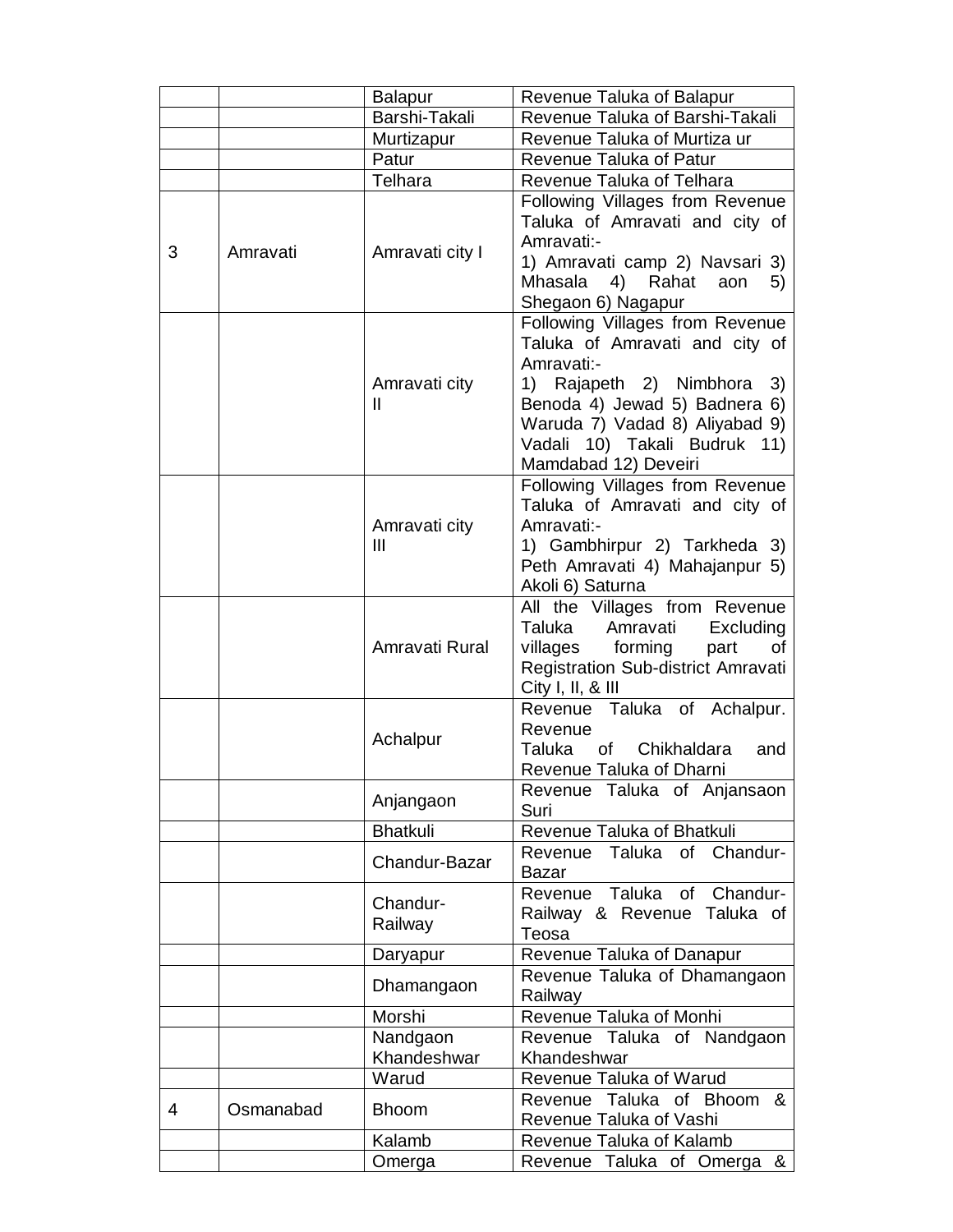| | | Balapur | Revenue Taluka of Balapur |
|---|---|---|---|
| | | Barshi-Takali | Revenue Taluka of Barshi-Takali |
| | | Murtizapur | Revenue Taluka of Murtiza ur |
| | | Patur | Revenue Taluka of Patur |
| | | Telhara | Revenue Taluka of Telhara |
| 3 | Amravati | Amravati city I | Following Villages from Revenue Taluka of Amravati and city of Amravati:- 1) Amravati camp 2) Navsari 3) Mhasala 4) Rahat aon 5) Shegaon 6) Nagapur |
| | | Amravati city II | Following Villages from Revenue Taluka of Amravati and city of Amravati:- 1) Rajapeth 2) Nimbhora 3) Benoda 4) Jewad 5) Badnera 6) Waruda 7) Vadad 8) Aliyabad 9) Vadali 10) Takali Budruk 11) Mamdabad 12) Deveiri |
| | | Amravati city III | Following Villages from Revenue Taluka of Amravati and city of Amravati:- 1) Gambhirpur 2) Tarkheda 3) Peth Amravati 4) Mahajanpur 5) Akoli 6) Saturna |
| | | Amravati Rural | All the Villages from Revenue Taluka Amravati Excluding villages forming part of Registration Sub-district Amravati City I, II, & III |
| | | Achalpur | Revenue Taluka of Achalpur. Revenue Taluka of Chikhaldara and Revenue Taluka of Dharni |
| | | Anjangaon | Revenue Taluka of Anjansaon Suri |
| | | Bhatkuli | Revenue Taluka of Bhatkuli |
| | | Chandur-Bazar | Revenue Taluka of Chandur-Bazar |
| | | Chandur-Railway | Revenue Taluka of Chandur-Railway & Revenue Taluka of Teosa |
| | | Daryapur | Revenue Taluka of Danapur |
| | | Dhamangaon | Revenue Taluka of Dhamangaon Railway |
| | | Morshi | Revenue Taluka of Monhi |
| | | Nandgaon Khandeshwar | Revenue Taluka of Nandgaon Khandeshwar |
| | | Warud | Revenue Taluka of Warud |
| 4 | Osmanabad | Bhoom | Revenue Taluka of Bhoom & Revenue Taluka of Vashi |
| | | Kalamb | Revenue Taluka of Kalamb |
| | | Omerga | Revenue Taluka of Omerga & |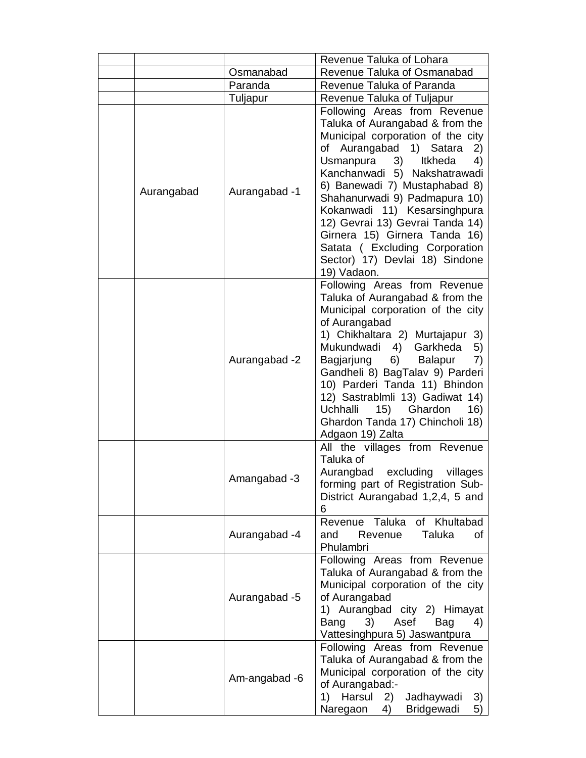| | | | |
|---|---|---|---|
| | | | Revenue Taluka of Lohara |
| | | Osmanabad | Revenue Taluka of Osmanabad |
| | | Paranda | Revenue Taluka of Paranda |
| | | Tuljapur | Revenue Taluka of Tuljapur |
| | Aurangabad | Aurangabad -1 | Following Areas from Revenue Taluka of Aurangabad & from the Municipal corporation of the city of Aurangabad 1) Satara 2) Usmanpura 3) Itkheda 4) Kanchanwadi 5) Nakshatrawadi 6) Banewadi 7) Mustaphabad 8) Shahanurwadi 9) Padmapura 10) Kokanwadi 11) Kesarsinghpura 12) Gevrai 13) Gevrai Tanda 14) Girnera 15) Girnera Tanda 16) Satata ( Excluding Corporation Sector) 17) Devlai 18) Sindone 19) Vadaon. |
| | | Aurangabad -2 | Following Areas from Revenue Taluka of Aurangabad & from the Municipal corporation of the city of Aurangabad 1) Chikhaltara 2) Murtajapur 3) Mukundwadi 4) Garkheda 5) Bagjarjung 6) Balapur 7) Gandheli 8) BagTalav 9) Parderi 10) Parderi Tanda 11) Bhindon 12) Sastrablmli 13) Gadiwat 14) Uchhalli 15) Ghardon 16) Ghardon Tanda 17) Chincholi 18) Adgaon 19) Zalta |
| | | Amangabad -3 | All the villages from Revenue Taluka of Aurangbad excluding villages forming part of Registration Sub-District Aurangabad 1,2,4, 5 and 6 |
| | | Aurangabad -4 | Revenue Taluka of Khultabad and Revenue Taluka of Phulambri |
| | | Aurangabad -5 | Following Areas from Revenue Taluka of Aurangabad & from the Municipal corporation of the city of Aurangabad 1) Aurangbad city 2) Himayat Bang 3) Asef Bag 4) Vattesinghpura 5) Jaswantpura |
| | | Am-angabad -6 | Following Areas from Revenue Taluka of Aurangabad & from the Municipal corporation of the city of Aurangabad:- 1) Harsul 2) Jadhaywadi 3) Naregaon 4) Bridgewadi 5) |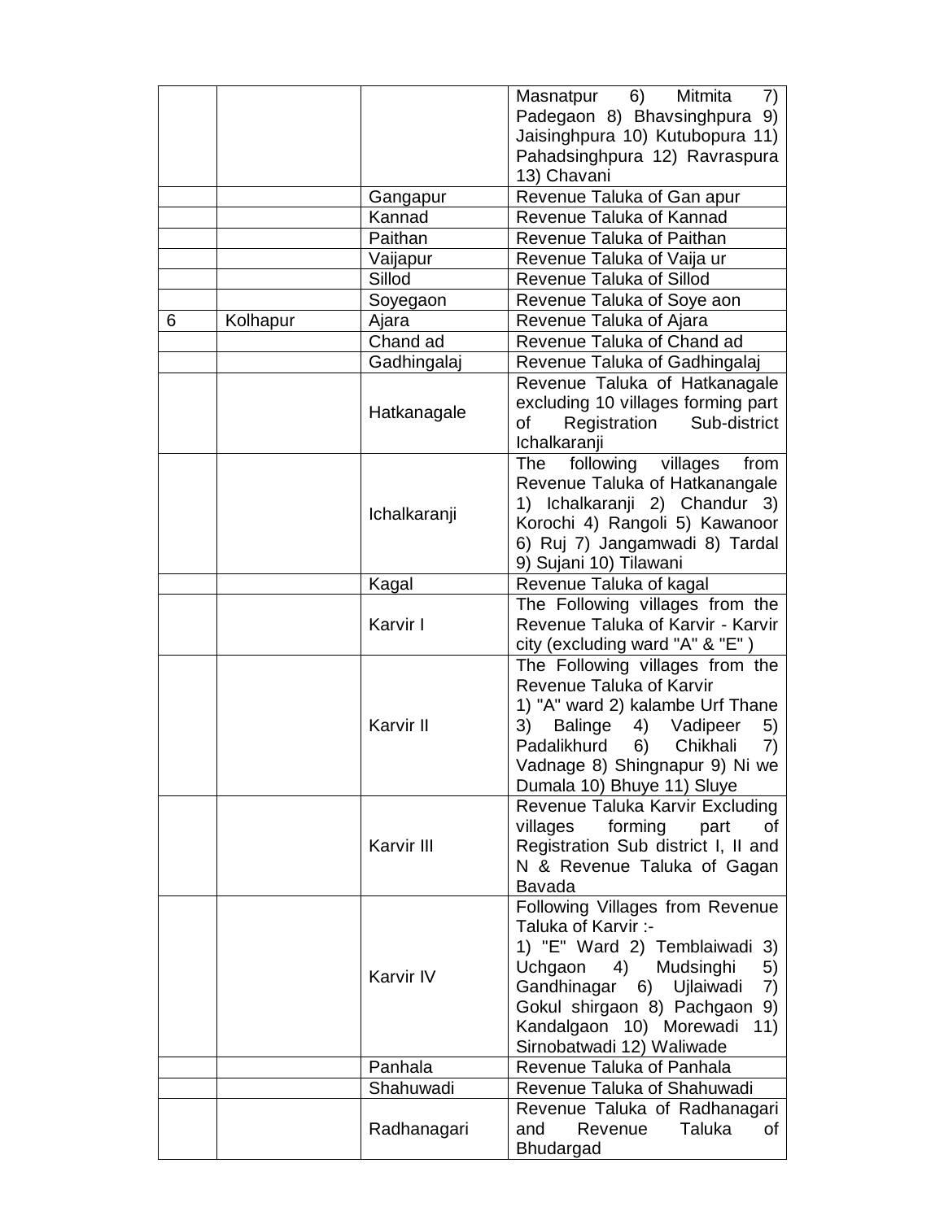| | | | Masnatpur 6) Mitmita 7) Padegaon 8) Bhavsinghpura 9) Jaisinghpura 10) Kutubopura 11) Pahadsinghpura 12) Ravraspura 13) Chavani |
|---|---|---|---|
| | | Gangapur | Revenue Taluka of Gan apur |
| | | Kannad | Revenue Taluka of Kannad |
| | | Paithan | Revenue Taluka of Paithan |
| | | Vaijapur | Revenue Taluka of Vaija ur |
| | | Sillod | Revenue Taluka of Sillod |
| | | Soyegaon | Revenue Taluka of Soye aon |
| 6 | Kolhapur | Ajara | Revenue Taluka of Ajara |
| | | Chand ad | Revenue Taluka of Chand ad |
| | | Gadhingalaj | Revenue Taluka of Gadhingalaj |
| | | Hatkanagale | Revenue Taluka of Hatkanagale excluding 10 villages forming part of Registration Sub-district Ichalkaranji |
| | | Ichalkaranji | The following villages from Revenue Taluka of Hatkanangale 1) Ichalkaranji 2) Chandur 3) Korochi 4) Rangoli 5) Kawanoor 6) Ruj 7) Jangamwadi 8) Tardal 9) Sujani 10) Tilawani |
| | | Kagal | Revenue Taluka of kagal |
| | | Karvir I | The Following villages from the Revenue Taluka of Karvir - Karvir city (excluding ward "A" & "E" ) |
| | | Karvir II | The Following villages from the Revenue Taluka of Karvir 1) "A" ward 2) kalambe Urf Thane 3) Balinge 4) Vadipeer 5) Padalikhurd 6) Chikhali 7) Vadnage 8) Shingnapur 9) Ni we Dumala 10) Bhuye 11) Sluye |
| | | Karvir III | Revenue Taluka Karvir Excluding villages forming part of Registration Sub district I, II and N & Revenue Taluka of Gagan Bavada |
| | | Karvir IV | Following Villages from Revenue Taluka of Karvir :- 1) "E" Ward 2) Temblaiwadi 3) Uchgaon 4) Mudsinghi 5) Gandhinagar 6) Ujlaiwadi 7) Gokul shirgaon 8) Pachgaon 9) Kandalgaon 10) Morewadi 11) Sirnobatwadi 12) Waliwade |
| | | Panhala | Revenue Taluka of Panhala |
| | | Shahuwadi | Revenue Taluka of Shahuwadi |
| | | Radhanagari | Revenue Taluka of Radhanagari and Revenue Taluka of Bhudargad |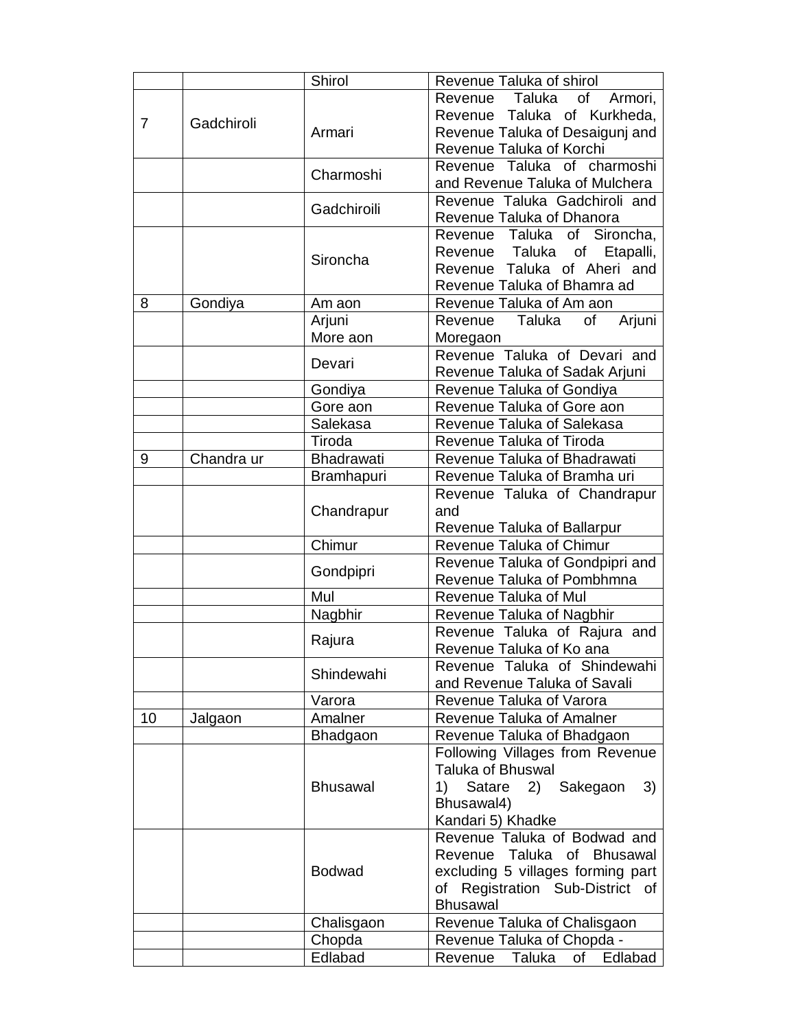| | | Shirol | Revenue Taluka of shirol |
|---|---|---|---|
| 7 | Gadchiroli | Armari | Revenue Taluka of Armori, Revenue Taluka of Kurkheda, Revenue Taluka of Desaigunj and Revenue Taluka of Korchi |
| | | Charmoshi | Revenue Taluka of charmoshi and Revenue Taluka of Mulchera |
| | | Gadchiroili | Revenue Taluka Gadchiroli and Revenue Taluka of Dhanora |
| | | Sironcha | Revenue Taluka of Sironcha, Revenue Taluka of Etapalli, Revenue Taluka of Aheri and Revenue Taluka of Bhamra ad |
| 8 | Gondiya | Am aon | Revenue Taluka of Am aon |
| | | Arjuni More aon | Revenue Taluka of Arjuni Moregaon |
| | | Devari | Revenue Taluka of Devari and Revenue Taluka of Sadak Arjuni |
| | | Gondiya | Revenue Taluka of Gondiya |
| | | Gore aon | Revenue Taluka of Gore aon |
| | | Salekasa | Revenue Taluka of Salekasa |
| | | Tiroda | Revenue Taluka of Tiroda |
| 9 | Chandra ur | Bhadrawati | Revenue Taluka of Bhadrawati |
| | | Bramhapuri | Revenue Taluka of Bramha uri |
| | | Chandrapur | Revenue Taluka of Chandrapur and Revenue Taluka of Ballarpur |
| | | Chimur | Revenue Taluka of Chimur |
| | | Gondpipri | Revenue Taluka of Gondpipri and Revenue Taluka of Pombhmna |
| | | Mul | Revenue Taluka of Mul |
| | | Nagbhir | Revenue Taluka of Nagbhir |
| | | Rajura | Revenue Taluka of Rajura and Revenue Taluka of Ko ana |
| | | Shindewahi | Revenue Taluka of Shindewahi and Revenue Taluka of Savali |
| | | Varora | Revenue Taluka of Varora |
| 10 | Jalgaon | Amalner | Revenue Taluka of Amalner |
| | | Bhadgaon | Revenue Taluka of Bhadgaon |
| | | Bhusawal | Following Villages from Revenue Taluka of Bhuswal 1) Satare 2) Sakegaon 3) Bhusawal4) Kandari 5) Khadke |
| | | Bodwad | Revenue Taluka of Bodwad and Revenue Taluka of Bhusawal excluding 5 villages forming part of Registration Sub-District of Bhusawal |
| | | Chalisgaon | Revenue Taluka of Chalisgaon |
| | | Chopda | Revenue Taluka of Chopda - |
| | | Edlabad | Revenue Taluka of Edlabad |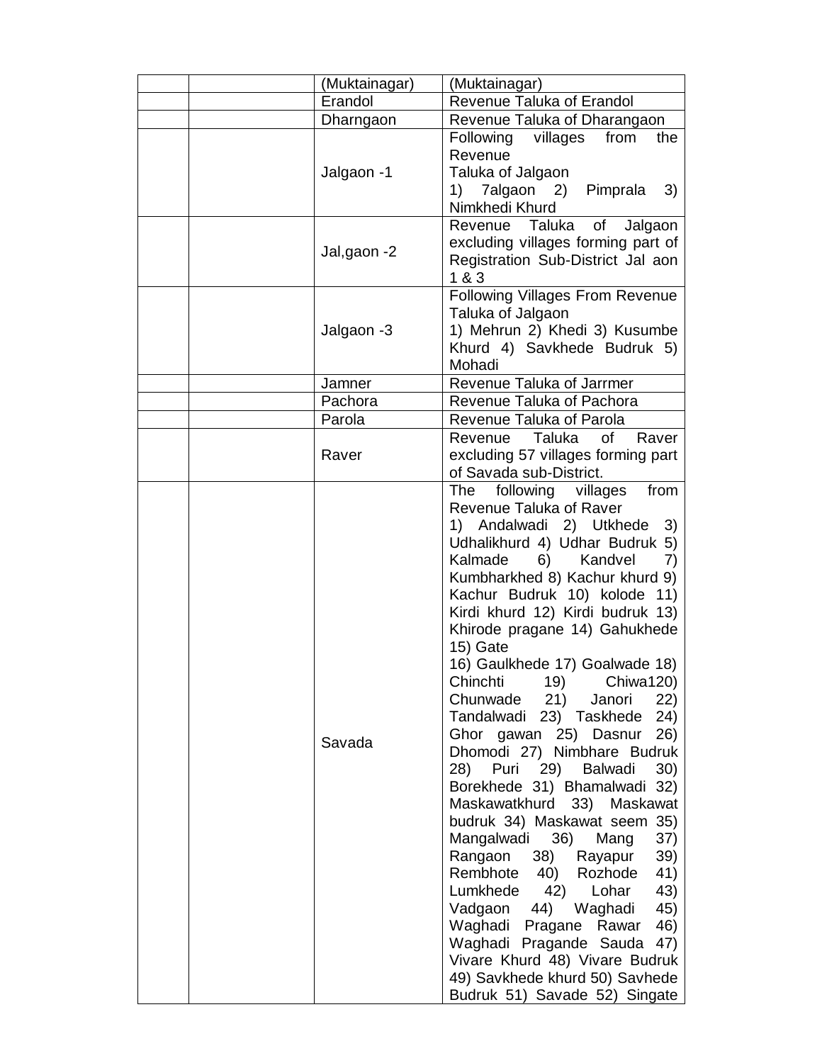| | | | |
|---|---|---|---|
| | | (Muktainagar) | (Muktainagar) |
| | | Erandol | Revenue Taluka of Erandol |
| | | Dharngaon | Revenue Taluka of Dharangaon |
| | | Jalgaon -1 | Following villages from the Revenue Taluka of Jalgaon 1) 7algaon 2) Pimprala 3) Nimkhedi Khurd |
| | | Jal,gaon -2 | Revenue Taluka of Jalgaon excluding villages forming part of Registration Sub-District Jal aon 1 & 3 |
| | | Jalgaon -3 | Following Villages From Revenue Taluka of Jalgaon 1) Mehrun 2) Khedi 3) Kusumbe Khurd 4) Savkhede Budruk 5) Mohadi |
| | | Jamner | Revenue Taluka of Jarrmer |
| | | Pachora | Revenue Taluka of Pachora |
| | | Parola | Revenue Taluka of Parola |
| | | Raver | Revenue Taluka of Raver excluding 57 villages forming part of Savada sub-District. |
| | | Savada | The following villages from Revenue Taluka of Raver 1) Andalwadi 2) Utkhede 3) Udhalikhurd 4) Udhar Budruk 5) Kalmade 6) Kandvel 7) Kumbharkhed 8) Kachur khurd 9) Kachur Budruk 10) kolode 11) Kirdi khurd 12) Kirdi budruk 13) Khirode pragane 14) Gahukhede 15) Gate 16) Gaulkhede 17) Goalwade 18) Chinchti 19) Chiwa120) Chunwade 21) Janori 22) Tandalwadi 23) Taskhede 24) Ghor gawan 25) Dasnur 26) Dhomodi 27) Nimbhare Budruk 28) Puri 29) Balwadi 30) Borekhede 31) Bhamalwadi 32) Maskawatkhurd 33) Maskawat budruk 34) Maskawat seem 35) Mangalwadi 36) Mang 37) Rangaon 38) Rayapur 39) Rembhote 40) Rozhode 41) Lumkhede 42) Lohar 43) Vadgaon 44) Waghadi 45) Waghadi Pragane Rawar 46) Waghadi Pragande Sauda 47) Vivare Khurd 48) Vivare Budruk 49) Savkhede khurd 50) Savhede Budruk 51) Savade 52) Singate |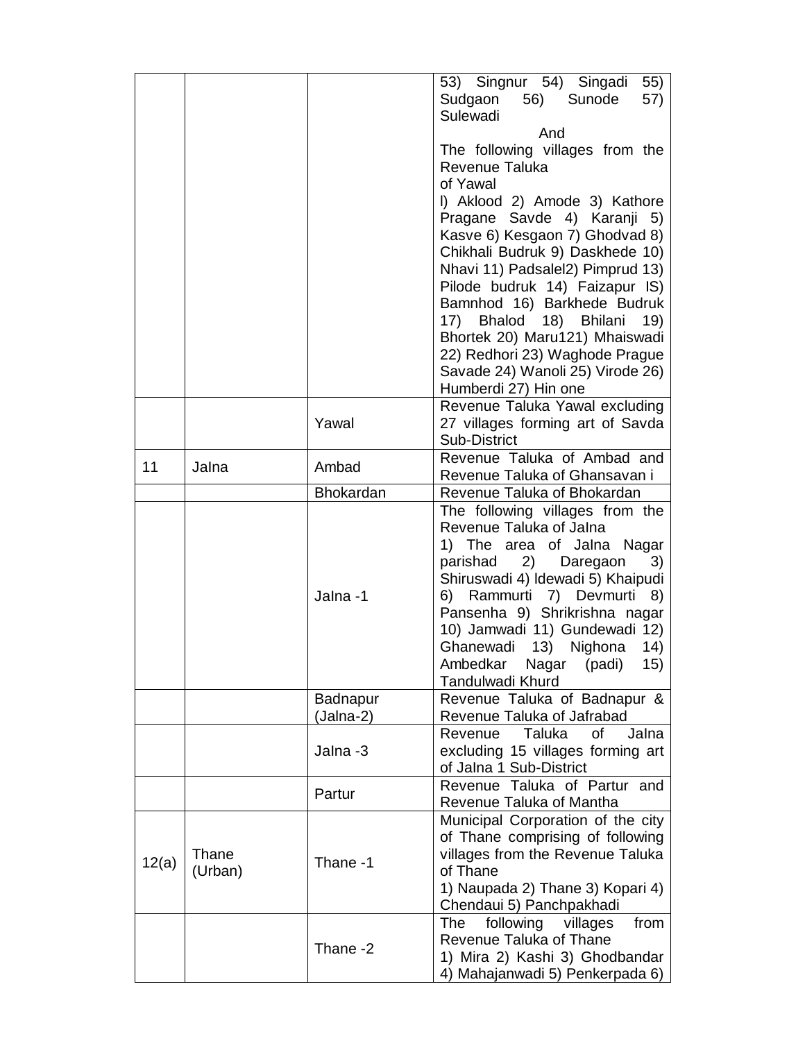| | | | |
|---|---|---|---|
| | | | 53) Singnur 54) Singadi 55) Sudgaon 56) Sunode 57) Sulewadi<br>And<br>The following villages from the Revenue Taluka<br>of Yawal<br>l) Aklood 2) Amode 3) Kathore Pragane Savde 4) Karanji 5) Kasve 6) Kesgaon 7) Ghodvad 8) Chikhali Budruk 9) Daskhede 10) Nhavi 11) Padsalel2) Pimprud 13) Pilode budruk 14) Faizapur lS) Bamnhod 16) Barkhede Budruk 17) Bhalod 18) Bhilani 19) Bhortek 20) Maru121) Mhaiswadi 22) Redhori 23) Waghode Prague Savade 24) Wanoli 25) Virode 26) Humberdi 27) Hin one |
| | | Yawal | Revenue Taluka Yawal excluding 27 villages forming art of Savda Sub-District |
| 11 | Jalna | Ambad | Revenue Taluka of Ambad and Revenue Taluka of Ghansavan i |
| | | Bhokardan | Revenue Taluka of Bhokardan |
| | | Jalna -1 | The following villages from the Revenue Taluka of Jalna<br>1) The area of Jalna Nagar parishad 2) Daregaon 3) Shiruswadi 4) ldewadi 5) Khaipudi 6) Rammurti 7) Devmurti 8) Pansenha 9) Shrikrishna nagar 10) Jamwadi 11) Gundewadi 12) Ghanewadi 13) Nighona 14) Ambedkar Nagar (padi) 15) Tandulwadi Khurd |
| | | Badnapur (Jalna-2) | Revenue Taluka of Badnapur & Revenue Taluka of Jafrabad |
| | | Jalna -3 | Revenue Taluka of Jalna excluding 15 villages forming art of Jalna 1 Sub-District |
| | | Partur | Revenue Taluka of Partur and Revenue Taluka of Mantha |
| 12(a) | Thane (Urban) | Thane -1 | Municipal Corporation of the city of Thane comprising of following villages from the Revenue Taluka of Thane<br>1) Naupada 2) Thane 3) Kopari 4) Chendaui 5) Panchpakhadi |
| | | Thane -2 | The following villages from Revenue Taluka of Thane<br>1) Mira 2) Kashi 3) Ghodbandar 4) Mahajanwadi 5) Penkerpada 6) |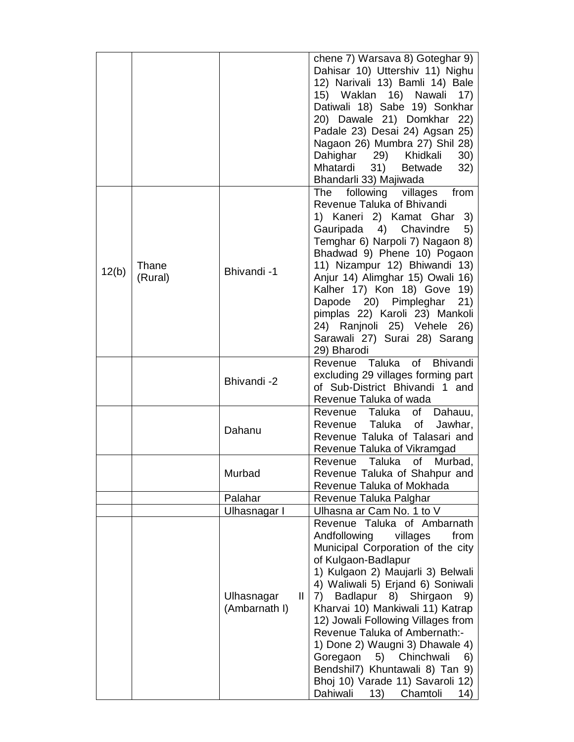| | | | chene 7) Warsava 8) Goteghar 9) Dahisar 10) Uttershiv 11) Nighu 12) Narivali 13) Bamli 14) Bale 15) Waklan 16) Nawali 17) Datiwali 18) Sabe 19) Sonkhar 20) Dawale 21) Domkhar 22) Padale 23) Desai 24) Agsan 25) Nagaon 26) Mumbra 27) Shil 28) Dahighar 29) Khidkali 30) Mhatardi 31) Betwade 32) Bhandarli 33) Majiwada |
|---|---|---|---|
| 12(b) | Thane (Rural) | Bhivandi -1 | The following villages from Revenue Taluka of Bhivandi 1) Kaneri 2) Kamat Ghar 3) Gauripada 4) Chavindre 5) Temghar 6) Narpoli 7) Nagaon 8) Bhadwad 9) Phene 10) Pogaon 11) Nizampur 12) Bhiwandi 13) Anjur 14) Alimghar 15) Owali 16) Kalher 17) Kon 18) Gove 19) Dapode 20) Pimpleghar 21) pimplas 22) Karoli 23) Mankoli 24) Ranjnoli 25) Vehele 26) Sarawali 27) Surai 28) Sarang 29) Bharodi |
| | | Bhivandi -2 | Revenue Taluka of Bhivandi excluding 29 villages forming part of Sub-District Bhivandi 1 and Revenue Taluka of wada |
| | | Dahanu | Revenue Taluka of Dahauu, Revenue Taluka of Jawhar, Revenue Taluka of Talasari and Revenue Taluka of Vikramgad |
| | | Murbad | Revenue Taluka of Murbad, Revenue Taluka of Shahpur and Revenue Taluka of Mokhada |
| | | Palahar | Revenue Taluka Palghar |
| | | Ulhasnagar I | Ulhasna ar Cam No. 1 to V |
| | | Ulhasnagar II (Ambarnath I) | Revenue Taluka of Ambarnath Andfollowing villages from Municipal Corporation of the city of Kulgaon-Badlapur 1) Kulgaon 2) Maujarli 3) Belwali 4) Waliwali 5) Erjand 6) Soniwali 7) Badlapur 8) Shirgaon 9) Kharvai 10) Mankiwali 11) Katrap 12) Jowali Following Villages from Revenue Taluka of Ambernath:- 1) Done 2) Waugni 3) Dhawale 4) Goregaon 5) Chinchwali 6) Bendshil7) Khuntawali 8) Tan 9) Bhoj 10) Varade 11) Savaroli 12) Dahiwali 13) Chamtoli 14) |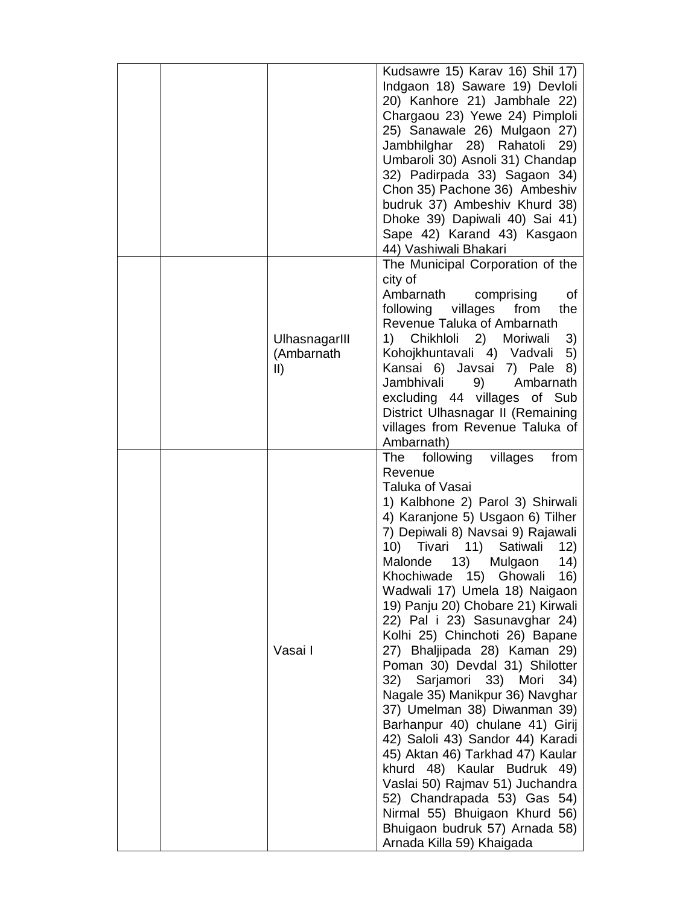| | | | |
|---|---|---|---|
| | | | Kudsawre 15) Karav 16) Shil 17) Indgaon 18) Saware 19) Devloli 20) Kanhore 21) Jambhale 22) Chargaou 23) Yewe 24) Pimploli 25) Sanawale 26) Mulgaon 27) Jambhilghar 28) Rahatoli 29) Umbaroli 30) Asnoli 31) Chandap 32) Padirpada 33) Sagaon 34) Chon 35) Pachone 36) Ambeshiv budruk 37) Ambeshiv Khurd 38) Dhoke 39) Dapiwali 40) Sai 41) Sape 42) Karand 43) Kasgaon 44) Vashiwali Bhakari |
| | | UlhasnagarIII (Ambarnath II) | The Municipal Corporation of the city of Ambarnath comprising of following villages from the Revenue Taluka of Ambarnath 1) Chikhloli 2) Moriwali 3) Kohojkhuntavali 4) Vadvali 5) Kansai 6) Javsai 7) Pale 8) Jambhivali 9) Ambarnath excluding 44 villages of Sub District Ulhasnagar II (Remaining villages from Revenue Taluka of Ambarnath) |
| | | Vasai I | The following villages from Revenue Taluka of Vasai 1) Kalbhone 2) Parol 3) Shirwali 4) Karanjone 5) Usgaon 6) Tilher 7) Depiwali 8) Navsai 9) Rajawali 10) Tivari 11) Satiwali 12) Malonde 13) Mulgaon 14) Khochiwade 15) Ghowali 16) Wadwali 17) Umela 18) Naigaon 19) Panju 20) Chobare 21) Kirwali 22) Pal i 23) Sasunavghar 24) Kolhi 25) Chinchoti 26) Bapane 27) Bhaljipada 28) Kaman 29) Poman 30) Devdal 31) Shilotter 32) Sarjamori 33) Mori 34) Nagale 35) Manikpur 36) Navghar 37) Umelman 38) Diwanman 39) Barhanpur 40) chulane 41) Girij 42) Saloli 43) Sandor 44) Karadi 45) Aktan 46) Tarkhad 47) Kaular khurd 48) Kaular Budruk 49) Vaslai 50) Rajmav 51) Juchandra 52) Chandrapada 53) Gas 54) Nirmal 55) Bhuigaon Khurd 56) Bhuigaon budruk 57) Arnada 58) Arnada Killa 59) Khaigada |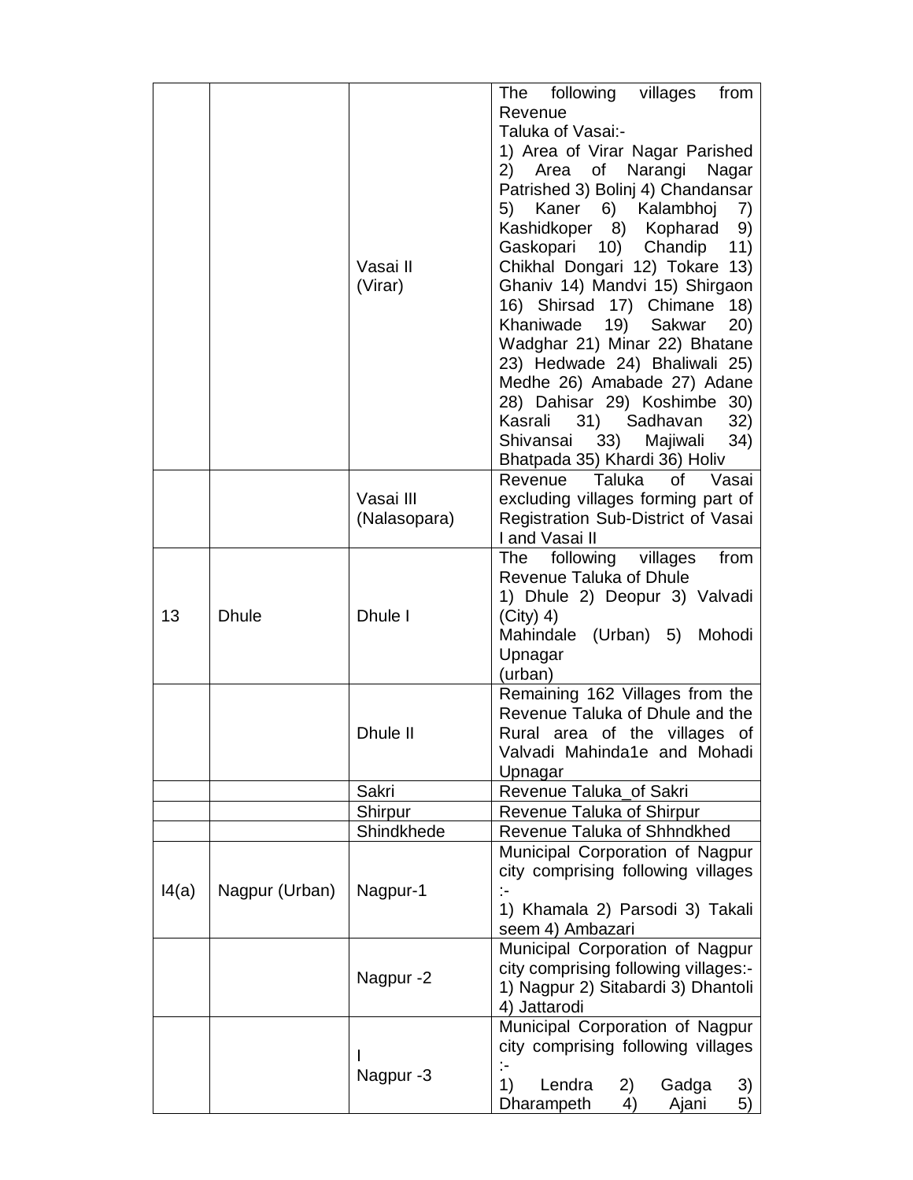| | | | |
|---|---|---|---|
| | | Vasai II (Virar) | The following villages from Revenue Taluka of Vasai:- 1) Area of Virar Nagar Parished 2) Area of Narangi Nagar Patrished 3) Bolinj 4) Chandansar 5) Kaner 6) Kalambhoj 7) Kashidkoper 8) Kopharad 9) Gaskopari 10) Chandip 11) Chikhal Dongari 12) Tokare 13) Ghaniv 14) Mandvi 15) Shirgaon 16) Shirsad 17) Chimane 18) Khaniwade 19) Sakwar 20) Wadghar 21) Minar 22) Bhatane 23) Hedwade 24) Bhaliwali 25) Medhe 26) Amabade 27) Adane 28) Dahisar 29) Koshimbe 30) Kasrali 31) Sadhavan 32) Shivansai 33) Majiwali 34) Bhatpada 35) Khardi 36) Holiv |
| | | Vasai III (Nalasopara) | Revenue Taluka of Vasai excluding villages forming part of Registration Sub-District of Vasai I and Vasai II |
| 13 | Dhule | Dhule I | The following villages from Revenue Taluka of Dhule 1) Dhule 2) Deopur 3) Valvadi (City) 4) Mahindale (Urban) 5) Mohodi Upnagar (urban) |
| | | Dhule II | Remaining 162 Villages from the Revenue Taluka of Dhule and the Rural area of the villages of Valvadi Mahinda1e and Mohadi Upnagar |
| | | Sakri | Revenue Taluka_of Sakri |
| | | Shirpur | Revenue Taluka of Shirpur |
| | | Shindkhede | Revenue Taluka of Shhndkhed |
| I4(a) | Nagpur (Urban) | Nagpur-1 | Municipal Corporation of Nagpur city comprising following villages :- 1) Khamala 2) Parsodi 3) Takali seem 4) Ambazari |
| | | Nagpur -2 | Municipal Corporation of Nagpur city comprising following villages:- 1) Nagpur 2) Sitabardi 3) Dhantoli 4) Jattarodi |
| | | I Nagpur -3 | Municipal Corporation of Nagpur city comprising following villages :- 1) Lendra 2) Gadga 3) Dharampeth 4) Ajani 5) |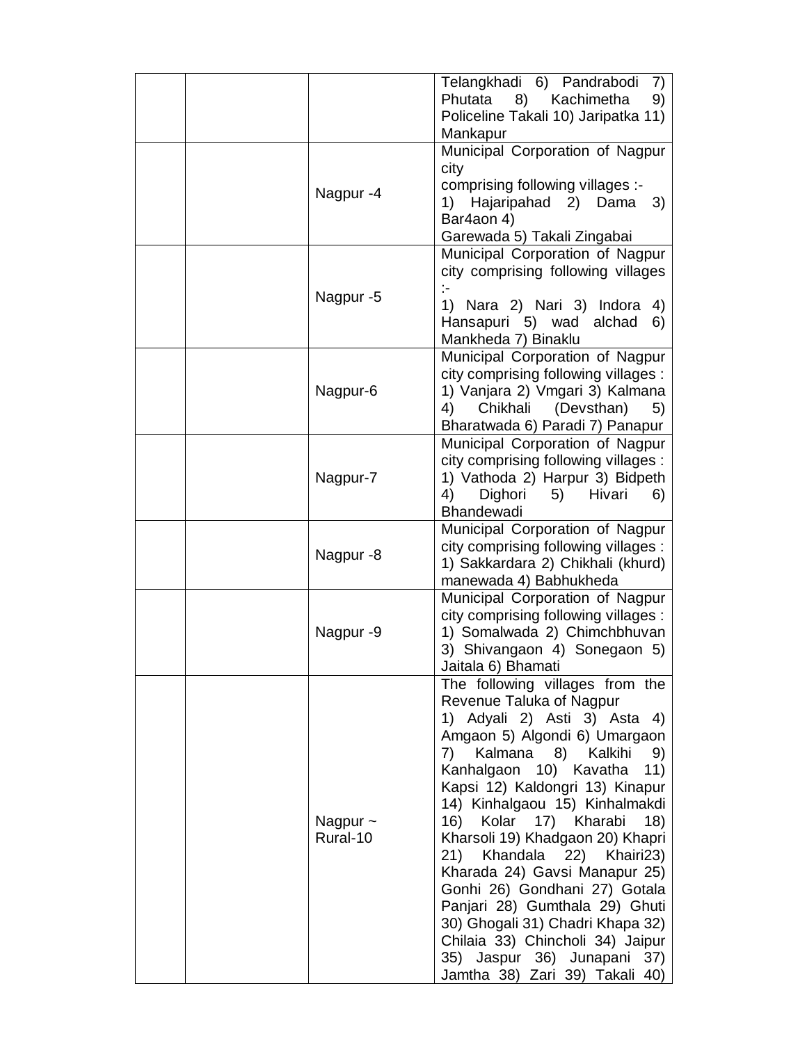| | | | |
|---|---|---|---|
| | | | Telangkhadi 6) Pandrabodi 7) Phutata 8) Kachimetha 9) Policeline Takali 10) Jaripatka 11) Mankapur |
| | | Nagpur -4 | Municipal Corporation of Nagpur city comprising following villages :- 1) Hajaripahad 2) Dama 3) Bar4aon 4) Garewada 5) Takali Zingabai |
| | | Nagpur -5 | Municipal Corporation of Nagpur city comprising following villages :- 1) Nara 2) Nari 3) Indora 4) Hansapuri 5) wad alchad 6) Mankheda 7) Binaklu |
| | | Nagpur-6 | Municipal Corporation of Nagpur city comprising following villages : 1) Vanjara 2) Vmgari 3) Kalmana 4) Chikhali (Devsthan) 5) Bharatwada 6) Paradi 7) Panapur |
| | | Nagpur-7 | Municipal Corporation of Nagpur city comprising following villages : 1) Vathoda 2) Harpur 3) Bidpeth 4) Dighori 5) Hivari 6) Bhandewadi |
| | | Nagpur -8 | Municipal Corporation of Nagpur city comprising following villages : 1) Sakkardara 2) Chikhali (khurd) manewada 4) Babhukheda |
| | | Nagpur -9 | Municipal Corporation of Nagpur city comprising following villages : 1) Somalwada 2) Chimchbhuvan 3) Shivangaon 4) Sonegaon 5) Jaitala 6) Bhamati |
| | | Nagpur ~ Rural-10 | The following villages from the Revenue Taluka of Nagpur 1) Adyali 2) Asti 3) Asta 4) Amgaon 5) Algondi 6) Umargaon 7) Kalmana 8) Kalkihi 9) Kanhalgaon 10) Kavatha 11) Kapsi 12) Kaldongri 13) Kinapur 14) Kinhalgaou 15) Kinhalmakdi 16) Kolar 17) Kharabi 18) Kharsoli 19) Khadgaon 20) Khapri 21) Khandala 22) Khairi23) Kharada 24) Gavsi Manapur 25) Gonhi 26) Gondhani 27) Gotala Panjari 28) Gumthala 29) Ghuti 30) Ghogali 31) Chadri Khapa 32) Chilaia 33) Chincholi 34) Jaipur 35) Jaspur 36) Junapani 37) Jamtha 38) Zari 39) Takali 40) |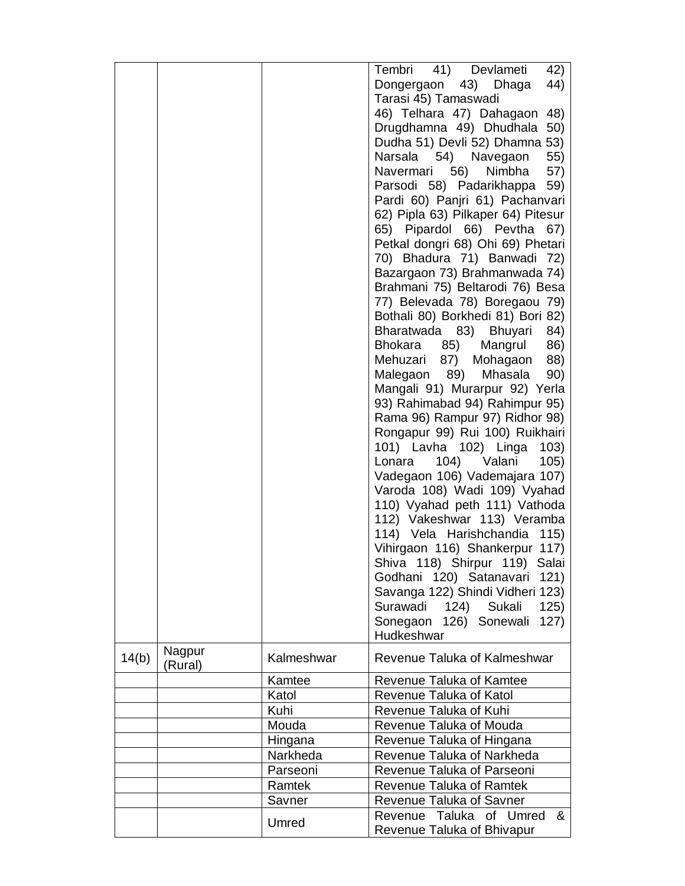| | | | |
|---|---|---|---|
| | | | Tembri 41) Devlameti 42) Dongergaon 43) Dhaga 44) Tarasi 45) Tamaswadi 46) Telhara 47) Dahagaon 48) Drugdhamna 49) Dhudhala 50) Dudha 51) Devli 52) Dhamna 53) Narsala 54) Navegaon 55) Navermari 56) Nimbha 57) Parsodi 58) Padarikhappa 59) Pardi 60) Panjri 61) Pachanvari 62) Pipla 63) Pilkaper 64) Pitesur 65) Pipardol 66) Pevtha 67) Petkal dongri 68) Ohi 69) Phetari 70) Bhadura 71) Banwadi 72) Bazargaon 73) Brahmanwada 74) Brahmani 75) Beltarodi 76) Besa 77) Belevada 78) Boregaou 79) Bothali 80) Borkhedi 81) Bori 82) Bharatwada 83) Bhuyari 84) Bhokara 85) Mangrul 86) Mehuzari 87) Mohagaon 88) Malegaon 89) Mhasala 90) Mangali 91) Murarpur 92) Yerla 93) Rahimabad 94) Rahimpur 95) Rama 96) Rampur 97) Ridhor 98) Rongapur 99) Rui 100) Ruikhairi 101) Lavha 102) Linga 103) Lonara 104) Valani 105) Vadegaon 106) Vademajara 107) Varoda 108) Wadi 109) Vyahad 110) Vyahad peth 111) Vathoda 112) Vakeshwar 113) Veramba 114) Vela Harishchandia 115) Vihirgaon 116) Shankerpur 117) Shiva 118) Shirpur 119) Salai Godhani 120) Satanavari 121) Savanga 122) Shindi Vidheri 123) Surawadi 124) Sukali 125) Sonegaon 126) Sonewali 127) Hudkeshwar |
| 14(b) | Nagpur (Rural) | Kalmeshwar | Revenue Taluka of Kalmeshwar |
| | | Kamtee | Revenue Taluka of Kamtee |
| | | Katol | Revenue Taluka of Katol |
| | | Kuhi | Revenue Taluka of Kuhi |
| | | Mouda | Revenue Taluka of Mouda |
| | | Hingana | Revenue Taluka of Hingana |
| | | Narkheda | Revenue Taluka of Narkheda |
| | | Parseoni | Revenue Taluka of Parseoni |
| | | Ramtek | Revenue Taluka of Ramtek |
| | | Savner | Revenue Taluka of Savner |
| | | Umred | Revenue Taluka of Umred & Revenue Taluka of Bhivapur |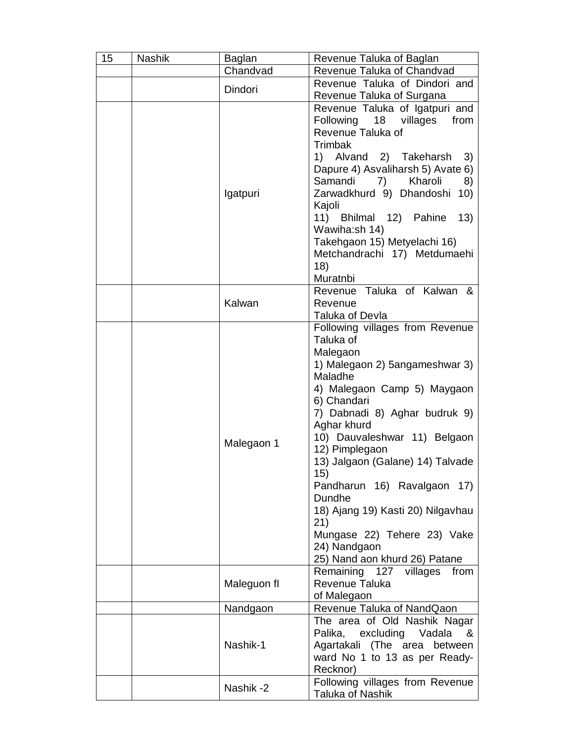| 15 | Nashik | Baglan | Revenue Taluka of Baglan |
|---|---|---|---|
| | | Chandvad | Revenue Taluka of Chandvad |
| | | Dindori | Revenue Taluka of Dindori and Revenue Taluka of Surgana |
| | | Igatpuri | Revenue Taluka of Igatpuri and Following 18 villages from Revenue Taluka of Trimbak 1) Alvand 2) Takeharsh 3) Dapure 4) Asvaliharsh 5) Avate 6) Samandi 7) Kharoli 8) Zarwadkhurd 9) Dhandoshi 10) Kajoli 11) Bhilmal 12) Pahine 13) Wawiha:sh 14) Takehgaon 15) Metyelachi 16) Metchandrachi 17) Metdumaehi 18) Muratnbi |
| | | Kalwan | Revenue Taluka of Kalwan & Revenue Taluka of Devla |
| | | Malegaon 1 | Following villages from Revenue Taluka of Malegaon 1) Malegaon 2) 5angameshwar 3) Maladhe 4) Malegaon Camp 5) Maygaon 6) Chandari 7) Dabnadi 8) Aghar budruk 9) Aghar khurd 10) Dauvaleshwar 11) Belgaon 12) Pimplegaon 13) Jalgaon (Galane) 14) Talvade 15) Pandharun 16) Ravalgaon 17) Dundhe 18) Ajang 19) Kasti 20) Nilgavhau 21) Mungase 22) Tehere 23) Vake 24) Nandgaon 25) Nand aon khurd 26) Patane |
| | | Maleguon fl | Remaining 127 villages from Revenue Taluka of Malegaon |
| | | Nandgaon | Revenue Taluka of NandQaon |
| | | Nashik-1 | The area of Old Nashik Nagar Palika, excluding Vadala & Agartakali (The area between ward No 1 to 13 as per Ready-Recknor) |
| | | Nashik -2 | Following villages from Revenue Taluka of Nashik |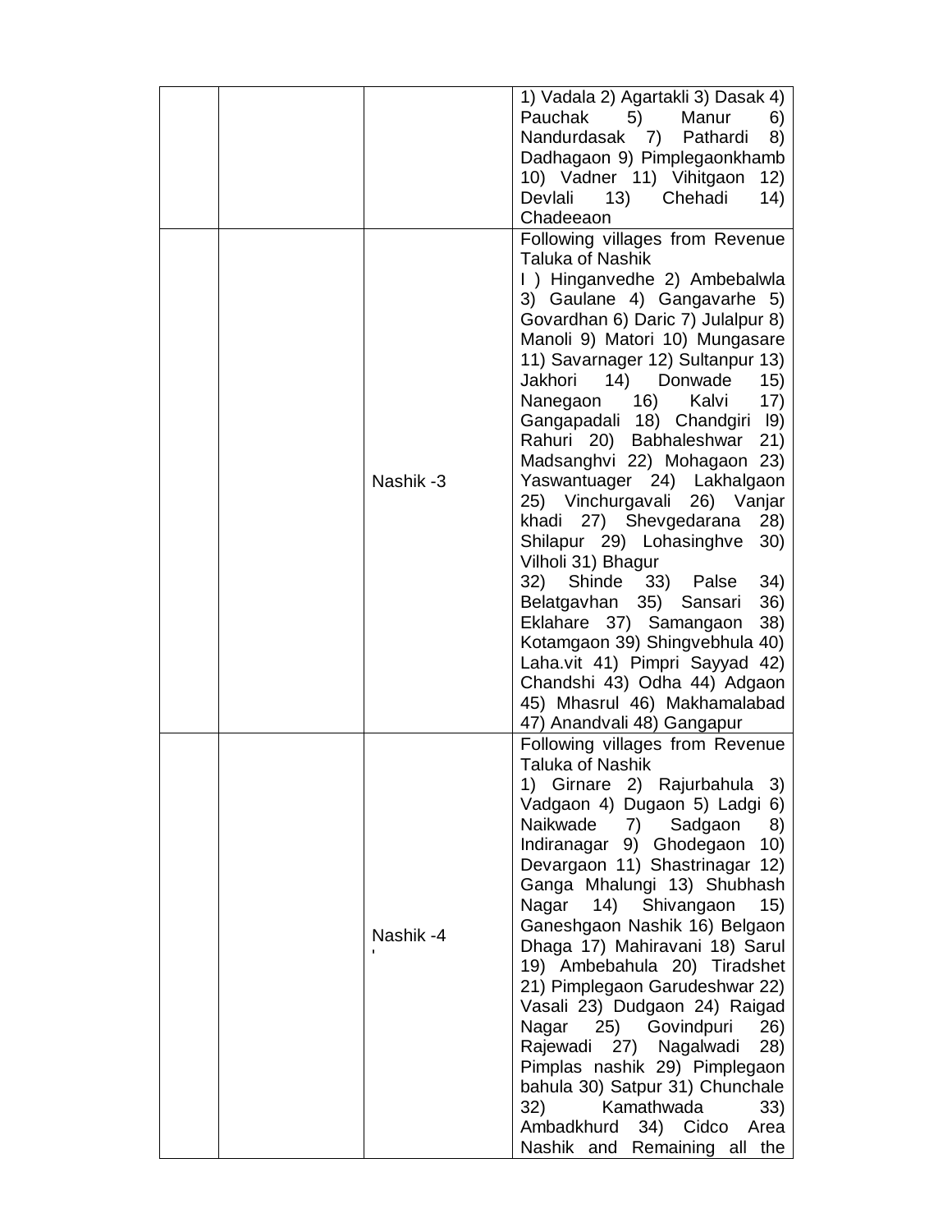|  |  |  |  |
|---|---|---|---|
|  |  |  | 1) Vadala 2) Agartakli 3) Dasak 4) Pauchak 5) Manur 6) Nandurdasak 7) Pathardi 8) Dadhagaon 9) Pimplegaonkhamb 10) Vadner 11) Vihitgaon 12) Devlali 13) Chehadi 14) Chadeeaon |
|  |  | Nashik -3 | Following villages from Revenue Taluka of Nashik<br>I ) Hinganvedhe 2) Ambebalwla 3) Gaulane 4) Gangavarhe 5) Govardhan 6) Daric 7) Julalpur 8) Manoli 9) Matori 10) Mungasare 11) Savarnager 12) Sultanpur 13) Jakhori 14) Donwade 15) Nanegaon 16) Kalvi 17) Gangapadali 18) Chandgiri l9) Rahuri 20) Babhaleshwar 21) Madsanghvi 22) Mohagaon 23) Yaswantuager 24) Lakhalgaon 25) Vinchurgavali 26) Vanjar khadi 27) Shevgedarana 28) Shilapur 29) Lohasinghve 30) Vilholi 31) Bhagur<br>32) Shinde 33) Palse 34) Belatgavhan 35) Sansari 36) Eklahare 37) Samangaon 38) Kotamgaon 39) Shingvebhula 40) Laha.vit 41) Pimpri Sayyad 42) Chandshi 43) Odha 44) Adgaon 45) Mhasrul 46) Makhamalabad 47) Anandvali 48) Gangapur |
|  |  | Nashik -4 | Following villages from Revenue Taluka of Nashik<br>1) Girnare 2) Rajurbahula 3) Vadgaon 4) Dugaon 5) Ladgi 6) Naikwade 7) Sadgaon 8) Indiranagar 9) Ghodegaon 10) Devargaon 11) Shastrinagar 12) Ganga Mhalungi 13) Shubhash Nagar 14) Shivangaon 15) Ganeshgaon Nashik 16) Belgaon Dhaga 17) Mahiravani 18) Sarul 19) Ambebahula 20) Tiradshet 21) Pimplegaon Garudeshwar 22) Vasali 23) Dudgaon 24) Raigad Nagar 25) Govindpuri 26) Rajewadi 27) Nagalwadi 28) Pimplas nashik 29) Pimplegaon bahula 30) Satpur 31) Chunchale 32) Kamathwada 33) Ambadkhurd 34) Cidco Area Nashik and Remaining all the |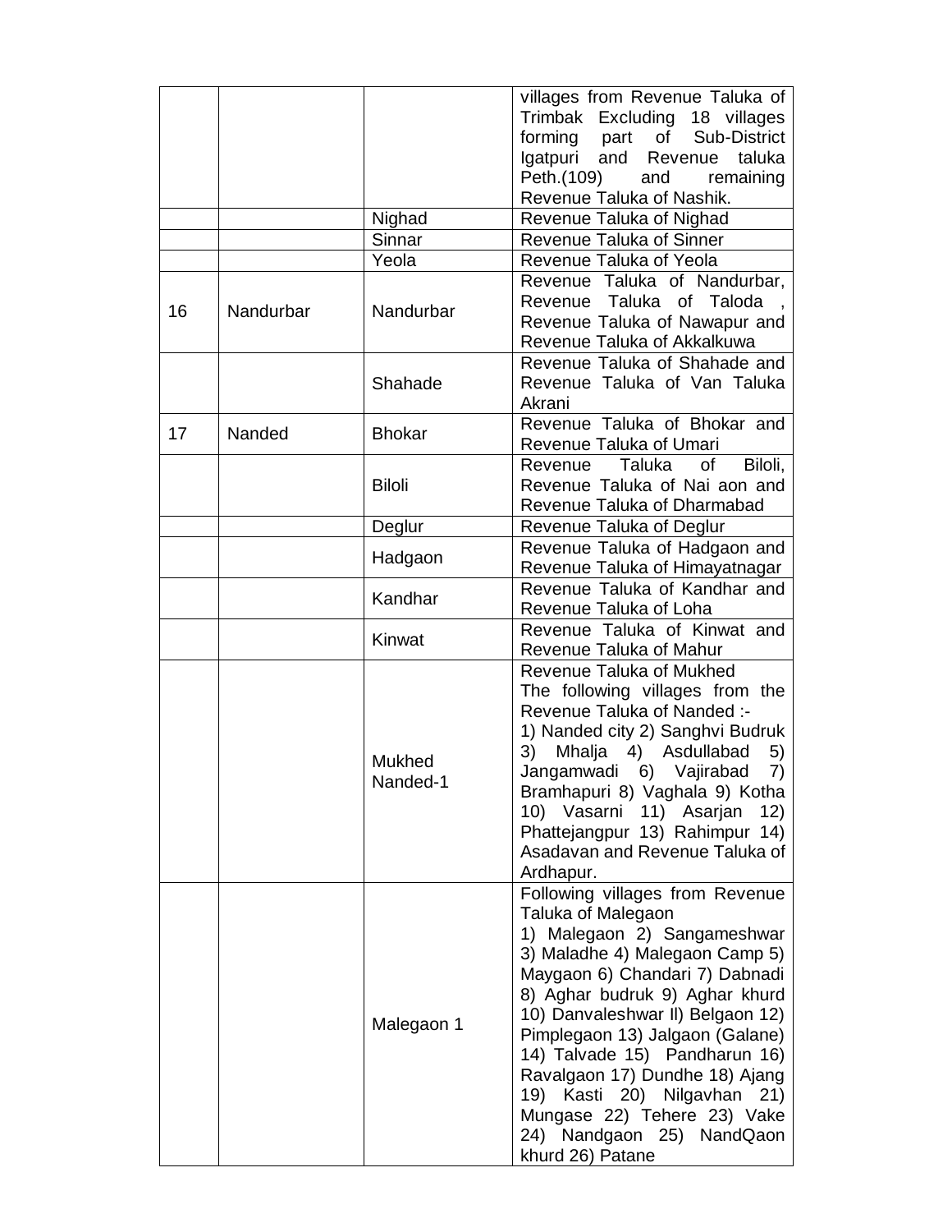| | | | |
|---|---|---|---|
| | | | villages from Revenue Taluka of Trimbak Excluding 18 villages forming part of Sub-District Igatpuri and Revenue taluka Peth.(109) and remaining Revenue Taluka of Nashik. |
| | | Nighad | Revenue Taluka of Nighad |
| | | Sinnar | Revenue Taluka of Sinner |
| | | Yeola | Revenue Taluka of Yeola |
| 16 | Nandurbar | Nandurbar | Revenue Taluka of Nandurbar, Revenue Taluka of Taloda , Revenue Taluka of Nawapur and Revenue Taluka of Akkalkuwa |
| | | Shahade | Revenue Taluka of Shahade and Revenue Taluka of Van Taluka Akrani |
| 17 | Nanded | Bhokar | Revenue Taluka of Bhokar and Revenue Taluka of Umari |
| | | Biloli | Revenue Taluka of Biloli, Revenue Taluka of Nai aon and Revenue Taluka of Dharmabad |
| | | Deglur | Revenue Taluka of Deglur |
| | | Hadgaon | Revenue Taluka of Hadgaon and Revenue Taluka of Himayatnagar |
| | | Kandhar | Revenue Taluka of Kandhar and Revenue Taluka of Loha |
| | | Kinwat | Revenue Taluka of Kinwat and Revenue Taluka of Mahur |
| | | Mukhed Nanded-1 | Revenue Taluka of Mukhed The following villages from the Revenue Taluka of Nanded :- 1) Nanded city 2) Sanghvi Budruk 3) Mhalja 4) Asdullabad 5) Jangamwadi 6) Vajirabad 7) Bramhapuri 8) Vaghala 9) Kotha 10) Vasarni 11) Asarjan 12) Phattejangpur 13) Rahimpur 14) Asadavan and Revenue Taluka of Ardhapur. |
| | | Malegaon 1 | Following villages from Revenue Taluka of Malegaon 1) Malegaon 2) Sangameshwar 3) Maladhe 4) Malegaon Camp 5) Maygaon 6) Chandari 7) Dabnadi 8) Aghar budruk 9) Aghar khurd 10) Danvaleshwar ll) Belgaon 12) Pimplegaon 13) Jalgaon (Galane) 14) Talvade 15) Pandharun 16) Ravalgaon 17) Dundhe 18) Ajang 19) Kasti 20) Nilgavhan 21) Mungase 22) Tehere 23) Vake 24) Nandgaon 25) NandQaon khurd 26) Patane |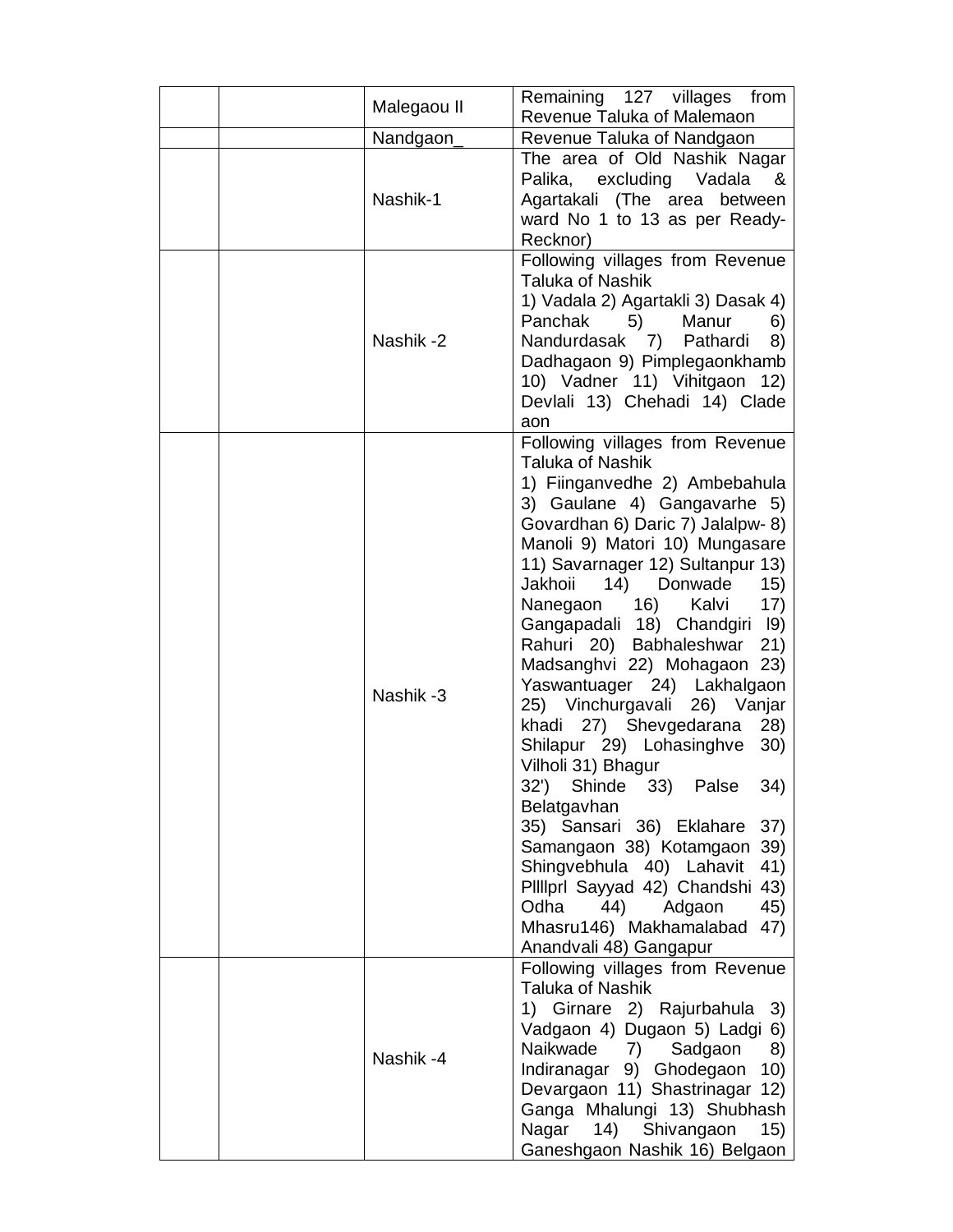| | | | |
|---|---|---|---|
| | | Malegaou II | Remaining 127 villages from Revenue Taluka of Malemaon |
| | | Nandgaon_ | Revenue Taluka of Nandgaon |
| | | Nashik-1 | The area of Old Nashik Nagar Palika, excluding Vadala & Agartakali (The area between ward No 1 to 13 as per Ready-Recknor) |
| | | Nashik -2 | Following villages from Revenue Taluka of Nashik<br>1) Vadala 2) Agartakli 3) Dasak 4) Panchak 5) Manur 6) Nandurdasak 7) Pathardi 8) Dadhagaon 9) Pimplegaonkhamb 10) Vadner 11) Vihitgaon 12) Devlali 13) Chehadi 14) Clade aon |
| | | Nashik -3 | Following villages from Revenue Taluka of Nashik<br>1) Fiinganvedhe 2) Ambebahula 3) Gaulane 4) Gangavarhe 5) Govardhan 6) Daric 7) Jalalpw- 8) Manoli 9) Matori 10) Mungasare 11) Savarnager 12) Sultanpur 13) Jakhoii 14) Donwade 15) Nanegaon 16) Kalvi 17) Gangapadali 18) Chandgiri l9) Rahuri 20) Babhaleshwar 21) Madsanghvi 22) Mohagaon 23) Yaswantuager 24) Lakhalgaon 25) Vinchurgavali 26) Vanjar khadi 27) Shevgedarana 28) Shilapur 29) Lohasinghve 30) Vilholi 31) Bhagur<br>32') Shinde 33) Palse 34) Belatgavhan<br>35) Sansari 36) Eklahare 37) Samangaon 38) Kotamgaon 39) Shingvebhula 40) Lahavit 41) Pllllprl Sayyad 42) Chandshi 43) Odha 44) Adgaon 45) Mhasru146) Makhamalabad 47) Anandvali 48) Gangapur |
| | | Nashik -4 | Following villages from Revenue Taluka of Nashik<br>1) Girnare 2) Rajurbahula 3) Vadgaon 4) Dugaon 5) Ladgi 6) Naikwade 7) Sadgaon 8) Indiranagar 9) Ghodegaon 10) Devargaon 11) Shastrinagar 12) Ganga Mhalungi 13) Shubhash Nagar 14) Shivangaon 15) Ganeshgaon Nashik 16) Belgaon |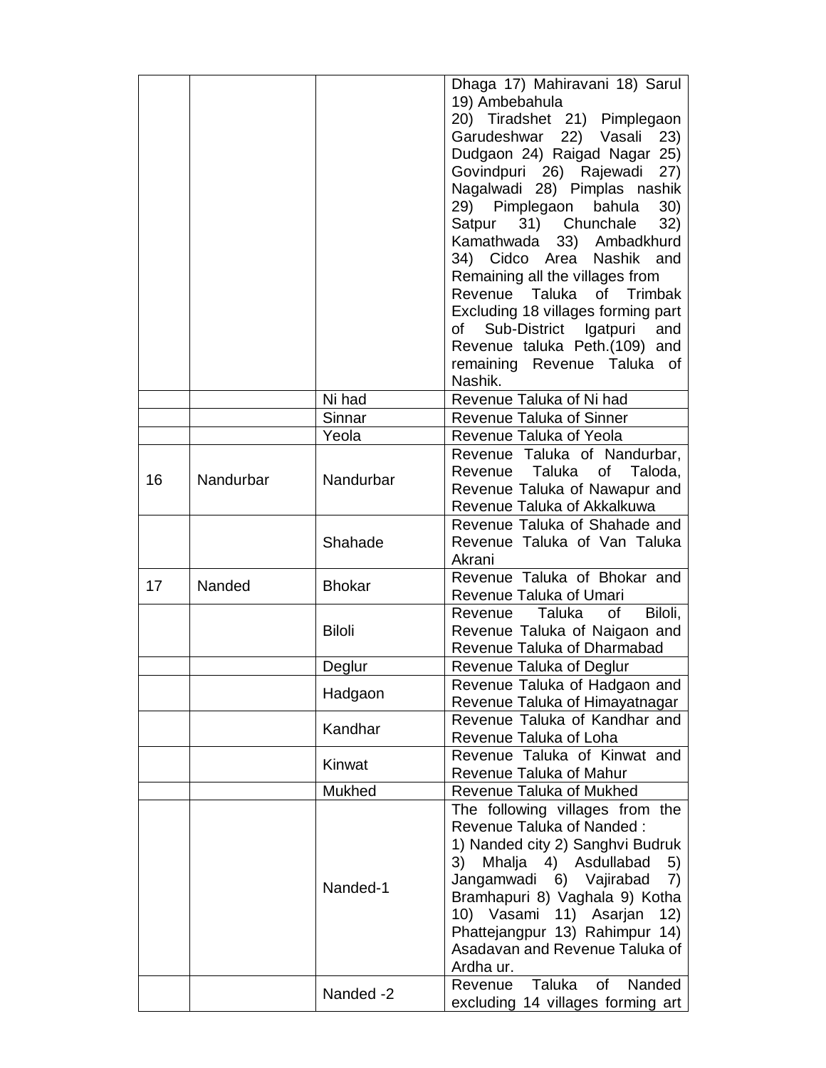| | | | |
|---|---|---|---|
| | | | Dhaga 17) Mahiravani 18) Sarul 19) Ambebahula 20) Tiradshet 21) Pimplegaon Garudeshwar 22) Vasali 23) Dudgaon 24) Raigad Nagar 25) Govindpuri 26) Rajewadi 27) Nagalwadi 28) Pimplas nashik 29) Pimplegaon bahula 30) Satpur 31) Chunchale 32) Kamathwada 33) Ambadkhurd 34) Cidco Area Nashik and Remaining all the villages from Revenue Taluka of Trimbak Excluding 18 villages forming part of Sub-District Igatpuri and Revenue taluka Peth.(109) and remaining Revenue Taluka of Nashik. |
| | | Ni had | Revenue Taluka of Ni had |
| | | Sinnar | Revenue Taluka of Sinner |
| | | Yeola | Revenue Taluka of Yeola |
| 16 | Nandurbar | Nandurbar | Revenue Taluka of Nandurbar, Revenue Taluka of Taloda, Revenue Taluka of Nawapur and Revenue Taluka of Akkalkuwa |
| | | Shahade | Revenue Taluka of Shahade and Revenue Taluka of Van Taluka Akrani |
| 17 | Nanded | Bhokar | Revenue Taluka of Bhokar and Revenue Taluka of Umari |
| | | Biloli | Revenue Taluka of Biloli, Revenue Taluka of Naigaon and Revenue Taluka of Dharmabad |
| | | Deglur | Revenue Taluka of Deglur |
| | | Hadgaon | Revenue Taluka of Hadgaon and Revenue Taluka of Himayatnagar |
| | | Kandhar | Revenue Taluka of Kandhar and Revenue Taluka of Loha |
| | | Kinwat | Revenue Taluka of Kinwat and Revenue Taluka of Mahur |
| | | Mukhed | Revenue Taluka of Mukhed |
| | | Nanded-1 | The following villages from the Revenue Taluka of Nanded : 1) Nanded city 2) Sanghvi Budruk 3) Mhalja 4) Asdullabad 5) Jangamwadi 6) Vajirabad 7) Bramhapuri 8) Vaghala 9) Kotha 10) Vasami 11) Asarjan 12) Phattejangpur 13) Rahimpur 14) Asadavan and Revenue Taluka of Ardha ur. |
| | | Nanded -2 | Revenue Taluka of Nanded excluding 14 villages forming art |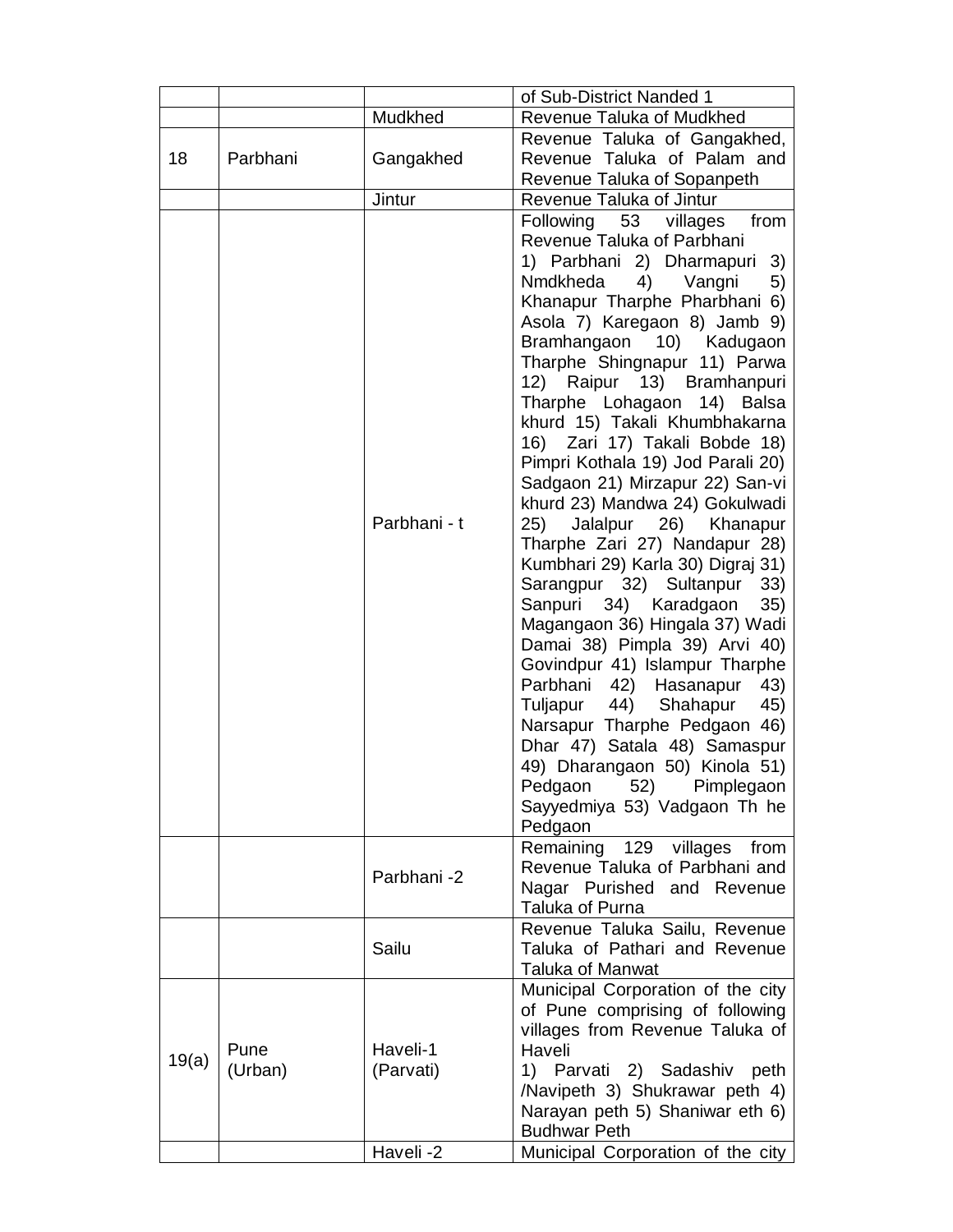| | | | of Sub-District Nanded 1 |
|---|---|---|---|
| | | Mudkhed | Revenue Taluka of Mudkhed |
| 18 | Parbhani | Gangakhed | Revenue Taluka of Gangakhed, Revenue Taluka of Palam and Revenue Taluka of Sopanpeth |
| | | Jintur | Revenue Taluka of Jintur |
| | | Parbhani - t | Following 53 villages from Revenue Taluka of Parbhani 1) Parbhani 2) Dharmapuri 3) Nmdkheda 4) Vangni 5) Khanapur Tharphe Pharbhani 6) Asola 7) Karegaon 8) Jamb 9) Bramhangaon 10) Kadugaon Tharphe Shingnapur 11) Parwa 12) Raipur 13) Bramhanpuri Tharphe Lohagaon 14) Balsa khurd 15) Takali Khumbhakarna 16) Zari 17) Takali Bobde 18) Pimpri Kothala 19) Jod Parali 20) Sadgaon 21) Mirzapur 22) San-vi khurd 23) Mandwa 24) Gokulwadi 25) Jalalpur 26) Khanapur Tharphe Zari 27) Nandapur 28) Kumbhari 29) Karla 30) Digraj 31) Sarangpur 32) Sultanpur 33) Sanpuri 34) Karadgaon 35) Magangaon 36) Hingala 37) Wadi Damai 38) Pimpla 39) Arvi 40) Govindpur 41) Islampur Tharphe Parbhani 42) Hasanapur 43) Tuljapur 44) Shahapur 45) Narsapur Tharphe Pedgaon 46) Dhar 47) Satala 48) Samaspur 49) Dharangaon 50) Kinola 51) Pedgaon 52) Pimplegaon Sayyedmiya 53) Vadgaon Th he Pedgaon |
| | | Parbhani -2 | Remaining 129 villages from Revenue Taluka of Parbhani and Nagar Purished and Revenue Taluka of Purna |
| | | Sailu | Revenue Taluka Sailu, Revenue Taluka of Pathari and Revenue Taluka of Manwat |
| 19(a) | Pune (Urban) | Haveli-1 (Parvati) | Municipal Corporation of the city of Pune comprising of following villages from Revenue Taluka of Haveli 1) Parvati 2) Sadashiv peth /Navipeth 3) Shukrawar peth 4) Narayan peth 5) Shaniwar eth 6) Budhwar Peth |
| | | Haveli -2 | Municipal Corporation of the city |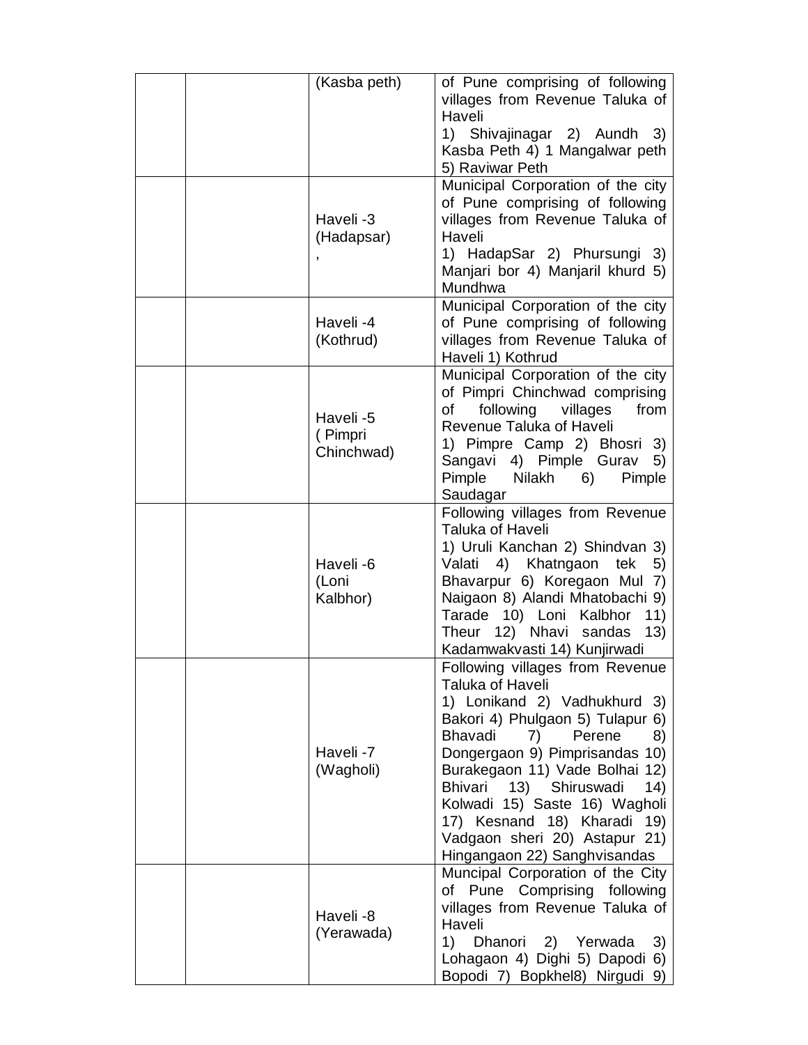|  |  | (Kasba peth) | of Pune comprising of following villages from Revenue Taluka of Haveli 1) Shivajinagar 2) Aundh 3) Kasba Peth 4) 1 Mangalwar peth 5) Raviwar Peth |
|---|---|---|---|
|  |  | Haveli -3 (Hadapsar) , | Municipal Corporation of the city of Pune comprising of following villages from Revenue Taluka of Haveli 1) HadapSar 2) Phursungi 3) Manjari bor 4) Manjaril khurd 5) Mundhwa |
|  |  | Haveli -4 (Kothrud) | Municipal Corporation of the city of Pune comprising of following villages from Revenue Taluka of Haveli 1) Kothrud |
|  |  | Haveli -5 ( Pimpri Chinchwad) | Municipal Corporation of the city of Pimpri Chinchwad comprising of following villages from Revenue Taluka of Haveli 1) Pimpre Camp 2) Bhosri 3) Sangavi 4) Pimple Gurav 5) Pimple Nilakh 6) Pimple Saudagar |
|  |  | Haveli -6 (Loni Kalbhor) | Following villages from Revenue Taluka of Haveli 1) Uruli Kanchan 2) Shindvan 3) Valati 4) Khatngaon tek 5) Bhavarpur 6) Koregaon Mul 7) Naigaon 8) Alandi Mhatobachi 9) Tarade 10) Loni Kalbhor 11) Theur 12) Nhavi sandas 13) Kadamwakvasti 14) Kunjirwadi |
|  |  | Haveli -7 (Wagholi) | Following villages from Revenue Taluka of Haveli 1) Lonikand 2) Vadhukhurd 3) Bakori 4) Phulgaon 5) Tulapur 6) Bhavadi 7) Perene 8) Dongergaon 9) Pimprisandas 10) Burakegaon 11) Vade Bolhai 12) Bhivari 13) Shiruswadi 14) Kolwadi 15) Saste 16) Wagholi 17) Kesnand 18) Kharadi 19) Vadgaon sheri 20) Astapur 21) Hingangaon 22) Sanghvisandas |
|  |  | Haveli -8 (Yerawada) | Muncipal Corporation of the City of Pune Comprising following villages from Revenue Taluka of Haveli 1) Dhanori 2) Yerwada 3) Lohagaon 4) Dighi 5) Dapodi 6) Bopodi 7) Bopkhel8) Nirgudi 9) |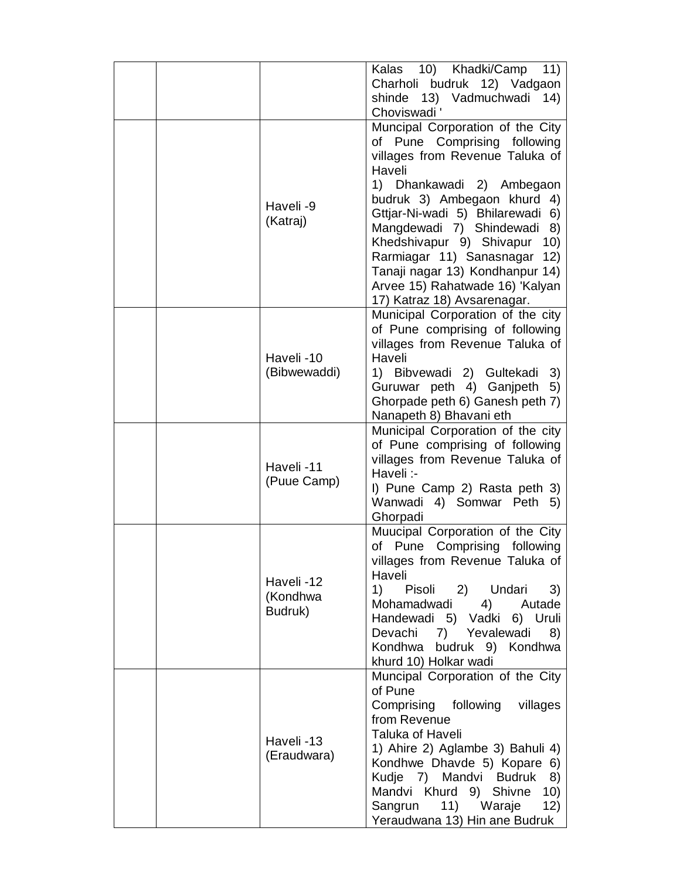| | | | |
|---|---|---|---|
| | | | Kalas 10) Khadki/Camp 11) Charholi budruk 12) Vadgaon shinde 13) Vadmuchwadi 14) Choviswadi ' |
| | | Haveli -9 (Katraj) | Muncipal Corporation of the City of Pune Comprising following villages from Revenue Taluka of Haveli 1) Dhankawadi 2) Ambegaon budruk 3) Ambegaon khurd 4) Gttjar-Ni-wadi 5) Bhilarewadi 6) Mangdewadi 7) Shindewadi 8) Khedshivapur 9) Shivapur 10) Rarmiagar 11) Sanasnagar 12) Tanaji nagar 13) Kondhanpur 14) Arvee 15) Rahatwade 16) 'Kalyan 17) Katraz 18) Avsarenagar. |
| | | Haveli -10 (Bibwewaddi) | Municipal Corporation of the city of Pune comprising of following villages from Revenue Taluka of Haveli 1) Bibvewadi 2) Gultekadi 3) Guruwar peth 4) Ganjpeth 5) Ghorpade peth 6) Ganesh peth 7) Nanapeth 8) Bhavani eth |
| | | Haveli -11 (Puue Camp) | Municipal Corporation of the city of Pune comprising of following villages from Revenue Taluka of Haveli :- I) Pune Camp 2) Rasta peth 3) Wanwadi 4) Somwar Peth 5) Ghorpadi |
| | | Haveli -12 (Kondhwa Budruk) | Muucipal Corporation of the City of Pune Comprising following villages from Revenue Taluka of Haveli 1) Pisoli 2) Undari 3) Mohamadwadi 4) Autade Handewadi 5) Vadki 6) Uruli Devachi 7) Yevalewadi 8) Kondhwa budruk 9) Kondhwa khurd 10) Holkar wadi |
| | | Haveli -13 (Eraudwara) | Muncipal Corporation of the City of Pune Comprising following villages from Revenue Taluka of Haveli 1) Ahire 2) Aglambe 3) Bahuli 4) Kondhwe Dhavde 5) Kopare 6) Kudje 7) Mandvi Budruk 8) Mandvi Khurd 9) Shivne 10) Sangrun 11) Waraje 12) Yeraudwana 13) Hin ane Budruk |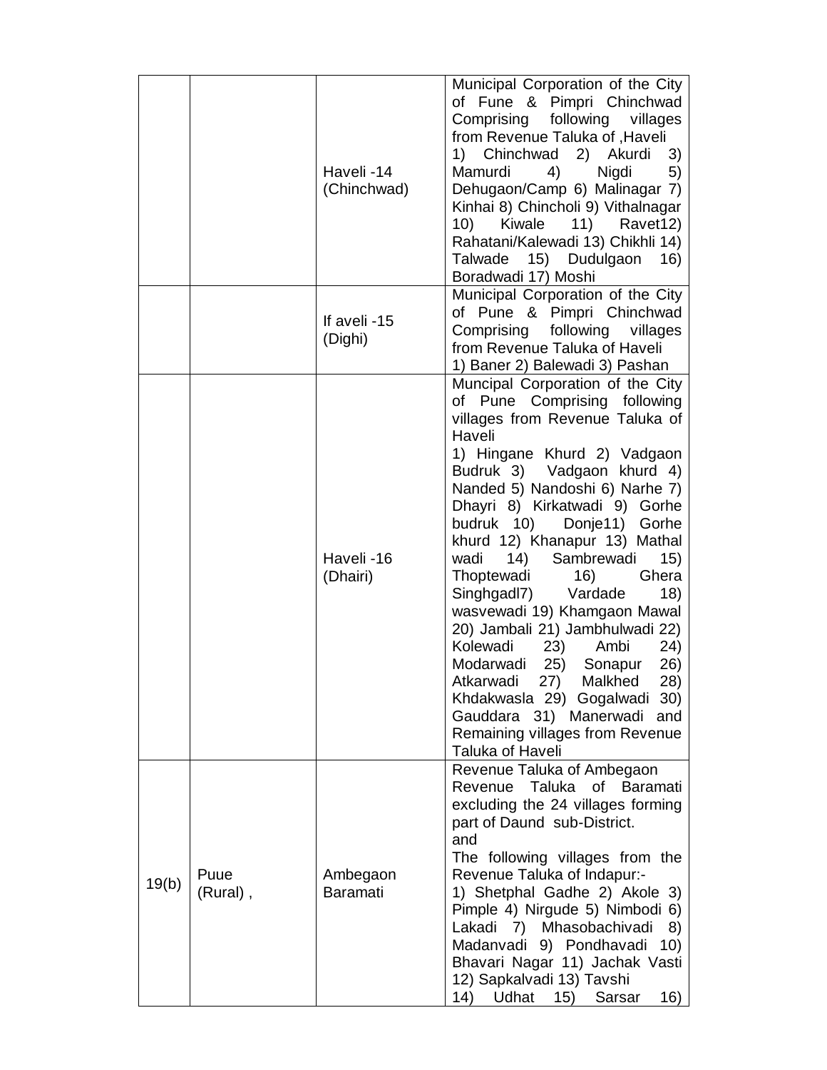|  |  |  |  |
|---|---|---|---|
|  |  | Haveli -14 (Chinchwad) | Municipal Corporation of the City of Fune & Pimpri Chinchwad Comprising following villages from Revenue Taluka of ,Haveli 1) Chinchwad 2) Akurdi 3) Mamurdi 4) Nigdi 5) Dehugaon/Camp 6) Malinagar 7) Kinhai 8) Chincholi 9) Vithalnagar 10) Kiwale 11) Ravet12) Rahatani/Kalewadi 13) Chikhli 14) Talwade 15) Dudulgaon 16) Boradwadi 17) Moshi |
|  |  | If aveli -15 (Dighi) | Municipal Corporation of the City of Pune & Pimpri Chinchwad Comprising following villages from Revenue Taluka of Haveli 1) Baner 2) Balewadi 3) Pashan |
|  |  | Haveli -16 (Dhairi) | Muncipal Corporation of the City of Pune Comprising following villages from Revenue Taluka of Haveli 1) Hingane Khurd 2) Vadgaon Budruk 3) Vadgaon khurd 4) Nanded 5) Nandoshi 6) Narhe 7) Dhayri 8) Kirkatwadi 9) Gorhe budruk 10) Donje11) Gorhe khurd 12) Khanapur 13) Mathal wadi 14) Sambrewadi 15) Thoptewadi 16) Ghera Singhgadl7) Vardade 18) wasvewadi 19) Khamgaon Mawal 20) Jambali 21) Jambhulwadi 22) Kolewadi 23) Ambi 24) Modarwadi 25) Sonapur 26) Atkarwadi 27) Malkhed 28) Khdakwasla 29) Gogalwadi 30) Gauddara 31) Manerwadi and Remaining villages from Revenue Taluka of Haveli |
| 19(b) | Puue (Rural) , | Ambegaon Baramati | Revenue Taluka of Ambegaon Revenue Taluka of Baramati excluding the 24 villages forming part of Daund sub-District. and The following villages from the Revenue Taluka of Indapur:- 1) Shetphal Gadhe 2) Akole 3) Pimple 4) Nirgude 5) Nimbodi 6) Lakadi 7) Mhasobachivadi 8) Madanvadi 9) Pondhavadi 10) Bhavari Nagar 11) Jachak Vasti 12) Sapkalvadi 13) Tavshi 14) Udhat 15) Sarsar 16) |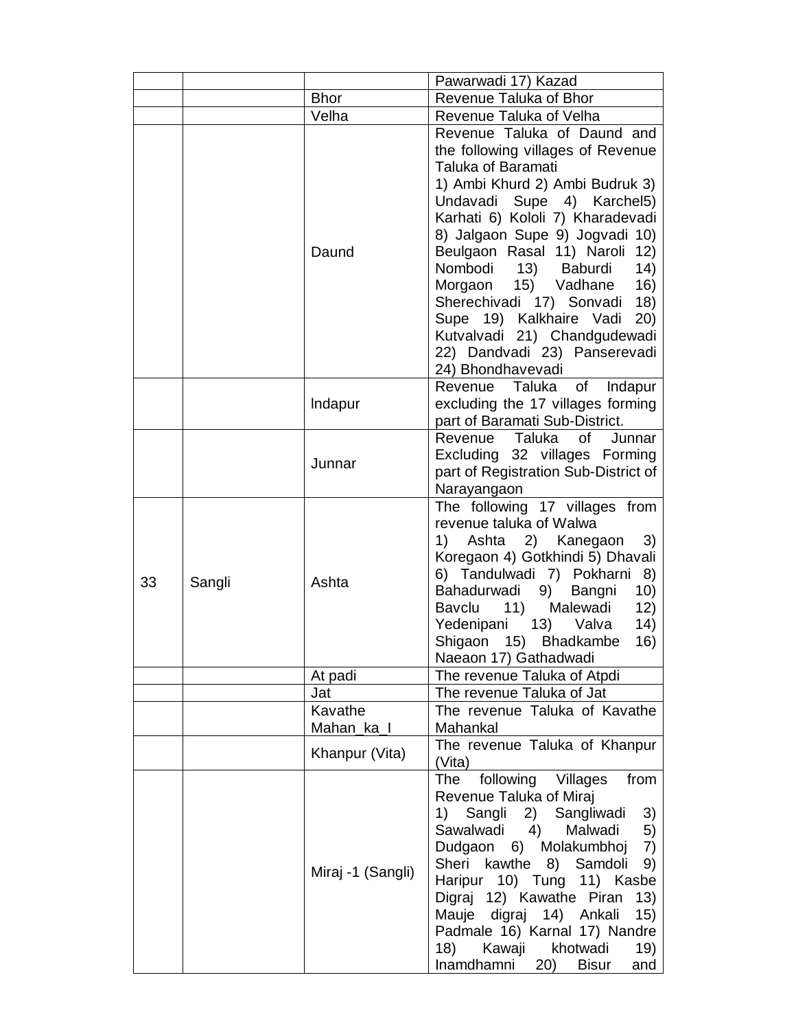|  |  |  | Pawarwadi 17) Kazad |
| --- | --- | --- | --- |
|  |  | Bhor | Revenue Taluka of Bhor |
|  |  | Velha | Revenue Taluka of Velha |
|  |  | Daund | Revenue Taluka of Daund and the following villages of Revenue Taluka of Baramati 1) Ambi Khurd 2) Ambi Budruk 3) Undavadi Supe 4) Karchel5) Karhati 6) Kololi 7) Kharadevadi 8) Jalgaon Supe 9) Jogvadi 10) Beulgaon Rasal 11) Naroli 12) Nombodi 13) Baburdi 14) Morgaon 15) Vadhane 16) Sherechivadi 17) Sonvadi 18) Supe 19) Kalkhaire Vadi 20) Kutvalvadi 21) Chandgudewadi 22) Dandvadi 23) Panserevadi 24) Bhondhavevadi |
|  |  | lndapur | Revenue Taluka of Indapur excluding the 17 villages forming part of Baramati Sub-District. |
|  |  | Junnar | Revenue Taluka of Junnar Excluding 32 villages Forming part of Registration Sub-District of Narayangaon |
| 33 | Sangli | Ashta | The following 17 villages from revenue taluka of Walwa 1) Ashta 2) Kanegaon 3) Koregaon 4) Gotkhindi 5) Dhavali 6) Tandulwadi 7) Pokharni 8) Bahadurwadi 9) Bangni 10) Bavclu 11) Malewadi 12) Yedenipani 13) Valva 14) Shigaon 15) Bhadkambe 16) Naeaon 17) Gathadwadi |
|  |  | At padi | The revenue Taluka of Atpdi |
|  |  | Jat | The revenue Taluka of Jat |
|  |  | Kavathe Mahan_ka_l | The revenue Taluka of Kavathe Mahankal |
|  |  | Khanpur (Vita) | The revenue Taluka of Khanpur (Vita) |
|  |  | Miraj -1 (Sangli) | The following Villages from Revenue Taluka of Miraj 1) Sangli 2) Sangliwadi 3) Sawalwadi 4) Malwadi 5) Dudgaon 6) Molakumbhoj 7) Sheri kawthe 8) Samdoli 9) Haripur 10) Tung 11) Kasbe Digraj 12) Kawathe Piran 13) Mauje digraj 14) Ankali 15) Padmale 16) Karnal 17) Nandre 18) Kawaji khotwadi 19) Inamdhamni 20) Bisur and |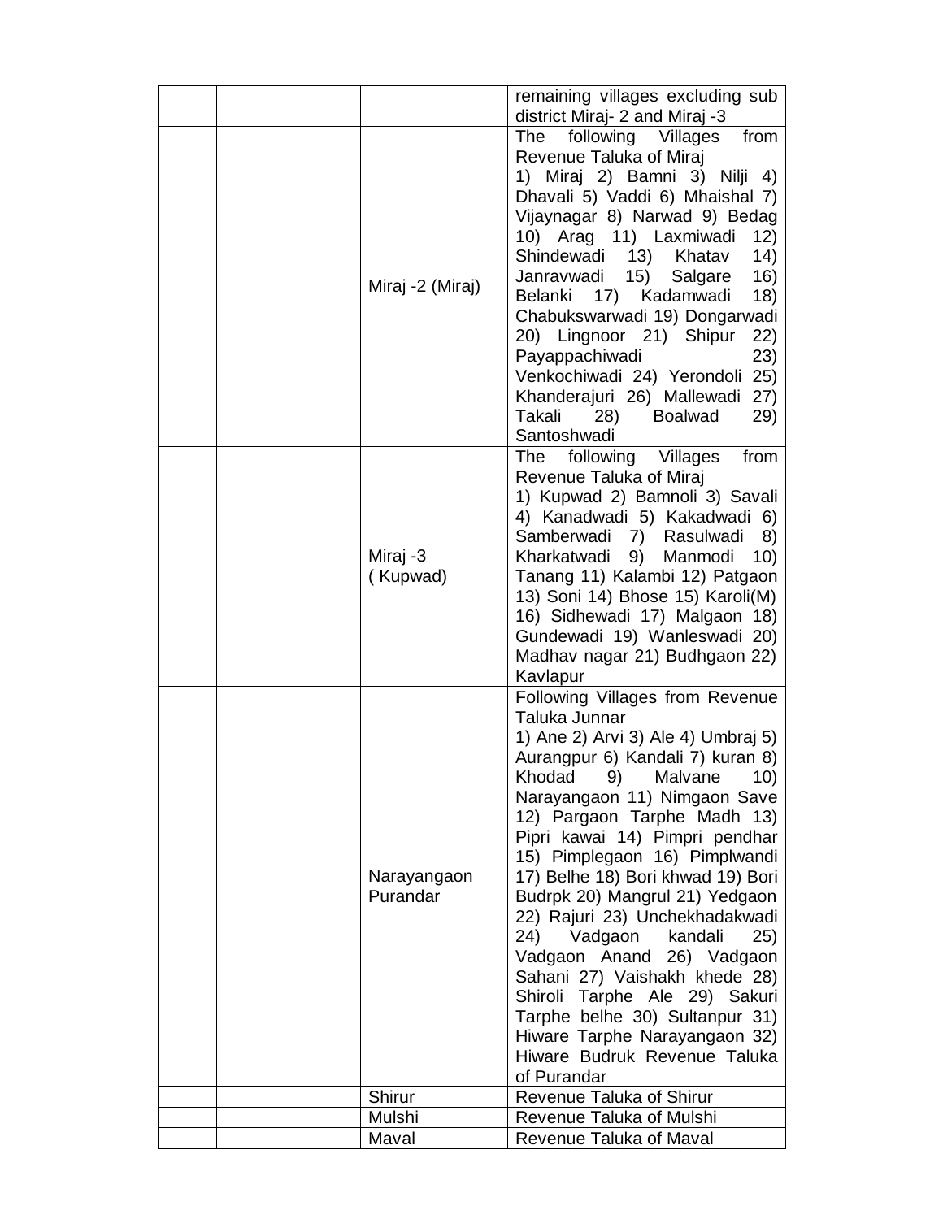|  |  |  |  |
|---|---|---|---|
|  |  |  | remaining villages excluding sub district Miraj- 2 and Miraj -3 |
|  |  | Miraj -2 (Miraj) | The following Villages from Revenue Taluka of Miraj 1) Miraj 2) Bamni 3) Nilji 4) Dhavali 5) Vaddi 6) Mhaishal 7) Vijaynagar 8) Narwad 9) Bedag 10) Arag 11) Laxmiwadi 12) Shindewadi 13) Khatav 14) Janravwadi 15) Salgare 16) Belanki 17) Kadamwadi 18) Chabukswarwadi 19) Dongarwadi 20) Lingnoor 21) Shipur 22) Payappachiwadi 23) Venkochiwadi 24) Yerondoli 25) Khanderajuri 26) Mallewadi 27) Takali 28) Boalwad 29) Santoshwadi |
|  |  | Miraj -3 ( Kupwad) | The following Villages from Revenue Taluka of Miraj 1) Kupwad 2) Bamnoli 3) Savali 4) Kanadwadi 5) Kakadwadi 6) Samberwadi 7) Rasulwadi 8) Kharkatwadi 9) Manmodi 10) Tanang 11) Kalambi 12) Patgaon 13) Soni 14) Bhose 15) Karoli(M) 16) Sidhewadi 17) Malgaon 18) Gundewadi 19) Wanleswadi 20) Madhav nagar 21) Budhgaon 22) Kavlapur |
|  |  | Narayangaon Purandar | Following Villages from Revenue Taluka Junnar 1) Ane 2) Arvi 3) Ale 4) Umbraj 5) Aurangpur 6) Kandali 7) kuran 8) Khodad 9) Malvane 10) Narayangaon 11) Nimgaon Save 12) Pargaon Tarphe Madh 13) Pipri kawai 14) Pimpri pendhar 15) Pimplegaon 16) Pimplwandi 17) Belhe 18) Bori khwad 19) Bori Budrpk 20) Mangrul 21) Yedgaon 22) Rajuri 23) Unchekhadakwadi 24) Vadgaon kandali 25) Vadgaon Anand 26) Vadgaon Sahani 27) Vaishakh khede 28) Shiroli Tarphe Ale 29) Sakuri Tarphe belhe 30) Sultanpur 31) Hiware Tarphe Narayangaon 32) Hiware Budruk Revenue Taluka of Purandar |
|  |  | Shirur | Revenue Taluka of Shirur |
|  |  | Mulshi | Revenue Taluka of Mulshi |
|  |  | Maval | Revenue Taluka of Maval |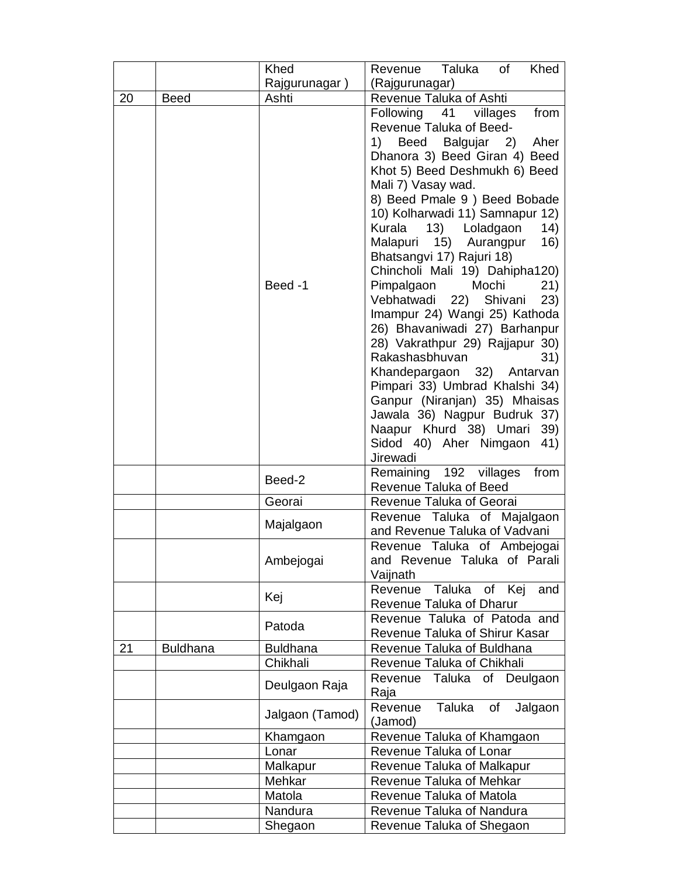| | | Khed Rajgurunagar ) | Revenue Taluka of Khed (Rajgurunagar) |
|---|---|---|---|
| 20 | Beed | Ashti | Revenue Taluka of Ashti |
| | | Beed -1 | Following 41 villages from Revenue Taluka of Beed- 1) Beed Balgujar 2) Aher Dhanora 3) Beed Giran 4) Beed Khot 5) Beed Deshmukh 6) Beed Mali 7) Vasay wad. 8) Beed Pmale 9 ) Beed Bobade 10) Kolharwadi 11) Samnapur 12) Kurala 13) Loladgaon 14) Malapuri 15) Aurangpur 16) Bhatsangvi 17) Rajuri 18) Chincholi Mali 19) Dahipha120) Pimpalgaon Mochi 21) Vebhatwadi 22) Shivani 23) Imampur 24) Wangi 25) Kathoda 26) Bhavaniwadi 27) Barhanpur 28) Vakrathpur 29) Rajjapur 30) Rakashasbhuvan 31) Khandepargaon 32) Antarvan Pimpari 33) Umbrad Khalshi 34) Ganpur (Niranjan) 35) Mhaisas Jawala 36) Nagpur Budruk 37) Naapur Khurd 38) Umari 39) Sidod 40) Aher Nimgaon 41) Jirewadi |
| | | Beed-2 | Remaining 192 villages from Revenue Taluka of Beed |
| | | Georai | Revenue Taluka of Georai |
| | | Majalgaon | Revenue Taluka of Majalgaon and Revenue Taluka of Vadvani |
| | | Ambejogai | Revenue Taluka of Ambejogai and Revenue Taluka of Parali Vaijnath |
| | | Kej | Revenue Taluka of Kej and Revenue Taluka of Dharur |
| | | Patoda | Revenue Taluka of Patoda and Revenue Taluka of Shirur Kasar |
| 21 | Buldhana | Buldhana | Revenue Taluka of Buldhana |
| | | Chikhali | Revenue Taluka of Chikhali |
| | | Deulgaon Raja | Revenue Taluka of Deulgaon Raja |
| | | Jalgaon (Tamod) | Revenue Taluka of Jalgaon (Jamod) |
| | | Khamgaon | Revenue Taluka of Khamgaon |
| | | Lonar | Revenue Taluka of Lonar |
| | | Malkapur | Revenue Taluka of Malkapur |
| | | Mehkar | Revenue Taluka of Mehkar |
| | | Matola | Revenue Taluka of Matola |
| | | Nandura | Revenue Taluka of Nandura |
| | | Shegaon | Revenue Taluka of Shegaon |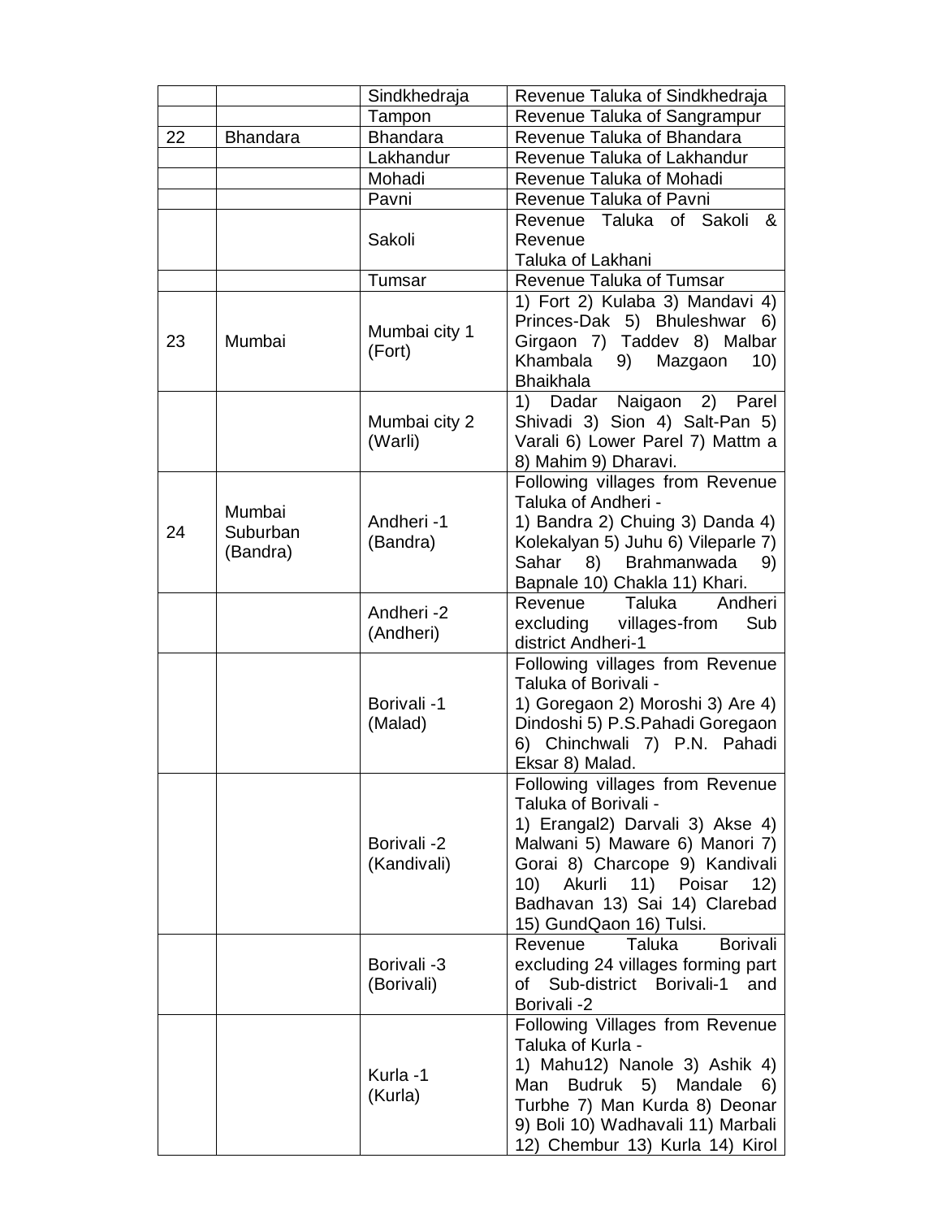| | | Sindkhedraja | Revenue Taluka of Sindkhedraja |
|---|---|---|---|
| | | Tampon | Revenue Taluka of Sangrampur |
| 22 | Bhandara | Bhandara | Revenue Taluka of Bhandara |
| | | Lakhandur | Revenue Taluka of Lakhandur |
| | | Mohadi | Revenue Taluka of Mohadi |
| | | Pavni | Revenue Taluka of Pavni |
| | | Sakoli | Revenue Taluka of Sakoli & Revenue Taluka of Lakhani |
| | | Tumsar | Revenue Taluka of Tumsar |
| 23 | Mumbai | Mumbai city 1 (Fort) | 1) Fort 2) Kulaba 3) Mandavi 4) Princes-Dak 5) Bhuleshwar 6) Girgaon 7) Taddev 8) Malbar Khambala 9) Mazgaon 10) Bhaikhala |
| | | Mumbai city 2 (Warli) | 1) Dadar Naigaon 2) Parel Shivadi 3) Sion 4) Salt-Pan 5) Varali 6) Lower Parel 7) Mattm a 8) Mahim 9) Dharavi. |
| 24 | Mumbai Suburban (Bandra) | Andheri -1 (Bandra) | Following villages from Revenue Taluka of Andheri - 1) Bandra 2) Chuing 3) Danda 4) Kolekalyan 5) Juhu 6) Vileparle 7) Sahar 8) Brahmanwada 9) Bapnale 10) Chakla 11) Khari. |
| | | Andheri -2 (Andheri) | Revenue Taluka Andheri excluding villages-from Sub district Andheri-1 |
| | | Borivali -1 (Malad) | Following villages from Revenue Taluka of Borivali - 1) Goregaon 2) Moroshi 3) Are 4) Dindoshi 5) P.S.Pahadi Goregaon 6) Chinchwali 7) P.N. Pahadi Eksar 8) Malad. |
| | | Borivali -2 (Kandivali) | Following villages from Revenue Taluka of Borivali - 1) Erangal2) Darvali 3) Akse 4) Malwani 5) Maware 6) Manori 7) Gorai 8) Charcope 9) Kandivali 10) Akurli 11) Poisar 12) Badhavan 13) Sai 14) Clarebad 15) GundQaon 16) Tulsi. |
| | | Borivali -3 (Borivali) | Revenue Taluka Borivali excluding 24 villages forming part of Sub-district Borivali-1 and Borivali -2 |
| | | Kurla -1 (Kurla) | Following Villages from Revenue Taluka of Kurla - 1) Mahu12) Nanole 3) Ashik 4) Man Budruk 5) Mandale 6) Turbhe 7) Man Kurda 8) Deonar 9) Boli 10) Wadhavali 11) Marbali 12) Chembur 13) Kurla 14) Kirol |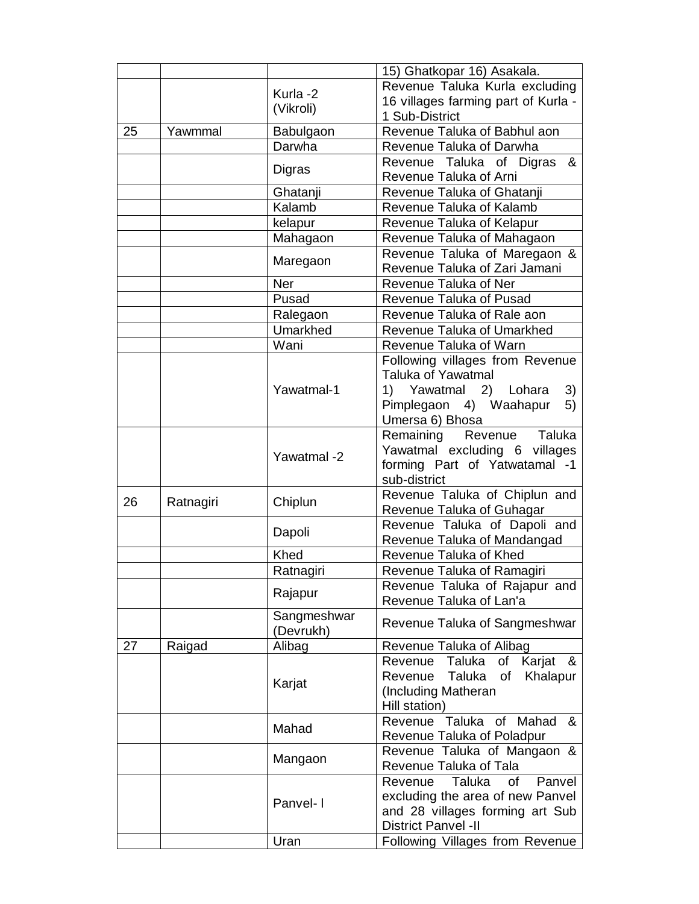| | | | 15) Ghatkopar 16) Asakala. |
|---|---|---|---|
| | | Kurla -2 (Vikroli) | Revenue Taluka Kurla excluding 16 villages farming part of Kurla -1 Sub-District |
| 25 | Yawmmal | Babulgaon | Revenue Taluka of Babhul aon |
| | | Darwha | Revenue Taluka of Darwha |
| | | Digras | Revenue Taluka of Digras & Revenue Taluka of Arni |
| | | Ghatanji | Revenue Taluka of Ghatanji |
| | | Kalamb | Revenue Taluka of Kalamb |
| | | kelapur | Revenue Taluka of Kelapur |
| | | Mahagaon | Revenue Taluka of Mahagaon |
| | | Maregaon | Revenue Taluka of Maregaon & Revenue Taluka of Zari Jamani |
| | | Ner | Revenue Taluka of Ner |
| | | Pusad | Revenue Taluka of Pusad |
| | | Ralegaon | Revenue Taluka of Rale aon |
| | | Umarkhed | Revenue Taluka of Umarkhed |
| | | Wani | Revenue Taluka of Warn |
| | | Yawatmal-1 | Following villages from Revenue Taluka of Yawatmal 1) Yawatmal 2) Lohara 3) Pimplegaon 4) Waahapur 5) Umersa 6) Bhosa |
| | | Yawatmal -2 | Remaining Revenue Taluka Yawatmal excluding 6 villages forming Part of Yatwatamal -1 sub-district |
| 26 | Ratnagiri | Chiplun | Revenue Taluka of Chiplun and Revenue Taluka of Guhagar |
| | | Dapoli | Revenue Taluka of Dapoli and Revenue Taluka of Mandangad |
| | | Khed | Revenue Taluka of Khed |
| | | Ratnagiri | Revenue Taluka of Ramagiri |
| | | Rajapur | Revenue Taluka of Rajapur and Revenue Taluka of Lan'a |
| | | Sangmeshwar (Devrukh) | Revenue Taluka of Sangmeshwar |
| 27 | Raigad | Alibag | Revenue Taluka of Alibag |
| | | Karjat | Revenue Taluka of Karjat & Revenue Taluka of Khalapur (Including Matheran Hill station) |
| | | Mahad | Revenue Taluka of Mahad & Revenue Taluka of Poladpur |
| | | Mangaon | Revenue Taluka of Mangaon & Revenue Taluka of Tala |
| | | Panvel- I | Revenue Taluka of Panvel excluding the area of new Panvel and 28 villages forming art Sub District Panvel -II |
| | | Uran | Following Villages from Revenue |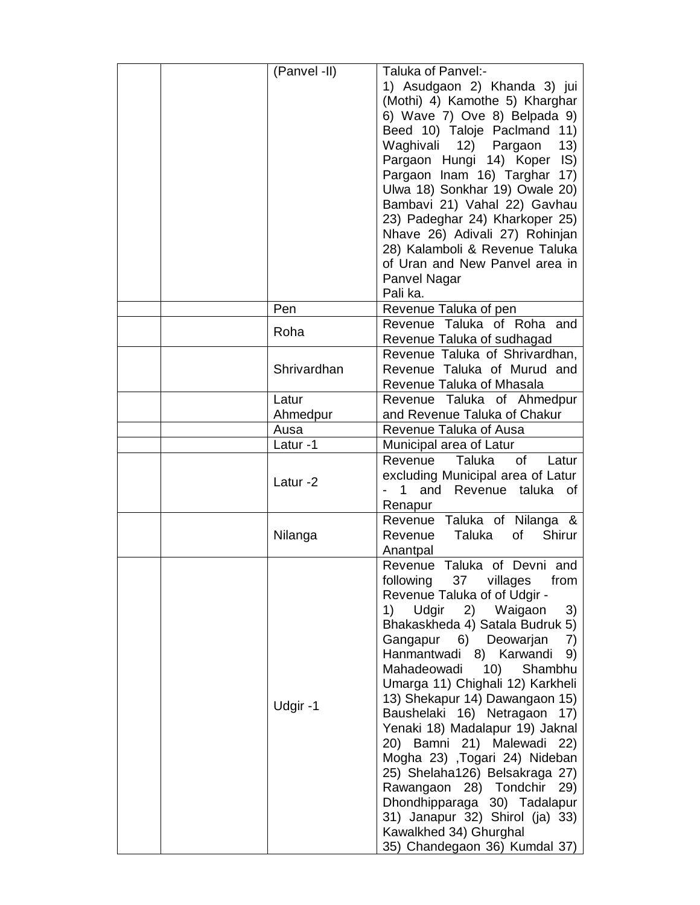| | | | |
|---|---|---|---|
| | | (Panvel -II) | Taluka of Panvel:- 1) Asudgaon 2) Khanda 3) jui (Mothi) 4) Kamothe 5) Kharghar 6) Wave 7) Ove 8) Belpada 9) Beed 10) Taloje Paclmand 11) Waghivali 12) Pargaon 13) Pargaon Hungi 14) Koper IS) Pargaon Inam 16) Targhar 17) Ulwa 18) Sonkhar 19) Owale 20) Bambavi 21) Vahal 22) Gavhau 23) Padeghar 24) Kharkoper 25) Nhave 26) Adivali 27) Rohinjan 28) Kalamboli & Revenue Taluka of Uran and New Panvel area in Panvel Nagar Pali ka. |
| | | Pen | Revenue Taluka of pen |
| | | Roha | Revenue Taluka of Roha and Revenue Taluka of sudhagad |
| | | Shrivardhan | Revenue Taluka of Shrivardhan, Revenue Taluka of Murud and Revenue Taluka of Mhasala |
| | | Latur Ahmedpur | Revenue Taluka of Ahmedpur and Revenue Taluka of Chakur |
| | | Ausa | Revenue Taluka of Ausa |
| | | Latur -1 | Municipal area of Latur |
| | | Latur -2 | Revenue Taluka of Latur excluding Municipal area of Latur - 1 and Revenue taluka of Renapur |
| | | Nilanga | Revenue Taluka of Nilanga & Revenue Taluka of Shirur Anantpal |
| | | Udgir -1 | Revenue Taluka of Devni and following 37 villages from Revenue Taluka of of Udgir - 1) Udgir 2) Waigaon 3) Bhakaskheda 4) Satala Budruk 5) Gangapur 6) Deowarjan 7) Hanmantwadi 8) Karwandi 9) Mahadeowadi 10) Shambhu Umarga 11) Chighali 12) Karkheli 13) Shekapur 14) Dawangaon 15) Baushelaki 16) Netragaon 17) Yenaki 18) Madalapur 19) Jaknal 20) Bamni 21) Malewadi 22) Mogha 23) ,Togari 24) Nideban 25) Shelaha126) Belsakraga 27) Rawangaon 28) Tondchir 29) Dhondhipparaga 30) Tadalapur 31) Janapur 32) Shirol (ja) 33) Kawalkhed 34) Ghurghal 35) Chandegaon 36) Kumdal 37) |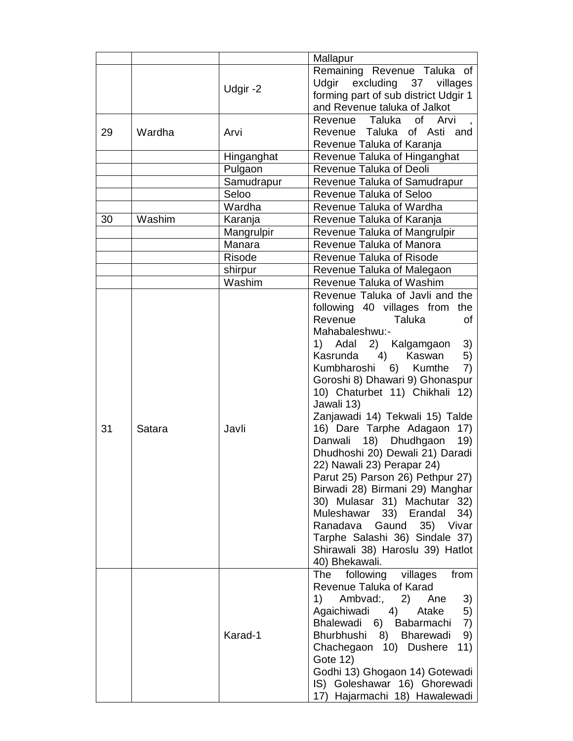| | | | Mallapur |
|---|---|---|---|
| | | Udgir -2 | Remaining Revenue Taluka of Udgir excluding 37 villages forming part of sub district Udgir 1 and Revenue taluka of Jalkot |
| 29 | Wardha | Arvi | Revenue Taluka of Arvi , Revenue Taluka of Asti and Revenue Taluka of Karanja |
| | | Hinganghat | Revenue Taluka of Hinganghat |
| | | Pulgaon | Revenue Taluka of Deoli |
| | | Samudrapur | Revenue Taluka of Samudrapur |
| | | Seloo | Revenue Taluka of Seloo |
| | | Wardha | Revenue Taluka of Wardha |
| 30 | Washim | Karanja | Revenue Taluka of Karanja |
| | | Mangrulpir | Revenue Taluka of Mangrulpir |
| | | Manara | Revenue Taluka of Manora |
| | | Risode | Revenue Taluka of Risode |
| | | shirpur | Revenue Taluka of Malegaon |
| | | Washim | Revenue Taluka of Washim |
| 31 | Satara | Javli | Revenue Taluka of Javli and the following 40 villages from the Revenue Taluka of Mahabaleshwu:- 1) Adal 2) Kalgamgaon 3) Kasrunda 4) Kaswan 5) Kumbharoshi 6) Kumthe 7) Goroshi 8) Dhawari 9) Ghonaspur 10) Chaturbet 11) Chikhali 12) Jawali 13) Zanjawadi 14) Tekwali 15) Talde 16) Dare Tarphe Adagaon 17) Danwali 18) Dhudhgaon 19) Dhudhoshi 20) Dewali 21) Daradi 22) Nawali 23) Perapar 24) Parut 25) Parson 26) Pethpur 27) Birwadi 28) Birmani 29) Manghar 30) Mulasar 31) Machutar 32) Muleshawar 33) Erandal 34) Ranadava Gaund 35) Vivar Tarphe Salashi 36) Sindale 37) Shirawali 38) Haroslu 39) Hatlot 40) Bhekawali. |
| | | Karad-1 | The following villages from Revenue Taluka of Karad 1) Ambvad:, 2) Ane 3) Agaichiwadi 4) Atake 5) Bhalewadi 6) Babarmachi 7) Bhurbhushi 8) Bharewadi 9) Chachegaon 10) Dushere 11) Gote 12) Godhi 13) Ghogaon 14) Gotewadi IS) Goleshawar 16) Ghorewadi 17) Hajarmachi 18) Hawalewadi |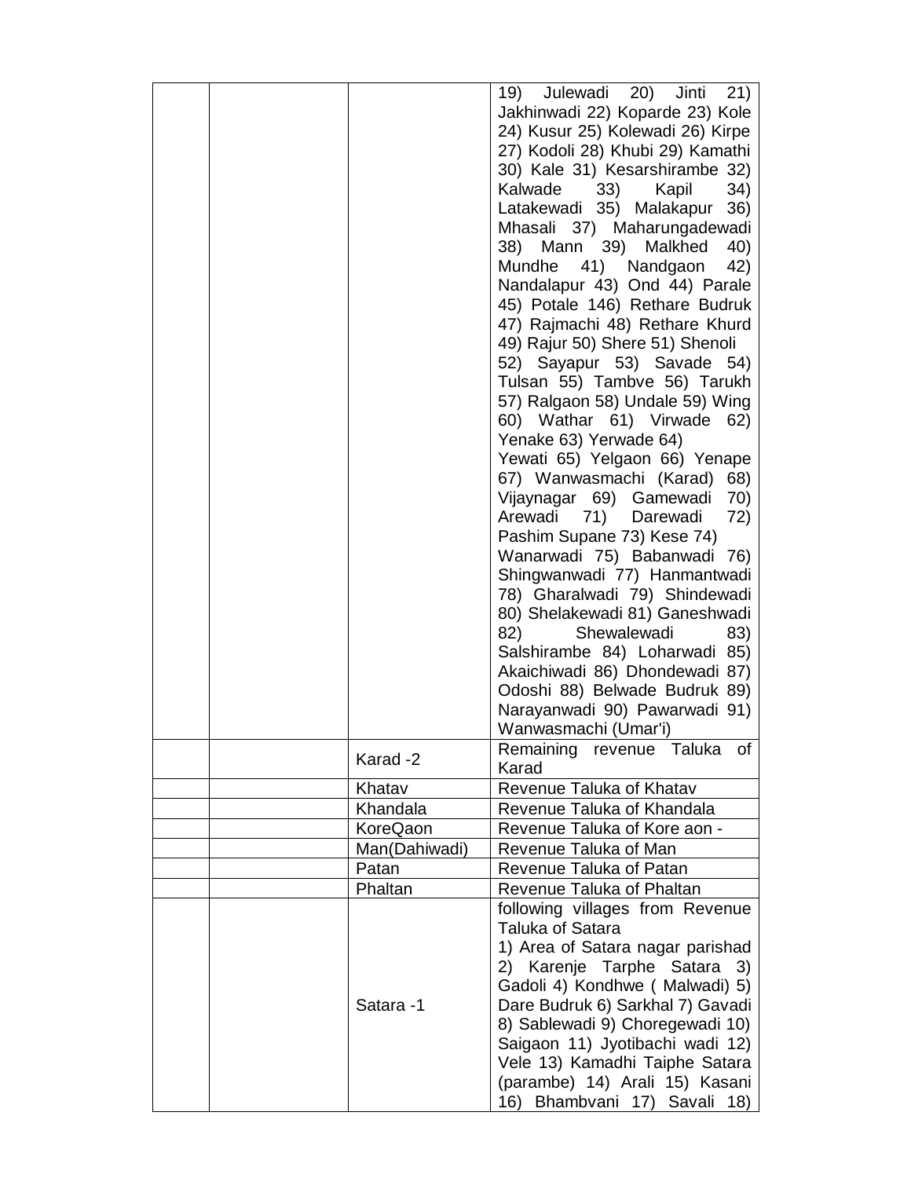|  |  |  |  |
|---|---|---|---|
|  |  |  | 19) Julewadi 20) Jinti 21) Jakhinwadi 22) Koparde 23) Kole 24) Kusur 25) Kolewadi 26) Kirpe 27) Kodoli 28) Khubi 29) Kamathi 30) Kale 31) Kesarshirambe 32) Kalwade 33) Kapil 34) Latakewadi 35) Malakapur 36) Mhasali 37) Maharungadewadi 38) Mann 39) Malkhed 40) Mundhe 41) Nandgaon 42) Nandalapur 43) Ond 44) Parale 45) Potale 146) Rethare Budruk 47) Rajmachi 48) Rethare Khurd 49) Rajur 50) Shere 51) Shenoli 52) Sayapur 53) Savade 54) Tulsan 55) Tambve 56) Tarukh 57) Ralgaon 58) Undale 59) Wing 60) Wathar 61) Virwade 62) Yenake 63) Yerwade 64) Yewati 65) Yelgaon 66) Yenape 67) Wanwasmachi (Karad) 68) Vijaynagar 69) Gamewadi 70) Arewadi 71) Darewadi 72) Pashim Supane 73) Kese 74) Wanarwadi 75) Babanwadi 76) Shingwanwadi 77) Hanmantwadi 78) Gharalwadi 79) Shindewadi 80) Shelakewadi 81) Ganeshwadi 82) Shewalewadi 83) Salshirambe 84) Loharwadi 85) Akaichiwadi 86) Dhondewadi 87) Odoshi 88) Belwade Budruk 89) Narayanwadi 90) Pawarwadi 91) Wanwasmachi (Umar'i) |
|  |  | Karad -2 | Remaining revenue Taluka of Karad |
|  |  | Khatav | Revenue Taluka of Khatav |
|  |  | Khandala | Revenue Taluka of Khandala |
|  |  | KoreQaon | Revenue Taluka of Kore aon - |
|  |  | Man(Dahiwadi) | Revenue Taluka of Man |
|  |  | Patan | Revenue Taluka of Patan |
|  |  | Phaltan | Revenue Taluka of Phaltan |
|  |  | Satara -1 | following villages from Revenue Taluka of Satara 1) Area of Satara nagar parishad 2) Karenje Tarphe Satara 3) Gadoli 4) Kondhwe ( Malwadi) 5) Dare Budruk 6) Sarkhal 7) Gavadi 8) Sablewadi 9) Choregewadi 10) Saigaon 11) Jyotibachi wadi 12) Vele 13) Kamadhi Taiphe Satara (parambe) 14) Arali 15) Kasani 16) Bhambvani 17) Savali 18) |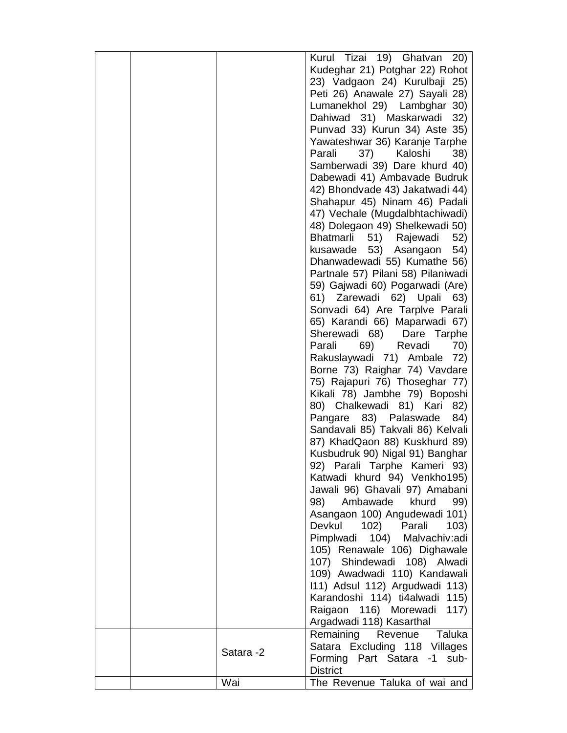|  |  |  |  |
|---|---|---|---|
|  |  |  | Kurul Tizai 19) Ghatvan 20) Kudeghar 21) Potghar 22) Rohot 23) Vadgaon 24) Kurulbaji 25) Peti 26) Anawale 27) Sayali 28) Lumanekhol 29) Lambghar 30) Dahiwad 31) Maskarwadi 32) Punvad 33) Kurun 34) Aste 35) Yawateshwar 36) Karanje Tarphe Parali 37) Kaloshi 38) Samberwadi 39) Dare khurd 40) Dabewadi 41) Ambavade Budruk 42) Bhondvade 43) Jakatwadi 44) Shahapur 45) Ninam 46) Padali 47) Vechale (Mugdalbhtachiwadi) 48) Dolegaon 49) Shelkewadi 50) Bhatmarli 51) Rajewadi 52) kusawade 53) Asangaon 54) Dhanwadewadi 55) Kumathe 56) Partnale 57) Pilani 58) Pilaniwadi 59) Gajwadi 60) Pogarwadi (Are) 61) Zarewadi 62) Upali 63) Sonvadi 64) Are Tarplve Parali 65) Karandi 66) Maparwadi 67) Sherewadi 68) Dare Tarphe Parali 69) Revadi 70) Rakuslaywadi 71) Ambale 72) Borne 73) Raighar 74) Vavdare 75) Rajapuri 76) Thoseghar 77) Kikali 78) Jambhe 79) Boposhi 80) Chalkewadi 81) Kari 82) Pangare 83) Palaswade 84) Sandavali 85) Takvali 86) Kelvali 87) KhadQaon 88) Kuskhurd 89) Kusbudruk 90) Nigal 91) Banghar 92) Parali Tarphe Kameri 93) Katwadi khurd 94) Venkho195) Jawali 96) Ghavali 97) Amabani 98) Ambawade khurd 99) Asangaon 100) Angudewadi 101) Devkul 102) Parali 103) Pimplwadi 104) Malvachiv:adi 105) Renawale 106) Dighawale 107) Shindewadi 108) Alwadi 109) Awadwadi 110) Kandawali I11) Adsul 112) Argudwadi 113) Karandoshi 114) ti4alwadi 115) Raigaon 116) Morewadi 117) Argadwadi 118) Kasarthal |
|  |  | Satara -2 | Remaining Revenue Taluka Satara Excluding 118 Villages Forming Part Satara -1 sub-District |
|  |  | Wai | The Revenue Taluka of wai and |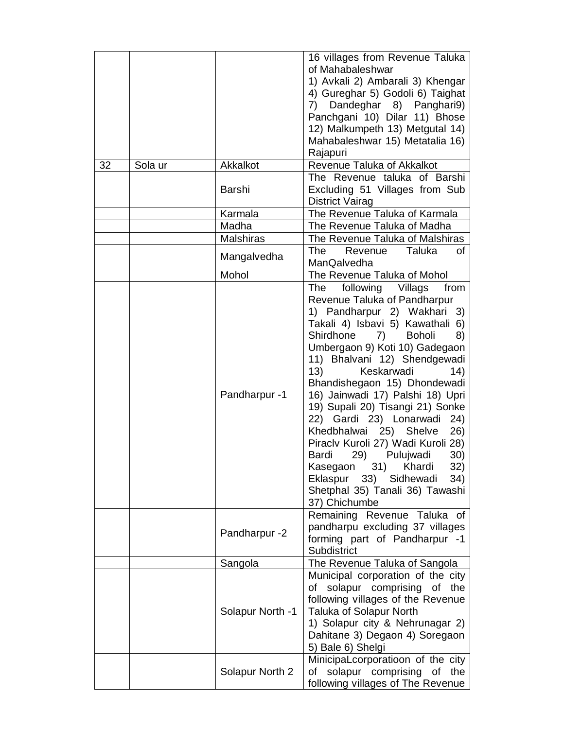| | | | |
|---|---|---|---|
| | | | 16 villages from Revenue Taluka of Mahabaleshwar 1) Avkali 2) Ambarali 3) Khengar 4) Gureghar 5) Godoli 6) Taighat 7) Dandeghar 8) Panghari9) Panchgani 10) Dilar 11) Bhose 12) Malkumpeth 13) Metgutal 14) Mahabaleshwar 15) Metatalia 16) Rajapuri |
| 32 | Sola ur | Akkalkot | Revenue Taluka of Akkalkot |
| | | Barshi | The Revenue taluka of Barshi Excluding 51 Villages from Sub District Vairag |
| | | Karmala | The Revenue Taluka of Karmala |
| | | Madha | The Revenue Taluka of Madha |
| | | Malshiras | The Revenue Taluka of Malshiras |
| | | Mangalvedha | The Revenue Taluka of ManQalvedha |
| | | Mohol | The Revenue Taluka of Mohol |
| | | Pandharpur -1 | The following Villags from Revenue Taluka of Pandharpur 1) Pandharpur 2) Wakhari 3) Takali 4) Isbavi 5) Kawathali 6) Shirdhone 7) Boholi 8) Umbergaon 9) Koti 10) Gadegaon 11) Bhalvani 12) Shendgewadi 13) Keskarwadi 14) Bhandishegaon 15) Dhondewadi 16) Jainwadi 17) Palshi 18) Upri 19) Supali 20) Tisangi 21) Sonke 22) Gardi 23) Lonarwadi 24) Khedbhalwai 25) Shelve 26) Piraclv Kuroli 27) Wadi Kuroli 28) Bardi 29) Pulujwadi 30) Kasegaon 31) Khardi 32) Eklaspur 33) Sidhewadi 34) Shetphal 35) Tanali 36) Tawashi 37) Chichumbe |
| | | Pandharpur -2 | Remaining Revenue Taluka of pandharpu excluding 37 villages forming part of Pandharpur -1 Subdistrict |
| | | Sangola | The Revenue Taluka of Sangola |
| | | Solapur North -1 | Municipal corporation of the city of solapur comprising of the following villages of the Revenue Taluka of Solapur North 1) Solapur city & Nehrunagar 2) Dahitane 3) Degaon 4) Soregaon 5) Bale 6) Shelgi |
| | | Solapur North 2 | MinicipaLcorporatioon of the city of solapur comprising of the following villages of The Revenue |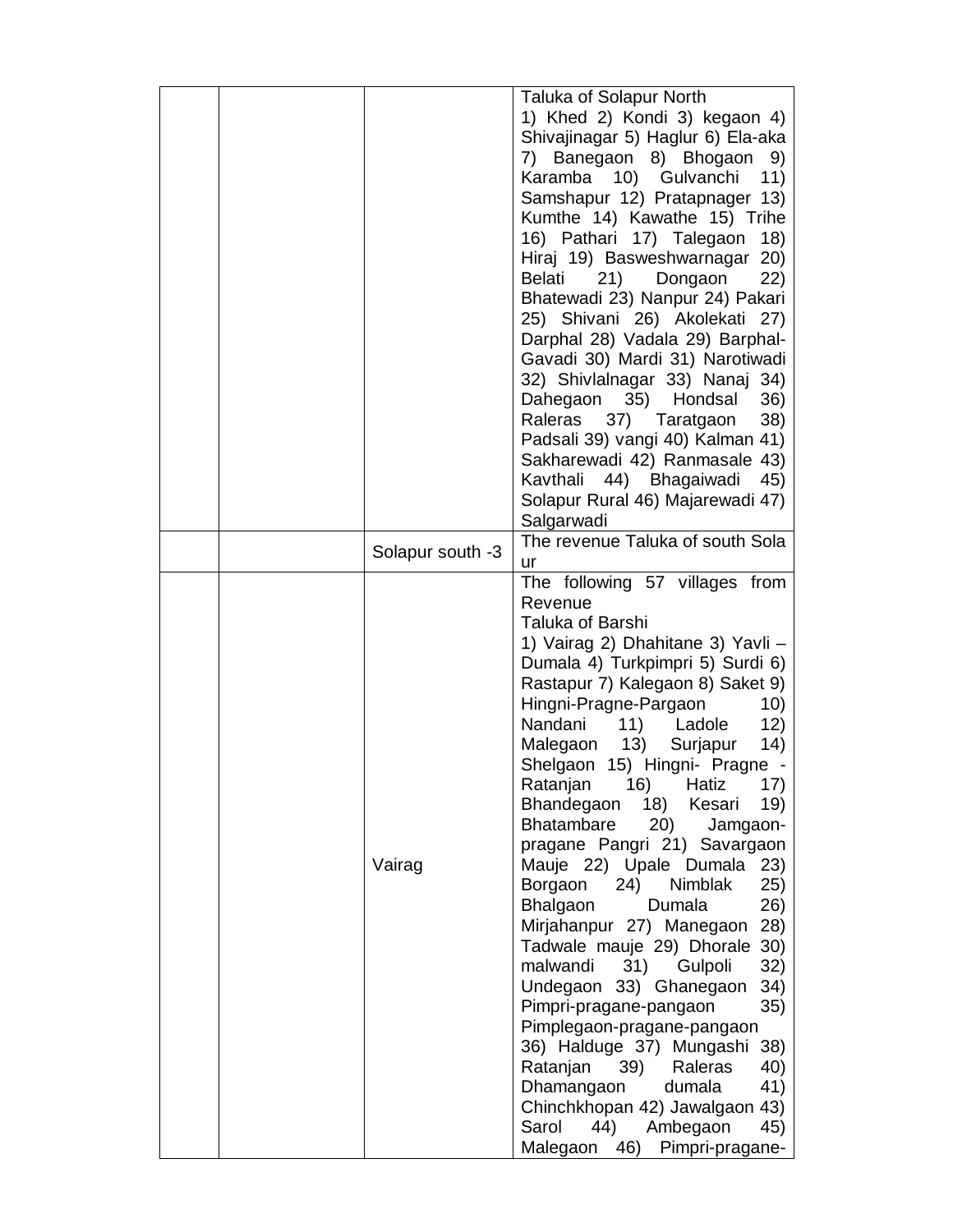|  |  |  |  |
|---|---|---|---|
|  |  |  | Taluka of Solapur North<br>1) Khed 2) Kondi 3) kegaon 4) Shivajinagar 5) Haglur 6) Ela-aka 7) Banegaon 8) Bhogaon 9) Karamba 10) Gulvanchi 11) Samshapur 12) Pratapnager 13) Kumthe 14) Kawathe 15) Trihe 16) Pathari 17) Talegaon 18) Hiraj 19) Basweshwarnagar 20) Belati 21) Dongaon 22) Bhatewadi 23) Nanpur 24) Pakari 25) Shivani 26) Akolekati 27) Darphal 28) Vadala 29) Barphal-Gavadi 30) Mardi 31) Narotiwadi 32) Shivlalnagar 33) Nanaj 34) Dahegaon 35) Hondsal 36) Raleras 37) Taratgaon 38) Padsali 39) vangi 40) Kalman 41) Sakharewadi 42) Ranmasale 43) Kavthali 44) Bhagaiwadi 45) Solapur Rural 46) Majarewadi 47) Salgarwadi |
|  |  | Solapur south -3 | The revenue Taluka of south Sola ur |
|  |  | Vairag | The following 57 villages from Revenue<br>Taluka of Barshi<br>1) Vairag 2) Dhahitane 3) Yavli – Dumala 4) Turkpimpri 5) Surdi 6) Rastapur 7) Kalegaon 8) Saket 9) Hingni-Pragne-Pargaon 10) Nandani 11) Ladole 12) Malegaon 13) Surjapur 14) Shelgaon 15) Hingni- Pragne - Ratanjan 16) Hatiz 17) Bhandegaon 18) Kesari 19) Bhatambare 20) Jamgaon-pragane Pangri 21) Savargaon Mauje 22) Upale Dumala 23) Borgaon 24) Nimblak 25) Bhalgaon Dumala 26) Mirjahanpur 27) Manegaon 28) Tadwale mauje 29) Dhorale 30) malwandi 31) Gulpoli 32) Undegaon 33) Ghanegaon 34) Pimpri-pragane-pangaon 35) Pimplegaon-pragane-pangaon 36) Halduge 37) Mungashi 38) Ratanjan 39) Raleras 40) Dhamangaon dumala 41) Chinchkhopan 42) Jawalgaon 43) Sarol 44) Ambegaon 45) Malegaon 46) Pimpri-pragane- |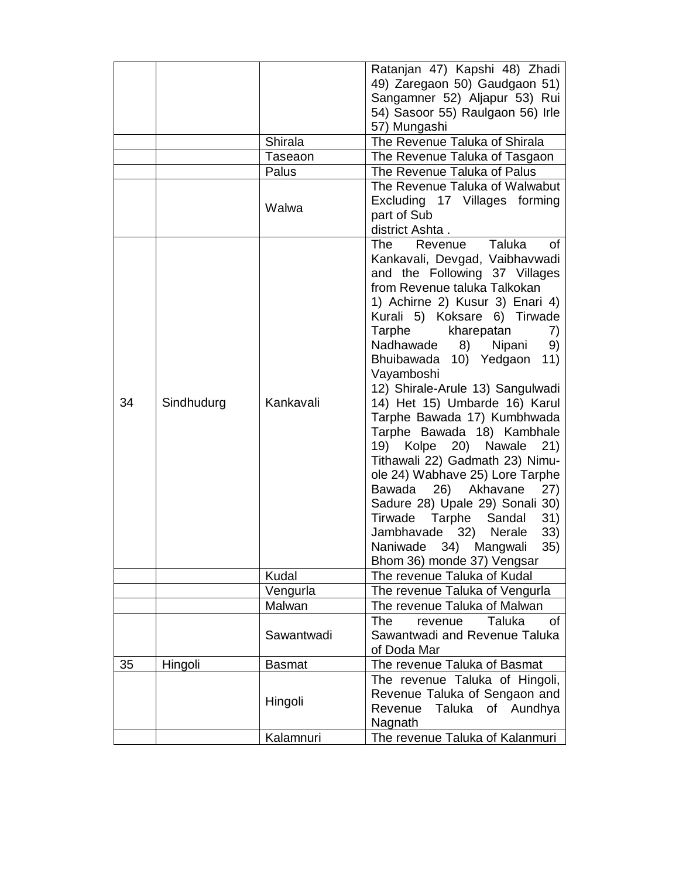| | | | |
|---|---|---|---|
| | | | Ratanjan 47) Kapshi 48) Zhadi 49) Zaregaon 50) Gaudgaon 51) Sangamner 52) Aljapur 53) Rui 54) Sasoor 55) Raulgaon 56) Irle 57) Mungashi |
| | | Shirala | The Revenue Taluka of Shirala |
| | | Taseaon | The Revenue Taluka of Tasgaon |
| | | Palus | The Revenue Taluka of Palus |
| | | Walwa | The Revenue Taluka of Walwabut Excluding 17 Villages forming part of Sub district Ashta . |
| 34 | Sindhudurg | Kankavali | The Revenue Taluka of Kankavali, Devgad, Vaibhavwadi and the Following 37 Villages from Revenue taluka Talkokan 1) Achirne 2) Kusur 3) Enari 4) Kurali 5) Koksare 6) Tirwade Tarphe kharepatan 7) Nadhawade 8) Nipani 9) Bhuibawada 10) Yedgaon 11) Vayamboshi 12) Shirale-Arule 13) Sangulwadi 14) Het 15) Umbarde 16) Karul Tarphe Bawada 17) Kumbhwada Tarphe Bawada 18) Kambhale 19) Kolpe 20) Nawale 21) Tithawali 22) Gadmath 23) Nimu-ole 24) Wabhave 25) Lore Tarphe Bawada 26) Akhavane 27) Sadure 28) Upale 29) Sonali 30) Tirwade Tarphe Sandal 31) Jambhavade 32) Nerale 33) Naniwade 34) Mangwali 35) Bhom 36) monde 37) Vengsar |
| | | Kudal | The revenue Taluka of Kudal |
| | | Vengurla | The revenue Taluka of Vengurla |
| | | Malwan | The revenue Taluka of Malwan |
| | | Sawantwadi | The revenue Taluka of Sawantwadi and Revenue Taluka of Doda Mar |
| 35 | Hingoli | Basmat | The revenue Taluka of Basmat |
| | | Hingoli | The revenue Taluka of Hingoli, Revenue Taluka of Sengaon and Revenue Taluka of Aundhya Nagnath |
| | | Kalamnuri | The revenue Taluka of Kalanmuri |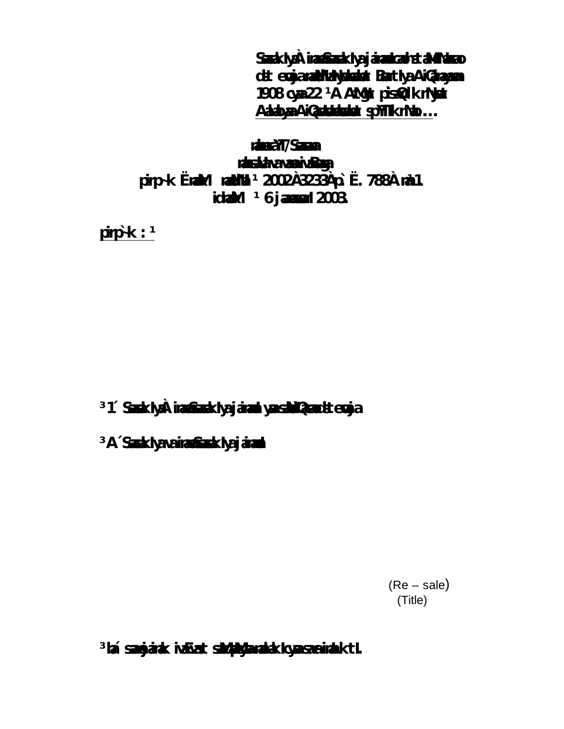SaaokIyaÀ iranaSaaokIyaja iranaacahstaMMNaao
dst eojaranaMNaYaaoat BantIyaAiQaranayama
1908 cyaa22 ¹A AMgat pisaQIkrNyaat
AaaoyaAiQaaaoaat spYTIkrNao…

raaoaYT/Saasana
raasaaIvavaaivaBaga
pirp~k ËranaMI raaMNa ¹ 2002À3233Àp` Ë. 788À raa1.
idnaaMk ¹ 6 jaanaoarI 2003.

pirp~k : ¹

³1´ SaaokIyaÀ iranaSaaokIyaja iranaaiyaaasaaMQaaost eojaa

³A´SaaokIyavaairanaSaaokIyaja iranaa

(Re – sale)
(Title)

³laá saaejaanak ivaEast saMpaMyaanaaakIcyaasaaeiranaktI.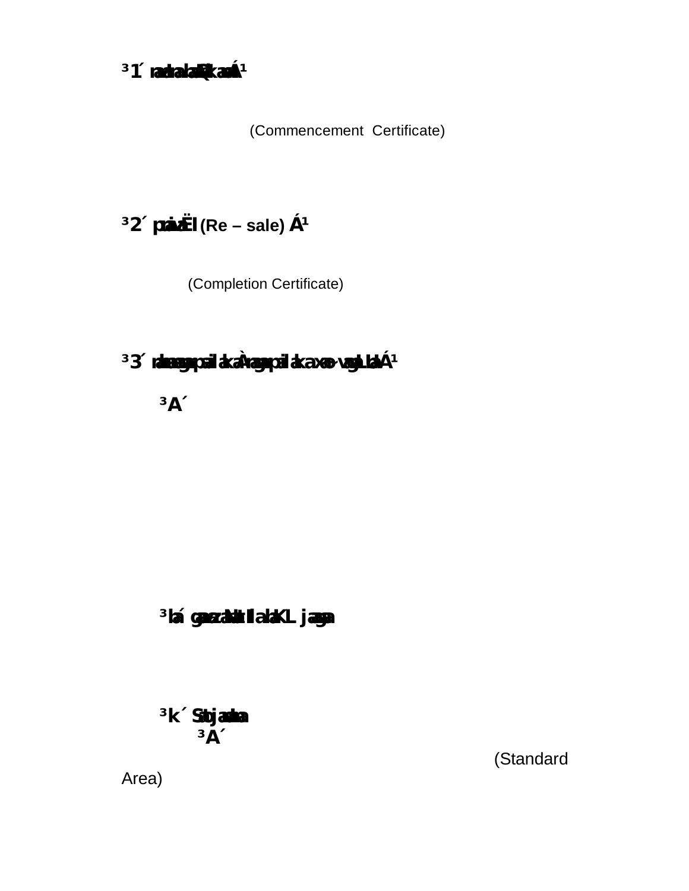³1´ radalaPkaoÁ¹

(Commencement Certificate)

³2´ paivaËl (Re – sale) Á¹

(Completion Certificate)

³3´ rdangapaiLkaÀrgapaiLkaxo-vaglaLaÁ¹

³A´

³laí garzaNtIlaKL jaga

³k´ Satjaadaa

³A´

(Standard Area)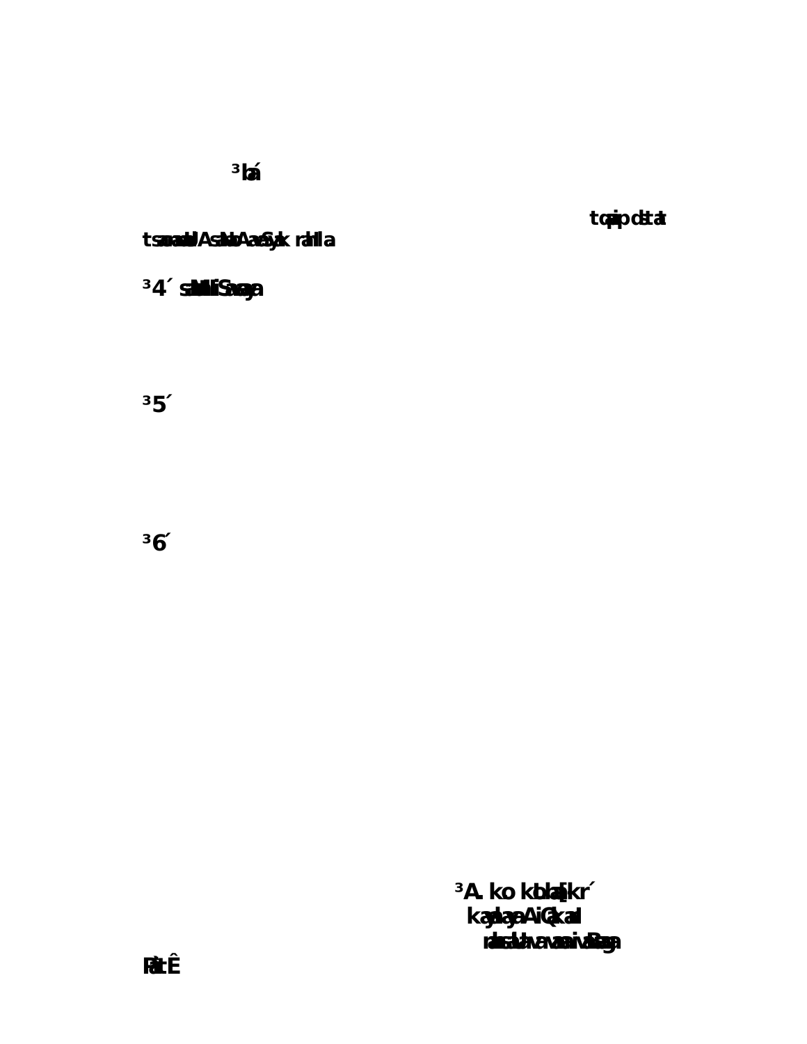³lá

topjodsta

tsnadlAsNAaSyk rahla

³4´ salliSaya

³5´

³6´

³A. ko kbajkr´

kayayAiQkal

rdasUvavaivaBga

FtÊ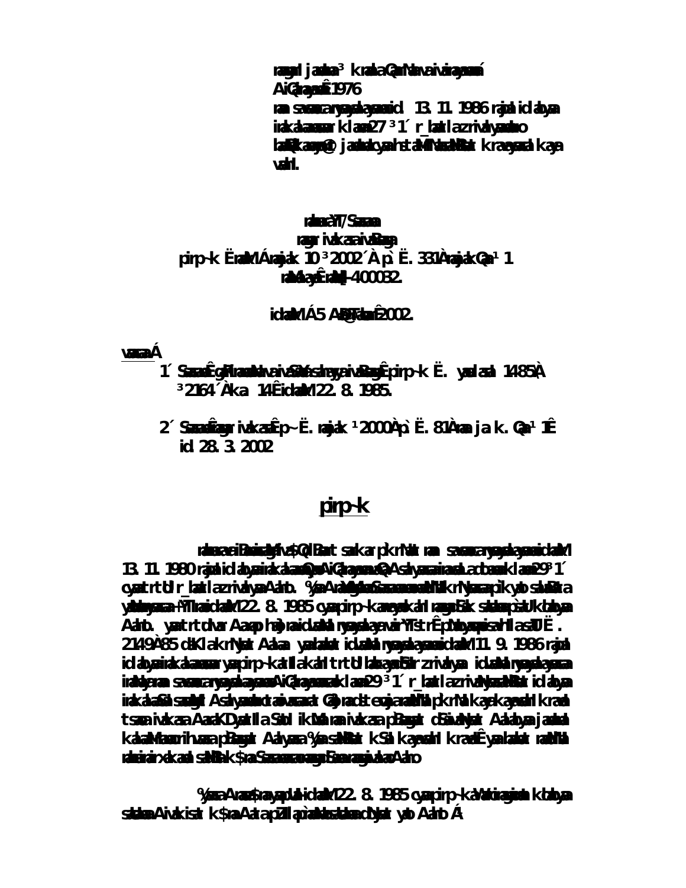ramgrl jaadaa³ kraalaa QamNa vaivarayaamá

AiQanayamÊ 1976

raa savamar yamyaa ayamid 13. 11. 1986 rajaal idalyaa irakalaaamaar klaam 27 ³ 1´ r_baat lazrivalyaamao baRkaamyaa@ jaadaakyaa hstaMNaaMaar kraayamaakayaa vaahl.

ralaarà YT/Saaraa

ramgr ivakaaraivaBaga

pirp~k ËraMÁ raajak 10 ³ 2002´À p`. Ë. 331À raajakQa¹ 1

raMaayÊ raMaj-400032.

idaMÁ 5 AaKTaabarÊ 2002.

**vaacaaÁ**

1´ SaaraÊgRhinaaMaivaSaBaaga ivaBaagaÊ pirp~k Ë. yaalaaa 1485À ³2164´Àka 14Ê idaMM 22. 8. 1985.

2´ SaaraÊramgr ivakaarÊ p~ Ë. raajak ¹ 2000À p`. Ë. 81Àraa ja k. Qa¹ 1Ê id 28. 3. 2002

## pirp~k

ralaarà ei PaaivaMf ivaSkQl Baat sarkar pk rNaat raa savamar yamyaa ayamid idaMM 13. 11. 1980 rajaal idalyaa irakalaaaQa AiQanayamaaQa Asalyaaraaraa laaoaar klaam 29 ³ 1´ oyaatrt Ur_baat lazrivalyaa Aaho. %yaa AaraaMaaA Saaraaraa MaNa krNyaacaapik yaa saMBa yaaaaraa ¬ Tmaid MM 22. 8. 1985 oyaa pirp~k anayaakaH ramgr SaK saUnaapa saUk dalyaa Aaho. yaatrt Ur Aaap ha) raaidaM Nyaa ayaavair YtrÊ p`Daayaa saH laa saT Ë. 2149À85 daKl aaknyaat Aala. yaalaakat idaMNyaa ayaamid idaMM 11. 9. 1986 rajaal idalyaa irakalaaaar yaa pirp~k a tl akaH trtUl laaayaaMaaSaar zrivalyaa idaMNyaa ayaaaraa irNayaraa savamar yamyaa ayaa AiQanayamaaa klaam 29 ³ 1´ r_baat lazrivaNyaaMaaSaat idalyaa irakalaaSaa saMaMt Asalyaakaaraivar arat Qaaprat taaja raMNMa pk rNa akayakayaaH kraaaH tsaraivakaraa AarK Dyaat laa SaaH ikaNa raaivakaraa pBaagat dSaivaNyaat Aalalyaa jaaaH kalaaMaaraaraa ihaa pBagat Aalyaa %yaa saMBat kSaH kayaaH krad Êyaalaakat raMNA raaaira rakaaH saNMaak $raa Saaraaaga Saaraagaivaara Aaho

%yaaAnauSaMgaaaH idaMM 22. 8. 1985 oyaa pirp~kaVaaraa gaaaa kLalyaa saUnaa Aivakaisat k$naAa tapZIl paàNo saunaa dolyaat yot Aaho Á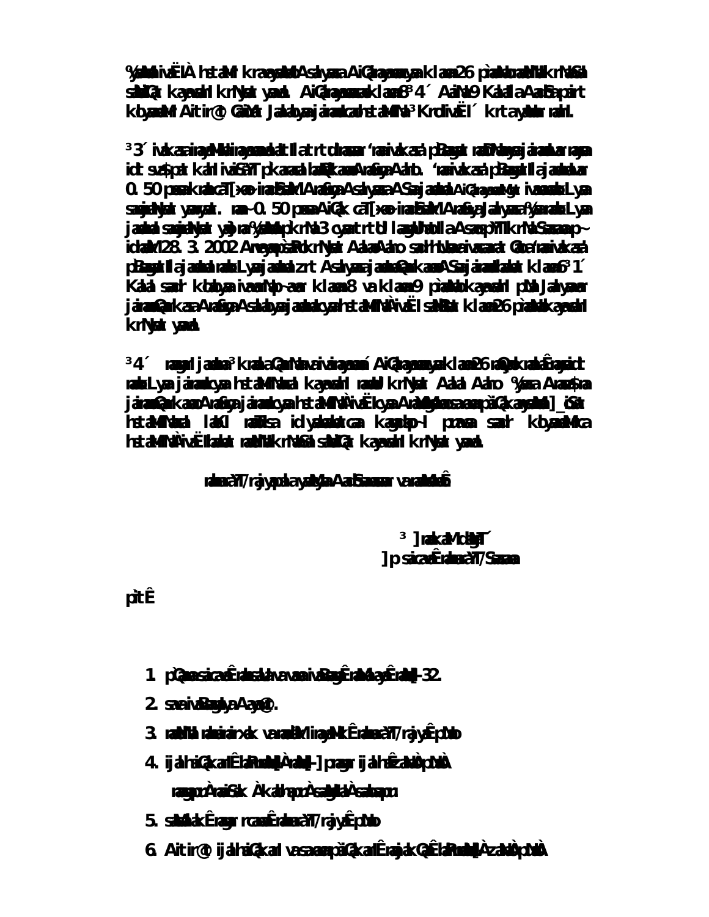%yaaMnaI ivaËlÀ hetaMI kraeyaaMcao Asalyaaca AiQakarayaaMcyaa klama 26 pramaaNao raaMNaI krNyaacaa saaQaar kayaMvaahI krNyaat yaavaI. AiQakarayaaMcaa klama ³4´ AaiNa 9 Kalaila AaMtaoSpaIrt kbyaaMcaI Aitir@t GaoNyaat Jaalaolyaa jaimanaIcyaa hetaMMaI ³ KrolaivaËlI´ krtayaaMnaa raahI.

³3´ ivakasaaiMnaayaMkaarayaaMnaa lat Ila t rt draa ‘raaivakasa’ pÈaagaat raaDyaayaa jaimanaIvar ramaa idt svaÈpat kaI ivaiSaYT pkaarcaa laaBa kaaNaa AaraÈyaa Asalyaasa AaraÈyaa Aahao. ‘raaivakasa’ pÈaagaat Ila jaimanaIvar 0.50 pmaaNak raacaaT[xaoirnaaMcaa AaraÈyaa Asalyaasa ASaa jaimanaI AiQakarayaaMnaI ivaxaaNaaLyaa saaQaarNayaat yaavayaat. raa~0.50 pmaaNa AiQak caT[xaoirnaaMcaa AaraÈyaa Jaalyaasa %yaaMnaaLyaa jaimanaI saaQaarNayaat yaavao. %yaaMnaa pkrNa 3 cyaat rt Ul laagaU hoNaar naahI. ASaa paoiTk rNaaSaaMnaa p~ idnaaMk 28.3.2002 Anvayao pÈaiRyaa krNyaat AalaI Aahao. saaQaarNaarivaataraat Gaoa ‘raaivakasa’ pÈaagaat Ila jaimanaI raaLyaa jaimanaI zrt Asalyaasa jaimanaI AiQakaraMcyaa ASaa jaimanaIcaa klama 6 ³1´ Kalaila saaQaarNa kbjaa ivaxaaNaa p~avar klama 8 va klama 9 pmaaNao kayaMvaahI pUNa Jaalyaavar jaimanaI AiQakarasa AaraÈyaa Asalaolyaa jaimanaIcyaa hetaMMaI ivaËI saaQaarNa klama 26 pmaaNao kayaMvaahI krNyaat yaavaI.

³4´ raasana jaimanaI ³ krNaaAMtgaata Asalaolyaa AiQakarayaaMcyaa klama 26 maQaIla raaKÊvaaidt raaLyaa jaimanaIcyaa hetaMnaI kayaMvaahI raaLyaa krNyaat AalaI Aahao %yaasa Anaaopaa jaimanaI AiQakaraMcaa AaraÈyaa jaimanaIcyaa hetaMMaI ivaËIcyaa AaraÈyaa Anaaopaa AiQakarayaaMnaI \_iSat hetaMnaI laKI raaTsa idlyaanaMtr kaSaaoQaI pmaaNa saaQaarNa kbjaa hetaMMaI ivaËI laaQaaot raaMNaI krNaaSaI saaQaar kayaMvaahI krNyaat yaavaI.

mahaÊraYT/ rajyapalaaMcyaa AaidSaanaosaar va naavaanao

³ ]maakaMt dMgaT´

]p saicava, mahaÊraYT/ Saasana

pitÊ

1. p`Qaana saicava, nagar ivakasa ivaBaaga, maMnaalaya, maMbaJ–32.

2. saaivaBaagaIya AayaU@t.

3. raaNaI mahaÊrajya xaoR va naaiMMiraayaRk mahaÊraYT/ rajya, pNao

4. ijalhaiQakarI Ê laaeEna [À raaNaI–] praagar ijalhaÊ zaNao pNao

rajagaopaÀ raaigaD Àkalhapr Àsaaga\`laI Àsaaolaapr

5. saMcaalak Ê raagar rcanaa Ê mahaÊraYT/ rajyaÊ pNao

6. Aitir@t ijalhaiQakarI va saxama paiQakarI Ê raagarI kmaala QaarNaa [À zaNao pNao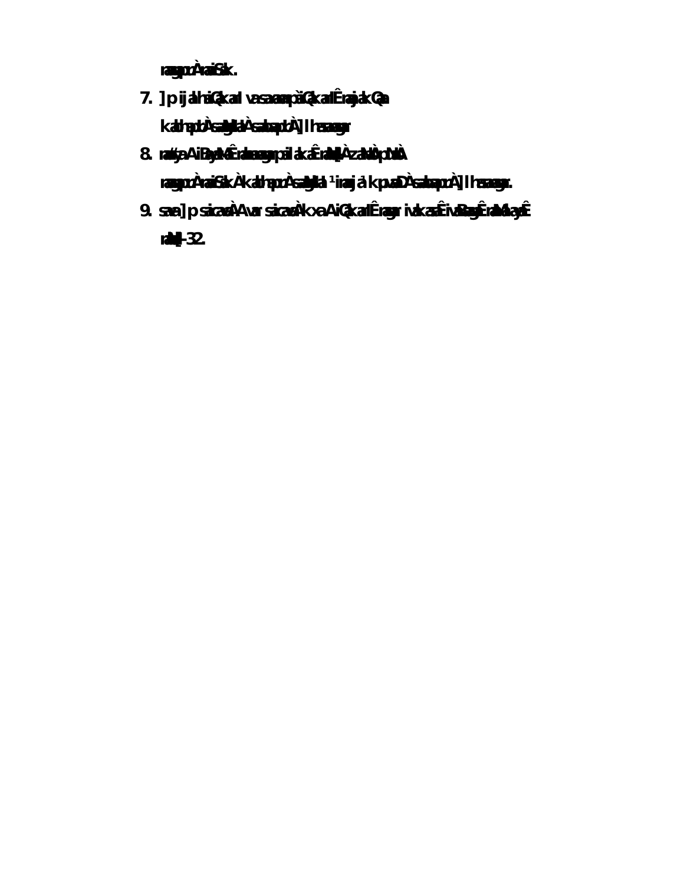ragpoÀraiSk.

7. ] p ij ahaiQka I vasaxampaiQka aÊ rajak Qa

   kaahapaÀsaMaÀsaapaÀ] l l haaagr

8. ra#yaAiBayMÊraaagpaiIkaÊraM[ÀzaaÀpaNÀ

   ragpoÀraiSkÀkaahapaÀsaMa [1]iraja[1]kpuvaDÀsaapaÀ] l l haaagr.

9. saa] p sicavaÀAvar sicavaÀk xaAiQkaaÊragr ivakaÊivaBagÊraMayaÊ

   raM[-32.